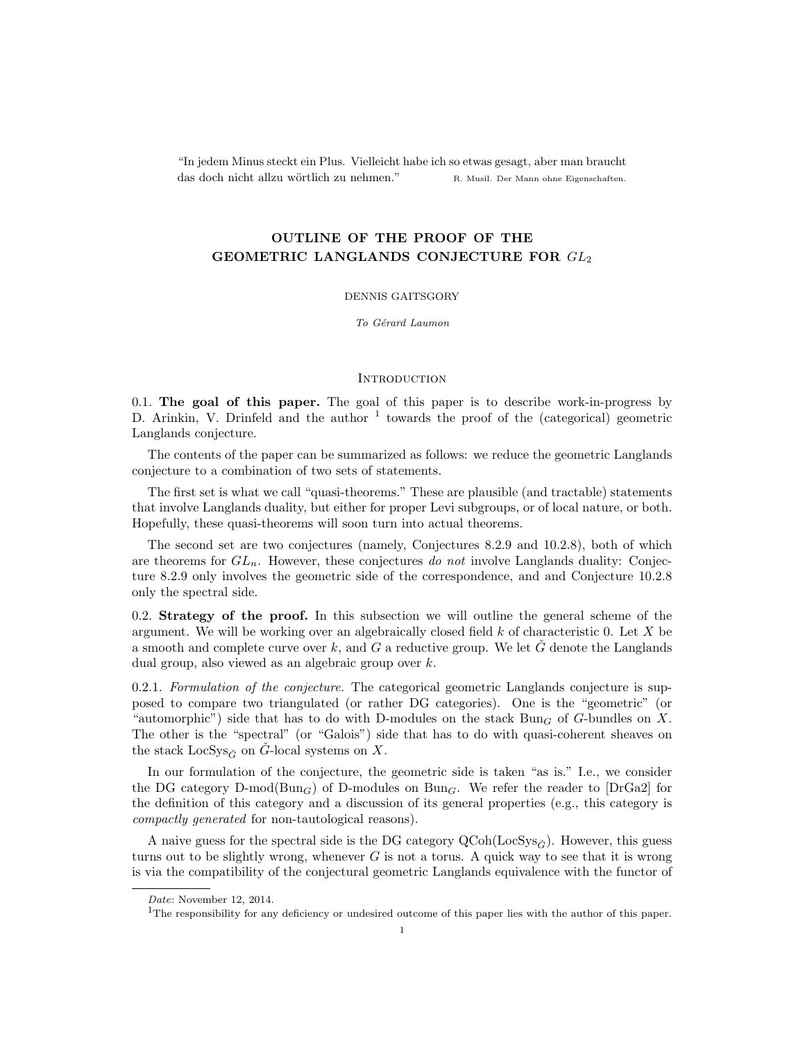"In jedem Minus steckt ein Plus. Vielleicht habe ich so etwas gesagt, aber man braucht das doch nicht allzu wörtlich zu nehmen." R. Musil. Der Mann ohne Eigenschaften.

# OUTLINE OF THE PROOF OF THE GEOMETRIC LANGLANDS CONJECTURE FOR $GL_2$

DENNIS GAITSGORY

*To Gérard Laumon*

## Introduction

0.1. **The goal of this paper.** The goal of this paper is to describe work-in-progress by D. Arinkin, V. Drinfeld and the author [1] towards the proof of the (categorical) geometric Langlands conjecture.

The contents of the paper can be summarized as follows: we reduce the geometric Langlands conjecture to a combination of two sets of statements.

The first set is what we call "quasi-theorems." These are plausible (and tractable) statements that involve Langlands duality, but either for proper Levi subgroups, or of local nature, or both. Hopefully, these quasi-theorems will soon turn into actual theorems.

The second set are two conjectures (namely, Conjectures 8.2.9 and 10.2.8), both of which are theorems for $GL_n$. However, these conjectures *do not* involve Langlands duality: Conjecture 8.2.9 only involves the geometric side of the correspondence, and and Conjecture 10.2.8 only the spectral side.

0.2. **Strategy of the proof.** In this subsection we will outline the general scheme of the argument. We will be working over an algebraically closed field $k$ of characteristic 0. Let $X$ be a smooth and complete curve over $k$, and $G$ a reductive group. We let $\check{G}$ denote the Langlands dual group, also viewed as an algebraic group over $k$.

0.2.1. *Formulation of the conjecture.* The categorical geometric Langlands conjecture is supposed to compare two triangulated (or rather DG categories). One is the "geometric" (or "automorphic") side that has to do with D-modules on the stack $\text{Bun}_G$ of $G$-bundles on $X$. The other is the "spectral" (or "Galois") side that has to do with quasi-coherent sheaves on the stack $\text{LocSys}_{\check{G}}$ on $\check{G}$-local systems on $X$.

In our formulation of the conjecture, the geometric side is taken "as is." I.e., we consider the DG category D-mod$(\text{Bun}_G)$ of D-modules on $\text{Bun}_G$. We refer the reader to [DrGa2] for the definition of this category and a discussion of its general properties (e.g., this category is *compactly generated* for non-tautological reasons).

A naive guess for the spectral side is the DG category $\text{QCoh}(\text{LocSys}_{\check{G}})$. However, this guess turns out to be slightly wrong, whenever $G$ is not a torus. A quick way to see that it is wrong is via the compatibility of the conjectural geometric Langlands equivalence with the functor of

---

*Date*: November 12, 2014.

[1] The responsibility for any deficiency or undesired outcome of this paper lies with the author of this paper.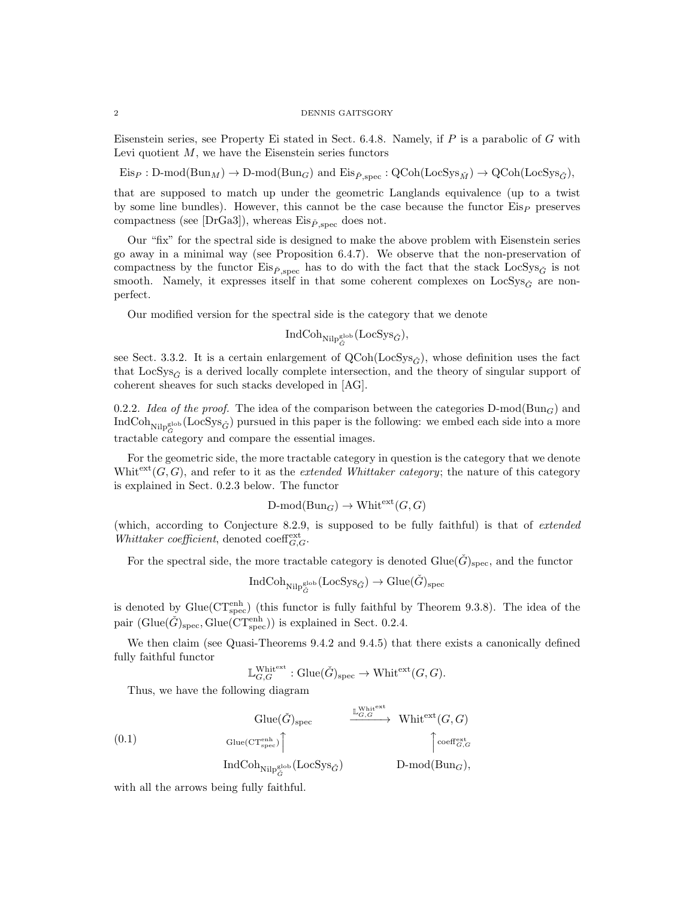Eisenstein series, see Property Ei stated in Sect. 6.4.8. Namely, if $P$ is a parabolic of $G$ with Levi quotient $M$, we have the Eisenstein series functors

$$\mathrm{Eis}_P : \text{D-mod}(\mathrm{Bun}_M) \to \text{D-mod}(\mathrm{Bun}_G) \text{ and } \mathrm{Eis}_{\check{P},\mathrm{spec}} : \mathrm{QCoh}(\mathrm{LocSys}_{\check{M}}) \to \mathrm{QCoh}(\mathrm{LocSys}_{\check{G}}),$$

that are supposed to match up under the geometric Langlands equivalence (up to a twist by some line bundles). However, this cannot be the case because the functor $\mathrm{Eis}_P$ preserves compactness (see [DrGa3]), whereas $\mathrm{Eis}_{\check{P},\mathrm{spec}}$ does not.

Our "fix" for the spectral side is designed to make the above problem with Eisenstein series go away in a minimal way (see Proposition 6.4.7). We observe that the non-preservation of compactness by the functor $\mathrm{Eis}_{\check{P},\mathrm{spec}}$ has to do with the fact that the stack $\mathrm{LocSys}_{\check{G}}$ is not smooth. Namely, it expresses itself in that some coherent complexes on $\mathrm{LocSys}_{\check{G}}$ are non-perfect.

Our modified version for the spectral side is the category that we denote

$$\mathrm{IndCoh}_{\mathrm{Nilp}^{\mathrm{glob}}_{\check{G}}}(\mathrm{LocSys}_{\check{G}}),$$

see Sect. 3.3.2. It is a certain enlargement of $\mathrm{QCoh}(\mathrm{LocSys}_{\check{G}})$, whose definition uses the fact that $\mathrm{LocSys}_{\check{G}}$ is a derived locally complete intersection, and the theory of singular support of coherent sheaves for such stacks developed in [AG].

0.2.2. *Idea of the proof.* The idea of the comparison between the categories $\text{D-mod}(\mathrm{Bun}_G)$ and $\mathrm{IndCoh}_{\mathrm{Nilp}^{\mathrm{glob}}_{\check{G}}}(\mathrm{LocSys}_{\check{G}})$ pursued in this paper is the following: we embed each side into a more tractable category and compare the essential images.

For the geometric side, the more tractable category in question is the category that we denote $\mathrm{Whit}^{\mathrm{ext}}(G,G)$, and refer to it as the *extended Whittaker category*; the nature of this category is explained in Sect. 0.2.3 below. The functor

$$\text{D-mod}(\mathrm{Bun}_G) \to \mathrm{Whit}^{\mathrm{ext}}(G,G)$$

(which, according to Conjecture 8.2.9, is supposed to be fully faithful) is that of *extended Whittaker coefficient*, denoted $\mathrm{coeff}^{\mathrm{ext}}_{G,G}$.

For the spectral side, the more tractable category is denoted $\mathrm{Glue}(\check{G})_{\mathrm{spec}}$, and the functor

$$\mathrm{IndCoh}_{\mathrm{Nilp}^{\mathrm{glob}}_{\check{G}}}(\mathrm{LocSys}_{\check{G}}) \to \mathrm{Glue}(\check{G})_{\mathrm{spec}}$$

is denoted by $\mathrm{Glue}(\mathrm{CT}^{\mathrm{enh}}_{\mathrm{spec}})$ (this functor is fully faithful by Theorem 9.3.8). The idea of the pair $(\mathrm{Glue}(\check{G})_{\mathrm{spec}}, \mathrm{Glue}(\mathrm{CT}^{\mathrm{enh}}_{\mathrm{spec}}))$ is explained in Sect. 0.2.4.

We then claim (see Quasi-Theorems 9.4.2 and 9.4.5) that there exists a canonically defined fully faithful functor

$$\mathbb{L}^{\mathrm{Whit}^{\mathrm{ext}}}_{G,G} : \mathrm{Glue}(\check{G})_{\mathrm{spec}} \to \mathrm{Whit}^{\mathrm{ext}}(G,G).$$

Thus, we have the following diagram

$$\begin{array}{ccc} \mathrm{Glue}(\check{G})_{\mathrm{spec}} & \xrightarrow{\mathbb{L}^{\mathrm{Whit}^{\mathrm{ext}}}_{G,G}} & \mathrm{Whit}^{\mathrm{ext}}(G,G) \\ {\scriptstyle \mathrm{Glue}(\mathrm{CT}^{\mathrm{enh}}_{\mathrm{spec}})}\uparrow & & \uparrow{\scriptstyle \mathrm{coeff}^{\mathrm{ext}}_{G,G}} \\ \mathrm{IndCoh}_{\mathrm{Nilp}^{\mathrm{glob}}_{\check{G}}}(\mathrm{LocSys}_{\check{G}}) & & \text{D-mod}(\mathrm{Bun}_G), \end{array} \tag{0.1}$$

with all the arrows being fully faithful.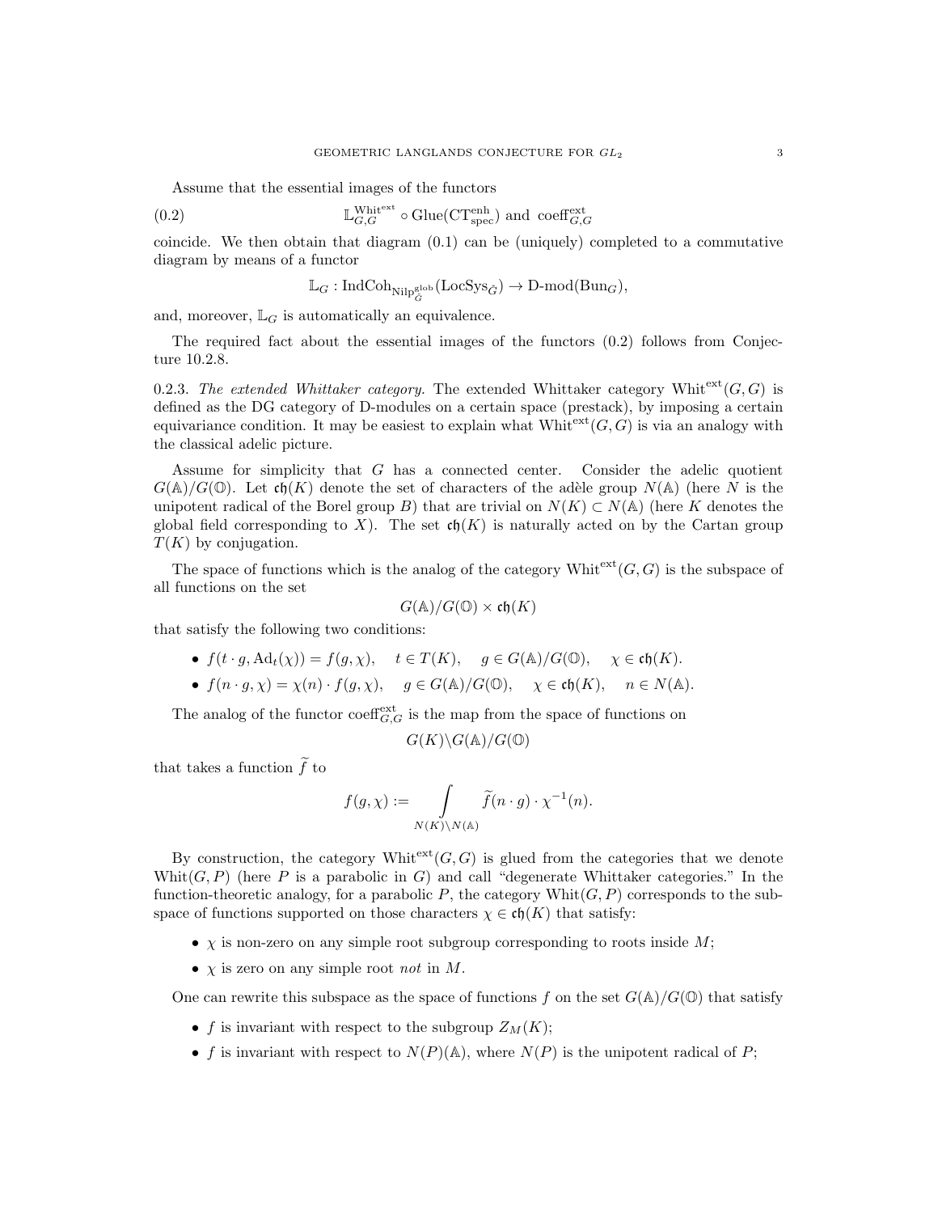Assume that the essential images of the functors

$$\mathbb{L}^{\mathrm{Whit}^{\mathrm{ext}}}_{G,G} \circ \mathrm{Glue}(\mathrm{CT}^{\mathrm{enh}}_{\mathrm{spec}}) \text{ and } \mathrm{coeff}^{\mathrm{ext}}_{G,G} \tag{0.2}$$

coincide. We then obtain that diagram (0.1) can be (uniquely) completed to a commutative diagram by means of a functor

$$\mathbb{L}_G : \mathrm{IndCoh}_{\mathrm{Nilp}^{\mathrm{glob}}_{\check{G}}}(\mathrm{LocSys}_{\check{G}}) \to \text{D-mod}(\mathrm{Bun}_G),$$

and, moreover, $\mathbb{L}_G$ is automatically an equivalence.

The required fact about the essential images of the functors (0.2) follows from Conjecture 10.2.8.

0.2.3. *The extended Whittaker category.* The extended Whittaker category $\mathrm{Whit}^{\mathrm{ext}}(G,G)$ is defined as the DG category of D-modules on a certain space (prestack), by imposing a certain equivariance condition. It may be easiest to explain what $\mathrm{Whit}^{\mathrm{ext}}(G,G)$ is via an analogy with the classical adelic picture.

Assume for simplicity that $G$ has a connected center. Consider the adelic quotient $G(\mathbb{A})/G(\mathbb{O})$. Let $\mathfrak{ch}(K)$ denote the set of characters of the adèle group $N(\mathbb{A})$ (here $N$ is the unipotent radical of the Borel group $B$) that are trivial on $N(K) \subset N(\mathbb{A})$ (here $K$ denotes the global field corresponding to $X$). The set $\mathfrak{ch}(K)$ is naturally acted on by the Cartan group $T(K)$ by conjugation.

The space of functions which is the analog of the category $\mathrm{Whit}^{\mathrm{ext}}(G,G)$ is the subspace of all functions on the set

$$G(\mathbb{A})/G(\mathbb{O}) \times \mathfrak{ch}(K)$$

that satisfy the following two conditions:

- $f(t \cdot g, \mathrm{Ad}_t(\chi)) = f(g,\chi), \quad t \in T(K), \quad g \in G(\mathbb{A})/G(\mathbb{O}), \quad \chi \in \mathfrak{ch}(K).$
- $f(n \cdot g, \chi) = \chi(n) \cdot f(g,\chi), \quad g \in G(\mathbb{A})/G(\mathbb{O}), \quad \chi \in \mathfrak{ch}(K), \quad n \in N(\mathbb{A}).$

The analog of the functor $\mathrm{coeff}^{\mathrm{ext}}_{G,G}$ is the map from the space of functions on

$$G(K)\backslash G(\mathbb{A})/G(\mathbb{O})$$

that takes a function $\widetilde{f}$ to

$$f(g,\chi) := \int\limits_{N(K)\backslash N(\mathbb{A})} \widetilde{f}(n \cdot g) \cdot \chi^{-1}(n).$$

By construction, the category $\mathrm{Whit}^{\mathrm{ext}}(G,G)$ is glued from the categories that we denote $\mathrm{Whit}(G,P)$ (here $P$ is a parabolic in $G$) and call "degenerate Whittaker categories." In the function-theoretic analogy, for a parabolic $P$, the category $\mathrm{Whit}(G,P)$ corresponds to the subspace of functions supported on those characters $\chi \in \mathfrak{ch}(K)$ that satisfy:

- $\chi$ is non-zero on any simple root subgroup corresponding to roots inside $M$;
- $\chi$ is zero on any simple root *not* in $M$.

One can rewrite this subspace as the space of functions $f$ on the set $G(\mathbb{A})/G(\mathbb{O})$ that satisfy

- $f$ is invariant with respect to the subgroup $Z_M(K)$;
- $f$ is invariant with respect to $N(P)(\mathbb{A})$, where $N(P)$ is the unipotent radical of $P$;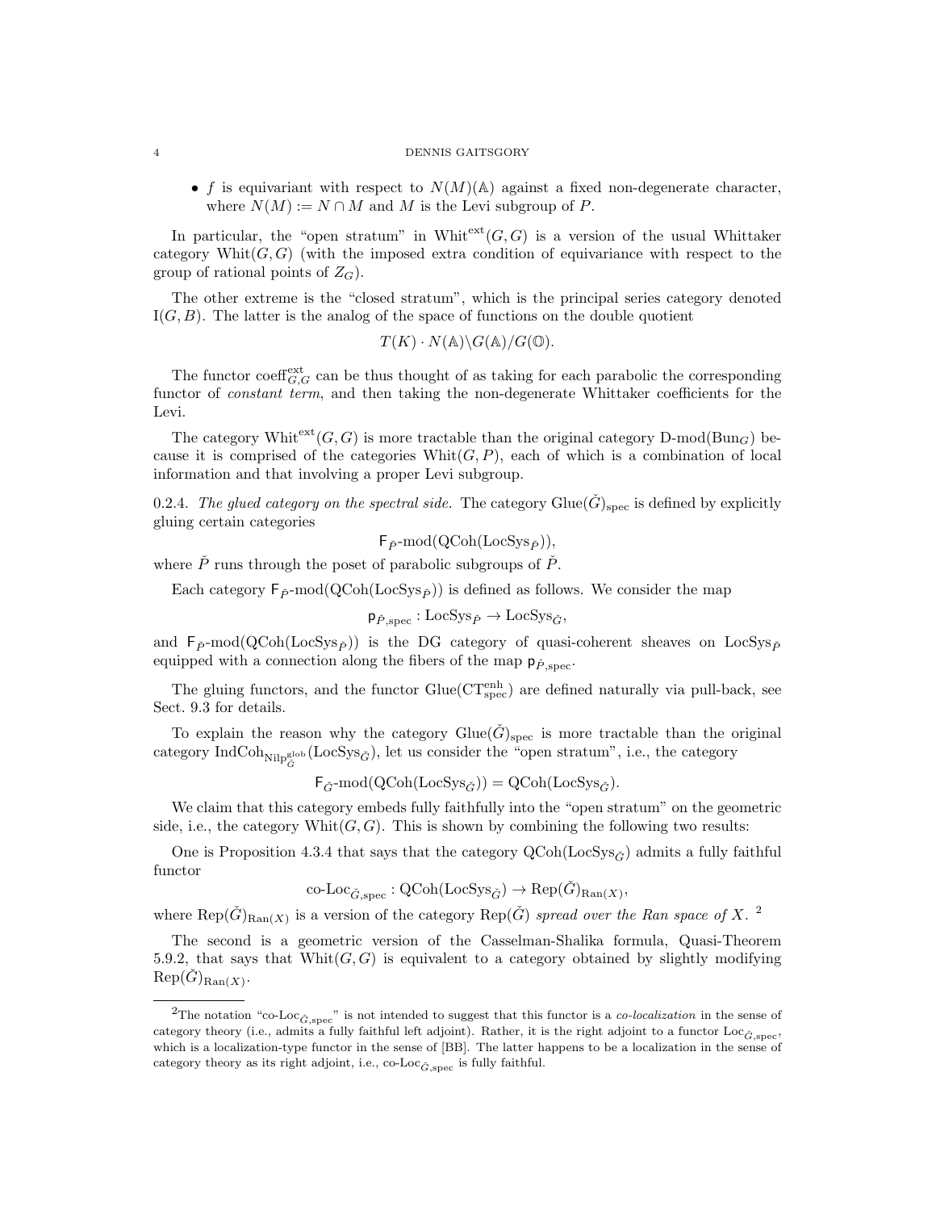- $f$ is equivariant with respect to $N(M)(\mathbb{A})$ against a fixed non-degenerate character, where $N(M) := N \cap M$ and $M$ is the Levi subgroup of $P$.

In particular, the "open stratum" in $\mathrm{Whit}^{\mathrm{ext}}(G, G)$ is a version of the usual Whittaker category $\mathrm{Whit}(G, G)$ (with the imposed extra condition of equivariance with respect to the group of rational points of $Z_G$).

The other extreme is the "closed stratum", which is the principal series category denoted $\mathrm{I}(G, B)$. The latter is the analog of the space of functions on the double quotient

$$T(K) \cdot N(\mathbb{A}) \backslash G(\mathbb{A}) / G(\mathbb{O}).$$

The functor $\mathrm{coeff}^{\mathrm{ext}}_{G,G}$ can be thus thought of as taking for each parabolic the corresponding functor of *constant term*, and then taking the non-degenerate Whittaker coefficients for the Levi.

The category $\mathrm{Whit}^{\mathrm{ext}}(G, G)$ is more tractable than the original category $\mathrm{D\text{-}mod}(\mathrm{Bun}_G)$ because it is comprised of the categories $\mathrm{Whit}(G, P)$, each of which is a combination of local information and that involving a proper Levi subgroup.

0.2.4. *The glued category on the spectral side.* The category $\mathrm{Glue}(\check{G})_{\mathrm{spec}}$ is defined by explicitly gluing certain categories

$$\mathsf{F}_{\check{P}}\text{-mod}(\mathrm{QCoh}(\mathrm{LocSys}_{\check{P}})),$$

where $\check{P}$ runs through the poset of parabolic subgroups of $\check{P}$.

Each category $\mathsf{F}_{\check{P}}\text{-mod}(\mathrm{QCoh}(\mathrm{LocSys}_{\check{P}}))$ is defined as follows. We consider the map

$$\mathsf{p}_{\check{P},\mathrm{spec}} : \mathrm{LocSys}_{\check{P}} \to \mathrm{LocSys}_{\check{G}},$$

and $\mathsf{F}_{\check{P}}\text{-mod}(\mathrm{QCoh}(\mathrm{LocSys}_{\check{P}}))$ is the DG category of quasi-coherent sheaves on $\mathrm{LocSys}_{\check{P}}$ equipped with a connection along the fibers of the map $\mathsf{p}_{\check{P},\mathrm{spec}}$.

The gluing functors, and the functor $\mathrm{Glue}(\mathrm{CT}^{\mathrm{enh}}_{\mathrm{spec}})$ are defined naturally via pull-back, see Sect. 9.3 for details.

To explain the reason why the category $\mathrm{Glue}(\check{G})_{\mathrm{spec}}$ is more tractable than the original category $\mathrm{IndCoh}_{\mathrm{Nilp}^{\mathrm{glob}}_{\check{G}}}(\mathrm{LocSys}_{\check{G}})$, let us consider the "open stratum", i.e., the category

$$\mathsf{F}_{\check{G}}\text{-mod}(\mathrm{QCoh}(\mathrm{LocSys}_{\check{G}})) = \mathrm{QCoh}(\mathrm{LocSys}_{\check{G}}).$$

We claim that this category embeds fully faithfully into the "open stratum" on the geometric side, i.e., the category $\mathrm{Whit}(G, G)$. This is shown by combining the following two results:

One is Proposition 4.3.4 that says that the category $\mathrm{QCoh}(\mathrm{LocSys}_{\check{G}})$ admits a fully faithful functor

$$\text{co-Loc}_{\check{G},\mathrm{spec}} : \mathrm{QCoh}(\mathrm{LocSys}_{\check{G}}) \to \mathrm{Rep}(\check{G})_{\mathrm{Ran}(X)},$$

where $\mathrm{Rep}(\check{G})_{\mathrm{Ran}(X)}$ is a version of the category $\mathrm{Rep}(\check{G})$ *spread over the Ran space of* $X$. [2]

The second is a geometric version of the Casselman-Shalika formula, Quasi-Theorem 5.9.2, that says that $\mathrm{Whit}(G, G)$ is equivalent to a category obtained by slightly modifying $\mathrm{Rep}(\check{G})_{\mathrm{Ran}(X)}$.

---

[2] The notation "co-$\mathrm{Loc}_{\check{G},\mathrm{spec}}$" is not intended to suggest that this functor is a *co-localization* in the sense of category theory (i.e., admits a fully faithful left adjoint). Rather, it is the right adjoint to a functor $\mathrm{Loc}_{\check{G},\mathrm{spec}}$, which is a localization-type functor in the sense of [BB]. The latter happens to be a localization in the sense of category theory as its right adjoint, i.e., co-$\mathrm{Loc}_{\check{G},\mathrm{spec}}$ is fully faithful.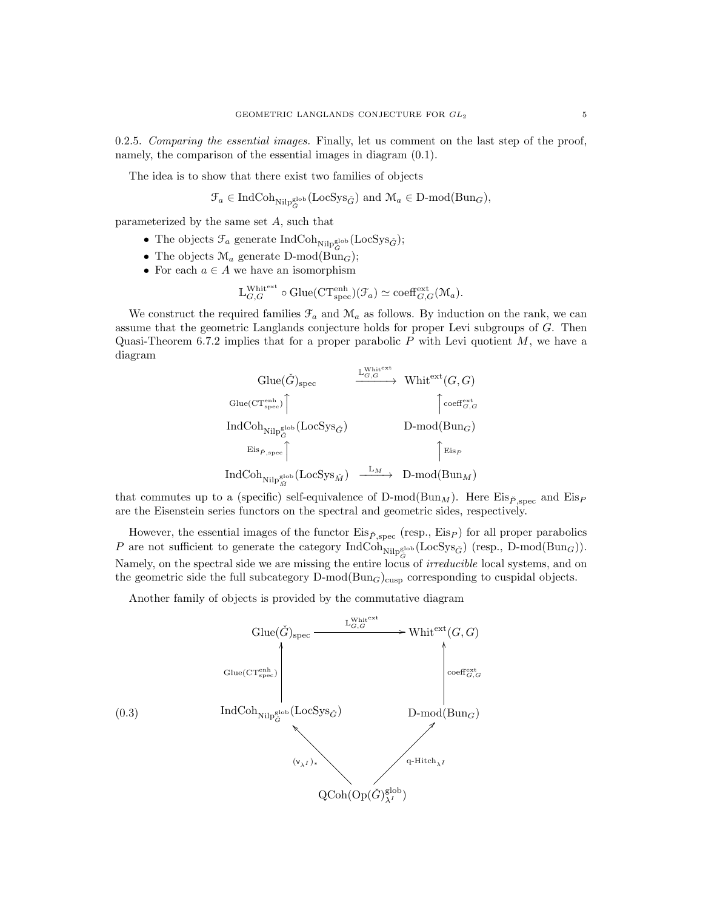0.2.5. *Comparing the essential images.* Finally, let us comment on the last step of the proof, namely, the comparison of the essential images in diagram (0.1).

The idea is to show that there exist two families of objects

$$\mathcal{F}_a \in \operatorname{IndCoh}_{\operatorname{Nilp}^{\operatorname{glob}}_{\check{G}}}(\operatorname{LocSys}_{\check{G}}) \text{ and } \mathcal{M}_a \in \operatorname{D-mod}(\operatorname{Bun}_G),$$

parameterized by the same set $A$, such that

- The objects $\mathcal{F}_a$ generate $\operatorname{IndCoh}_{\operatorname{Nilp}^{\operatorname{glob}}_{\check{G}}}(\operatorname{LocSys}_{\check{G}})$;
- The objects $\mathcal{M}_a$ generate $\operatorname{D-mod}(\operatorname{Bun}_G)$;
- For each $a \in A$ we have an isomorphism

$$\mathbb{L}^{\operatorname{Whit}^{\operatorname{ext}}}_{G,G} \circ \operatorname{Glue}(\operatorname{CT}^{\operatorname{enh}}_{\operatorname{spec}})(\mathcal{F}_a) \simeq \operatorname{coeff}^{\operatorname{ext}}_{G,G}(\mathcal{M}_a).$$

We construct the required families $\mathcal{F}_a$ and $\mathcal{M}_a$ as follows. By induction on the rank, we can assume that the geometric Langlands conjecture holds for proper Levi subgroups of $G$. Then Quasi-Theorem 6.7.2 implies that for a proper parabolic $P$ with Levi quotient $M$, we have a diagram

$$\begin{array}{ccc}
\operatorname{Glue}(\check{G})_{\operatorname{spec}} & \xrightarrow{\mathbb{L}^{\operatorname{Whit}^{\operatorname{ext}}}_{G,G}} & \operatorname{Whit}^{\operatorname{ext}}(G,G) \\
\uparrow{\scriptstyle \operatorname{Glue}(\operatorname{CT}^{\operatorname{enh}}_{\operatorname{spec}})} & & \uparrow{\scriptstyle \operatorname{coeff}^{\operatorname{ext}}_{G,G}} \\
\operatorname{IndCoh}_{\operatorname{Nilp}^{\operatorname{glob}}_{\check{G}}}(\operatorname{LocSys}_{\check{G}}) & & \operatorname{D-mod}(\operatorname{Bun}_G) \\
\uparrow{\scriptstyle \operatorname{Eis}_{\check{P},\operatorname{spec}}} & & \uparrow{\scriptstyle \operatorname{Eis}_P} \\
\operatorname{IndCoh}_{\operatorname{Nilp}^{\operatorname{glob}}_{\check{M}}}(\operatorname{LocSys}_{\check{M}}) & \xrightarrow{\mathbb{L}_M} & \operatorname{D-mod}(\operatorname{Bun}_M)
\end{array}$$

that commutes up to a (specific) self-equivalence of $\operatorname{D-mod}(\operatorname{Bun}_M)$. Here $\operatorname{Eis}_{\check{P},\operatorname{spec}}$ and $\operatorname{Eis}_P$ are the Eisenstein series functors on the spectral and geometric sides, respectively.

However, the essential images of the functor $\operatorname{Eis}_{\check{P},\operatorname{spec}}$ (resp., $\operatorname{Eis}_P$) for all proper parabolics $P$ are not sufficient to generate the category $\operatorname{IndCoh}_{\operatorname{Nilp}^{\operatorname{glob}}_{\check{G}}}(\operatorname{LocSys}_{\check{G}})$ (resp., $\operatorname{D-mod}(\operatorname{Bun}_G)$). Namely, on the spectral side we are missing the entire locus of *irreducible* local systems, and on the geometric side the full subcategory $\operatorname{D-mod}(\operatorname{Bun}_G)_{\operatorname{cusp}}$ corresponding to cuspidal objects.

Another family of objects is provided by the commutative diagram

$$(0.3) \qquad \begin{array}{ccc}
\operatorname{Glue}(\check{G})_{\operatorname{spec}} & \xrightarrow{\mathbb{L}^{\operatorname{Whit}^{\operatorname{ext}}}_{G,G}} & \operatorname{Whit}^{\operatorname{ext}}(G,G) \\
\uparrow{\scriptstyle \operatorname{Glue}(\operatorname{CT}^{\operatorname{enh}}_{\operatorname{spec}})} & & \uparrow{\scriptstyle \operatorname{coeff}^{\operatorname{ext}}_{G,G}} \\
\operatorname{IndCoh}_{\operatorname{Nilp}^{\operatorname{glob}}_{\check{G}}}(\operatorname{LocSys}_{\check{G}}) & & \operatorname{D-mod}(\operatorname{Bun}_G) \\
{\scriptstyle (\mathsf{v}_{\lambda^I})_*} \nwarrow & & \nearrow {\scriptstyle \operatorname{q-Hitch}_{\lambda^I}} \\
& \operatorname{QCoh}(\operatorname{Op}(\check{G})^{\operatorname{glob}}_{\lambda^I}) &
\end{array}$$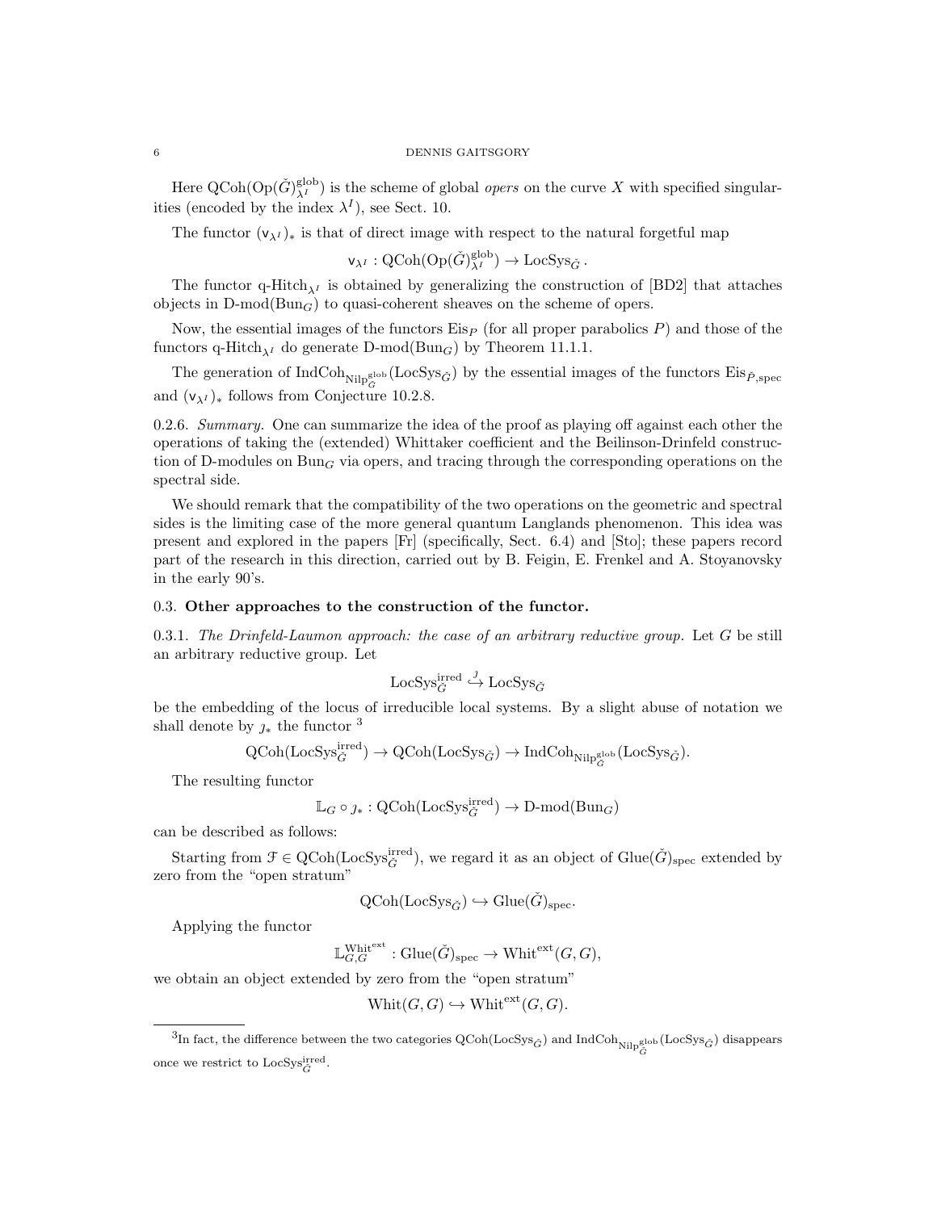Here $\mathrm{QCoh}(\mathrm{Op}(\check{G})^{\mathrm{glob}}_{\lambda^I})$ is the scheme of global *opers* on the curve $X$ with specified singularities (encoded by the index $\lambda^I$), see Sect. 10.

The functor $(\mathsf{v}_{\lambda^I})_*$ is that of direct image with respect to the natural forgetful map

$$\mathsf{v}_{\lambda^I} : \mathrm{QCoh}(\mathrm{Op}(\check{G})^{\mathrm{glob}}_{\lambda^I}) \to \mathrm{LocSys}_{\check{G}}\,.$$

The functor $\text{q-Hitch}_{\lambda^I}$ is obtained by generalizing the construction of [BD2] that attaches objects in $\text{D-mod}(\mathrm{Bun}_G)$ to quasi-coherent sheaves on the scheme of opers.

Now, the essential images of the functors $\mathrm{Eis}_P$ (for all proper parabolics $P$) and those of the functors $\text{q-Hitch}_{\lambda^I}$ do generate $\text{D-mod}(\mathrm{Bun}_G)$ by Theorem 11.1.1.

The generation of $\mathrm{IndCoh}_{\mathrm{Nilp}^{\mathrm{glob}}_{\check{G}}}(\mathrm{LocSys}_{\check{G}})$ by the essential images of the functors $\mathrm{Eis}_{\check{P},\mathrm{spec}}$ and $(\mathsf{v}_{\lambda^I})_*$ follows from Conjecture 10.2.8.

0.2.6. *Summary.* One can summarize the idea of the proof as playing off against each other the operations of taking the (extended) Whittaker coefficient and the Beilinson-Drinfeld construction of D-modules on $\mathrm{Bun}_G$ via opers, and tracing through the corresponding operations on the spectral side.

We should remark that the compatibility of the two operations on the geometric and spectral sides is the limiting case of the more general quantum Langlands phenomenon. This idea was present and explored in the papers [Fr] (specifically, Sect. 6.4) and [Sto]; these papers record part of the research in this direction, carried out by B. Feigin, E. Frenkel and A. Stoyanovsky in the early 90's.

### 0.3. **Other approaches to the construction of the functor.**

0.3.1. *The Drinfeld-Laumon approach: the case of an arbitrary reductive group.* Let $G$ be still an arbitrary reductive group. Let

$$\mathrm{LocSys}^{\mathrm{irred}}_{\check{G}} \overset{\jmath}{\hookrightarrow} \mathrm{LocSys}_{\check{G}}$$

be the embedding of the locus of irreducible local systems. By a slight abuse of notation we shall denote by $\jmath_*$ the functor [3]

$$\mathrm{QCoh}(\mathrm{LocSys}^{\mathrm{irred}}_{\check{G}}) \to \mathrm{QCoh}(\mathrm{LocSys}_{\check{G}}) \to \mathrm{IndCoh}_{\mathrm{Nilp}^{\mathrm{glob}}_{\check{G}}}(\mathrm{LocSys}_{\check{G}}).$$

The resulting functor

$$\mathbb{L}_G \circ \jmath_* : \mathrm{QCoh}(\mathrm{LocSys}^{\mathrm{irred}}_{\check{G}}) \to \text{D-mod}(\mathrm{Bun}_G)$$

can be described as follows:

Starting from $\mathcal{F} \in \mathrm{QCoh}(\mathrm{LocSys}^{\mathrm{irred}}_{\check{G}})$, we regard it as an object of $\mathrm{Glue}(\check{G})_{\mathrm{spec}}$ extended by zero from the "open stratum"

$$\mathrm{QCoh}(\mathrm{LocSys}_{\check{G}}) \hookrightarrow \mathrm{Glue}(\check{G})_{\mathrm{spec}}.$$

Applying the functor

$$\mathbb{L}^{\mathrm{Whit}^{\mathrm{ext}}}_{G,G} : \mathrm{Glue}(\check{G})_{\mathrm{spec}} \to \mathrm{Whit}^{\mathrm{ext}}(G,G),$$

we obtain an object extended by zero from the "open stratum"

$$\mathrm{Whit}(G,G) \hookrightarrow \mathrm{Whit}^{\mathrm{ext}}(G,G).$$

[3] In fact, the difference between the two categories $\mathrm{QCoh}(\mathrm{LocSys}_{\check{G}})$ and $\mathrm{IndCoh}_{\mathrm{Nilp}^{\mathrm{glob}}_{\check{G}}}(\mathrm{LocSys}_{\check{G}})$ disappears once we restrict to $\mathrm{LocSys}^{\mathrm{irred}}_{\check{G}}$.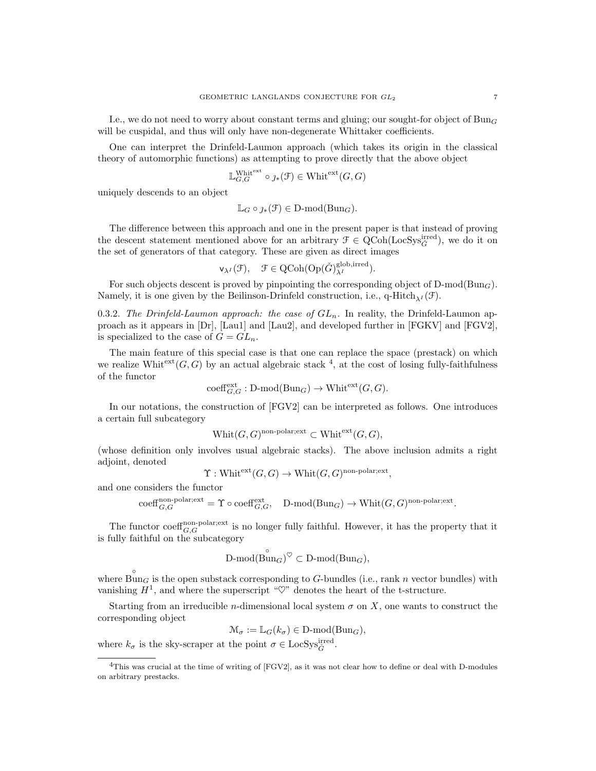I.e., we do not need to worry about constant terms and gluing; our sought-for object of $\mathrm{Bun}_G$ will be cuspidal, and thus will only have non-degenerate Whittaker coefficients.

One can interpret the Drinfeld-Laumon approach (which takes its origin in the classical theory of automorphic functions) as attempting to prove directly that the above object

$$\mathbb{L}_{G,G}^{\mathrm{Whit}^{\mathrm{ext}}} \circ \jmath_*(\mathcal{F}) \in \mathrm{Whit}^{\mathrm{ext}}(G, G)$$

uniquely descends to an object

$$\mathbb{L}_G \circ \jmath_*(\mathcal{F}) \in \text{D-mod}(\mathrm{Bun}_G).$$

The difference between this approach and one in the present paper is that instead of proving the descent statement mentioned above for an arbitrary $\mathcal{F} \in \mathrm{QCoh}(\mathrm{LocSys}_{\check{G}}^{\mathrm{irred}})$, we do it on the set of generators of that category. These are given as direct images

$$\mathsf{v}_{\lambda^I}(\mathcal{F}), \quad \mathcal{F} \in \mathrm{QCoh}(\mathrm{Op}(\check{G})_{\lambda^I}^{\mathrm{glob,irred}}).$$

For such objects descent is proved by pinpointing the corresponding object of $\text{D-mod}(\mathrm{Bun}_G)$. Namely, it is one given by the Beilinson-Drinfeld construction, i.e., $\text{q-Hitch}_{\lambda^I}(\mathcal{F})$.

0.3.2. *The Drinfeld-Laumon approach: the case of $GL_n$.* In reality, the Drinfeld-Laumon approach as it appears in [Dr], [Lau1] and [Lau2], and developed further in [FGKV] and [FGV2], is specialized to the case of $G = GL_n$.

The main feature of this special case is that one can replace the space (prestack) on which we realize $\mathrm{Whit}^{\mathrm{ext}}(G, G)$ by an actual algebraic stack [4], at the cost of losing fully-faithfulness of the functor

$$\mathrm{coeff}_{G,G}^{\mathrm{ext}} : \text{D-mod}(\mathrm{Bun}_G) \to \mathrm{Whit}^{\mathrm{ext}}(G, G).$$

In our notations, the construction of [FGV2] can be interpreted as follows. One introduces a certain full subcategory

$$\mathrm{Whit}(G, G)^{\text{non-polar;ext}} \subset \mathrm{Whit}^{\mathrm{ext}}(G, G),$$

(whose definition only involves usual algebraic stacks). The above inclusion admits a right adjoint, denoted

$$\Upsilon : \mathrm{Whit}^{\mathrm{ext}}(G, G) \to \mathrm{Whit}(G, G)^{\text{non-polar;ext}},$$

and one considers the functor

$$\mathrm{coeff}_{G,G}^{\text{non-polar;ext}} = \Upsilon \circ \mathrm{coeff}_{G,G}^{\mathrm{ext}}, \quad \text{D-mod}(\mathrm{Bun}_G) \to \mathrm{Whit}(G, G)^{\text{non-polar;ext}}.$$

The functor $\mathrm{coeff}_{G,G}^{\text{non-polar;ext}}$ is no longer fully faithful. However, it has the property that it is fully faithful on the subcategory

$$\text{D-mod}(\overset{\circ}{\mathrm{Bun}}_G)^{\heartsuit} \subset \text{D-mod}(\mathrm{Bun}_G),$$

where $\overset{\circ}{\mathrm{Bun}}_G$ is the open substack corresponding to $G$-bundles (i.e., rank $n$ vector bundles) with vanishing $H^1$, and where the superscript "$\heartsuit$" denotes the heart of the t-structure.

Starting from an irreducible $n$-dimensional local system $\sigma$ on $X$, one wants to construct the corresponding object

$$\mathcal{M}_\sigma := \mathbb{L}_G(k_\sigma) \in \text{D-mod}(\mathrm{Bun}_G),$$

where $k_\sigma$ is the sky-scraper at the point $\sigma \in \mathrm{LocSys}_{\check{G}}^{\mathrm{irred}}$.

[4] This was crucial at the time of writing of [FGV2], as it was not clear how to define or deal with D-modules on arbitrary prestacks.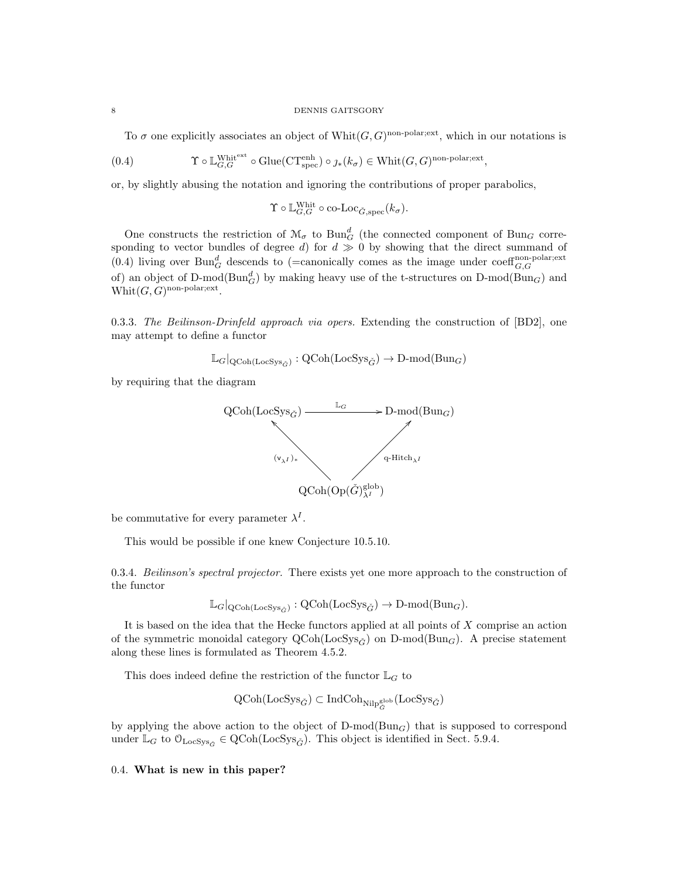To $\sigma$ one explicitly associates an object of $\mathrm{Whit}(G,G)^{\text{non-polar;ext}}$, which in our notations is

$$\Upsilon \circ \mathbb{L}^{\mathrm{Whit}^{\mathrm{ext}}}_{G,G} \circ \mathrm{Glue}(\mathrm{CT}^{\mathrm{enh}}_{\mathrm{spec}}) \circ \jmath_*(k_\sigma) \in \mathrm{Whit}(G,G)^{\text{non-polar;ext}}, \tag{0.4}$$

or, by slightly abusing the notation and ignoring the contributions of proper parabolics,

$$\Upsilon \circ \mathbb{L}^{\mathrm{Whit}}_{G,G} \circ \text{co-Loc}_{\check{G},\mathrm{spec}}(k_\sigma).$$

One constructs the restriction of $\mathcal{M}_\sigma$ to $\mathrm{Bun}^d_G$ (the connected component of $\mathrm{Bun}_G$ corresponding to vector bundles of degree $d$) for $d \gg 0$ by showing that the direct summand of (0.4) living over $\mathrm{Bun}^d_G$ descends to (=canonically comes as the image under $\mathrm{coeff}^{\text{non-polar;ext}}_{G,G}$ of) an object of $\text{D-mod}(\mathrm{Bun}^d_G)$ by making heavy use of the t-structures on $\text{D-mod}(\mathrm{Bun}_G)$ and $\mathrm{Whit}(G,G)^{\text{non-polar;ext}}$.

0.3.3. *The Beilinson-Drinfeld approach via opers.* Extending the construction of [BD2], one may attempt to define a functor

$$\mathbb{L}_G|_{\mathrm{QCoh}(\mathrm{LocSys}_{\check{G}})} : \mathrm{QCoh}(\mathrm{LocSys}_{\check{G}}) \to \text{D-mod}(\mathrm{Bun}_G)$$

by requiring that the diagram

$$\begin{array}{ccc} \mathrm{QCoh}(\mathrm{LocSys}_{\check{G}}) & \xrightarrow{\mathbb{L}_G} & \text{D-mod}(\mathrm{Bun}_G) \\ & \nwarrow^{(\mathsf{v}_{\lambda^I})_*} \qquad \nearrow_{\text{q-Hitch}_{\lambda^I}} & \\ & \mathrm{QCoh}(\mathrm{Op}(\check{G})^{\mathrm{glob}}_{\lambda^I}) & \end{array}$$

be commutative for every parameter $\lambda^I$.

This would be possible if one knew Conjecture 10.5.10.

0.3.4. *Beilinson's spectral projector.* There exists yet one more approach to the construction of the functor

$$\mathbb{L}_G|_{\mathrm{QCoh}(\mathrm{LocSys}_{\check{G}})} : \mathrm{QCoh}(\mathrm{LocSys}_{\check{G}}) \to \text{D-mod}(\mathrm{Bun}_G).$$

It is based on the idea that the Hecke functors applied at all points of $X$ comprise an action of the symmetric monoidal category $\mathrm{QCoh}(\mathrm{LocSys}_{\check{G}})$ on $\text{D-mod}(\mathrm{Bun}_G)$. A precise statement along these lines is formulated as Theorem 4.5.2.

This does indeed define the restriction of the functor $\mathbb{L}_G$ to

$$\mathrm{QCoh}(\mathrm{LocSys}_{\check{G}}) \subset \mathrm{IndCoh}_{\mathrm{Nilp}^{\mathrm{glob}}_{\check{G}}}(\mathrm{LocSys}_{\check{G}})$$

by applying the above action to the object of $\text{D-mod}(\mathrm{Bun}_G)$ that is supposed to correspond under $\mathbb{L}_G$ to $\mathcal{O}_{\mathrm{LocSys}_{\check{G}}} \in \mathrm{QCoh}(\mathrm{LocSys}_{\check{G}})$. This object is identified in Sect. 5.9.4.

0.4. **What is new in this paper?**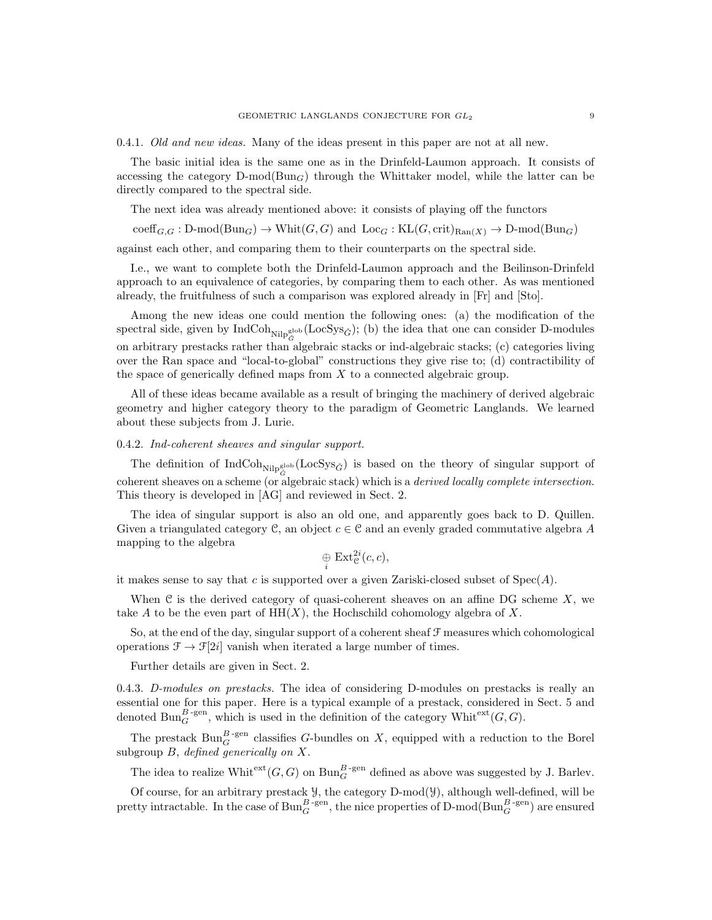0.4.1. *Old and new ideas.* Many of the ideas present in this paper are not at all new.

The basic initial idea is the same one as in the Drinfeld-Laumon approach. It consists of accessing the category $\text{D-mod}(\text{Bun}_G)$ through the Whittaker model, while the latter can be directly compared to the spectral side.

The next idea was already mentioned above: it consists of playing off the functors

$$\text{coeff}_{G,G} : \text{D-mod}(\text{Bun}_G) \to \text{Whit}(G,G) \text{ and } \text{Loc}_G : \text{KL}(G, \text{crit})_{\text{Ran}(X)} \to \text{D-mod}(\text{Bun}_G)$$

against each other, and comparing them to their counterparts on the spectral side.

I.e., we want to complete both the Drinfeld-Laumon approach and the Beilinson-Drinfeld approach to an equivalence of categories, by comparing them to each other. As was mentioned already, the fruitfulness of such a comparison was explored already in [Fr] and [Sto].

Among the new ideas one could mention the following ones: (a) the modification of the spectral side, given by $\text{IndCoh}_{\text{Nilp}^{\text{glob}}_{\check{G}}}(\text{LocSys}_{\check{G}})$; (b) the idea that one can consider D-modules on arbitrary prestacks rather than algebraic stacks or ind-algebraic stacks; (c) categories living over the Ran space and "local-to-global" constructions they give rise to; (d) contractibility of the space of generically defined maps from $X$ to a connected algebraic group.

All of these ideas became available as a result of bringing the machinery of derived algebraic geometry and higher category theory to the paradigm of Geometric Langlands. We learned about these subjects from J. Lurie.

0.4.2. *Ind-coherent sheaves and singular support.*

The definition of $\text{IndCoh}_{\text{Nilp}^{\text{glob}}_{\check{G}}}(\text{LocSys}_{\check{G}})$ is based on the theory of singular support of coherent sheaves on a scheme (or algebraic stack) which is a *derived locally complete intersection*. This theory is developed in [AG] and reviewed in Sect. 2.

The idea of singular support is also an old one, and apparently goes back to D. Quillen. Given a triangulated category $\mathcal{C}$, an object $c \in \mathcal{C}$ and an evenly graded commutative algebra $A$ mapping to the algebra

$$\underset{i}{\oplus} \text{Ext}^{2i}_{\mathcal{C}}(c,c),$$

it makes sense to say that $c$ is supported over a given Zariski-closed subset of $\text{Spec}(A)$.

When $\mathcal{C}$ is the derived category of quasi-coherent sheaves on an affine DG scheme $X$, we take $A$ to be the even part of $\text{HH}(X)$, the Hochschild cohomology algebra of $X$.

So, at the end of the day, singular support of a coherent sheaf $\mathcal{F}$ measures which cohomological operations $\mathcal{F} \to \mathcal{F}[2i]$ vanish when iterated a large number of times.

Further details are given in Sect. 2.

0.4.3. *D-modules on prestacks.* The idea of considering D-modules on prestacks is really an essential one for this paper. Here is a typical example of a prestack, considered in Sect. 5 and denoted $\text{Bun}_G^{B\text{-gen}}$, which is used in the definition of the category $\text{Whit}^{\text{ext}}(G,G)$.

The prestack $\text{Bun}_G^{B\text{-gen}}$ classifies $G$-bundles on $X$, equipped with a reduction to the Borel subgroup $B$, *defined generically on* $X$.

The idea to realize $\text{Whit}^{\text{ext}}(G,G)$ on $\text{Bun}_G^{B\text{-gen}}$ defined as above was suggested by J. Barlev.

Of course, for an arbitrary prestack $\mathcal{Y}$, the category $\text{D-mod}(\mathcal{Y})$, although well-defined, will be pretty intractable. In the case of $\text{Bun}_G^{B\text{-gen}}$, the nice properties of $\text{D-mod}(\text{Bun}_G^{B\text{-gen}})$ are ensured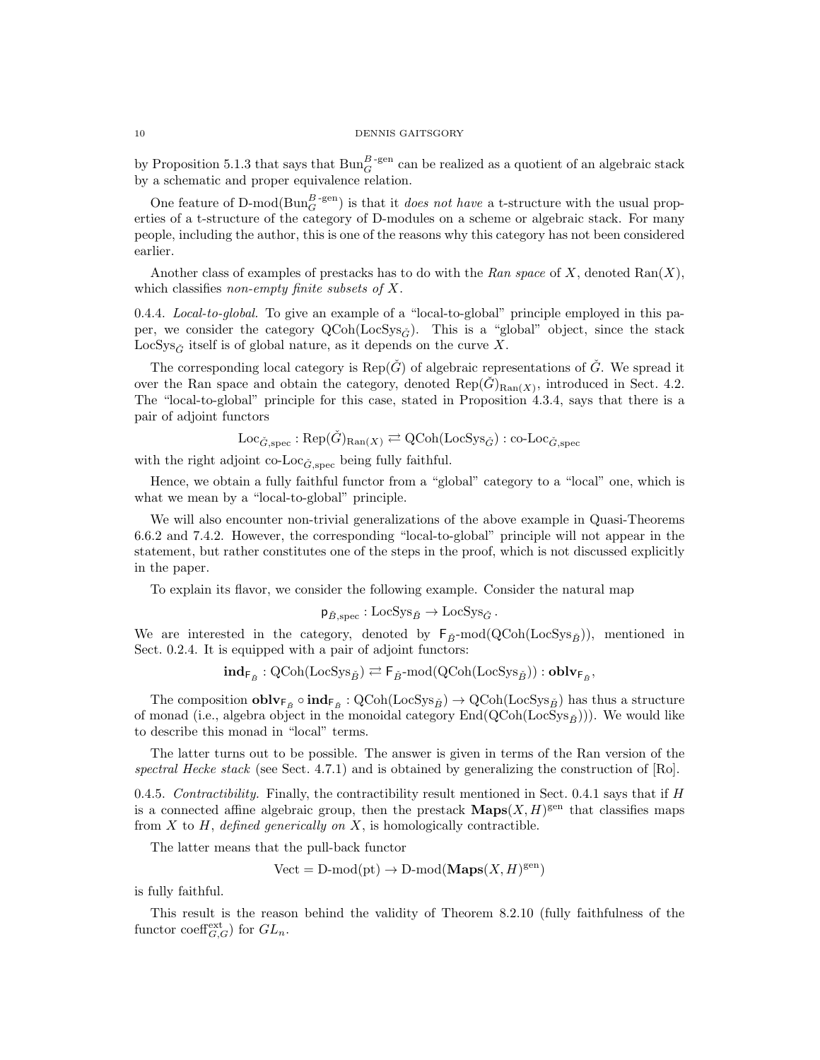by Proposition 5.1.3 that says that $\mathrm{Bun}_G^{B\text{-gen}}$ can be realized as a quotient of an algebraic stack by a schematic and proper equivalence relation.

One feature of $\text{D-mod}(\mathrm{Bun}_G^{B\text{-gen}})$ is that it *does not have* a t-structure with the usual properties of a t-structure of the category of D-modules on a scheme or algebraic stack. For many people, including the author, this is one of the reasons why this category has not been considered earlier.

Another class of examples of prestacks has to do with the *Ran space* of $X$, denoted $\mathrm{Ran}(X)$, which classifies *non-empty finite subsets of* $X$.

0.4.4. *Local-to-global.* To give an example of a "local-to-global" principle employed in this paper, we consider the category $\mathrm{QCoh}(\mathrm{LocSys}_{\check{G}})$. This is a "global" object, since the stack $\mathrm{LocSys}_{\check{G}}$ itself is of global nature, as it depends on the curve $X$.

The corresponding local category is $\mathrm{Rep}(\check{G})$ of algebraic representations of $\check{G}$. We spread it over the Ran space and obtain the category, denoted $\mathrm{Rep}(\check{G})_{\mathrm{Ran}(X)}$, introduced in Sect. 4.2. The "local-to-global" principle for this case, stated in Proposition 4.3.4, says that there is a pair of adjoint functors

$$\mathrm{Loc}_{\check{G},\mathrm{spec}} : \mathrm{Rep}(\check{G})_{\mathrm{Ran}(X)} \rightleftarrows \mathrm{QCoh}(\mathrm{LocSys}_{\check{G}}) : \text{co-Loc}_{\check{G},\mathrm{spec}}$$

with the right adjoint $\text{co-Loc}_{\check{G},\mathrm{spec}}$ being fully faithful.

Hence, we obtain a fully faithful functor from a "global" category to a "local" one, which is what we mean by a "local-to-global" principle.

We will also encounter non-trivial generalizations of the above example in Quasi-Theorems 6.6.2 and 7.4.2. However, the corresponding "local-to-global" principle will not appear in the statement, but rather constitutes one of the steps in the proof, which is not discussed explicitly in the paper.

To explain its flavor, we consider the following example. Consider the natural map

$$\mathsf{p}_{\check{B},\mathrm{spec}} : \mathrm{LocSys}_{\check{B}} \to \mathrm{LocSys}_{\check{G}}.$$

We are interested in the category, denoted by $\mathsf{F}_{\check{B}}\text{-mod}(\mathrm{QCoh}(\mathrm{LocSys}_{\check{B}}))$, mentioned in Sect. 0.2.4. It is equipped with a pair of adjoint functors:

$$\mathbf{ind}_{\mathsf{F}_{\check{B}}} : \mathrm{QCoh}(\mathrm{LocSys}_{\check{B}}) \rightleftarrows \mathsf{F}_{\check{B}}\text{-mod}(\mathrm{QCoh}(\mathrm{LocSys}_{\check{B}})) : \mathbf{oblv}_{\mathsf{F}_{\check{B}}},$$

The composition $\mathbf{oblv}_{\mathsf{F}_{\check{B}}} \circ \mathbf{ind}_{\mathsf{F}_{\check{B}}} : \mathrm{QCoh}(\mathrm{LocSys}_{\check{B}}) \to \mathrm{QCoh}(\mathrm{LocSys}_{\check{B}})$ has thus a structure of monad (i.e., algebra object in the monoidal category $\mathrm{End}(\mathrm{QCoh}(\mathrm{LocSys}_{\check{B}}))$). We would like to describe this monad in "local" terms.

The latter turns out to be possible. The answer is given in terms of the Ran version of the *spectral Hecke stack* (see Sect. 4.7.1) and is obtained by generalizing the construction of [Ro].

0.4.5. *Contractibility.* Finally, the contractibility result mentioned in Sect. 0.4.1 says that if $H$ is a connected affine algebraic group, then the prestack $\mathbf{Maps}(X,H)^{\mathrm{gen}}$ that classifies maps from $X$ to $H$, *defined generically on* $X$, is homologically contractible.

The latter means that the pull-back functor

$$\mathrm{Vect} = \text{D-mod}(\mathrm{pt}) \to \text{D-mod}(\mathbf{Maps}(X,H)^{\mathrm{gen}})$$

is fully faithful.

This result is the reason behind the validity of Theorem 8.2.10 (fully faithfulness of the functor $\mathrm{coeff}_{G,G}^{\mathrm{ext}}$) for $GL_n$.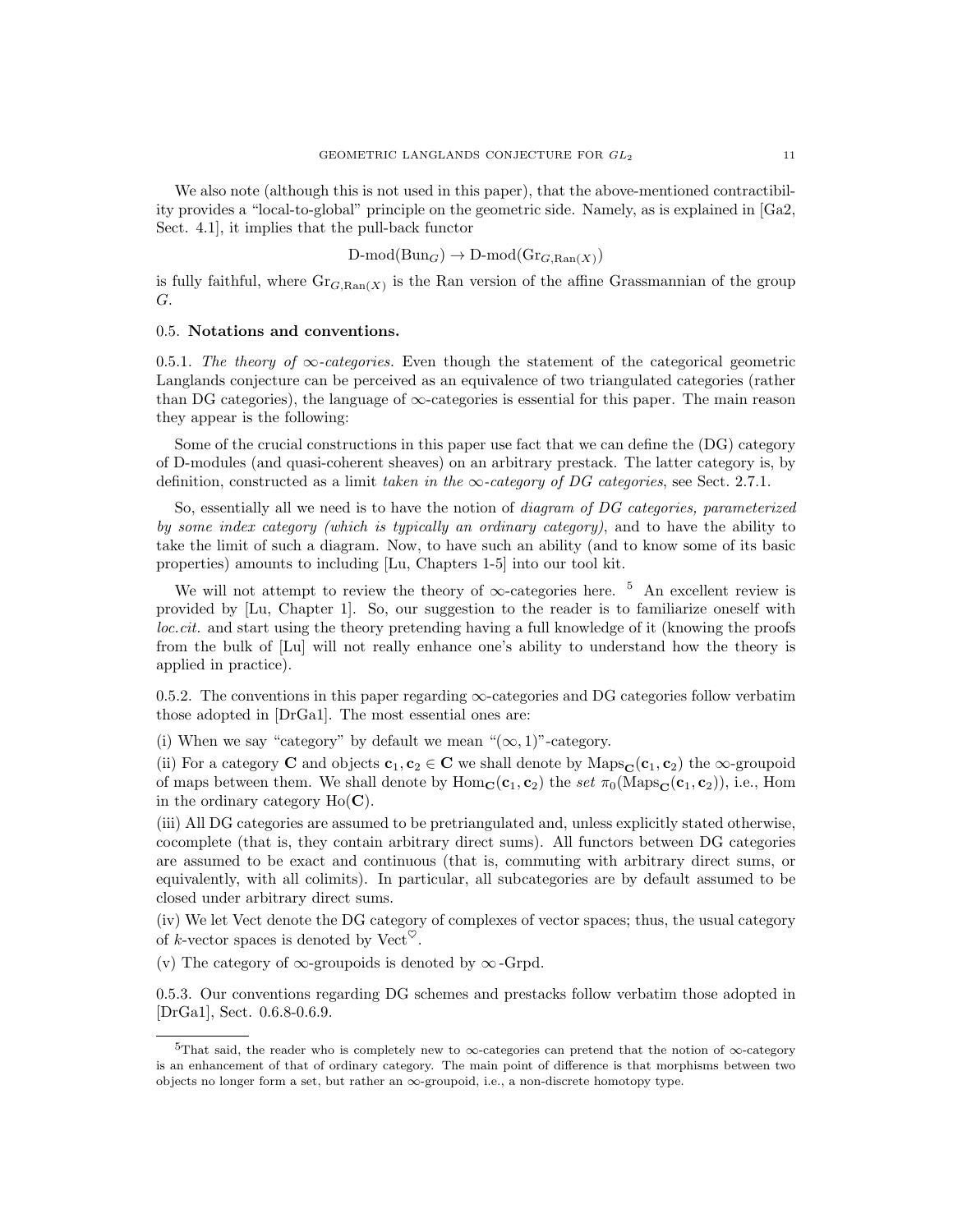We also note (although this is not used in this paper), that the above-mentioned contractibility provides a "local-to-global" principle on the geometric side. Namely, as is explained in [Ga2, Sect. 4.1], it implies that the pull-back functor

$$\text{D-mod}(\text{Bun}_G) \to \text{D-mod}(\text{Gr}_{G,\text{Ran}(X)})$$

is fully faithful, where $\text{Gr}_{G,\text{Ran}(X)}$ is the Ran version of the affine Grassmannian of the group $G$.

## 0.5. Notations and conventions.

0.5.1. *The theory of $\infty$-categories.* Even though the statement of the categorical geometric Langlands conjecture can be perceived as an equivalence of two triangulated categories (rather than DG categories), the language of $\infty$-categories is essential for this paper. The main reason they appear is the following:

Some of the crucial constructions in this paper use fact that we can define the (DG) category of D-modules (and quasi-coherent sheaves) on an arbitrary prestack. The latter category is, by definition, constructed as a limit *taken in the $\infty$-category of DG categories*, see Sect. 2.7.1.

So, essentially all we need is to have the notion of *diagram of DG categories, parameterized by some index category (which is typically an ordinary category)*, and to have the ability to take the limit of such a diagram. Now, to have such an ability (and to know some of its basic properties) amounts to including [Lu, Chapters 1-5] into our tool kit.

We will not attempt to review the theory of $\infty$-categories here. [5] An excellent review is provided by [Lu, Chapter 1]. So, our suggestion to the reader is to familiarize oneself with *loc.cit.* and start using the theory pretending having a full knowledge of it (knowing the proofs from the bulk of [Lu] will not really enhance one's ability to understand how the theory is applied in practice).

0.5.2. The conventions in this paper regarding $\infty$-categories and DG categories follow verbatim those adopted in [DrGa1]. The most essential ones are:

(i) When we say "category" by default we mean "$(\infty, 1)$"-category.

(ii) For a category $\mathbf{C}$ and objects $\mathbf{c}_1, \mathbf{c}_2 \in \mathbf{C}$ we shall denote by $\text{Maps}_{\mathbf{C}}(\mathbf{c}_1, \mathbf{c}_2)$ the $\infty$-groupoid of maps between them. We shall denote by $\text{Hom}_{\mathbf{C}}(\mathbf{c}_1, \mathbf{c}_2)$ the *set* $\pi_0(\text{Maps}_{\mathbf{C}}(\mathbf{c}_1, \mathbf{c}_2))$, i.e., Hom in the ordinary category $\text{Ho}(\mathbf{C})$.

(iii) All DG categories are assumed to be pretriangulated and, unless explicitly stated otherwise, cocomplete (that is, they contain arbitrary direct sums). All functors between DG categories are assumed to be exact and continuous (that is, commuting with arbitrary direct sums, or equivalently, with all colimits). In particular, all subcategories are by default assumed to be closed under arbitrary direct sums.

(iv) We let Vect denote the DG category of complexes of vector spaces; thus, the usual category of $k$-vector spaces is denoted by $\text{Vect}^{\heartsuit}$.

(v) The category of $\infty$-groupoids is denoted by $\infty$-Grpd.

0.5.3. Our conventions regarding DG schemes and prestacks follow verbatim those adopted in [DrGa1], Sect. 0.6.8-0.6.9.

[5] That said, the reader who is completely new to $\infty$-categories can pretend that the notion of $\infty$-category is an enhancement of that of ordinary category. The main point of difference is that morphisms between two objects no longer form a set, but rather an $\infty$-groupoid, i.e., a non-discrete homotopy type.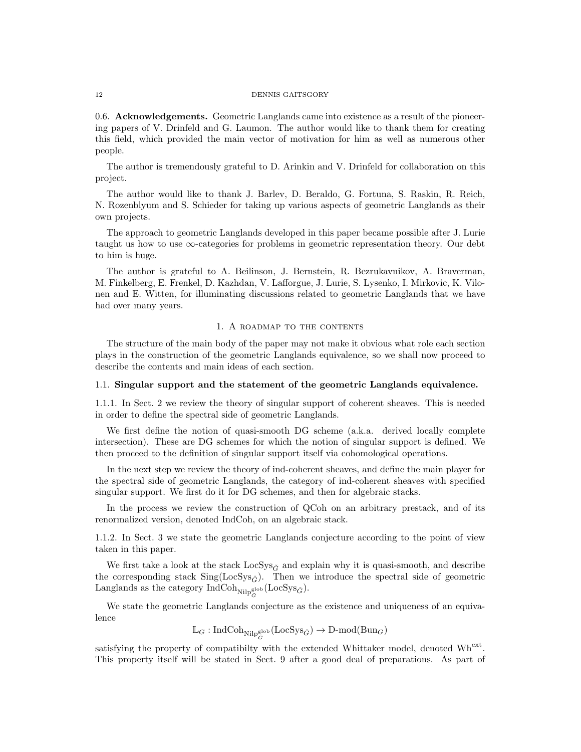0.6. **Acknowledgements.** Geometric Langlands came into existence as a result of the pioneering papers of V. Drinfeld and G. Laumon. The author would like to thank them for creating this field, which provided the main vector of motivation for him as well as numerous other people.

The author is tremendously grateful to D. Arinkin and V. Drinfeld for collaboration on this project.

The author would like to thank J. Barlev, D. Beraldo, G. Fortuna, S. Raskin, R. Reich, N. Rozenblyum and S. Schieder for taking up various aspects of geometric Langlands as their own projects.

The approach to geometric Langlands developed in this paper became possible after J. Lurie taught us how to use $\infty$-categories for problems in geometric representation theory. Our debt to him is huge.

The author is grateful to A. Beilinson, J. Bernstein, R. Bezrukavnikov, A. Braverman, M. Finkelberg, E. Frenkel, D. Kazhdan, V. Lafforgue, J. Lurie, S. Lysenko, I. Mirkovic, K. Vilonen and E. Witten, for illuminating discussions related to geometric Langlands that we have had over many years.

## 1. A roadmap to the contents

The structure of the main body of the paper may not make it obvious what role each section plays in the construction of the geometric Langlands equivalence, so we shall now proceed to describe the contents and main ideas of each section.

### 1.1. Singular support and the statement of the geometric Langlands equivalence.

1.1.1. In Sect. 2 we review the theory of singular support of coherent sheaves. This is needed in order to define the spectral side of geometric Langlands.

We first define the notion of quasi-smooth DG scheme (a.k.a. derived locally complete intersection). These are DG schemes for which the notion of singular support is defined. We then proceed to the definition of singular support itself via cohomological operations.

In the next step we review the theory of ind-coherent sheaves, and define the main player for the spectral side of geometric Langlands, the category of ind-coherent sheaves with specified singular support. We first do it for DG schemes, and then for algebraic stacks.

In the process we review the construction of QCoh on an arbitrary prestack, and of its renormalized version, denoted IndCoh, on an algebraic stack.

1.1.2. In Sect. 3 we state the geometric Langlands conjecture according to the point of view taken in this paper.

We first take a look at the stack $\mathrm{LocSys}_{\check{G}}$ and explain why it is quasi-smooth, and describe the corresponding stack $\mathrm{Sing}(\mathrm{LocSys}_{\check{G}})$. Then we introduce the spectral side of geometric Langlands as the category $\mathrm{IndCoh}_{\mathrm{Nilp}^{\mathrm{glob}}_{\check{G}}}(\mathrm{LocSys}_{\check{G}})$.

We state the geometric Langlands conjecture as the existence and uniqueness of an equivalence

$$\mathbb{L}_G : \mathrm{IndCoh}_{\mathrm{Nilp}^{\mathrm{glob}}_{\check{G}}}(\mathrm{LocSys}_{\check{G}}) \to \text{D-mod}(\mathrm{Bun}_G)$$

satisfying the property of compatibilty with the extended Whittaker model, denoted $\mathrm{Wh}^{\mathrm{ext}}$. This property itself will be stated in Sect. 9 after a good deal of preparations. As part of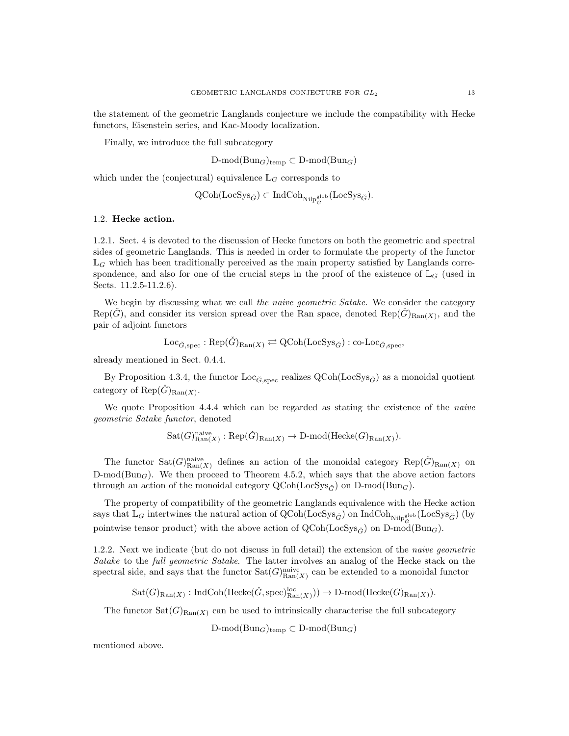the statement of the geometric Langlands conjecture we include the compatibility with Hecke functors, Eisenstein series, and Kac-Moody localization.

Finally, we introduce the full subcategory

$$\text{D-mod}(\text{Bun}_G)_{\text{temp}} \subset \text{D-mod}(\text{Bun}_G)$$

which under the (conjectural) equivalence $\mathbb{L}_G$ corresponds to

$$\text{QCoh}(\text{LocSys}_{\check{G}}) \subset \text{IndCoh}_{\text{Nilp}^{\text{glob}}_{\check{G}}}(\text{LocSys}_{\check{G}}).$$

## 1.2. Hecke action.

1.2.1. Sect. 4 is devoted to the discussion of Hecke functors on both the geometric and spectral sides of geometric Langlands. This is needed in order to formulate the property of the functor $\mathbb{L}_G$ which has been traditionally perceived as the main property satisfied by Langlands correspondence, and also for one of the crucial steps in the proof of the existence of $\mathbb{L}_G$ (used in Sects. 11.2.5-11.2.6).

We begin by discussing what we call *the naive geometric Satake*. We consider the category $\text{Rep}(\check{G})$, and consider its version spread over the Ran space, denoted $\text{Rep}(\check{G})_{\text{Ran}(X)}$, and the pair of adjoint functors

$$\text{Loc}_{\check{G},\text{spec}} : \text{Rep}(\check{G})_{\text{Ran}(X)} \rightleftarrows \text{QCoh}(\text{LocSys}_{\check{G}}) : \text{co-Loc}_{\check{G},\text{spec}},$$

already mentioned in Sect. 0.4.4.

By Proposition 4.3.4, the functor $\text{Loc}_{\check{G},\text{spec}}$ realizes $\text{QCoh}(\text{LocSys}_{\check{G}})$ as a monoidal quotient category of $\text{Rep}(\check{G})_{\text{Ran}(X)}$.

We quote Proposition 4.4.4 which can be regarded as stating the existence of the *naive geometric Satake functor*, denoted

$$\text{Sat}(G)^{\text{naive}}_{\text{Ran}(X)} : \text{Rep}(\check{G})_{\text{Ran}(X)} \to \text{D-mod}(\text{Hecke}(G)_{\text{Ran}(X)}).$$

The functor $\text{Sat}(G)^{\text{naive}}_{\text{Ran}(X)}$ defines an action of the monoidal category $\text{Rep}(\check{G})_{\text{Ran}(X)}$ on $\text{D-mod}(\text{Bun}_G)$. We then proceed to Theorem 4.5.2, which says that the above action factors through an action of the monoidal category $\text{QCoh}(\text{LocSys}_{\check{G}})$ on $\text{D-mod}(\text{Bun}_G)$.

The property of compatibility of the geometric Langlands equivalence with the Hecke action says that $\mathbb{L}_G$ intertwines the natural action of $\text{QCoh}(\text{LocSys}_{\check{G}})$ on $\text{IndCoh}_{\text{Nilp}^{\text{glob}}_{\check{G}}}(\text{LocSys}_{\check{G}})$ (by pointwise tensor product) with the above action of $\text{QCoh}(\text{LocSys}_{\check{G}})$ on $\text{D-mod}(\text{Bun}_G)$.

1.2.2. Next we indicate (but do not discuss in full detail) the extension of the *naive geometric Satake* to the *full geometric Satake*. The latter involves an analog of the Hecke stack on the spectral side, and says that the functor $\text{Sat}(G)^{\text{naive}}_{\text{Ran}(X)}$ can be extended to a monoidal functor

$$\text{Sat}(G)_{\text{Ran}(X)} : \text{IndCoh}(\text{Hecke}(\check{G}, \text{spec})^{\text{loc}}_{\text{Ran}(X)})) \to \text{D-mod}(\text{Hecke}(G)_{\text{Ran}(X)}).$$

The functor $\text{Sat}(G)_{\text{Ran}(X)}$ can be used to intrinsically characterise the full subcategory

$$\text{D-mod}(\text{Bun}_G)_{\text{temp}} \subset \text{D-mod}(\text{Bun}_G)$$

mentioned above.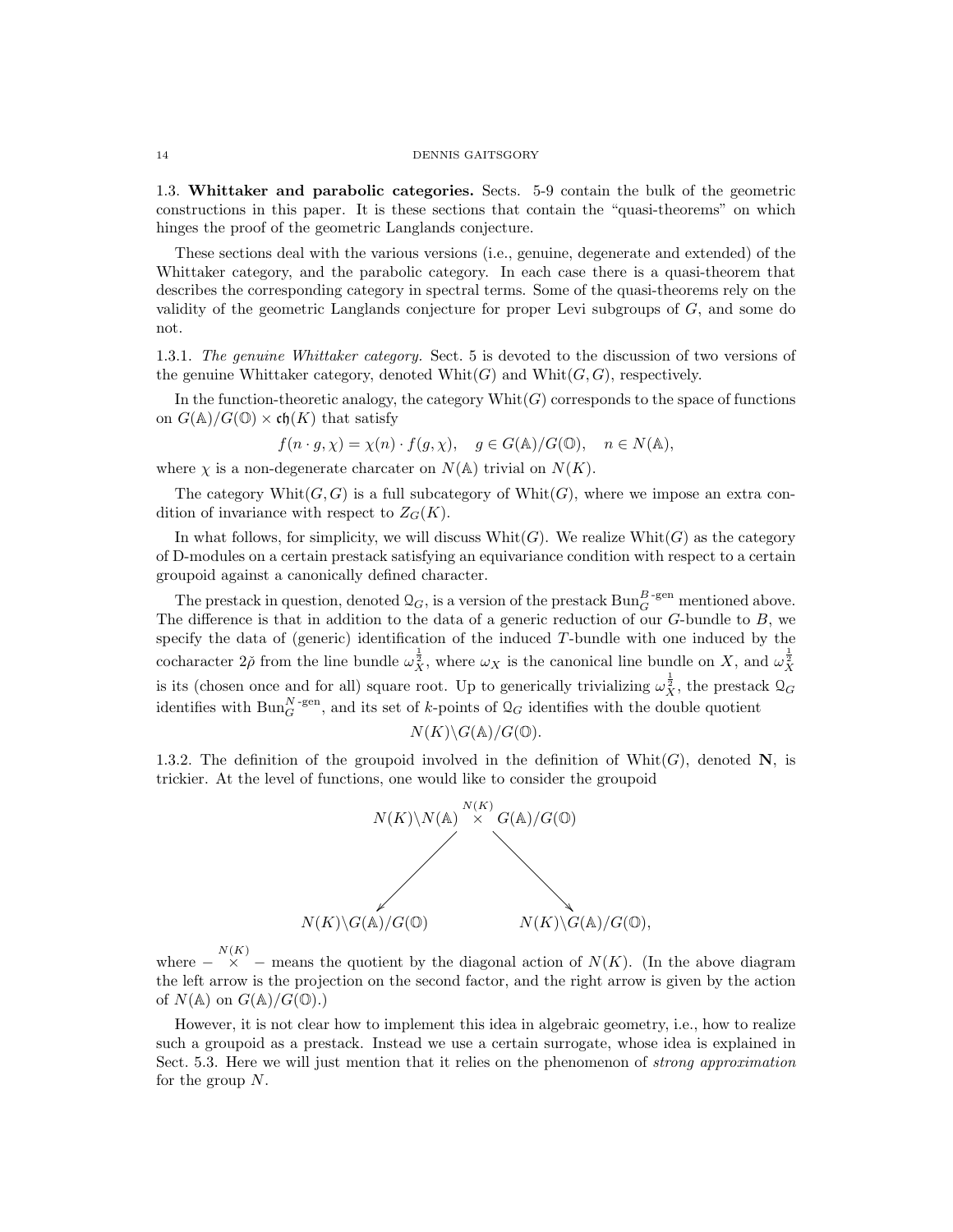### 1.3. **Whittaker and parabolic categories.**

Sects. 5-9 contain the bulk of the geometric constructions in this paper. It is these sections that contain the "quasi-theorems" on which hinges the proof of the geometric Langlands conjecture.

These sections deal with the various versions (i.e., genuine, degenerate and extended) of the Whittaker category, and the parabolic category. In each case there is a quasi-theorem that describes the corresponding category in spectral terms. Some of the quasi-theorems rely on the validity of the geometric Langlands conjecture for proper Levi subgroups of $G$, and some do not.

1.3.1. *The genuine Whittaker category.* Sect. 5 is devoted to the discussion of two versions of the genuine Whittaker category, denoted $\mathrm{Whit}(G)$ and $\mathrm{Whit}(G,G)$, respectively.

In the function-theoretic analogy, the category $\mathrm{Whit}(G)$ corresponds to the space of functions on $G(\mathbb{A})/G(\mathbb{O}) \times \mathfrak{ch}(K)$ that satisfy

$$f(n \cdot g, \chi) = \chi(n) \cdot f(g, \chi), \quad g \in G(\mathbb{A})/G(\mathbb{O}), \quad n \in N(\mathbb{A}),$$

where $\chi$ is a non-degenerate charcater on $N(\mathbb{A})$ trivial on $N(K)$.

The category $\mathrm{Whit}(G,G)$ is a full subcategory of $\mathrm{Whit}(G)$, where we impose an extra condition of invariance with respect to $Z_G(K)$.

In what follows, for simplicity, we will discuss $\mathrm{Whit}(G)$. We realize $\mathrm{Whit}(G)$ as the category of D-modules on a certain prestack satisfying an equivariance condition with respect to a certain groupoid against a canonically defined character.

The prestack in question, denoted $\mathcal{Q}_G$, is a version of the prestack $\mathrm{Bun}_G^{B\text{-gen}}$ mentioned above. The difference is that in addition to the data of a generic reduction of our $G$-bundle to $B$, we specify the data of (generic) identification of the induced $T$-bundle with one induced by the cocharacter $2\check{\rho}$ from the line bundle $\omega_X^{\frac{1}{2}}$, where $\omega_X$ is the canonical line bundle on $X$, and $\omega_X^{\frac{1}{2}}$ is its (chosen once and for all) square root. Up to generically trivializing $\omega_X^{\frac{1}{2}}$, the prestack $\mathcal{Q}_G$ identifies with $\mathrm{Bun}_G^{N\text{-gen}}$, and its set of $k$-points of $\mathcal{Q}_G$ identifies with the double quotient

$$N(K)\backslash G(\mathbb{A})/G(\mathbb{O}).$$

1.3.2. The definition of the groupoid involved in the definition of $\mathrm{Whit}(G)$, denoted $\mathbf{N}$, is trickier. At the level of functions, one would like to consider the groupoid

$$\begin{array}{ccc} & N(K)\backslash N(\mathbb{A}) \overset{N(K)}{\times} G(\mathbb{A})/G(\mathbb{O}) & \\ \swarrow & & \searrow \\ N(K)\backslash G(\mathbb{A})/G(\mathbb{O}) & & N(K)\backslash G(\mathbb{A})/G(\mathbb{O}), \end{array}$$

where $-\overset{N(K)}{\times}-$ means the quotient by the diagonal action of $N(K)$. (In the above diagram the left arrow is the projection on the second factor, and the right arrow is given by the action of $N(\mathbb{A})$ on $G(\mathbb{A})/G(\mathbb{O})$.)

However, it is not clear how to implement this idea in algebraic geometry, i.e., how to realize such a groupoid as a prestack. Instead we use a certain surrogate, whose idea is explained in Sect. 5.3. Here we will just mention that it relies on the phenomenon of *strong approximation* for the group $N$.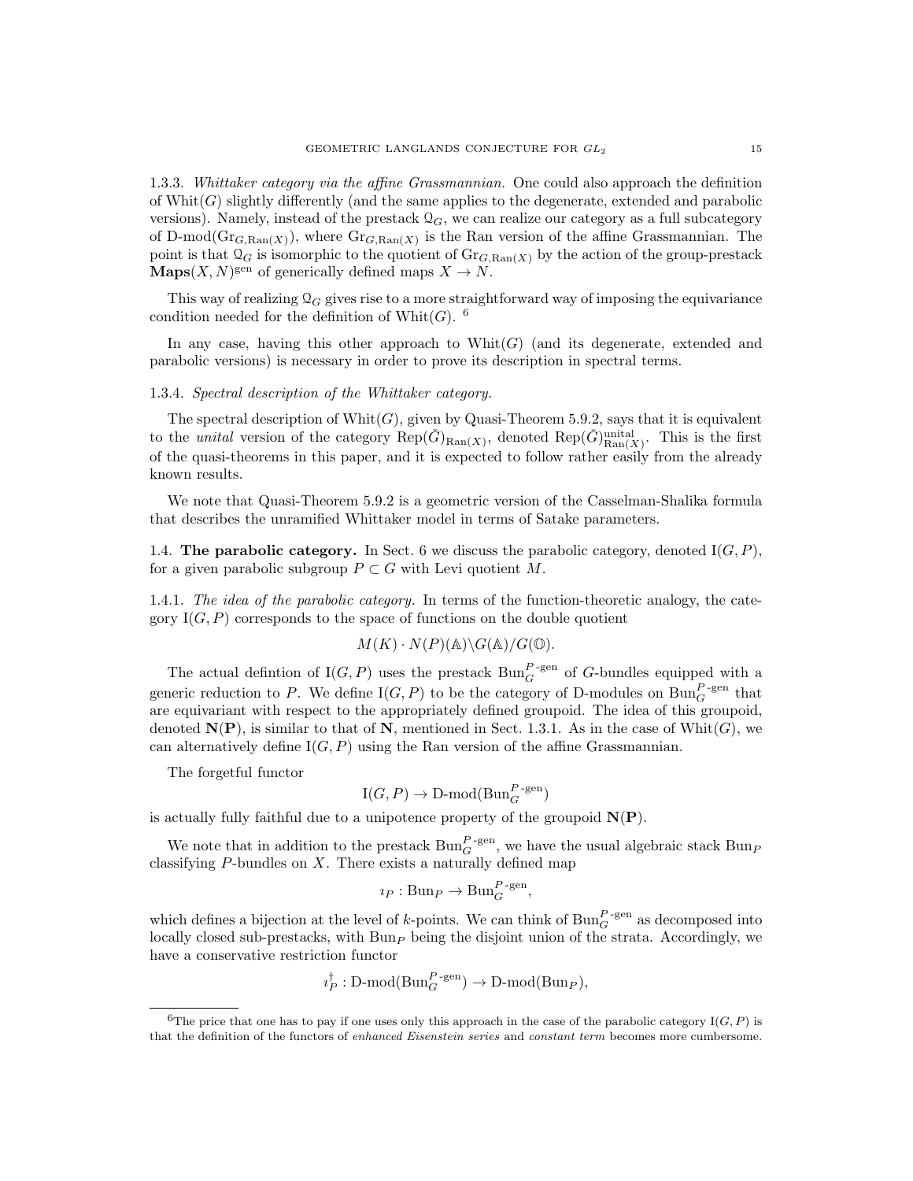1.3.3. *Whittaker category via the affine Grassmannian.* One could also approach the definition of $\text{Whit}(G)$ slightly differently (and the same applies to the degenerate, extended and parabolic versions). Namely, instead of the prestack $\mathcal{Q}_G$, we can realize our category as a full subcategory of $\text{D-mod}(\text{Gr}_{G,\text{Ran}(X)})$, where $\text{Gr}_{G,\text{Ran}(X)}$ is the Ran version of the affine Grassmannian. The point is that $\mathcal{Q}_G$ is isomorphic to the quotient of $\text{Gr}_{G,\text{Ran}(X)}$ by the action of the group-prestack $\mathbf{Maps}(X,N)^{\text{gen}}$ of generically defined maps $X \to N$.

This way of realizing $\mathcal{Q}_G$ gives rise to a more straightforward way of imposing the equivariance condition needed for the definition of $\text{Whit}(G)$. [6]

In any case, having this other approach to $\text{Whit}(G)$ (and its degenerate, extended and parabolic versions) is necessary in order to prove its description in spectral terms.

1.3.4. *Spectral description of the Whittaker category.*

The spectral description of $\text{Whit}(G)$, given by Quasi-Theorem 5.9.2, says that it is equivalent to the *unital* version of the category $\text{Rep}(\check{G})_{\text{Ran}(X)}$, denoted $\text{Rep}(\check{G})^{\text{unital}}_{\text{Ran}(X)}$. This is the first of the quasi-theorems in this paper, and it is expected to follow rather easily from the already known results.

We note that Quasi-Theorem 5.9.2 is a geometric version of the Casselman-Shalika formula that describes the unramified Whittaker model in terms of Satake parameters.

1.4. **The parabolic category.** In Sect. 6 we discuss the parabolic category, denoted $\text{I}(G,P)$, for a given parabolic subgroup $P \subset G$ with Levi quotient $M$.

1.4.1. *The idea of the parabolic category.* In terms of the function-theoretic analogy, the category $\text{I}(G,P)$ corresponds to the space of functions on the double quotient

$$M(K) \cdot N(P)(\mathbb{A}) \backslash G(\mathbb{A}) / G(\mathbb{O}).$$

The actual defintion of $\text{I}(G,P)$ uses the prestack $\text{Bun}_G^{P\text{-gen}}$ of $G$-bundles equipped with a generic reduction to $P$. We define $\text{I}(G,P)$ to be the category of D-modules on $\text{Bun}_G^{P\text{-gen}}$ that are equivariant with respect to the appropriately defined groupoid. The idea of this groupoid, denoted $\mathbf{N(P)}$, is similar to that of $\mathbf{N}$, mentioned in Sect. 1.3.1. As in the case of $\text{Whit}(G)$, we can alternatively define $\text{I}(G,P)$ using the Ran version of the affine Grassmannian.

The forgetful functor

$$\text{I}(G,P) \to \text{D-mod}(\text{Bun}_G^{P\text{-gen}})$$

is actually fully faithful due to a unipotence property of the groupoid $\mathbf{N(P)}$.

We note that in addition to the prestack $\text{Bun}_G^{P\text{-gen}}$, we have the usual algebraic stack $\text{Bun}_P$ classifying $P$-bundles on $X$. There exists a naturally defined map

$$\imath_P : \text{Bun}_P \to \text{Bun}_G^{P\text{-gen}},$$

which defines a bijection at the level of $k$-points. We can think of $\text{Bun}_G^{P\text{-gen}}$ as decomposed into locally closed sub-prestacks, with $\text{Bun}_P$ being the disjoint union of the strata. Accordingly, we have a conservative restriction functor

$$\imath_P^\dagger : \text{D-mod}(\text{Bun}_G^{P\text{-gen}}) \to \text{D-mod}(\text{Bun}_P),$$

[6] The price that one has to pay if one uses only this approach in the case of the parabolic category $\text{I}(G,P)$ is that the definition of the functors of *enhanced Eisenstein series* and *constant term* becomes more cumbersome.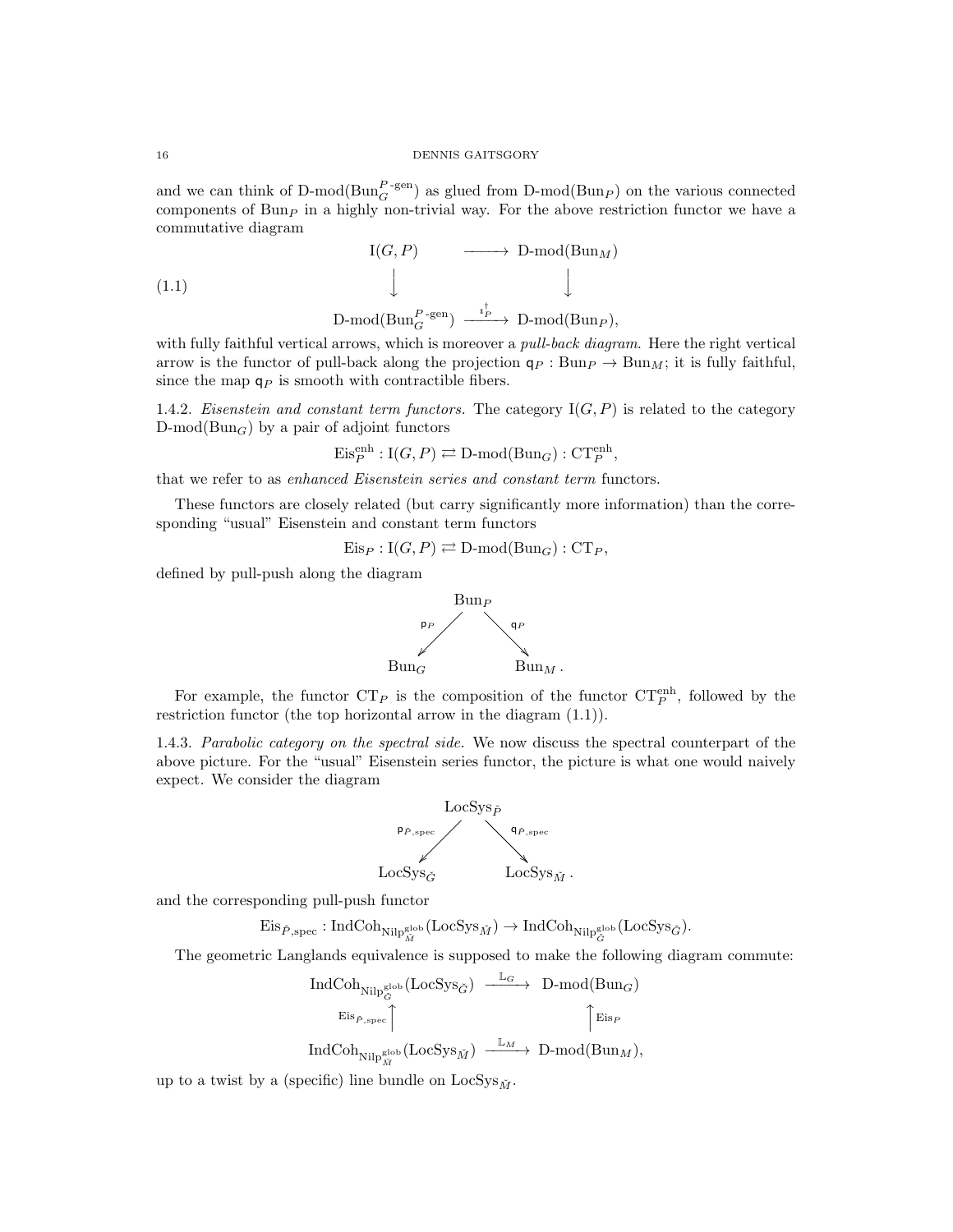and we can think of $\text{D-mod}(\text{Bun}_G^{P\text{-gen}})$ as glued from $\text{D-mod}(\text{Bun}_P)$ on the various connected components of $\text{Bun}_P$ in a highly non-trivial way. For the above restriction functor we have a commutative diagram

$$
\begin{array}{ccc}
\text{I}(G,P) & \longrightarrow & \text{D-mod}(\text{Bun}_M) \\
\downarrow & & \downarrow \\
\text{D-mod}(\text{Bun}_G^{P\text{-gen}}) & \xrightarrow{\imath_P^\dagger} & \text{D-mod}(\text{Bun}_P),
\end{array}
\tag{1.1}
$$

with fully faithful vertical arrows, which is moreover a *pull-back diagram*. Here the right vertical arrow is the functor of pull-back along the projection $\mathsf{q}_P : \text{Bun}_P \to \text{Bun}_M$; it is fully faithful, since the map $\mathsf{q}_P$ is smooth with contractible fibers.

1.4.2. *Eisenstein and constant term functors.* The category $\text{I}(G,P)$ is related to the category $\text{D-mod}(\text{Bun}_G)$ by a pair of adjoint functors

$$\text{Eis}_P^{\text{enh}} : \text{I}(G,P) \rightleftarrows \text{D-mod}(\text{Bun}_G) : \text{CT}_P^{\text{enh}},$$

that we refer to as *enhanced Eisenstein series and constant term* functors.

These functors are closely related (but carry significantly more information) than the corresponding "usual" Eisenstein and constant term functors

$$\text{Eis}_P : \text{I}(G,P) \rightleftarrows \text{D-mod}(\text{Bun}_G) : \text{CT}_P,$$

defined by pull-push along the diagram

$$
\begin{array}{ccccc}
 & & \text{Bun}_P & & \\
 & \swarrow^{\mathsf{p}_P} & & \searrow^{\mathsf{q}_P} & \\
\text{Bun}_G & & & & \text{Bun}_M\,.
\end{array}
$$

For example, the functor $\text{CT}_P$ is the composition of the functor $\text{CT}_P^{\text{enh}}$, followed by the restriction functor (the top horizontal arrow in the diagram (1.1)).

1.4.3. *Parabolic category on the spectral side.* We now discuss the spectral counterpart of the above picture. For the "usual" Eisenstein series functor, the picture is what one would naively expect. We consider the diagram

$$
\begin{array}{ccccc}
 & & \text{LocSys}_{\check{P}} & & \\
 & \swarrow^{\mathsf{p}_{\check{P},\text{spec}}} & & \searrow^{\mathsf{q}_{\check{P},\text{spec}}} & \\
\text{LocSys}_{\check{G}} & & & & \text{LocSys}_{\check{M}}\,.
\end{array}
$$

and the corresponding pull-push functor

$$\text{Eis}_{\check{P},\text{spec}} : \text{IndCoh}_{\text{Nilp}^{\text{glob}}_{\check{M}}}(\text{LocSys}_{\check{M}}) \to \text{IndCoh}_{\text{Nilp}^{\text{glob}}_{\check{G}}}(\text{LocSys}_{\check{G}}).$$

The geometric Langlands equivalence is supposed to make the following diagram commute:

$$
\begin{array}{ccc}
\text{IndCoh}_{\text{Nilp}^{\text{glob}}_{\check{G}}}(\text{LocSys}_{\check{G}}) & \xrightarrow{\mathbb{L}_G} & \text{D-mod}(\text{Bun}_G) \\
\uparrow{\scriptstyle \text{Eis}_{\check{P},\text{spec}}} & & \uparrow{\scriptstyle \text{Eis}_P} \\
\text{IndCoh}_{\text{Nilp}^{\text{glob}}_{\check{M}}}(\text{LocSys}_{\check{M}}) & \xrightarrow{\mathbb{L}_M} & \text{D-mod}(\text{Bun}_M),
\end{array}
$$

up to a twist by a (specific) line bundle on $\text{LocSys}_{\check{M}}$.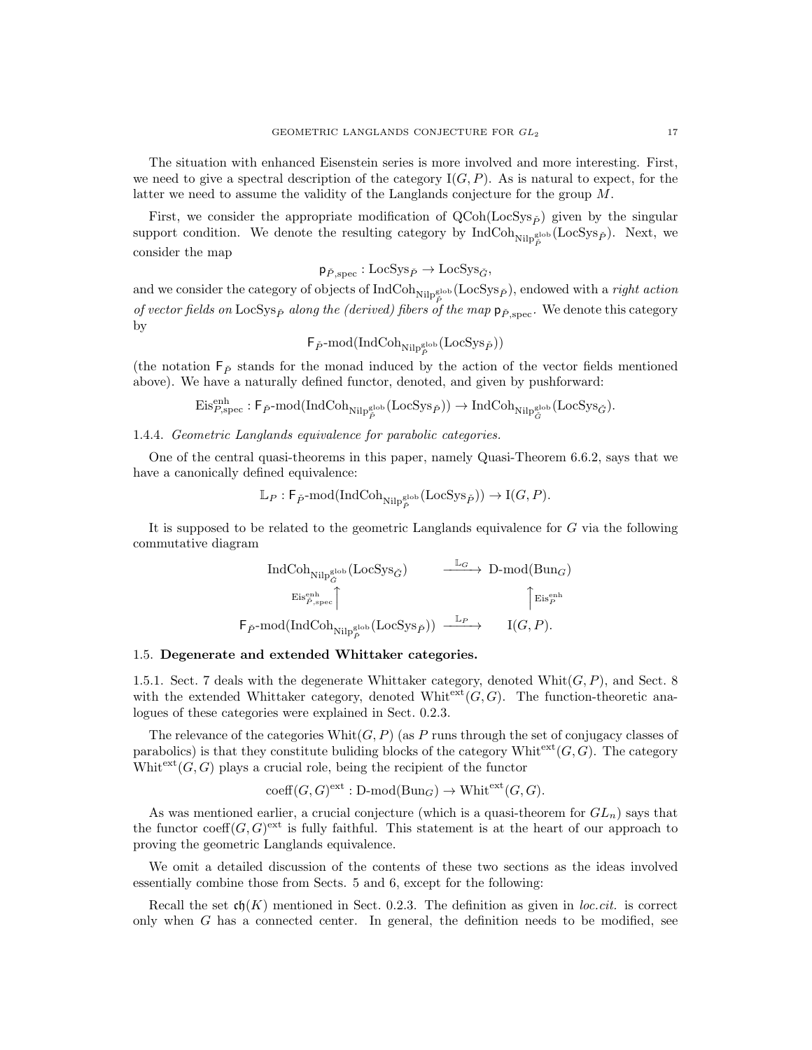The situation with enhanced Eisenstein series is more involved and more interesting. First, we need to give a spectral description of the category $\mathrm{I}(G,P)$. As is natural to expect, for the latter we need to assume the validity of the Langlands conjecture for the group $M$.

First, we consider the appropriate modification of $\mathrm{QCoh}(\mathrm{LocSys}_{\check{P}})$ given by the singular support condition. We denote the resulting category by $\mathrm{IndCoh}_{\mathrm{Nilp}^{\mathrm{glob}}_{\check{P}}}(\mathrm{LocSys}_{\check{P}})$. Next, we consider the map

$$\mathsf{p}_{\check{P},\mathrm{spec}} : \mathrm{LocSys}_{\check{P}} \to \mathrm{LocSys}_{\check{G}},$$

and we consider the category of objects of $\mathrm{IndCoh}_{\mathrm{Nilp}^{\mathrm{glob}}_{\check{P}}}(\mathrm{LocSys}_{\check{P}})$, endowed with a *right action of vector fields on* $\mathrm{LocSys}_{\check{P}}$ *along the (derived) fibers of the map* $\mathsf{p}_{\check{P},\mathrm{spec}}$. We denote this category by

$$\mathsf{F}_{\check{P}}\text{-mod}(\mathrm{IndCoh}_{\mathrm{Nilp}^{\mathrm{glob}}_{\check{P}}}(\mathrm{LocSys}_{\check{P}}))$$

(the notation $\mathsf{F}_{\check{P}}$ stands for the monad induced by the action of the vector fields mentioned above). We have a naturally defined functor, denoted, and given by pushforward:

$$\mathrm{Eis}^{\mathrm{enh}}_{\check{P},\mathrm{spec}} : \mathsf{F}_{\check{P}}\text{-mod}(\mathrm{IndCoh}_{\mathrm{Nilp}^{\mathrm{glob}}_{\check{P}}}(\mathrm{LocSys}_{\check{P}})) \to \mathrm{IndCoh}_{\mathrm{Nilp}^{\mathrm{glob}}_{\check{G}}}(\mathrm{LocSys}_{\check{G}}).$$

1.4.4. *Geometric Langlands equivalence for parabolic categories.*

One of the central quasi-theorems in this paper, namely Quasi-Theorem 6.6.2, says that we have a canonically defined equivalence:

$$\mathbb{L}_P : \mathsf{F}_{\check{P}}\text{-mod}(\mathrm{IndCoh}_{\mathrm{Nilp}^{\mathrm{glob}}_{\check{P}}}(\mathrm{LocSys}_{\check{P}})) \to \mathrm{I}(G,P).$$

It is supposed to be related to the geometric Langlands equivalence for $G$ via the following commutative diagram

$$\begin{array}{ccc}
\mathrm{IndCoh}_{\mathrm{Nilp}^{\mathrm{glob}}_{\check{G}}}(\mathrm{LocSys}_{\check{G}}) & \xrightarrow{\mathbb{L}_G} & \text{D-mod}(\mathrm{Bun}_G) \\
{\scriptstyle \mathrm{Eis}^{\mathrm{enh}}_{\check{P},\mathrm{spec}}}\uparrow & & \uparrow{\scriptstyle \mathrm{Eis}^{\mathrm{enh}}_{P}} \\
\mathsf{F}_{\check{P}}\text{-mod}(\mathrm{IndCoh}_{\mathrm{Nilp}^{\mathrm{glob}}_{\check{P}}}(\mathrm{LocSys}_{\check{P}})) & \xrightarrow{\mathbb{L}_P} & \mathrm{I}(G,P).
\end{array}$$

## 1.5. Degenerate and extended Whittaker categories.

1.5.1. Sect. 7 deals with the degenerate Whittaker category, denoted $\mathrm{Whit}(G,P)$, and Sect. 8 with the extended Whittaker category, denoted $\mathrm{Whit}^{\mathrm{ext}}(G,G)$. The function-theoretic analogues of these categories were explained in Sect. 0.2.3.

The relevance of the categories $\mathrm{Whit}(G,P)$ (as $P$ runs through the set of conjugacy classes of parabolics) is that they constitute buliding blocks of the category $\mathrm{Whit}^{\mathrm{ext}}(G,G)$. The category $\mathrm{Whit}^{\mathrm{ext}}(G,G)$ plays a crucial role, being the recipient of the functor

$$\mathrm{coeff}(G,G)^{\mathrm{ext}} : \text{D-mod}(\mathrm{Bun}_G) \to \mathrm{Whit}^{\mathrm{ext}}(G,G).$$

As was mentioned earlier, a crucial conjecture (which is a quasi-theorem for $GL_n$) says that the functor $\mathrm{coeff}(G,G)^{\mathrm{ext}}$ is fully faithful. This statement is at the heart of our approach to proving the geometric Langlands equivalence.

We omit a detailed discussion of the contents of these two sections as the ideas involved essentially combine those from Sects. 5 and 6, except for the following:

Recall the set $\mathfrak{ch}(K)$ mentioned in Sect. 0.2.3. The definition as given in *loc.cit.* is correct only when $G$ has a connected center. In general, the definition needs to be modified, see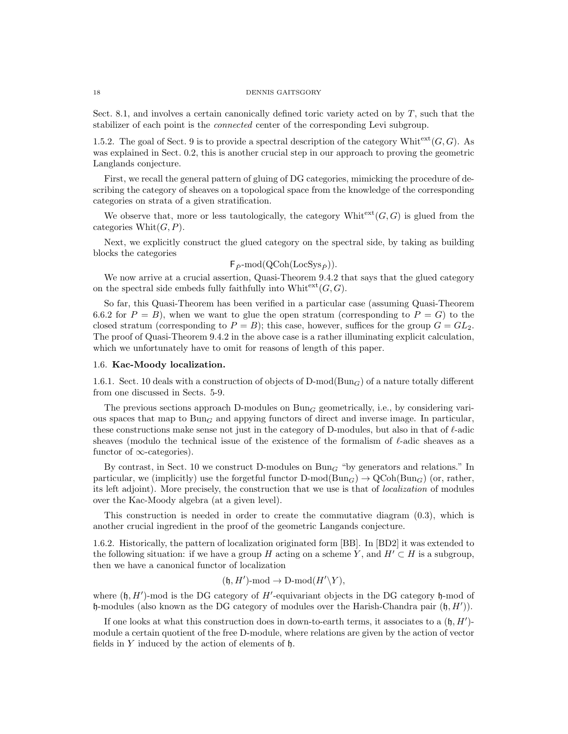Sect. 8.1, and involves a certain canonically defined toric variety acted on by $T$, such that the stabilizer of each point is the *connected* center of the corresponding Levi subgroup.

1.5.2. The goal of Sect. 9 is to provide a spectral description of the category $\text{Whit}^{\text{ext}}(G, G)$. As was explained in Sect. 0.2, this is another crucial step in our approach to proving the geometric Langlands conjecture.

First, we recall the general pattern of gluing of DG categories, mimicking the procedure of describing the category of sheaves on a topological space from the knowledge of the corresponding categories on strata of a given stratification.

We observe that, more or less tautologically, the category $\text{Whit}^{\text{ext}}(G, G)$ is glued from the categories $\text{Whit}(G, P)$.

Next, we explicitly construct the glued category on the spectral side, by taking as building blocks the categories

$$\mathsf{F}_{\check{P}}\text{-mod}(\text{QCoh}(\text{LocSys}_{\check{P}})).$$

We now arrive at a crucial assertion, Quasi-Theorem 9.4.2 that says that the glued category on the spectral side embeds fully faithfully into $\text{Whit}^{\text{ext}}(G, G)$.

So far, this Quasi-Theorem has been verified in a particular case (assuming Quasi-Theorem 6.6.2 for $P = B$), when we want to glue the open stratum (corresponding to $P = G$) to the closed stratum (corresponding to $P = B$); this case, however, suffices for the group $G = GL_2$. The proof of Quasi-Theorem 9.4.2 in the above case is a rather illuminating explicit calculation, which we unfortunately have to omit for reasons of length of this paper.

## 1.6. Kac-Moody localization.

1.6.1. Sect. 10 deals with a construction of objects of $\text{D-mod}(\text{Bun}_G)$ of a nature totally different from one discussed in Sects. 5-9.

The previous sections approach D-modules on $\text{Bun}_G$ geometrically, i.e., by considering various spaces that map to $\text{Bun}_G$ and appying functors of direct and inverse image. In particular, these constructions make sense not just in the category of D-modules, but also in that of $\ell$-adic sheaves (modulo the technical issue of the existence of the formalism of $\ell$-adic sheaves as a functor of $\infty$-categories).

By contrast, in Sect. 10 we construct D-modules on $\text{Bun}_G$ "by generators and relations." In particular, we (implicitly) use the forgetful functor $\text{D-mod}(\text{Bun}_G) \to \text{QCoh}(\text{Bun}_G)$ (or, rather, its left adjoint). More precisely, the construction that we use is that of *localization* of modules over the Kac-Moody algebra (at a given level).

This construction is needed in order to create the commutative diagram (0.3), which is another crucial ingredient in the proof of the geometric Langands conjecture.

1.6.2. Historically, the pattern of localization originated form [BB]. In [BD2] it was extended to the following situation: if we have a group $H$ acting on a scheme $Y$, and $H' \subset H$ is a subgroup, then we have a canonical functor of localization

$$(\mathfrak{h}, H')\text{-mod} \to \text{D-mod}(H' \backslash Y),$$

where $(\mathfrak{h}, H')$-mod is the DG category of $H'$-equivariant objects in the DG category $\mathfrak{h}$-mod of $\mathfrak{h}$-modules (also known as the DG category of modules over the Harish-Chandra pair $(\mathfrak{h}, H')$).

If one looks at what this construction does in down-to-earth terms, it associates to a $(\mathfrak{h}, H')$-module a certain quotient of the free D-module, where relations are given by the action of vector fields in $Y$ induced by the action of elements of $\mathfrak{h}$.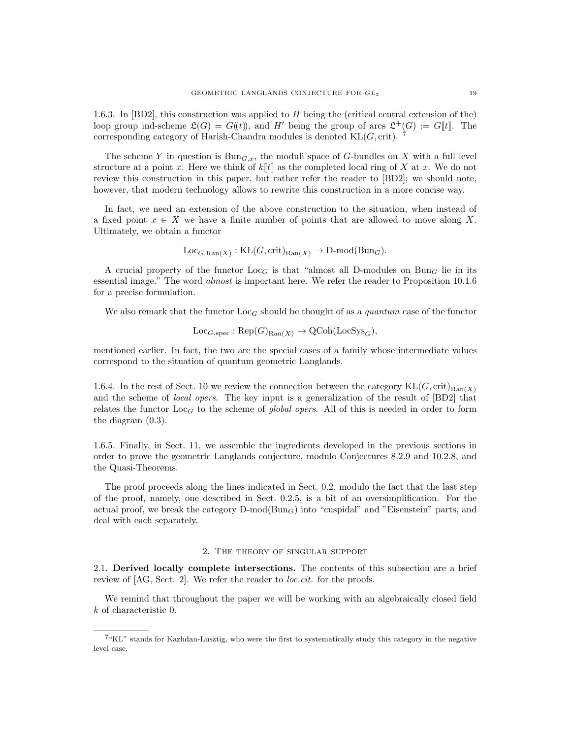1.6.3. In [BD2], this construction was applied to $H$ being the (critical central extension of the) loop group ind-scheme $\mathfrak{L}(G) = G(\!(t)\!)$, and $H'$ being the group of arcs $\mathfrak{L}^+(G) := G[\![t]\!]$. The corresponding category of Harish-Chandra modules is denoted $\mathrm{KL}(G, \mathrm{crit})$. [7]

The scheme $Y$ in question is $\mathrm{Bun}_{G,x}$, the moduli space of $G$-bundles on $X$ with a full level structure at a point $x$. Here we think of $k[\![t]\!]$ as the completed local ring of $X$ at $x$. We do not review this construction in this paper, but rather refer the reader to [BD2]; we should note, however, that modern technology allows to rewrite this construction in a more concise way.

In fact, we need an extension of the above construction to the situation, when instead of a fixed point $x \in X$ we have a finite number of points that are allowed to move along $X$. Ultimately, we obtain a functor

$$\mathrm{Loc}_{G,\mathrm{Ran}(X)} : \mathrm{KL}(G, \mathrm{crit})_{\mathrm{Ran}(X)} \to \text{D-mod}(\mathrm{Bun}_G).$$

A crucial property of the functor $\mathrm{Loc}_G$ is that "almost all D-modules on $\mathrm{Bun}_G$ lie in its essential image." The word *almost* is important here. We refer the reader to Proposition 10.1.6 for a precise formulation.

We also remark that the functor $\mathrm{Loc}_G$ should be thought of as a *quantum* case of the functor

$$\mathrm{Loc}_{G,\mathrm{spec}} : \mathrm{Rep}(G)_{\mathrm{Ran}(X)} \to \mathrm{QCoh}(\mathrm{LocSys}_G),$$

mentioned earlier. In fact, the two are the special cases of a family whose intermediate values correspond to the situation of quantum geometric Langlands.

1.6.4. In the rest of Sect. 10 we review the connection between the category $\mathrm{KL}(G, \mathrm{crit})_{\mathrm{Ran}(X)}$ and the scheme of *local opers*. The key input is a generalization of the result of [BD2] that relates the functor $\mathrm{Loc}_G$ to the scheme of *global opers*. All of this is needed in order to form the diagram (0.3).

1.6.5. Finally, in Sect. 11, we assemble the ingredients developed in the previous sections in order to prove the geometric Langlands conjecture, modulo Conjectures 8.2.9 and 10.2.8, and the Quasi-Theorems.

The proof proceeds along the lines indicated in Sect. 0.2, modulo the fact that the last step of the proof, namely, one described in Sect. 0.2.5, is a bit of an oversimplification. For the actual proof, we break the category $\text{D-mod}(\mathrm{Bun}_G)$ into "cuspidal" and "Eisenstein" parts, and deal with each separately.

## 2. The theory of singular support

2.1. **Derived locally complete intersections.** The contents of this subsection are a brief review of [AG, Sect. 2]. We refer the reader to *loc.cit.* for the proofs.

We remind that throughout the paper we will be working with an algebraically closed field $k$ of characteristic 0.

[7] "KL" stands for Kazhdan-Lusztig, who were the first to systematically study this category in the negative level case.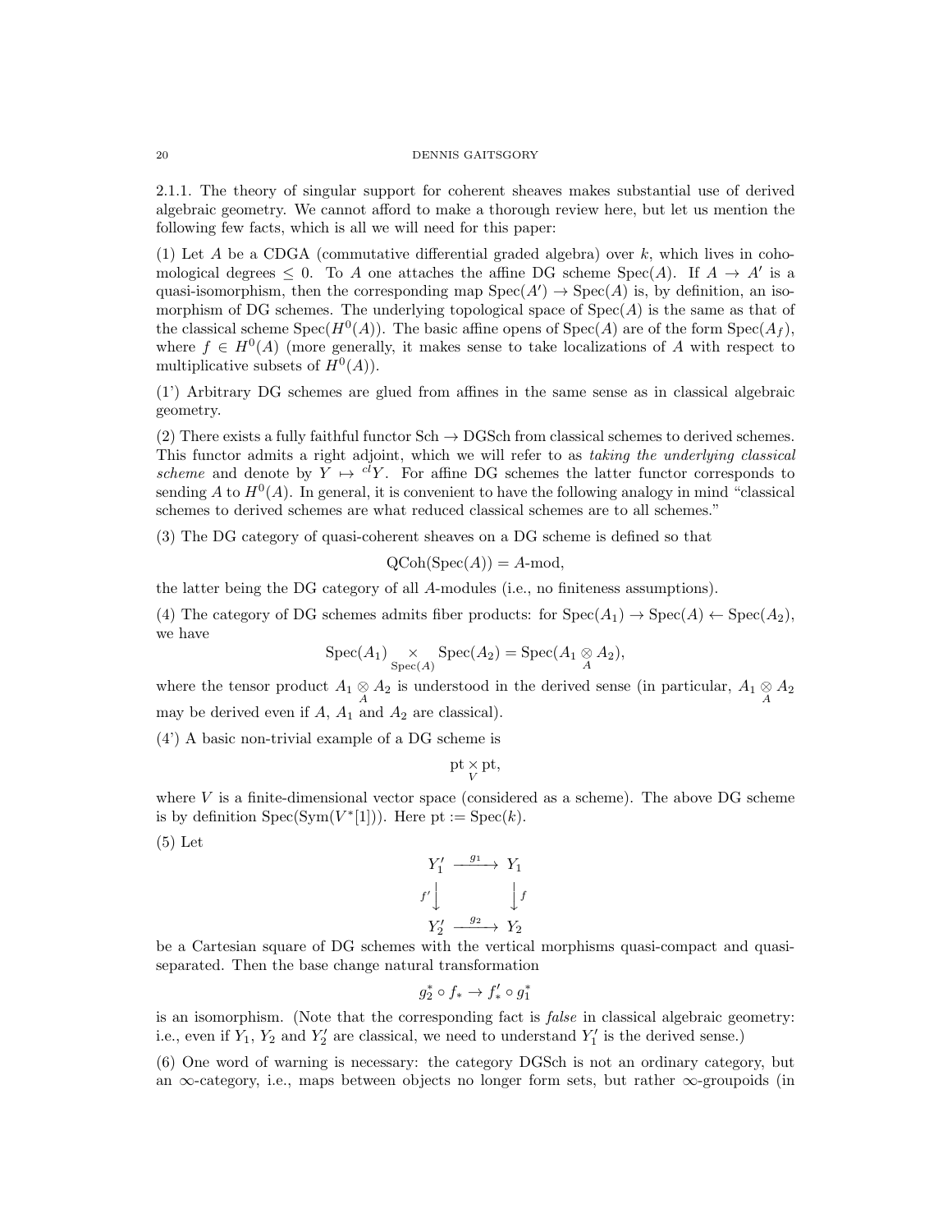2.1.1. The theory of singular support for coherent sheaves makes substantial use of derived algebraic geometry. We cannot afford to make a thorough review here, but let us mention the following few facts, which is all we will need for this paper:

(1) Let $A$ be a CDGA (commutative differential graded algebra) over $k$, which lives in cohomological degrees $\leq 0$. To $A$ one attaches the affine DG scheme $\operatorname{Spec}(A)$. If $A \to A'$ is a quasi-isomorphism, then the corresponding map $\operatorname{Spec}(A') \to \operatorname{Spec}(A)$ is, by definition, an isomorphism of DG schemes. The underlying topological space of $\operatorname{Spec}(A)$ is the same as that of the classical scheme $\operatorname{Spec}(H^0(A))$. The basic affine opens of $\operatorname{Spec}(A)$ are of the form $\operatorname{Spec}(A_f)$, where $f \in H^0(A)$ (more generally, it makes sense to take localizations of $A$ with respect to multiplicative subsets of $H^0(A)$).

(1') Arbitrary DG schemes are glued from affines in the same sense as in classical algebraic geometry.

(2) There exists a fully faithful functor $\operatorname{Sch} \to \operatorname{DGSch}$ from classical schemes to derived schemes. This functor admits a right adjoint, which we will refer to as *taking the underlying classical scheme* and denote by $Y \mapsto {}^{cl}Y$. For affine DG schemes the latter functor corresponds to sending $A$ to $H^0(A)$. In general, it is convenient to have the following analogy in mind "classical schemes to derived schemes are what reduced classical schemes are to all schemes."

(3) The DG category of quasi-coherent sheaves on a DG scheme is defined so that

$$\operatorname{QCoh}(\operatorname{Spec}(A)) = A\text{-mod},$$

the latter being the DG category of all $A$-modules (i.e., no finiteness assumptions).

(4) The category of DG schemes admits fiber products: for $\operatorname{Spec}(A_1) \to \operatorname{Spec}(A) \leftarrow \operatorname{Spec}(A_2)$, we have

$$\operatorname{Spec}(A_1) \underset{\operatorname{Spec}(A)}{\times} \operatorname{Spec}(A_2) = \operatorname{Spec}(A_1 \underset{A}{\otimes} A_2),$$

where the tensor product $A_1 \underset{A}{\otimes} A_2$ is understood in the derived sense (in particular, $A_1 \underset{A}{\otimes} A_2$ may be derived even if $A$, $A_1$ and $A_2$ are classical).

(4') A basic non-trivial example of a DG scheme is

$$\operatorname{pt} \underset{V}{\times} \operatorname{pt},$$

where $V$ is a finite-dimensional vector space (considered as a scheme). The above DG scheme is by definition $\operatorname{Spec}(\operatorname{Sym}(V^*[1]))$. Here $\operatorname{pt} := \operatorname{Spec}(k)$.

(5) Let

$$\begin{array}{ccc} Y_1' & \xrightarrow{g_1} & Y_1 \\ {\scriptstyle f'}\downarrow & & \downarrow{\scriptstyle f} \\ Y_2' & \xrightarrow{g_2} & Y_2 \end{array}$$

be a Cartesian square of DG schemes with the vertical morphisms quasi-compact and quasi-separated. Then the base change natural transformation

$$g_2^* \circ f_* \to f'_* \circ g_1^*$$

is an isomorphism. (Note that the corresponding fact is *false* in classical algebraic geometry: i.e., even if $Y_1$, $Y_2$ and $Y_2'$ are classical, we need to understand $Y_1'$ is the derived sense.)

(6) One word of warning is necessary: the category DGSch is not an ordinary category, but an $\infty$-category, i.e., maps between objects no longer form sets, but rather $\infty$-groupoids (in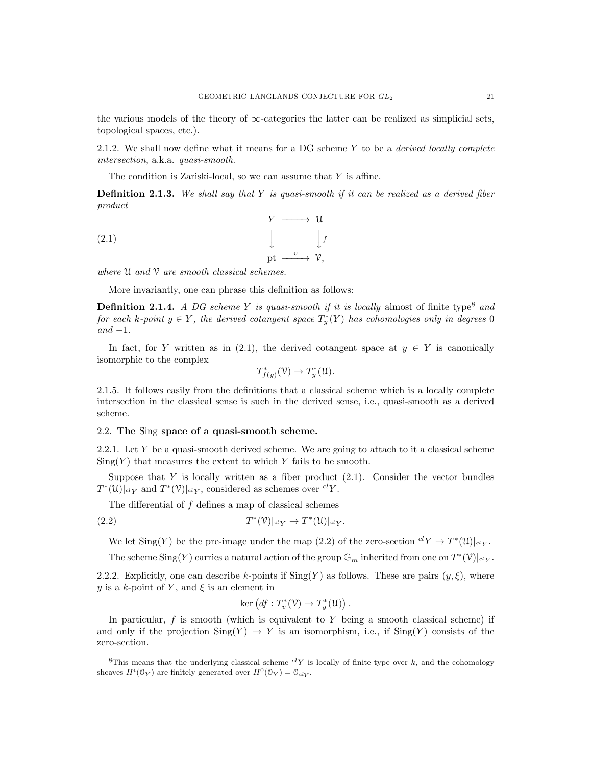the various models of the theory of $\infty$-categories the latter can be realized as simplicial sets, topological spaces, etc.).

2.1.2. We shall now define what it means for a DG scheme $Y$ to be a *derived locally complete intersection*, a.k.a. *quasi-smooth*.

The condition is Zariski-local, so we can assume that $Y$ is affine.

**Definition 2.1.3.** *We shall say that $Y$ is quasi-smooth if it can be realized as a derived fiber product*

$$\begin{array}{ccc} Y & \longrightarrow & \mathcal{U} \\ \downarrow & & \downarrow f \\ \mathrm{pt} & \xrightarrow{v} & \mathcal{V}, \end{array} \tag{2.1}$$

*where $\mathcal{U}$ and $\mathcal{V}$ are smooth classical schemes.*

More invariantly, one can phrase this definition as follows:

**Definition 2.1.4.** *A DG scheme $Y$ is quasi-smooth if it is locally* almost of finite type[8] *and for each $k$-point $y \in Y$, the derived cotangent space $T^*_y(Y)$ has cohomologies only in degrees $0$ and $-1$.*

In fact, for $Y$ written as in (2.1), the derived cotangent space at $y \in Y$ is canonically isomorphic to the complex

$$T^*_{f(y)}(\mathcal{V}) \to T^*_y(\mathcal{U}).$$

2.1.5. It follows easily from the definitions that a classical scheme which is a locally complete intersection in the classical sense is such in the derived sense, i.e., quasi-smooth as a derived scheme.

## 2.2. The Sing space of a quasi-smooth scheme.

2.2.1. Let $Y$ be a quasi-smooth derived scheme. We are going to attach to it a classical scheme $\mathrm{Sing}(Y)$ that measures the extent to which $Y$ fails to be smooth.

Suppose that $Y$ is locally written as a fiber product (2.1). Consider the vector bundles $T^*(\mathcal{U})|_{^{cl}Y}$ and $T^*(\mathcal{V})|_{^{cl}Y}$, considered as schemes over $^{cl}Y$.

The differential of $f$ defines a map of classical schemes

$$T^*(\mathcal{V})|_{^{cl}Y} \to T^*(\mathcal{U})|_{^{cl}Y}. \tag{2.2}$$

We let $\mathrm{Sing}(Y)$ be the pre-image under the map (2.2) of the zero-section $^{cl}Y \to T^*(\mathcal{U})|_{^{cl}Y}$.

The scheme $\mathrm{Sing}(Y)$ carries a natural action of the group $\mathbb{G}_m$ inherited from one on $T^*(\mathcal{V})|_{^{cl}Y}$.

2.2.2. Explicitly, one can describe $k$-points if $\mathrm{Sing}(Y)$ as follows. These are pairs $(y, \xi)$, where $y$ is a $k$-point of $Y$, and $\xi$ is an element in

$$\ker\left(df : T^*_v(\mathcal{V}) \to T^*_y(\mathcal{U})\right).$$

In particular, $f$ is smooth (which is equivalent to $Y$ being a smooth classical scheme) if and only if the projection $\mathrm{Sing}(Y) \to Y$ is an isomorphism, i.e., if $\mathrm{Sing}(Y)$ consists of the zero-section.

[8] This means that the underlying classical scheme $^{cl}Y$ is locally of finite type over $k$, and the cohomology sheaves $H^i(\mathcal{O}_Y)$ are finitely generated over $H^0(\mathcal{O}_Y) = \mathcal{O}_{^{cl}Y}$.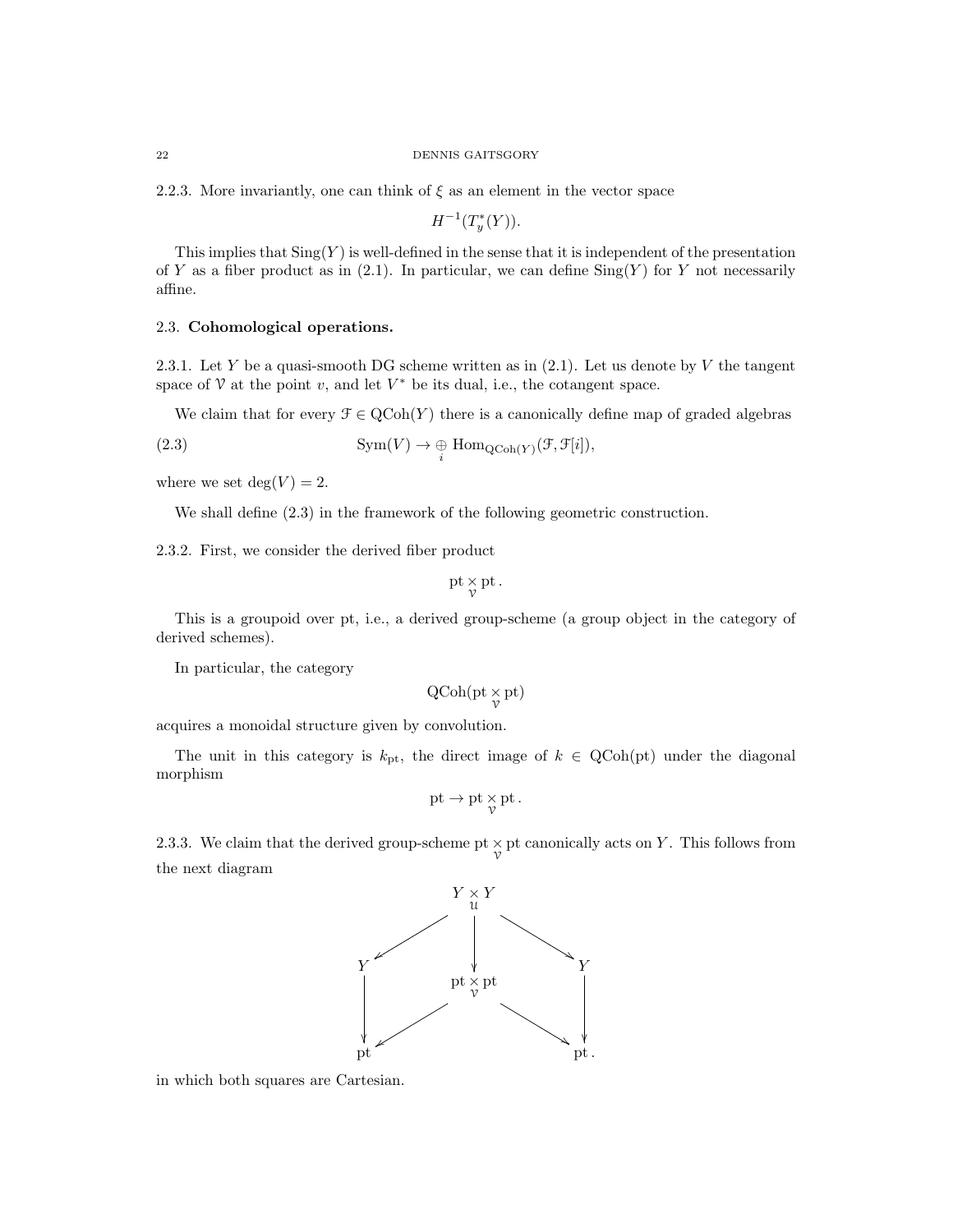2.2.3. More invariantly, one can think of $\xi$ as an element in the vector space

$$H^{-1}(T^*_y(Y)).$$

This implies that $\operatorname{Sing}(Y)$ is well-defined in the sense that it is independent of the presentation of $Y$ as a fiber product as in (2.1). In particular, we can define $\operatorname{Sing}(Y)$ for $Y$ not necessarily affine.

## 2.3. **Cohomological operations.**

2.3.1. Let $Y$ be a quasi-smooth DG scheme written as in (2.1). Let us denote by $V$ the tangent space of $\mathcal{V}$ at the point $v$, and let $V^*$ be its dual, i.e., the cotangent space.

We claim that for every $\mathcal{F} \in \operatorname{QCoh}(Y)$ there is a canonically define map of graded algebras

$$\operatorname{Sym}(V) \to \underset{i}{\oplus} \operatorname{Hom}_{\operatorname{QCoh}(Y)}(\mathcal{F}, \mathcal{F}[i]), \tag{2.3}$$

where we set $\deg(V) = 2$.

We shall define (2.3) in the framework of the following geometric construction.

2.3.2. First, we consider the derived fiber product

$$\operatorname{pt} \underset{\mathcal{V}}{\times} \operatorname{pt}.$$

This is a groupoid over pt, i.e., a derived group-scheme (a group object in the category of derived schemes).

In particular, the category

$$\operatorname{QCoh}(\operatorname{pt} \underset{\mathcal{V}}{\times} \operatorname{pt})$$

acquires a monoidal structure given by convolution.

The unit in this category is $k_{\operatorname{pt}}$, the direct image of $k \in \operatorname{QCoh}(\operatorname{pt})$ under the diagonal morphism

$$\operatorname{pt} \to \operatorname{pt} \underset{\mathcal{V}}{\times} \operatorname{pt}.$$

2.3.3. We claim that the derived group-scheme $\operatorname{pt} \underset{\mathcal{V}}{\times} \operatorname{pt}$ canonically acts on $Y$. This follows from the next diagram

$$\begin{array}{ccccc} & & Y \underset{\mathcal{U}}{\times} Y & & \\ & \swarrow & \downarrow & \searrow & \\ Y & & \operatorname{pt} \underset{\mathcal{V}}{\times} \operatorname{pt} & & Y \\ \downarrow & \swarrow & & \searrow & \downarrow \\ \operatorname{pt} & & & & \operatorname{pt}. \end{array}$$

in which both squares are Cartesian.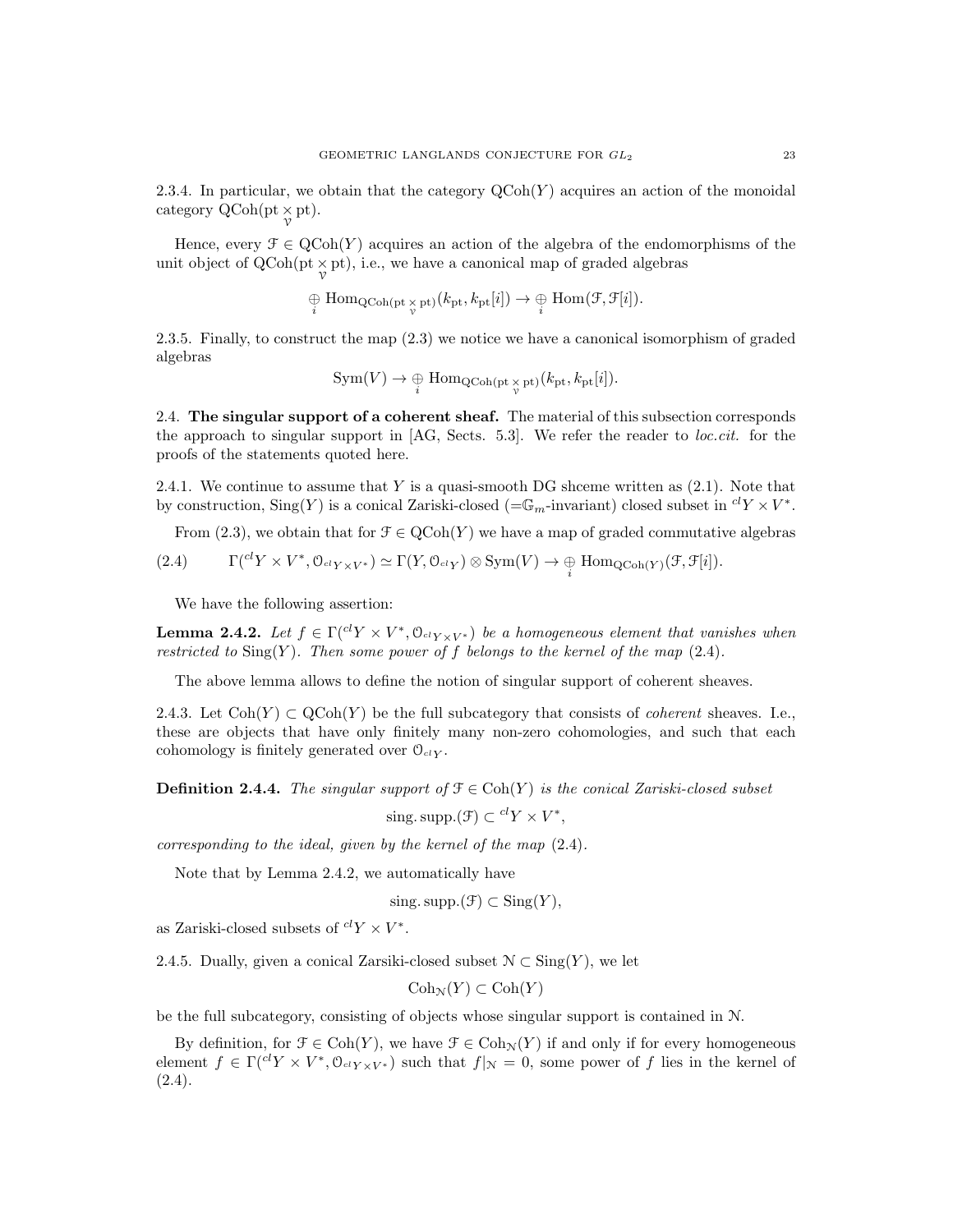2.3.4. In particular, we obtain that the category $\mathrm{QCoh}(Y)$ acquires an action of the monoidal category $\mathrm{QCoh}(\mathrm{pt} \underset{\mathcal{V}}{\times} \mathrm{pt})$.

Hence, every $\mathcal{F} \in \mathrm{QCoh}(Y)$ acquires an action of the algebra of the endomorphisms of the unit object of $\mathrm{QCoh}(\mathrm{pt} \underset{\mathcal{V}}{\times} \mathrm{pt})$, i.e., we have a canonical map of graded algebras

$$\underset{i}{\oplus} \mathrm{Hom}_{\mathrm{QCoh}(\mathrm{pt} \underset{\mathcal{V}}{\times} \mathrm{pt})}(k_{\mathrm{pt}}, k_{\mathrm{pt}}[i]) \to \underset{i}{\oplus} \mathrm{Hom}(\mathcal{F}, \mathcal{F}[i]).$$

2.3.5. Finally, to construct the map (2.3) we notice we have a canonical isomorphism of graded algebras

$$\mathrm{Sym}(V) \to \underset{i}{\oplus} \mathrm{Hom}_{\mathrm{QCoh}(\mathrm{pt} \underset{\mathcal{V}}{\times} \mathrm{pt})}(k_{\mathrm{pt}}, k_{\mathrm{pt}}[i]).$$

## 2.4. The singular support of a coherent sheaf.

The material of this subsection corresponds the approach to singular support in [AG, Sects. 5.3]. We refer the reader to *loc.cit.* for the proofs of the statements quoted here.

2.4.1. We continue to assume that $Y$ is a quasi-smooth DG shceme written as (2.1). Note that by construction, $\mathrm{Sing}(Y)$ is a conical Zariski-closed ($=\mathbb{G}_m$-invariant) closed subset in ${}^{cl}Y \times V^*$.

From (2.3), we obtain that for $\mathcal{F} \in \mathrm{QCoh}(Y)$ we have a map of graded commutative algebras

$$(2.4) \qquad \Gamma({}^{cl}Y \times V^*, \mathcal{O}_{{}^{cl}Y \times V^*}) \simeq \Gamma(Y, \mathcal{O}_{{}^{cl}Y}) \otimes \mathrm{Sym}(V) \to \underset{i}{\oplus} \mathrm{Hom}_{\mathrm{QCoh}(Y)}(\mathcal{F}, \mathcal{F}[i]).$$

We have the following assertion:

**Lemma 2.4.2.** *Let $f \in \Gamma({}^{cl}Y \times V^*, \mathcal{O}_{{}^{cl}Y \times V^*})$ be a homogeneous element that vanishes when restricted to $\mathrm{Sing}(Y)$. Then some power of $f$ belongs to the kernel of the map (2.4).*

The above lemma allows to define the notion of singular support of coherent sheaves.

2.4.3. Let $\mathrm{Coh}(Y) \subset \mathrm{QCoh}(Y)$ be the full subcategory that consists of *coherent* sheaves. I.e., these are objects that have only finitely many non-zero cohomologies, and such that each cohomology is finitely generated over $\mathcal{O}_{{}^{cl}Y}$.

**Definition 2.4.4.** *The singular support of $\mathcal{F} \in \mathrm{Coh}(Y)$ is the conical Zariski-closed subset*

$$\mathrm{sing.supp.}(\mathcal{F}) \subset {}^{cl}Y \times V^*,$$

*corresponding to the ideal, given by the kernel of the map (2.4).*

Note that by Lemma 2.4.2, we automatically have

$$\mathrm{sing.supp.}(\mathcal{F}) \subset \mathrm{Sing}(Y),$$

as Zariski-closed subsets of ${}^{cl}Y \times V^*$.

2.4.5. Dually, given a conical Zarsiki-closed subset $\mathcal{N} \subset \mathrm{Sing}(Y)$, we let

$$\mathrm{Coh}_{\mathcal{N}}(Y) \subset \mathrm{Coh}(Y)$$

be the full subcategory, consisting of objects whose singular support is contained in $\mathcal{N}$.

By definition, for $\mathcal{F} \in \mathrm{Coh}(Y)$, we have $\mathcal{F} \in \mathrm{Coh}_{\mathcal{N}}(Y)$ if and only if for every homogeneous element $f \in \Gamma({}^{cl}Y \times V^*, \mathcal{O}_{{}^{cl}Y \times V^*})$ such that $f|_{\mathcal{N}} = 0$, some power of $f$ lies in the kernel of (2.4).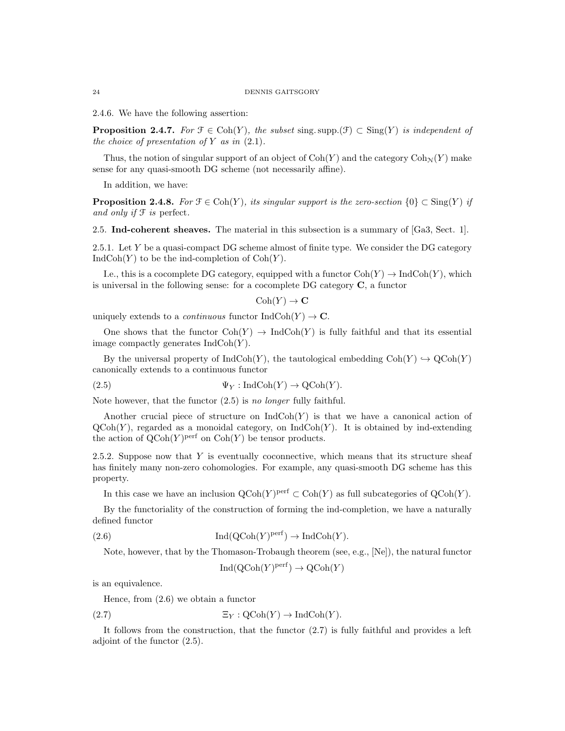2.4.6. We have the following assertion:

**Proposition 2.4.7.** *For $\mathcal{F} \in \operatorname{Coh}(Y)$, the subset* $\operatorname{sing.supp.}(\mathcal{F}) \subset \operatorname{Sing}(Y)$ *is independent of the choice of presentation of $Y$ as in* (2.1)*.*

Thus, the notion of singular support of an object of $\operatorname{Coh}(Y)$ and the category $\operatorname{Coh}_{\mathcal{N}}(Y)$ make sense for any quasi-smooth DG scheme (not necessarily affine).

In addition, we have:

**Proposition 2.4.8.** *For $\mathcal{F} \in \operatorname{Coh}(Y)$, its singular support is the zero-section $\{0\} \subset \operatorname{Sing}(Y)$ if and only if $\mathcal{F}$ is* perfect*.*

## 2.5. Ind-coherent sheaves.

The material in this subsection is a summary of [Ga3, Sect. 1].

2.5.1. Let $Y$ be a quasi-compact DG scheme almost of finite type. We consider the DG category $\operatorname{IndCoh}(Y)$ to be the ind-completion of $\operatorname{Coh}(Y)$.

I.e., this is a cocomplete DG category, equipped with a functor $\operatorname{Coh}(Y) \to \operatorname{IndCoh}(Y)$, which is universal in the following sense: for a cocomplete DG category $\mathbf{C}$, a functor

$$\operatorname{Coh}(Y) \to \mathbf{C}$$

uniquely extends to a *continuous* functor $\operatorname{IndCoh}(Y) \to \mathbf{C}$.

One shows that the functor $\operatorname{Coh}(Y) \to \operatorname{IndCoh}(Y)$ is fully faithful and that its essential image compactly generates $\operatorname{IndCoh}(Y)$.

By the universal property of $\operatorname{IndCoh}(Y)$, the tautological embedding $\operatorname{Coh}(Y) \hookrightarrow \operatorname{QCoh}(Y)$ canonically extends to a continuous functor

$$\Psi_Y : \operatorname{IndCoh}(Y) \to \operatorname{QCoh}(Y). \tag{2.5}$$

Note however, that the functor (2.5) is *no longer* fully faithful.

Another crucial piece of structure on $\operatorname{IndCoh}(Y)$ is that we have a canonical action of $\operatorname{QCoh}(Y)$, regarded as a monoidal category, on $\operatorname{IndCoh}(Y)$. It is obtained by ind-extending the action of $\operatorname{QCoh}(Y)^{\mathrm{perf}}$ on $\operatorname{Coh}(Y)$ be tensor products.

2.5.2. Suppose now that $Y$ is eventually coconnective, which means that its structure sheaf has finitely many non-zero cohomologies. For example, any quasi-smooth DG scheme has this property.

In this case we have an inclusion $\operatorname{QCoh}(Y)^{\mathrm{perf}} \subset \operatorname{Coh}(Y)$ as full subcategories of $\operatorname{QCoh}(Y)$.

By the functoriality of the construction of forming the ind-completion, we have a naturally defined functor

$$\operatorname{Ind}(\operatorname{QCoh}(Y)^{\mathrm{perf}}) \to \operatorname{IndCoh}(Y). \tag{2.6}$$

Note, however, that by the Thomason-Trobaugh theorem (see, e.g., [Ne]), the natural functor

$$\operatorname{Ind}(\operatorname{QCoh}(Y)^{\mathrm{perf}}) \to \operatorname{QCoh}(Y)$$

is an equivalence.

Hence, from (2.6) we obtain a functor

$$\Xi_Y : \operatorname{QCoh}(Y) \to \operatorname{IndCoh}(Y). \tag{2.7}$$

It follows from the construction, that the functor (2.7) is fully faithful and provides a left adjoint of the functor (2.5).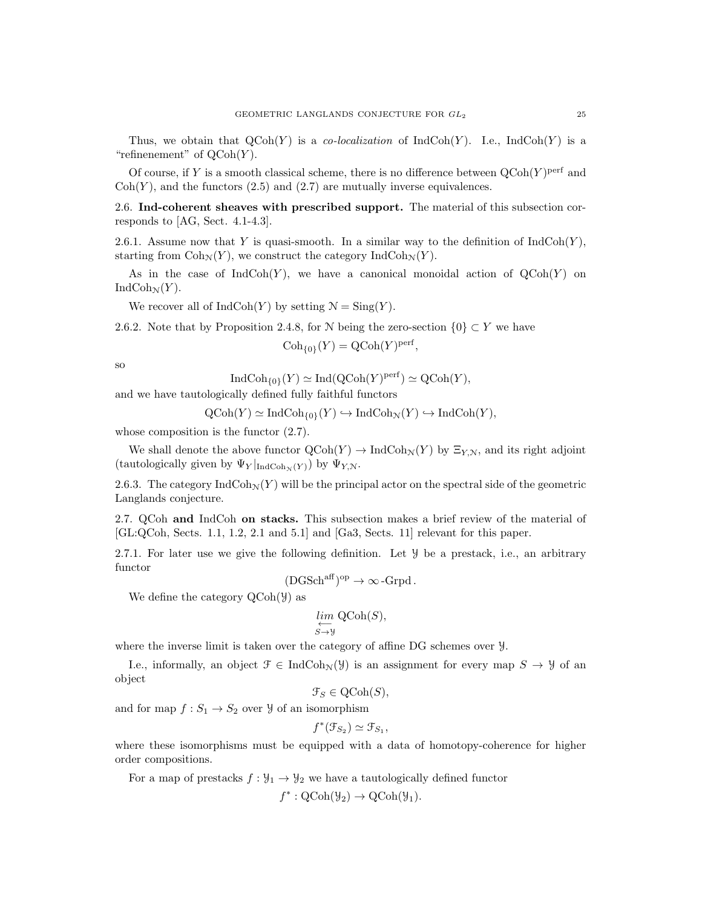Thus, we obtain that $\text{QCoh}(Y)$ is a *co-localization* of $\text{IndCoh}(Y)$. I.e., $\text{IndCoh}(Y)$ is a "refinenement" of $\text{QCoh}(Y)$.

Of course, if $Y$ is a smooth classical scheme, there is no difference between $\text{QCoh}(Y)^{\text{perf}}$ and $\text{Coh}(Y)$, and the functors (2.5) and (2.7) are mutually inverse equivalences.

2.6. **Ind-coherent sheaves with prescribed support.** The material of this subsection corresponds to [AG, Sect. 4.1-4.3].

2.6.1. Assume now that $Y$ is quasi-smooth. In a similar way to the definition of $\text{IndCoh}(Y)$, starting from $\text{Coh}_{\mathcal{N}}(Y)$, we construct the category $\text{IndCoh}_{\mathcal{N}}(Y)$.

As in the case of $\text{IndCoh}(Y)$, we have a canonical monoidal action of $\text{QCoh}(Y)$ on $\text{IndCoh}_{\mathcal{N}}(Y)$.

We recover all of $\text{IndCoh}(Y)$ by setting $\mathcal{N} = \text{Sing}(Y)$.

2.6.2. Note that by Proposition 2.4.8, for $\mathcal{N}$ being the zero-section $\{0\} \subset Y$ we have

$$\text{Coh}_{\{0\}}(Y) = \text{QCoh}(Y)^{\text{perf}},$$

so

$$\text{IndCoh}_{\{0\}}(Y) \simeq \text{Ind}(\text{QCoh}(Y)^{\text{perf}}) \simeq \text{QCoh}(Y),$$

and we have tautologically defined fully faithful functors

$$\text{QCoh}(Y) \simeq \text{IndCoh}_{\{0\}}(Y) \hookrightarrow \text{IndCoh}_{\mathcal{N}}(Y) \hookrightarrow \text{IndCoh}(Y),$$

whose composition is the functor (2.7).

We shall denote the above functor $\text{QCoh}(Y) \to \text{IndCoh}_{\mathcal{N}}(Y)$ by $\Xi_{Y,\mathcal{N}}$, and its right adjoint (tautologically given by $\Psi_Y|_{\text{IndCoh}_{\mathcal{N}}(Y)}$) by $\Psi_{Y,\mathcal{N}}$.

2.6.3. The category $\text{IndCoh}_{\mathcal{N}}(Y)$ will be the principal actor on the spectral side of the geometric Langlands conjecture.

2.7. QCoh **and** IndCoh **on stacks.** This subsection makes a brief review of the material of [GL:QCoh, Sects. 1.1, 1.2, 2.1 and 5.1] and [Ga3, Sects. 11] relevant for this paper.

2.7.1. For later use we give the following definition. Let $\mathcal{Y}$ be a prestack, i.e., an arbitrary functor

$$(\text{DGSch}^{\text{aff}})^{\text{op}} \to \infty\text{-Grpd}.$$

We define the category $\text{QCoh}(\mathcal{Y})$ as

$$\underset{S \to \mathcal{Y}}{\underleftarrow{lim}}\, \text{QCoh}(S),$$

where the inverse limit is taken over the category of affine DG schemes over $\mathcal{Y}$.

I.e., informally, an object $\mathcal{F} \in \text{IndCoh}_{\mathcal{N}}(\mathcal{Y})$ is an assignment for every map $S \to \mathcal{Y}$ of an object

$$\mathcal{F}_S \in \text{QCoh}(S),$$

and for map $f : S_1 \to S_2$ over $\mathcal{Y}$ of an isomorphism

$$f^*(\mathcal{F}_{S_2}) \simeq \mathcal{F}_{S_1},$$

where these isomorphisms must be equipped with a data of homotopy-coherence for higher order compositions.

For a map of prestacks $f : \mathcal{Y}_1 \to \mathcal{Y}_2$ we have a tautologically defined functor

$$f^* : \text{QCoh}(\mathcal{Y}_2) \to \text{QCoh}(\mathcal{Y}_1).$$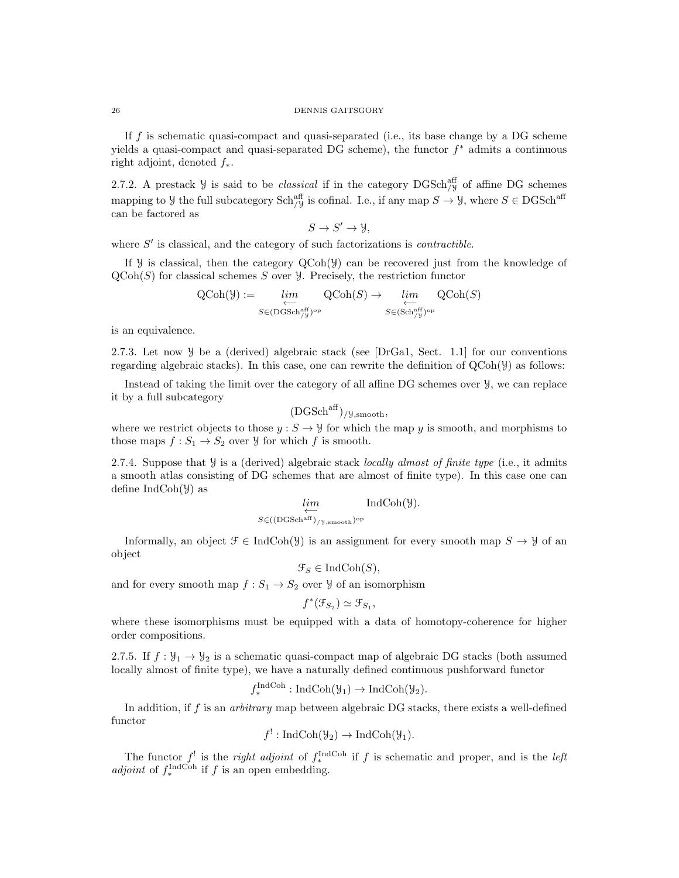If $f$ is schematic quasi-compact and quasi-separated (i.e., its base change by a DG scheme yields a quasi-compact and quasi-separated DG scheme), the functor $f^*$ admits a continuous right adjoint, denoted $f_*$.

2.7.2. A prestack $\mathcal{Y}$ is said to be *classical* if in the category $\mathrm{DGSch}^{\mathrm{aff}}_{/\mathcal{Y}}$ of affine DG schemes mapping to $\mathcal{Y}$ the full subcategory $\mathrm{Sch}^{\mathrm{aff}}_{/\mathcal{Y}}$ is cofinal. I.e., if any map $S \to \mathcal{Y}$, where $S \in \mathrm{DGSch}^{\mathrm{aff}}$ can be factored as

$$S \to S' \to \mathcal{Y},$$

where $S'$ is classical, and the category of such factorizations is *contractible*.

If $\mathcal{Y}$ is classical, then the category $\mathrm{QCoh}(\mathcal{Y})$ can be recovered just from the knowledge of $\mathrm{QCoh}(S)$ for classical schemes $S$ over $\mathcal{Y}$. Precisely, the restriction functor

$$\mathrm{QCoh}(\mathcal{Y}) := \underset{S \in (\mathrm{DGSch}^{\mathrm{aff}}_{/\mathcal{Y}})^{\mathrm{op}}}{\underleftarrow{lim}} \mathrm{QCoh}(S) \to \underset{S \in (\mathrm{Sch}^{\mathrm{aff}}_{/\mathcal{Y}})^{\mathrm{op}}}{\underleftarrow{lim}} \mathrm{QCoh}(S)$$

is an equivalence.

2.7.3. Let now $\mathcal{Y}$ be a (derived) algebraic stack (see [DrGa1, Sect. 1.1] for our conventions regarding algebraic stacks). In this case, one can rewrite the definition of $\mathrm{QCoh}(\mathcal{Y})$ as follows:

Instead of taking the limit over the category of all affine DG schemes over $\mathcal{Y}$, we can replace it by a full subcategory

$$(\mathrm{DGSch}^{\mathrm{aff}})_{/\mathcal{Y},\mathrm{smooth}},$$

where we restrict objects to those $y : S \to \mathcal{Y}$ for which the map $y$ is smooth, and morphisms to those maps $f : S_1 \to S_2$ over $\mathcal{Y}$ for which $f$ is smooth.

2.7.4. Suppose that $\mathcal{Y}$ is a (derived) algebraic stack *locally almost of finite type* (i.e., it admits a smooth atlas consisting of DG schemes that are almost of finite type). In this case one can define $\mathrm{IndCoh}(\mathcal{Y})$ as

$$\underset{S \in ((\mathrm{DGSch}^{\mathrm{aff}})_{/\mathcal{Y},\mathrm{smooth}})^{\mathrm{op}}}{\underleftarrow{lim}} \mathrm{IndCoh}(\mathcal{Y}).$$

Informally, an object $\mathcal{F} \in \mathrm{IndCoh}(\mathcal{Y})$ is an assignment for every smooth map $S \to \mathcal{Y}$ of an object

$$\mathcal{F}_S \in \mathrm{IndCoh}(S),$$

and for every smooth map $f : S_1 \to S_2$ over $\mathcal{Y}$ of an isomorphism

$$f^*(\mathcal{F}_{S_2}) \simeq \mathcal{F}_{S_1},$$

where these isomorphisms must be equipped with a data of homotopy-coherence for higher order compositions.

2.7.5. If $f : \mathcal{Y}_1 \to \mathcal{Y}_2$ is a schematic quasi-compact map of algebraic DG stacks (both assumed locally almost of finite type), we have a naturally defined continuous pushforward functor

$$f_*^{\mathrm{IndCoh}} : \mathrm{IndCoh}(\mathcal{Y}_1) \to \mathrm{IndCoh}(\mathcal{Y}_2).$$

In addition, if $f$ is an *arbitrary* map between algebraic DG stacks, there exists a well-defined functor

$$f^! : \mathrm{IndCoh}(\mathcal{Y}_2) \to \mathrm{IndCoh}(\mathcal{Y}_1).$$

The functor $f^!$ is the *right adjoint* of $f_*^{\mathrm{IndCoh}}$ if $f$ is schematic and proper, and is the *left adjoint* of $f_*^{\mathrm{IndCoh}}$ if $f$ is an open embedding.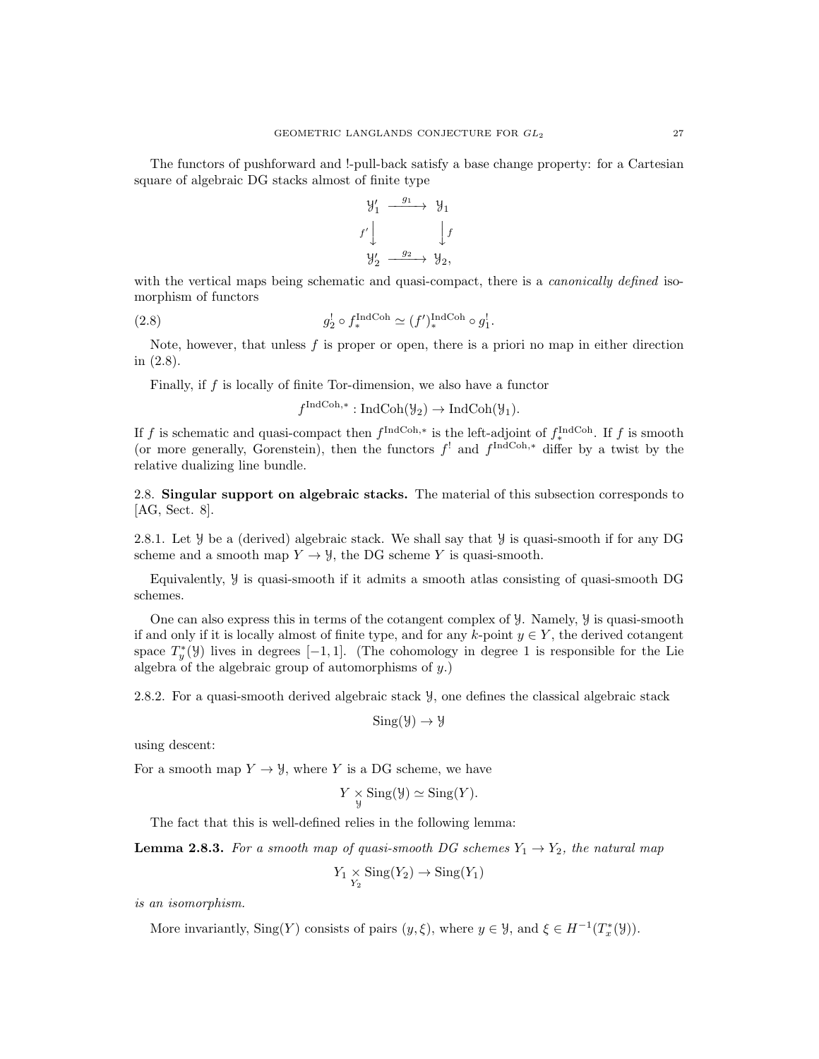The functors of pushforward and !-pull-back satisfy a base change property: for a Cartesian square of algebraic DG stacks almost of finite type

$$
\begin{array}{ccc}
\mathcal{Y}_1' & \xrightarrow{g_1} & \mathcal{Y}_1 \\
{\scriptstyle f'}\downarrow & & \downarrow{\scriptstyle f} \\
\mathcal{Y}_2' & \xrightarrow{g_2} & \mathcal{Y}_2,
\end{array}
$$

with the vertical maps being schematic and quasi-compact, there is a *canonically defined* isomorphism of functors

$$
g_2^! \circ f_*^{\mathrm{IndCoh}} \simeq (f')_*^{\mathrm{IndCoh}} \circ g_1^!. \tag{2.8}
$$

Note, however, that unless $f$ is proper or open, there is a priori no map in either direction in (2.8).

Finally, if $f$ is locally of finite Tor-dimension, we also have a functor

$$
f^{\mathrm{IndCoh},*} : \mathrm{IndCoh}(\mathcal{Y}_2) \to \mathrm{IndCoh}(\mathcal{Y}_1).
$$

If $f$ is schematic and quasi-compact then $f^{\mathrm{IndCoh},*}$ is the left-adjoint of $f_*^{\mathrm{IndCoh}}$. If $f$ is smooth (or more generally, Gorenstein), then the functors $f^!$ and $f^{\mathrm{IndCoh},*}$ differ by a twist by the relative dualizing line bundle.

2.8. **Singular support on algebraic stacks.** The material of this subsection corresponds to [AG, Sect. 8].

2.8.1. Let $\mathcal{Y}$ be a (derived) algebraic stack. We shall say that $\mathcal{Y}$ is quasi-smooth if for any DG scheme and a smooth map $Y \to \mathcal{Y}$, the DG scheme $Y$ is quasi-smooth.

Equivalently, $\mathcal{Y}$ is quasi-smooth if it admits a smooth atlas consisting of quasi-smooth DG schemes.

One can also express this in terms of the cotangent complex of $\mathcal{Y}$. Namely, $\mathcal{Y}$ is quasi-smooth if and only if it is locally almost of finite type, and for any $k$-point $y \in Y$, the derived cotangent space $T_y^*(\mathcal{Y})$ lives in degrees $[-1,1]$. (The cohomology in degree 1 is responsible for the Lie algebra of the algebraic group of automorphisms of $y$.)

2.8.2. For a quasi-smooth derived algebraic stack $\mathcal{Y}$, one defines the classical algebraic stack

$$
\mathrm{Sing}(\mathcal{Y}) \to \mathcal{Y}
$$

using descent:

For a smooth map $Y \to \mathcal{Y}$, where $Y$ is a DG scheme, we have

$$
Y \underset{\mathcal{Y}}{\times} \mathrm{Sing}(\mathcal{Y}) \simeq \mathrm{Sing}(Y).
$$

The fact that this is well-defined relies in the following lemma:

**Lemma 2.8.3.** *For a smooth map of quasi-smooth DG schemes $Y_1 \to Y_2$, the natural map*

$$
Y_1 \underset{Y_2}{\times} \mathrm{Sing}(Y_2) \to \mathrm{Sing}(Y_1)
$$

*is an isomorphism.*

More invariantly, $\mathrm{Sing}(Y)$ consists of pairs $(y, \xi)$, where $y \in \mathcal{Y}$, and $\xi \in H^{-1}(T_x^*(\mathcal{Y}))$.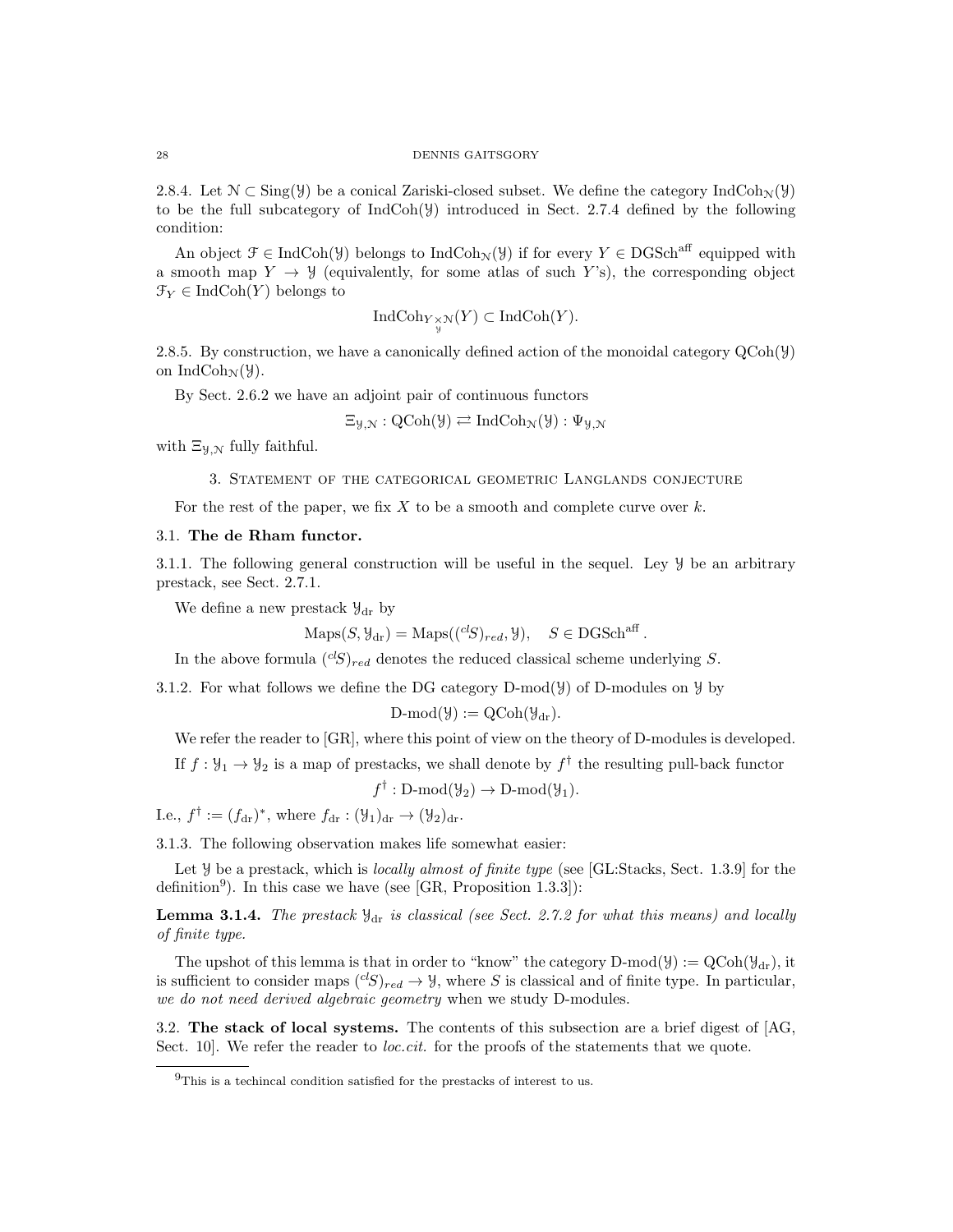2.8.4. Let $\mathcal{N} \subset \mathrm{Sing}(\mathcal{Y})$ be a conical Zariski-closed subset. We define the category $\mathrm{IndCoh}_{\mathcal{N}}(\mathcal{Y})$ to be the full subcategory of $\mathrm{IndCoh}(\mathcal{Y})$ introduced in Sect. 2.7.4 defined by the following condition:

An object $\mathcal{F} \in \mathrm{IndCoh}(\mathcal{Y})$ belongs to $\mathrm{IndCoh}_{\mathcal{N}}(\mathcal{Y})$ if for every $Y \in \mathrm{DGSch}^{\mathrm{aff}}$ equipped with a smooth map $Y \to \mathcal{Y}$ (equivalently, for some atlas of such $Y$'s), the corresponding object $\mathcal{F}_Y \in \mathrm{IndCoh}(Y)$ belongs to

$$\mathrm{IndCoh}_{Y \underset{\mathcal{Y}}{\times} \mathcal{N}}(Y) \subset \mathrm{IndCoh}(Y).$$

2.8.5. By construction, we have a canonically defined action of the monoidal category $\mathrm{QCoh}(\mathcal{Y})$ on $\mathrm{IndCoh}_{\mathcal{N}}(\mathcal{Y})$.

By Sect. 2.6.2 we have an adjoint pair of continuous functors

$$\Xi_{\mathcal{Y},\mathcal{N}} : \mathrm{QCoh}(\mathcal{Y}) \rightleftarrows \mathrm{IndCoh}_{\mathcal{N}}(\mathcal{Y}) : \Psi_{\mathcal{Y},\mathcal{N}}$$

with $\Xi_{\mathcal{Y},\mathcal{N}}$ fully faithful.

# 3. Statement of the categorical geometric Langlands conjecture

For the rest of the paper, we fix $X$ to be a smooth and complete curve over $k$.

## 3.1. The de Rham functor.

3.1.1. The following general construction will be useful in the sequel. Ley $\mathcal{Y}$ be an arbitrary prestack, see Sect. 2.7.1.

We define a new prestack $\mathcal{Y}_{\mathrm{dr}}$ by

$$\mathrm{Maps}(S, \mathcal{Y}_{\mathrm{dr}}) = \mathrm{Maps}(({}^{cl}S)_{red}, \mathcal{Y}), \quad S \in \mathrm{DGSch}^{\mathrm{aff}}.$$

In the above formula $({}^{cl}S)_{red}$ denotes the reduced classical scheme underlying $S$.

3.1.2. For what follows we define the DG category $\mathrm{D}\text{-mod}(\mathcal{Y})$ of D-modules on $\mathcal{Y}$ by

$$\mathrm{D}\text{-mod}(\mathcal{Y}) := \mathrm{QCoh}(\mathcal{Y}_{\mathrm{dr}}).$$

We refer the reader to [GR], where this point of view on the theory of D-modules is developed.

If $f : \mathcal{Y}_1 \to \mathcal{Y}_2$ is a map of prestacks, we shall denote by $f^\dagger$ the resulting pull-back functor

$$f^\dagger : \mathrm{D}\text{-mod}(\mathcal{Y}_2) \to \mathrm{D}\text{-mod}(\mathcal{Y}_1).$$

I.e., $f^\dagger := (f_{\mathrm{dr}})^*$, where $f_{\mathrm{dr}} : (\mathcal{Y}_1)_{\mathrm{dr}} \to (\mathcal{Y}_2)_{\mathrm{dr}}$.

3.1.3. The following observation makes life somewhat easier:

Let $\mathcal{Y}$ be a prestack, which is *locally almost of finite type* (see [GL:Stacks, Sect. 1.3.9] for the definition[9]). In this case we have (see [GR, Proposition 1.3.3]):

**Lemma 3.1.4.** *The prestack $\mathcal{Y}_{\mathrm{dr}}$ is classical (see Sect. 2.7.2 for what this means) and locally of finite type.*

The upshot of this lemma is that in order to "know" the category $\mathrm{D}\text{-mod}(\mathcal{Y}) := \mathrm{QCoh}(\mathcal{Y}_{\mathrm{dr}})$, it is sufficient to consider maps $({}^{cl}S)_{red} \to \mathcal{Y}$, where $S$ is classical and of finite type. In particular, *we do not need derived algebraic geometry* when we study D-modules.

**3.2. The stack of local systems.** The contents of this subsection are a brief digest of [AG, Sect. 10]. We refer the reader to *loc.cit.* for the proofs of the statements that we quote.

[9]This is a techincal condition satisfied for the prestacks of interest to us.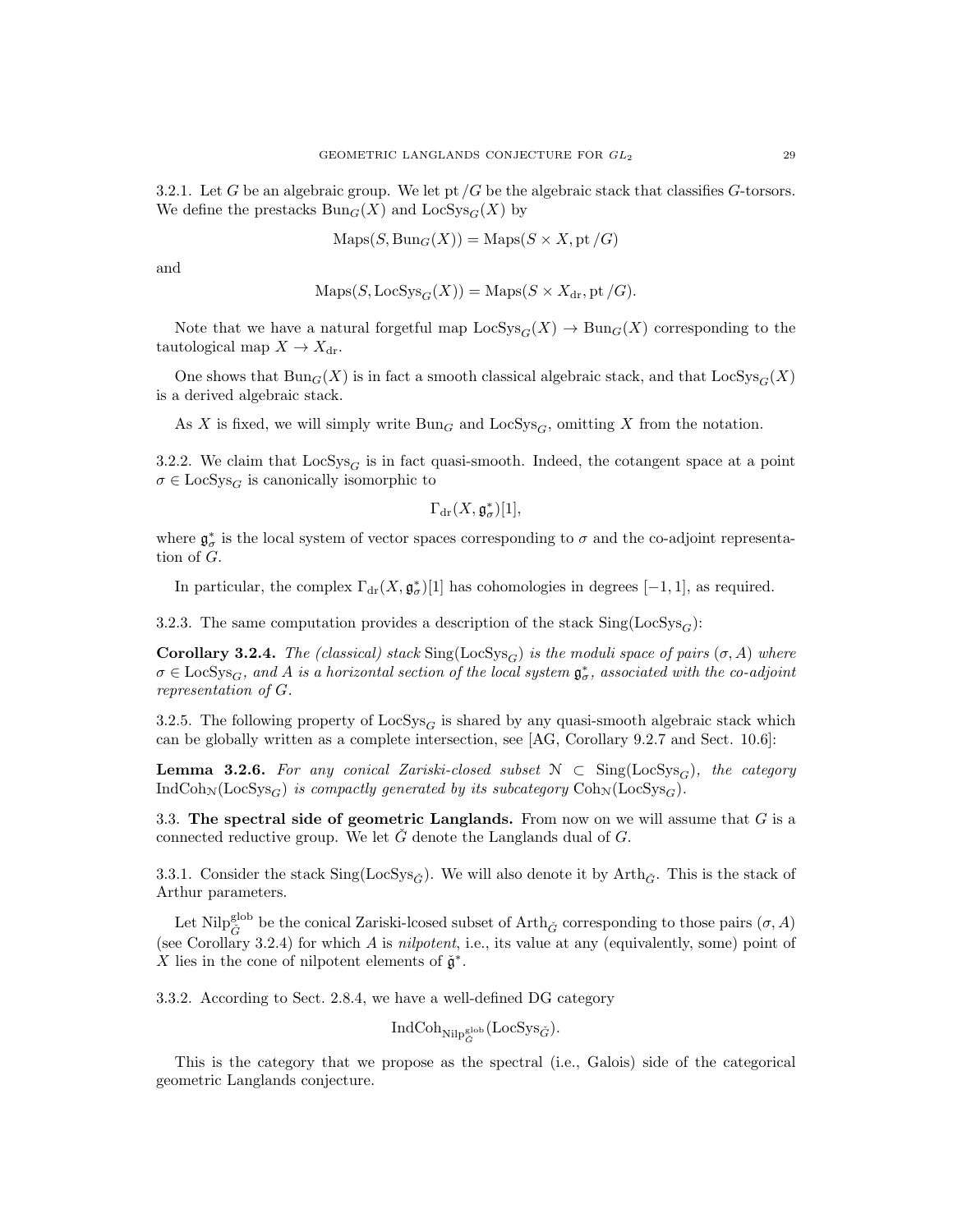3.2.1. Let $G$ be an algebraic group. We let $\mathrm{pt}/G$ be the algebraic stack that classifies $G$-torsors. We define the prestacks $\mathrm{Bun}_G(X)$ and $\mathrm{LocSys}_G(X)$ by

$$\mathrm{Maps}(S, \mathrm{Bun}_G(X)) = \mathrm{Maps}(S \times X, \mathrm{pt}/G)$$

and

$$\mathrm{Maps}(S, \mathrm{LocSys}_G(X)) = \mathrm{Maps}(S \times X_{\mathrm{dr}}, \mathrm{pt}/G).$$

Note that we have a natural forgetful map $\mathrm{LocSys}_G(X) \to \mathrm{Bun}_G(X)$ corresponding to the tautological map $X \to X_{\mathrm{dr}}$.

One shows that $\mathrm{Bun}_G(X)$ is in fact a smooth classical algebraic stack, and that $\mathrm{LocSys}_G(X)$ is a derived algebraic stack.

As $X$ is fixed, we will simply write $\mathrm{Bun}_G$ and $\mathrm{LocSys}_G$, omitting $X$ from the notation.

3.2.2. We claim that $\mathrm{LocSys}_G$ is in fact quasi-smooth. Indeed, the cotangent space at a point $\sigma \in \mathrm{LocSys}_G$ is canonically isomorphic to

$$\Gamma_{\mathrm{dr}}(X, \mathfrak{g}^*_\sigma)[1],$$

where $\mathfrak{g}^*_\sigma$ is the local system of vector spaces corresponding to $\sigma$ and the co-adjoint representation of $G$.

In particular, the complex $\Gamma_{\mathrm{dr}}(X, \mathfrak{g}^*_\sigma)[1]$ has cohomologies in degrees $[-1, 1]$, as required.

3.2.3. The same computation provides a description of the stack $\mathrm{Sing}(\mathrm{LocSys}_G)$:

**Corollary 3.2.4.** *The (classical) stack $\mathrm{Sing}(\mathrm{LocSys}_G)$ is the moduli space of pairs $(\sigma, A)$ where $\sigma \in \mathrm{LocSys}_G$, and $A$ is a horizontal section of the local system $\mathfrak{g}^*_\sigma$, associated with the co-adjoint representation of $G$.*

3.2.5. The following property of $\mathrm{LocSys}_G$ is shared by any quasi-smooth algebraic stack which can be globally written as a complete intersection, see [AG, Corollary 9.2.7 and Sect. 10.6]:

**Lemma 3.2.6.** *For any conical Zariski-closed subset $\mathcal{N} \subset \mathrm{Sing}(\mathrm{LocSys}_G)$, the category $\mathrm{IndCoh}_{\mathcal{N}}(\mathrm{LocSys}_G)$ is compactly generated by its subcategory $\mathrm{Coh}_{\mathcal{N}}(\mathrm{LocSys}_G)$.*

## 3.3. The spectral side of geometric Langlands.

From now on we will assume that $G$ is a connected reductive group. We let $\check{G}$ denote the Langlands dual of $G$.

3.3.1. Consider the stack $\mathrm{Sing}(\mathrm{LocSys}_{\check{G}})$. We will also denote it by $\mathrm{Arth}_{\check{G}}$. This is the stack of Arthur parameters.

Let $\mathrm{Nilp}^{\mathrm{glob}}_{\check{G}}$ be the conical Zariski-lcosed subset of $\mathrm{Arth}_{\check{G}}$ corresponding to those pairs $(\sigma, A)$ (see Corollary 3.2.4) for which $A$ is *nilpotent*, i.e., its value at any (equivalently, some) point of $X$ lies in the cone of nilpotent elements of $\check{\mathfrak{g}}^*$.

3.3.2. According to Sect. 2.8.4, we have a well-defined DG category

$$\mathrm{IndCoh}_{\mathrm{Nilp}^{\mathrm{glob}}_{\check{G}}}(\mathrm{LocSys}_{\check{G}}).$$

This is the category that we propose as the spectral (i.e., Galois) side of the categorical geometric Langlands conjecture.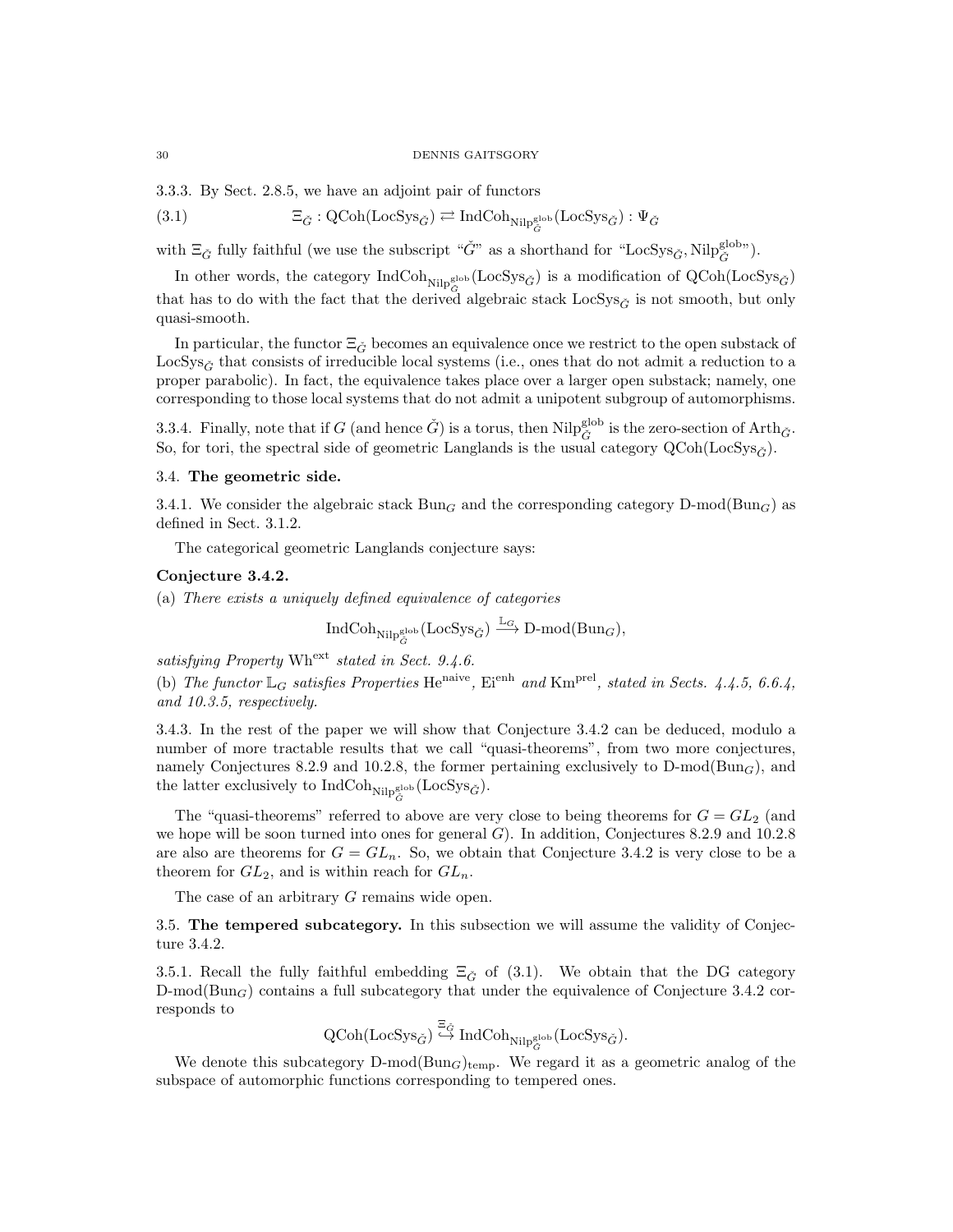3.3.3. By Sect. 2.8.5, we have an adjoint pair of functors

$$\Xi_{\check{G}} : \text{QCoh}(\text{LocSys}_{\check{G}}) \rightleftarrows \text{IndCoh}_{\text{Nilp}^{\text{glob}}_{\check{G}}}(\text{LocSys}_{\check{G}}) : \Psi_{\check{G}} \tag{3.1}$$

with $\Xi_{\check{G}}$ fully faithful (we use the subscript "$\check{G}$" as a shorthand for "$\text{LocSys}_{\check{G}}, \text{Nilp}^{\text{glob}}_{\check{G}}$").

In other words, the category $\text{IndCoh}_{\text{Nilp}^{\text{glob}}_{\check{G}}}(\text{LocSys}_{\check{G}})$ is a modification of $\text{QCoh}(\text{LocSys}_{\check{G}})$ that has to do with the fact that the derived algebraic stack $\text{LocSys}_{\check{G}}$ is not smooth, but only quasi-smooth.

In particular, the functor $\Xi_{\check{G}}$ becomes an equivalence once we restrict to the open substack of $\text{LocSys}_{\check{G}}$ that consists of irreducible local systems (i.e., ones that do not admit a reduction to a proper parabolic). In fact, the equivalence takes place over a larger open substack; namely, one corresponding to those local systems that do not admit a unipotent subgroup of automorphisms.

3.3.4. Finally, note that if $G$ (and hence $\check{G}$) is a torus, then $\text{Nilp}^{\text{glob}}_{\check{G}}$ is the zero-section of $\text{Arth}_{\check{G}}$. So, for tori, the spectral side of geometric Langlands is the usual category $\text{QCoh}(\text{LocSys}_{\check{G}})$.

## 3.4. The geometric side.

3.4.1. We consider the algebraic stack $\text{Bun}_G$ and the corresponding category $\text{D-mod}(\text{Bun}_G)$ as defined in Sect. 3.1.2.

The categorical geometric Langlands conjecture says:

**Conjecture 3.4.2.**

(a) *There exists a uniquely defined equivalence of categories*

$$\text{IndCoh}_{\text{Nilp}^{\text{glob}}_{\check{G}}}(\text{LocSys}_{\check{G}}) \xrightarrow{\mathbb{L}_G} \text{D-mod}(\text{Bun}_G),$$

*satisfying Property* $\text{Wh}^{\text{ext}}$ *stated in Sect. 9.4.6.*

(b) *The functor* $\mathbb{L}_G$ *satisfies Properties* $\text{He}^{\text{naive}}$, $\text{Ei}^{\text{enh}}$ *and* $\text{Km}^{\text{prel}}$, *stated in Sects. 4.4.5, 6.6.4, and 10.3.5, respectively.*

3.4.3. In the rest of the paper we will show that Conjecture 3.4.2 can be deduced, modulo a number of more tractable results that we call "quasi-theorems", from two more conjectures, namely Conjectures 8.2.9 and 10.2.8, the former pertaining exclusively to $\text{D-mod}(\text{Bun}_G)$, and the latter exclusively to $\text{IndCoh}_{\text{Nilp}^{\text{glob}}_{\check{G}}}(\text{LocSys}_{\check{G}})$.

The "quasi-theorems" referred to above are very close to being theorems for $G = GL_2$ (and we hope will be soon turned into ones for general $G$). In addition, Conjectures 8.2.9 and 10.2.8 are also are theorems for $G = GL_n$. So, we obtain that Conjecture 3.4.2 is very close to be a theorem for $GL_2$, and is within reach for $GL_n$.

The case of an arbitrary $G$ remains wide open.

## 3.5. The tempered subcategory.

In this subsection we will assume the validity of Conjecture 3.4.2.

3.5.1. Recall the fully faithful embedding $\Xi_{\check{G}}$ of (3.1). We obtain that the DG category $\text{D-mod}(\text{Bun}_G)$ contains a full subcategory that under the equivalence of Conjecture 3.4.2 corresponds to

$$\text{QCoh}(\text{LocSys}_{\check{G}}) \overset{\Xi_{\check{G}}}{\hookrightarrow} \text{IndCoh}_{\text{Nilp}^{\text{glob}}_{\check{G}}}(\text{LocSys}_{\check{G}}).$$

We denote this subcategory $\text{D-mod}(\text{Bun}_G)_{\text{temp}}$. We regard it as a geometric analog of the subspace of automorphic functions corresponding to tempered ones.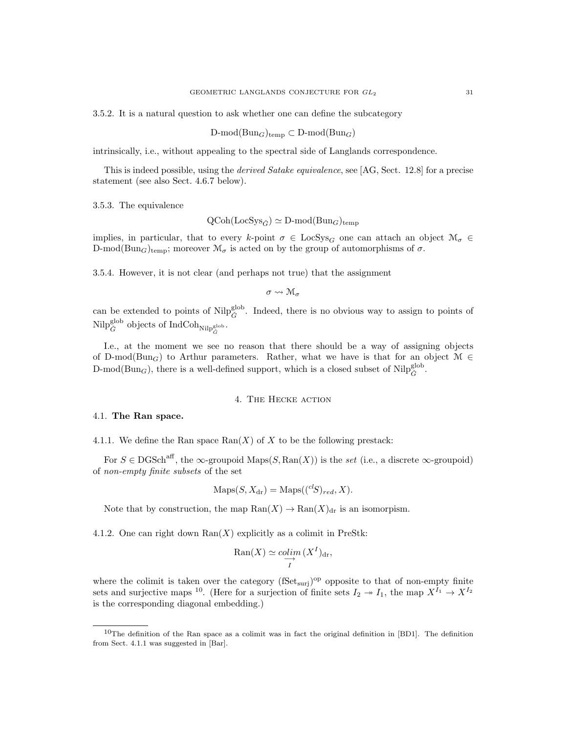3.5.2. It is a natural question to ask whether one can define the subcategory

$$\text{D-mod}(\text{Bun}_G)_{\text{temp}} \subset \text{D-mod}(\text{Bun}_G)$$

intrinsically, i.e., without appealing to the spectral side of Langlands correspondence.

This is indeed possible, using the *derived Satake equivalence*, see [AG, Sect. 12.8] for a precise statement (see also Sect. 4.6.7 below).

3.5.3. The equivalence

$$\text{QCoh}(\text{LocSys}_{\check{G}}) \simeq \text{D-mod}(\text{Bun}_G)_{\text{temp}}$$

implies, in particular, that to every $k$-point $\sigma \in \text{LocSys}_G$ one can attach an object $\mathcal{M}_\sigma \in \text{D-mod}(\text{Bun}_G)_{\text{temp}}$; moreover $\mathcal{M}_\sigma$ is acted on by the group of automorphisms of $\sigma$.

3.5.4. However, it is not clear (and perhaps not true) that the assignment

$$\sigma \rightsquigarrow \mathcal{M}_\sigma$$

can be extended to points of $\text{Nilp}^{\text{glob}}_{\check{G}}$. Indeed, there is no obvious way to assign to points of $\text{Nilp}^{\text{glob}}_{\check{G}}$ objects of $\text{IndCoh}_{\text{Nilp}^{\text{glob}}_{\check{G}}}$.

I.e., at the moment we see no reason that there should be a way of assigning objects of $\text{D-mod}(\text{Bun}_G)$ to Arthur parameters. Rather, what we have is that for an object $\mathcal{M} \in \text{D-mod}(\text{Bun}_G)$, there is a well-defined support, which is a closed subset of $\text{Nilp}^{\text{glob}}_{\check{G}}$.

## 4. The Hecke action

### 4.1. The Ran space.

4.1.1. We define the Ran space $\text{Ran}(X)$ of $X$ to be the following prestack:

For $S \in \text{DGSch}^{\text{aff}}$, the $\infty$-groupoid $\text{Maps}(S, \text{Ran}(X))$ is the *set* (i.e., a discrete $\infty$-groupoid) of *non-empty finite subsets* of the set

$$\text{Maps}(S, X_{\text{dr}}) = \text{Maps}((^{cl}S)_{red}, X).$$

Note that by construction, the map $\text{Ran}(X) \to \text{Ran}(X)_{\text{dr}}$ is an isomorpism.

4.1.2. One can right down $\text{Ran}(X)$ explicitly as a colimit in PreStk:

$$\text{Ran}(X) \simeq \underset{I}{\underrightarrow{colim}}\, (X^I)_{\text{dr}},$$

where the colimit is taken over the category $(\text{fSet}_{\text{surj}})^{\text{op}}$ opposite to that of non-empty finite sets and surjective maps [10]. (Here for a surjection of finite sets $I_2 \twoheadrightarrow I_1$, the map $X^{I_1} \to X^{I_2}$ is the corresponding diagonal embedding.)

---

[10] The definition of the Ran space as a colimit was in fact the original definition in [BD1]. The definition from Sect. 4.1.1 was suggested in [Bar].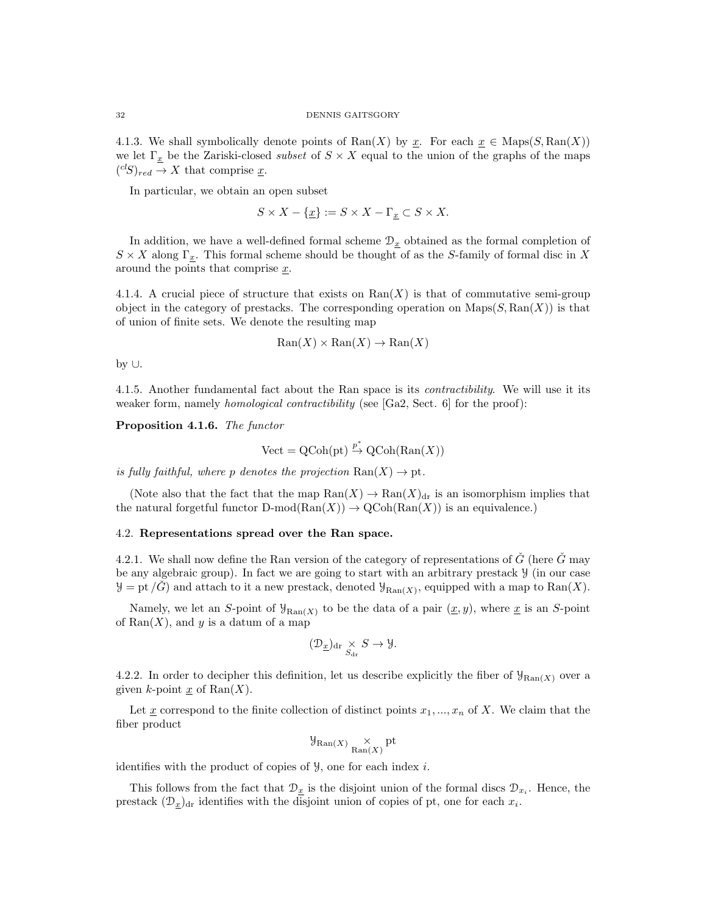4.1.3. We shall symbolically denote points of $\operatorname{Ran}(X)$ by $\underline{x}$. For each $\underline{x} \in \operatorname{Maps}(S, \operatorname{Ran}(X))$ we let $\Gamma_{\underline{x}}$ be the Zariski-closed *subset* of $S \times X$ equal to the union of the graphs of the maps $({}^{cl}S)_{red} \to X$ that comprise $\underline{x}$.

In particular, we obtain an open subset

$$S \times X - \{\underline{x}\} := S \times X - \Gamma_{\underline{x}} \subset S \times X.$$

In addition, we have a well-defined formal scheme $\mathcal{D}_{\underline{x}}$ obtained as the formal completion of $S \times X$ along $\Gamma_{\underline{x}}$. This formal scheme should be thought of as the $S$-family of formal disc in $X$ around the points that comprise $\underline{x}$.

4.1.4. A crucial piece of structure that exists on $\operatorname{Ran}(X)$ is that of commutative semi-group object in the category of prestacks. The corresponding operation on $\operatorname{Maps}(S, \operatorname{Ran}(X))$ is that of union of finite sets. We denote the resulting map

$$\operatorname{Ran}(X) \times \operatorname{Ran}(X) \to \operatorname{Ran}(X)$$

by $\cup$.

4.1.5. Another fundamental fact about the Ran space is its *contractibility*. We will use it its weaker form, namely *homological contractibility* (see [Ga2, Sect. 6] for the proof):

**Proposition 4.1.6.** *The functor*

$$\operatorname{Vect} = \operatorname{QCoh}(\operatorname{pt}) \overset{p^*}{\to} \operatorname{QCoh}(\operatorname{Ran}(X))$$

*is fully faithful, where $p$ denotes the projection $\operatorname{Ran}(X) \to \operatorname{pt}$.*

(Note also that the fact that the map $\operatorname{Ran}(X) \to \operatorname{Ran}(X)_{\mathrm{dr}}$ is an isomorphism implies that the natural forgetful functor $\operatorname{D-mod}(\operatorname{Ran}(X)) \to \operatorname{QCoh}(\operatorname{Ran}(X))$ is an equivalence.)

## 4.2. Representations spread over the Ran space.

4.2.1. We shall now define the Ran version of the category of representations of $\check{G}$ (here $\check{G}$ may be any algebraic group). In fact we are going to start with an arbitrary prestack $\mathcal{Y}$ (in our case $\mathcal{Y} = \operatorname{pt}/\check{G}$) and attach to it a new prestack, denoted $\mathcal{Y}_{\operatorname{Ran}(X)}$, equipped with a map to $\operatorname{Ran}(X)$.

Namely, we let an $S$-point of $\mathcal{Y}_{\operatorname{Ran}(X)}$ to be the data of a pair $(\underline{x}, y)$, where $\underline{x}$ is an $S$-point of $\operatorname{Ran}(X)$, and $y$ is a datum of a map

$$(\mathcal{D}_{\underline{x}})_{\mathrm{dr}} \underset{S_{\mathrm{dr}}}{\times} S \to \mathcal{Y}.$$

4.2.2. In order to decipher this definition, let us describe explicitly the fiber of $\mathcal{Y}_{\operatorname{Ran}(X)}$ over a given $k$-point $\underline{x}$ of $\operatorname{Ran}(X)$.

Let $\underline{x}$ correspond to the finite collection of distinct points $x_1, ..., x_n$ of $X$. We claim that the fiber product

$$\mathcal{Y}_{\operatorname{Ran}(X)} \underset{\operatorname{Ran}(X)}{\times} \operatorname{pt}$$

identifies with the product of copies of $\mathcal{Y}$, one for each index $i$.

This follows from the fact that $\mathcal{D}_{\underline{x}}$ is the disjoint union of the formal discs $\mathcal{D}_{x_i}$. Hence, the prestack $(\mathcal{D}_{\underline{x}})_{\mathrm{dr}}$ identifies with the disjoint union of copies of pt, one for each $x_i$.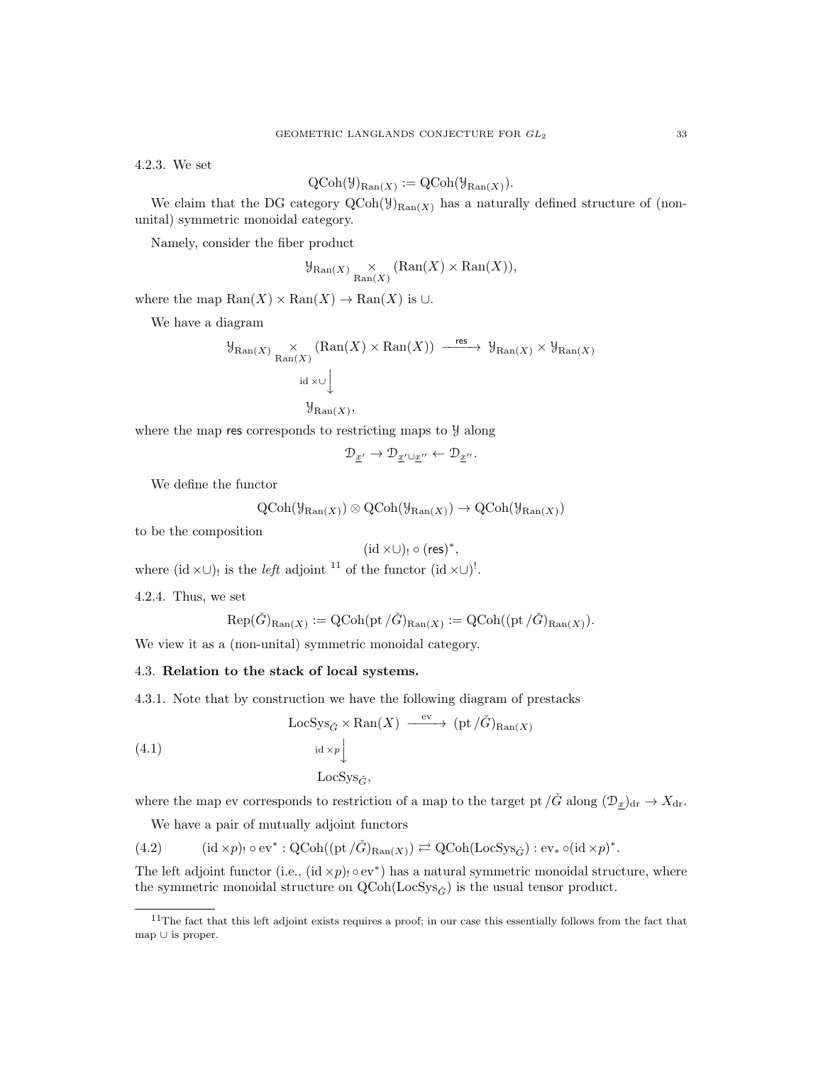4.2.3. We set

$$\mathrm{QCoh}(\mathcal{Y})_{\mathrm{Ran}(X)} := \mathrm{QCoh}(\mathcal{Y}_{\mathrm{Ran}(X)}).$$

We claim that the DG category $\mathrm{QCoh}(\mathcal{Y})_{\mathrm{Ran}(X)}$ has a naturally defined structure of (non-unital) symmetric monoidal category.

Namely, consider the fiber product

$$\mathcal{Y}_{\mathrm{Ran}(X)} \underset{\mathrm{Ran}(X)}{\times} (\mathrm{Ran}(X) \times \mathrm{Ran}(X)),$$

where the map $\mathrm{Ran}(X) \times \mathrm{Ran}(X) \to \mathrm{Ran}(X)$ is $\cup$.

We have a diagram

$$\begin{array}{ccc} \mathcal{Y}_{\mathrm{Ran}(X)} \underset{\mathrm{Ran}(X)}{\times} (\mathrm{Ran}(X) \times \mathrm{Ran}(X)) & \xrightarrow{\mathsf{res}} & \mathcal{Y}_{\mathrm{Ran}(X)} \times \mathcal{Y}_{\mathrm{Ran}(X)} \\ {\scriptstyle \mathrm{id} \times \cup} \downarrow & & \\ \mathcal{Y}_{\mathrm{Ran}(X)}, & & \end{array}$$

where the map $\mathsf{res}$ corresponds to restricting maps to $\mathcal{Y}$ along

$$\mathcal{D}_{\underline{x}'} \to \mathcal{D}_{\underline{x}' \cup \underline{x}''} \leftarrow \mathcal{D}_{\underline{x}''}.$$

We define the functor

$$\mathrm{QCoh}(\mathcal{Y}_{\mathrm{Ran}(X)}) \otimes \mathrm{QCoh}(\mathcal{Y}_{\mathrm{Ran}(X)}) \to \mathrm{QCoh}(\mathcal{Y}_{\mathrm{Ran}(X)})$$

to be the composition

$$(\mathrm{id} \times \cup)_! \circ (\mathsf{res})^*,$$

where $(\mathrm{id} \times \cup)_!$ is the *left* adjoint [11] of the functor $(\mathrm{id} \times \cup)^!$.

4.2.4. Thus, we set

$$\mathrm{Rep}(\check{G})_{\mathrm{Ran}(X)} := \mathrm{QCoh}(\mathrm{pt}/\check{G})_{\mathrm{Ran}(X)} := \mathrm{QCoh}((\mathrm{pt}/\check{G})_{\mathrm{Ran}(X)}).$$

We view it as a (non-unital) symmetric monoidal category.

### 4.3. Relation to the stack of local systems.

4.3.1. Note that by construction we have the following diagram of prestacks

$$\begin{array}{ccc} \mathrm{LocSys}_{\check{G}} \times \mathrm{Ran}(X) & \xrightarrow{\mathrm{ev}} & (\mathrm{pt}/\check{G})_{\mathrm{Ran}(X)} \\ {\scriptstyle \mathrm{id} \times p} \downarrow & & \\ \mathrm{LocSys}_{\check{G}}, & & \end{array} \tag{4.1}$$

where the map ev corresponds to restriction of a map to the target $\mathrm{pt}/\check{G}$ along $(\mathcal{D}_{\underline{x}})_{\mathrm{dr}} \to X_{\mathrm{dr}}$.

We have a pair of mutually adjoint functors

$$(\mathrm{id} \times p)_! \circ \mathrm{ev}^* : \mathrm{QCoh}((\mathrm{pt}/\check{G})_{\mathrm{Ran}(X)}) \rightleftarrows \mathrm{QCoh}(\mathrm{LocSys}_{\check{G}}) : \mathrm{ev}_* \circ (\mathrm{id} \times p)^*. \tag{4.2}$$

The left adjoint functor (i.e., $(\mathrm{id} \times p)_! \circ \mathrm{ev}^*$) has a natural symmetric monoidal structure, where the symmetric monoidal structure on $\mathrm{QCoh}(\mathrm{LocSys}_{\check{G}})$ is the usual tensor product.

[11] The fact that this left adjoint exists requires a proof; in our case this essentially follows from the fact that map $\cup$ is proper.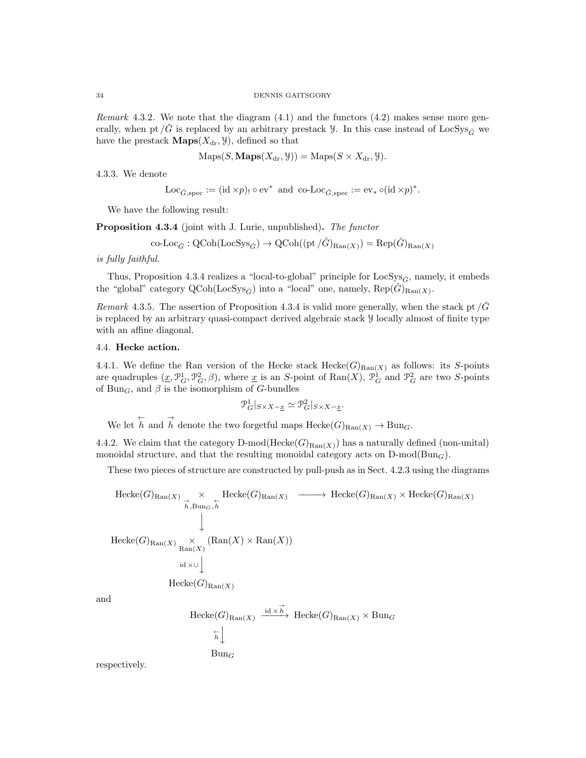*Remark* 4.3.2. We note that the diagram (4.1) and the functors (4.2) makes sense more generally, when $\mathrm{pt}/\check{G}$ is replaced by an arbitrary prestack $\mathcal{Y}$. In this case instead of $\mathrm{LocSys}_{\check{G}}$ we have the prestack $\mathbf{Maps}(X_{\mathrm{dr}}, \mathcal{Y})$, defined so that

$$\mathrm{Maps}(S, \mathbf{Maps}(X_{\mathrm{dr}}, \mathcal{Y})) = \mathrm{Maps}(S \times X_{\mathrm{dr}}, \mathcal{Y}).$$

4.3.3. We denote

$$\mathrm{Loc}_{\check{G},\mathrm{spec}} := (\mathrm{id} \times p)_! \circ \mathrm{ev}^* \text{ and } \text{co-Loc}_{\check{G},\mathrm{spec}} := \mathrm{ev}_* \circ (\mathrm{id} \times p)^*.$$

We have the following result:

**Proposition 4.3.4** (joint with J. Lurie, unpublished)**.** *The functor*

$$\text{co-Loc}_{\check{G}} : \mathrm{QCoh}(\mathrm{LocSys}_{\check{G}}) \to \mathrm{QCoh}((\mathrm{pt}/\check{G})_{\mathrm{Ran}(X)}) = \mathrm{Rep}(\check{G})_{\mathrm{Ran}(X)}$$

*is fully faithful.*

Thus, Proposition 4.3.4 realizes a "local-to-global" principle for $\mathrm{LocSys}_{\check{G}}$, namely, it embeds the "global" category $\mathrm{QCoh}(\mathrm{LocSys}_{\check{G}})$ into a "local" one, namely, $\mathrm{Rep}(\check{G})_{\mathrm{Ran}(X)}$.

*Remark* 4.3.5. The assertion of Proposition 4.3.4 is valid more generally, when the stack $\mathrm{pt}/\check{G}$ is replaced by an arbitrary quasi-compact derived algebraic stack $\mathcal{Y}$ locally almost of finite type with an affine diagonal.

## 4.4. **Hecke action.**

4.4.1. We define the Ran version of the Hecke stack $\mathrm{Hecke}(G)_{\mathrm{Ran}(X)}$ as follows: its $S$-points are quadruples $(\underline{x}, \mathcal{P}^1_G, \mathcal{P}^2_G, \beta)$, where $\underline{x}$ is an $S$-point of $\mathrm{Ran}(X)$, $\mathcal{P}^1_G$ and $\mathcal{P}^2_G$ are two $S$-points of $\mathrm{Bun}_G$, and $\beta$ is the isomorphism of $G$-bundles

$$\mathcal{P}^1_G|_{S \times X - \underline{x}} \simeq \mathcal{P}^2_G|_{S \times X - \underline{x}}.$$

We let $\overleftarrow{h}$ and $\overrightarrow{h}$ denote the two forgetful maps $\mathrm{Hecke}(G)_{\mathrm{Ran}(X)} \to \mathrm{Bun}_G$.

4.4.2. We claim that the category $\text{D-mod}(\mathrm{Hecke}(G)_{\mathrm{Ran}(X)})$ has a naturally defined (non-unital) monoidal structure, and that the resulting monoidal category acts on $\text{D-mod}(\mathrm{Bun}_G)$.

These two pieces of structure are constructed by pull-push as in Sect. 4.2.3 using the diagrams

$$\begin{array}{ccc}
\mathrm{Hecke}(G)_{\mathrm{Ran}(X)} \underset{\overrightarrow{h}, \mathrm{Bun}_G, \overleftarrow{h}}{\times} \mathrm{Hecke}(G)_{\mathrm{Ran}(X)} & \longrightarrow & \mathrm{Hecke}(G)_{\mathrm{Ran}(X)} \times \mathrm{Hecke}(G)_{\mathrm{Ran}(X)} \\
\downarrow & & \\
\mathrm{Hecke}(G)_{\mathrm{Ran}(X)} \underset{\mathrm{Ran}(X)}{\times} (\mathrm{Ran}(X) \times \mathrm{Ran}(X)) & & \\
\Big\downarrow {\scriptstyle \mathrm{id} \times \cup} & & \\
\mathrm{Hecke}(G)_{\mathrm{Ran}(X)} & &
\end{array}$$

and

$$\begin{array}{ccc}
\mathrm{Hecke}(G)_{\mathrm{Ran}(X)} & \xrightarrow{\mathrm{id} \times \overrightarrow{h}} & \mathrm{Hecke}(G)_{\mathrm{Ran}(X)} \times \mathrm{Bun}_G \\
\Big\downarrow {\scriptstyle \overleftarrow{h}} & & \\
\mathrm{Bun}_G & &
\end{array}$$

respectively.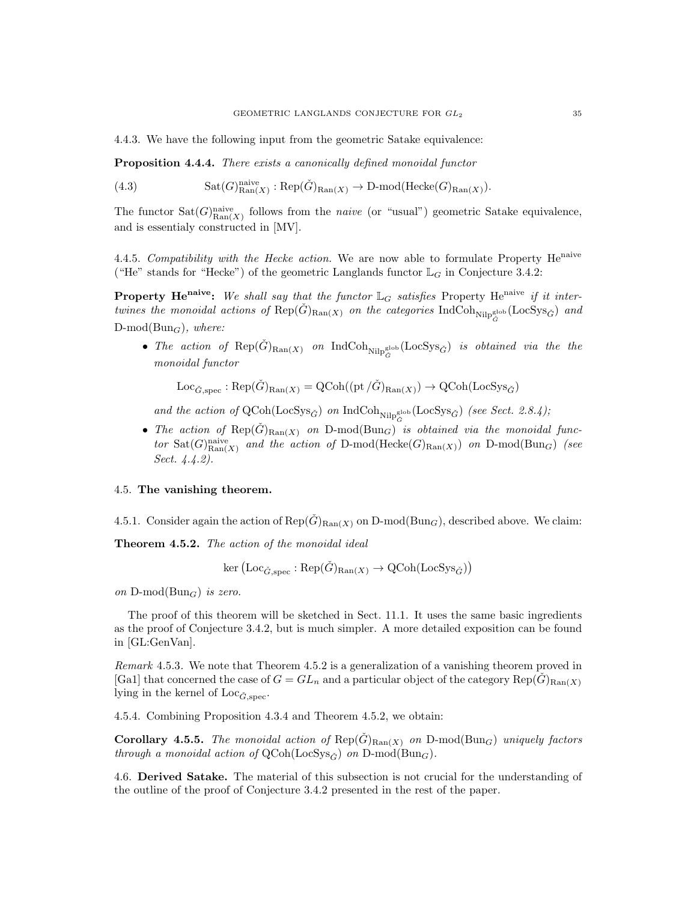4.4.3. We have the following input from the geometric Satake equivalence:

**Proposition 4.4.4.** *There exists a canonically defined monoidal functor*

$$\mathrm{Sat}(G)^{\mathrm{naive}}_{\mathrm{Ran}(X)} : \mathrm{Rep}(\check{G})_{\mathrm{Ran}(X)} \to \text{D-mod}(\mathrm{Hecke}(G)_{\mathrm{Ran}(X)}). \tag{4.3}$$

The functor $\mathrm{Sat}(G)^{\mathrm{naive}}_{\mathrm{Ran}(X)}$ follows from the *naive* (or "usual") geometric Satake equivalence, and is essentialy constructed in [MV].

4.4.5. *Compatibility with the Hecke action.* We are now able to formulate Property $\mathrm{He}^{\mathrm{naive}}$ ("He" stands for "Hecke") of the geometric Langlands functor $\mathbb{L}_G$ in Conjecture 3.4.2:

**Property $\mathbf{He}^{\mathbf{naive}}$:** *We shall say that the functor $\mathbb{L}_G$ satisfies* Property $\mathrm{He}^{\mathrm{naive}}$ *if it intertwines the monoidal actions of $\mathrm{Rep}(\check{G})_{\mathrm{Ran}(X)}$ on the categories $\mathrm{IndCoh}_{\mathrm{Nilp}^{\mathrm{glob}}_{\check{G}}}(\mathrm{LocSys}_{\check{G}})$ and $\text{D-mod}(\mathrm{Bun}_G)$, where:*

- *The action of $\mathrm{Rep}(\check{G})_{\mathrm{Ran}(X)}$ on $\mathrm{IndCoh}_{\mathrm{Nilp}^{\mathrm{glob}}_{\check{G}}}(\mathrm{LocSys}_{\check{G}})$ is obtained via the the monoidal functor*

$$\mathrm{Loc}_{\check{G},\mathrm{spec}} : \mathrm{Rep}(\check{G})_{\mathrm{Ran}(X)} = \mathrm{QCoh}((\mathrm{pt}/\check{G})_{\mathrm{Ran}(X)}) \to \mathrm{QCoh}(\mathrm{LocSys}_{\check{G}})$$

  *and the action of $\mathrm{QCoh}(\mathrm{LocSys}_{\check{G}})$ on $\mathrm{IndCoh}_{\mathrm{Nilp}^{\mathrm{glob}}_{\check{G}}}(\mathrm{LocSys}_{\check{G}})$ (see Sect. 2.8.4);*
- *The action of $\mathrm{Rep}(\check{G})_{\mathrm{Ran}(X)}$ on $\text{D-mod}(\mathrm{Bun}_G)$ is obtained via the monoidal functor $\mathrm{Sat}(G)^{\mathrm{naive}}_{\mathrm{Ran}(X)}$ and the action of $\text{D-mod}(\mathrm{Hecke}(G)_{\mathrm{Ran}(X)})$ on $\text{D-mod}(\mathrm{Bun}_G)$ (see Sect. 4.4.2).*

## 4.5. The vanishing theorem.

4.5.1. Consider again the action of $\mathrm{Rep}(\check{G})_{\mathrm{Ran}(X)}$ on $\text{D-mod}(\mathrm{Bun}_G)$, described above. We claim:

**Theorem 4.5.2.** *The action of the monoidal ideal*

$$\ker\left(\mathrm{Loc}_{\check{G},\mathrm{spec}} : \mathrm{Rep}(\check{G})_{\mathrm{Ran}(X)} \to \mathrm{QCoh}(\mathrm{LocSys}_{\check{G}})\right)$$

*on $\text{D-mod}(\mathrm{Bun}_G)$ is zero.*

The proof of this theorem will be sketched in Sect. 11.1. It uses the same basic ingredients as the proof of Conjecture 3.4.2, but is much simpler. A more detailed exposition can be found in [GL:GenVan].

*Remark* 4.5.3. We note that Theorem 4.5.2 is a generalization of a vanishing theorem proved in [Ga1] that concerned the case of $G = GL_n$ and a particular object of the category $\mathrm{Rep}(\check{G})_{\mathrm{Ran}(X)}$ lying in the kernel of $\mathrm{Loc}_{\check{G},\mathrm{spec}}$.

4.5.4. Combining Proposition 4.3.4 and Theorem 4.5.2, we obtain:

**Corollary 4.5.5.** *The monoidal action of $\mathrm{Rep}(\check{G})_{\mathrm{Ran}(X)}$ on $\text{D-mod}(\mathrm{Bun}_G)$ uniquely factors through a monoidal action of $\mathrm{QCoh}(\mathrm{LocSys}_{\check{G}})$ on $\text{D-mod}(\mathrm{Bun}_G)$.*

## 4.6. Derived Satake.

The material of this subsection is not crucial for the understanding of the outline of the proof of Conjecture 3.4.2 presented in the rest of the paper.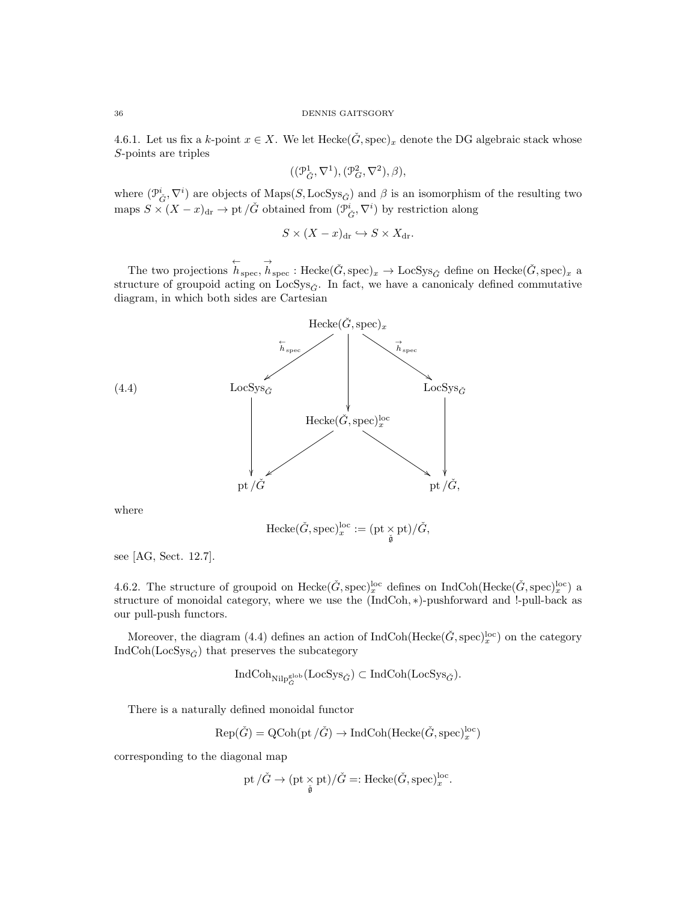4.6.1. Let us fix a $k$-point $x \in X$. We let $\operatorname{Hecke}(\check{G}, \operatorname{spec})_x$ denote the DG algebraic stack whose $S$-points are triples

$$((\mathcal{P}^1_{\check{G}}, \nabla^1), (\mathcal{P}^2_{\check{G}}, \nabla^2), \beta),$$

where $(\mathcal{P}^i_{\check{G}}, \nabla^i)$ are objects of $\operatorname{Maps}(S, \operatorname{LocSys}_{\check{G}})$ and $\beta$ is an isomorphism of the resulting two maps $S \times (X - x)_{\mathrm{dr}} \to \mathrm{pt}/\check{G}$ obtained from $(\mathcal{P}^i_{\check{G}}, \nabla^i)$ by restriction along

$$S \times (X - x)_{\mathrm{dr}} \hookrightarrow S \times X_{\mathrm{dr}}.$$

The two projections $\overleftarrow{h}_{\mathrm{spec}}, \overrightarrow{h}_{\mathrm{spec}} : \operatorname{Hecke}(\check{G}, \operatorname{spec})_x \to \operatorname{LocSys}_{\check{G}}$ define on $\operatorname{Hecke}(\check{G}, \operatorname{spec})_x$ a structure of groupoid acting on $\operatorname{LocSys}_{\check{G}}$. In fact, we have a canonicaly defined commutative diagram, in which both sides are Cartesian

$$
(4.4) \qquad
\begin{array}{ccccc}
 & & \operatorname{Hecke}(\check{G}, \operatorname{spec})_x & & \\
 & \swarrow^{\overleftarrow{h}_{\mathrm{spec}}} & \downarrow & \searrow^{\overrightarrow{h}_{\mathrm{spec}}} & \\
\operatorname{LocSys}_{\check{G}} & & & & \operatorname{LocSys}_{\check{G}} \\
\downarrow & & \operatorname{Hecke}(\check{G}, \operatorname{spec})_x^{\mathrm{loc}} & & \downarrow \\
 & \swarrow & & \searrow & \\
\mathrm{pt}/\check{G} & & & & \mathrm{pt}/\check{G},
\end{array}
$$

where

$$\operatorname{Hecke}(\check{G}, \operatorname{spec})_x^{\mathrm{loc}} := (\mathrm{pt} \underset{\check{\mathfrak{g}}}{\times} \mathrm{pt})/\check{G},$$

see [AG, Sect. 12.7].

4.6.2. The structure of groupoid on $\operatorname{Hecke}(\check{G}, \operatorname{spec})_x^{\mathrm{loc}}$ defines on $\operatorname{IndCoh}(\operatorname{Hecke}(\check{G}, \operatorname{spec})_x^{\mathrm{loc}})$ a structure of monoidal category, where we use the $(\operatorname{IndCoh}, *)$-pushforward and !-pull-back as our pull-push functors.

Moreover, the diagram (4.4) defines an action of $\operatorname{IndCoh}(\operatorname{Hecke}(\check{G}, \operatorname{spec})_x^{\mathrm{loc}})$ on the category $\operatorname{IndCoh}(\operatorname{LocSys}_{\check{G}})$ that preserves the subcategory

$$\operatorname{IndCoh}_{\operatorname{Nilp}^{\mathrm{glob}}_{\check{G}}}(\operatorname{LocSys}_{\check{G}}) \subset \operatorname{IndCoh}(\operatorname{LocSys}_{\check{G}}).$$

There is a naturally defined monoidal functor

$$\operatorname{Rep}(\check{G}) = \operatorname{QCoh}(\mathrm{pt}/\check{G}) \to \operatorname{IndCoh}(\operatorname{Hecke}(\check{G}, \operatorname{spec})_x^{\mathrm{loc}})$$

corresponding to the diagonal map

$$\mathrm{pt}/\check{G} \to (\mathrm{pt} \underset{\check{\mathfrak{g}}}{\times} \mathrm{pt})/\check{G} =: \operatorname{Hecke}(\check{G}, \operatorname{spec})_x^{\mathrm{loc}}.$$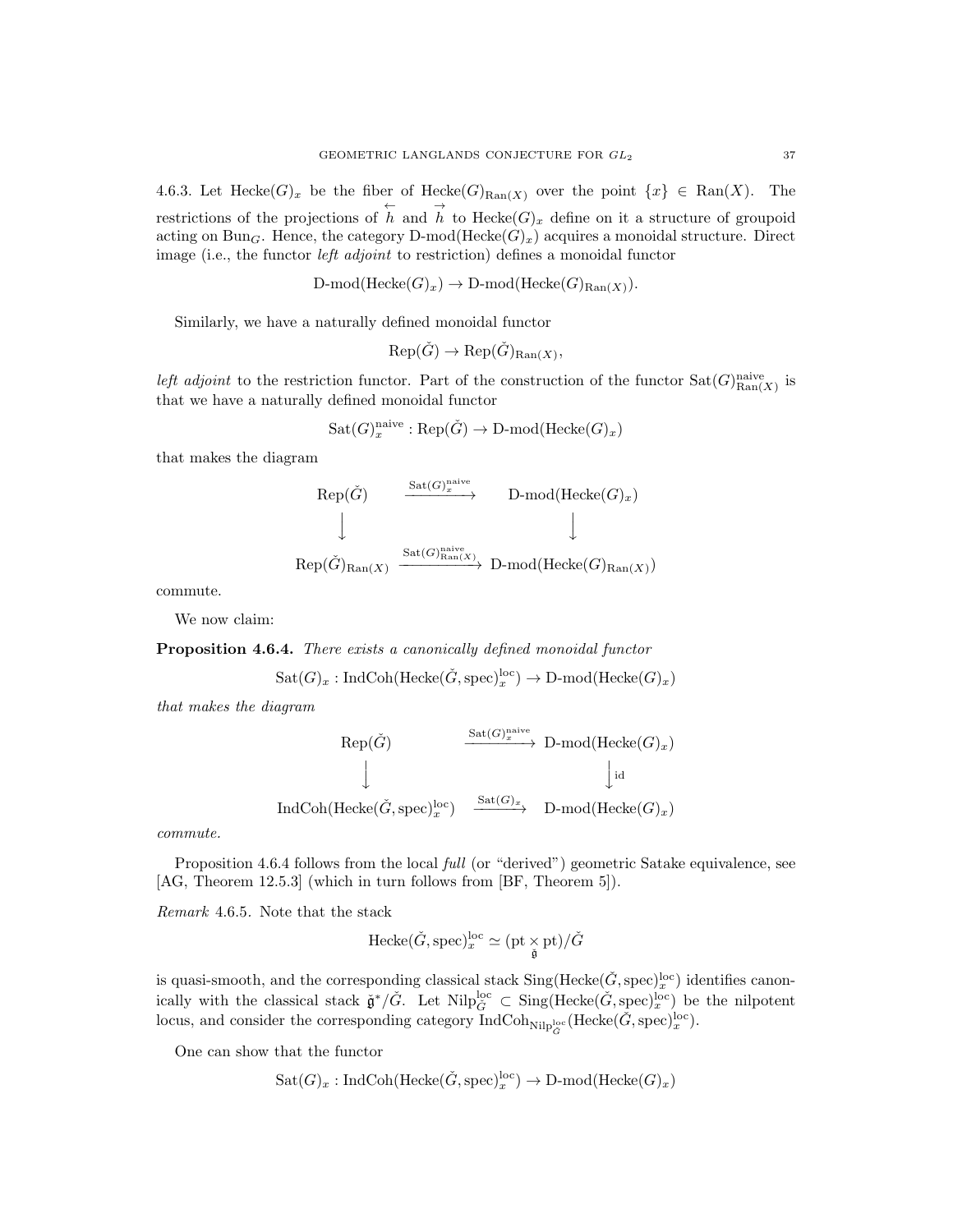4.6.3. Let $\text{Hecke}(G)_x$ be the fiber of $\text{Hecke}(G)_{\text{Ran}(X)}$ over the point $\{x\} \in \text{Ran}(X)$. The restrictions of the projections of $\overleftarrow{h}$ and $\overrightarrow{h}$ to $\text{Hecke}(G)_x$ define on it a structure of groupoid acting on $\text{Bun}_G$. Hence, the category $\text{D-mod}(\text{Hecke}(G)_x)$ acquires a monoidal structure. Direct image (i.e., the functor *left adjoint* to restriction) defines a monoidal functor

$$\text{D-mod}(\text{Hecke}(G)_x) \to \text{D-mod}(\text{Hecke}(G)_{\text{Ran}(X)}).$$

Similarly, we have a naturally defined monoidal functor

$$\text{Rep}(\check{G}) \to \text{Rep}(\check{G})_{\text{Ran}(X)},$$

*left adjoint* to the restriction functor. Part of the construction of the functor $\text{Sat}(G)^{\text{naive}}_{\text{Ran}(X)}$ is that we have a naturally defined monoidal functor

$$\text{Sat}(G)^{\text{naive}}_x : \text{Rep}(\check{G}) \to \text{D-mod}(\text{Hecke}(G)_x)$$

that makes the diagram

$$\begin{array}{ccc}
\text{Rep}(\check{G}) & \xrightarrow{\text{Sat}(G)^{\text{naive}}_x} & \text{D-mod}(\text{Hecke}(G)_x) \\
\downarrow & & \downarrow \\
\text{Rep}(\check{G})_{\text{Ran}(X)} & \xrightarrow{\text{Sat}(G)^{\text{naive}}_{\text{Ran}(X)}} & \text{D-mod}(\text{Hecke}(G)_{\text{Ran}(X)})
\end{array}$$

commute.

We now claim:

**Proposition 4.6.4.** *There exists a canonically defined monoidal functor*

$$\text{Sat}(G)_x : \text{IndCoh}(\text{Hecke}(\check{G}, \text{spec})^{\text{loc}}_x) \to \text{D-mod}(\text{Hecke}(G)_x)$$

*that makes the diagram*

$$\begin{array}{ccc}
\text{Rep}(\check{G}) & \xrightarrow{\text{Sat}(G)^{\text{naive}}_x} & \text{D-mod}(\text{Hecke}(G)_x) \\
\downarrow & & \downarrow \text{id} \\
\text{IndCoh}(\text{Hecke}(\check{G}, \text{spec})^{\text{loc}}_x) & \xrightarrow{\text{Sat}(G)_x} & \text{D-mod}(\text{Hecke}(G)_x)
\end{array}$$

*commute.*

Proposition 4.6.4 follows from the local *full* (or "derived") geometric Satake equivalence, see [AG, Theorem 12.5.3] (which in turn follows from [BF, Theorem 5]).

*Remark* 4.6.5. Note that the stack

$$\text{Hecke}(\check{G}, \text{spec})^{\text{loc}}_x \simeq (\text{pt} \underset{\check{\mathfrak{g}}}{\times} \text{pt})/\check{G}$$

is quasi-smooth, and the corresponding classical stack $\text{Sing}(\text{Hecke}(\check{G}, \text{spec})^{\text{loc}}_x)$ identifies canonically with the classical stack $\check{\mathfrak{g}}^*/\check{G}$. Let $\text{Nilp}^{\text{loc}}_{\check{G}} \subset \text{Sing}(\text{Hecke}(\check{G}, \text{spec})^{\text{loc}}_x)$ be the nilpotent locus, and consider the corresponding category $\text{IndCoh}_{\text{Nilp}^{\text{loc}}_{\check{G}}}(\text{Hecke}(\check{G}, \text{spec})^{\text{loc}}_x)$.

One can show that the functor

$$\text{Sat}(G)_x : \text{IndCoh}(\text{Hecke}(\check{G}, \text{spec})^{\text{loc}}_x) \to \text{D-mod}(\text{Hecke}(G)_x)$$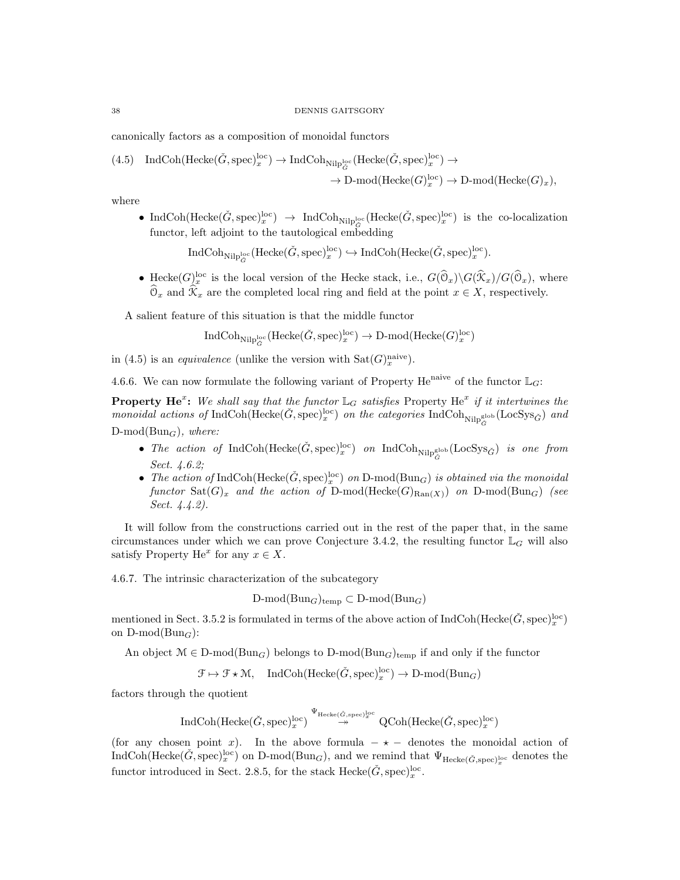canonically factors as a composition of monoidal functors

$$\text{(4.5)} \quad \operatorname{IndCoh}(\operatorname{Hecke}(\check{G},\operatorname{spec})^{\operatorname{loc}}_x) \to \operatorname{IndCoh}_{\operatorname{Nilp}^{\operatorname{loc}}_{\check{G}}}(\operatorname{Hecke}(\check{G},\operatorname{spec})^{\operatorname{loc}}_x) \to$$
$$\to \operatorname{D-mod}(\operatorname{Hecke}(G)^{\operatorname{loc}}_x) \to \operatorname{D-mod}(\operatorname{Hecke}(G)_x),$$

where

- $\operatorname{IndCoh}(\operatorname{Hecke}(\check{G},\operatorname{spec})^{\operatorname{loc}}_x) \to \operatorname{IndCoh}_{\operatorname{Nilp}^{\operatorname{loc}}_{\check{G}}}(\operatorname{Hecke}(\check{G},\operatorname{spec})^{\operatorname{loc}}_x)$ is the co-localization functor, left adjoint to the tautological embedding
$$\operatorname{IndCoh}_{\operatorname{Nilp}^{\operatorname{loc}}_{\check{G}}}(\operatorname{Hecke}(\check{G},\operatorname{spec})^{\operatorname{loc}}_x) \hookrightarrow \operatorname{IndCoh}(\operatorname{Hecke}(\check{G},\operatorname{spec})^{\operatorname{loc}}_x).$$
- $\operatorname{Hecke}(G)^{\operatorname{loc}}_x$ is the local version of the Hecke stack, i.e., $G(\widehat{\mathcal{O}}_x)\backslash G(\widehat{\mathcal{K}}_x)/G(\widehat{\mathcal{O}}_x)$, where $\widehat{\mathcal{O}}_x$ and $\widehat{\mathcal{K}}_x$ are the completed local ring and field at the point $x \in X$, respectively.

A salient feature of this situation is that the middle functor

$$\operatorname{IndCoh}_{\operatorname{Nilp}^{\operatorname{loc}}_{\check{G}}}(\operatorname{Hecke}(\check{G},\operatorname{spec})^{\operatorname{loc}}_x) \to \operatorname{D-mod}(\operatorname{Hecke}(G)^{\operatorname{loc}}_x)$$

in (4.5) is an *equivalence* (unlike the version with $\operatorname{Sat}(G)^{\operatorname{naive}}_x$).

4.6.6. We can now formulate the following variant of Property $\operatorname{He}^{\operatorname{naive}}$ of the functor $\mathbb{L}_G$:

**Property $\operatorname{He}^x$:** *We shall say that the functor $\mathbb{L}_G$ satisfies* Property $\operatorname{He}^x$ *if it intertwines the monoidal actions of* $\operatorname{IndCoh}(\operatorname{Hecke}(\check{G},\operatorname{spec})^{\operatorname{loc}}_x)$ *on the categories* $\operatorname{IndCoh}_{\operatorname{Nilp}^{\operatorname{glob}}_{\check{G}}}(\operatorname{LocSys}_{\check{G}})$ *and* $\operatorname{D-mod}(\operatorname{Bun}_G)$*, where:*

- *The action of* $\operatorname{IndCoh}(\operatorname{Hecke}(\check{G},\operatorname{spec})^{\operatorname{loc}}_x)$ *on* $\operatorname{IndCoh}_{\operatorname{Nilp}^{\operatorname{glob}}_{\check{G}}}(\operatorname{LocSys}_{\check{G}})$ *is one from Sect. 4.6.2;*
- *The action of* $\operatorname{IndCoh}(\operatorname{Hecke}(\check{G},\operatorname{spec})^{\operatorname{loc}}_x)$ *on* $\operatorname{D-mod}(\operatorname{Bun}_G)$ *is obtained via the monoidal functor* $\operatorname{Sat}(G)_x$ *and the action of* $\operatorname{D-mod}(\operatorname{Hecke}(G)_{\operatorname{Ran}(X)})$ *on* $\operatorname{D-mod}(\operatorname{Bun}_G)$ *(see Sect. 4.4.2).*

It will follow from the constructions carried out in the rest of the paper that, in the same circumstances under which we can prove Conjecture 3.4.2, the resulting functor $\mathbb{L}_G$ will also satisfy Property $\operatorname{He}^x$ for any $x \in X$.

4.6.7. The intrinsic characterization of the subcategory

$$\operatorname{D-mod}(\operatorname{Bun}_G)_{\operatorname{temp}} \subset \operatorname{D-mod}(\operatorname{Bun}_G)$$

mentioned in Sect. 3.5.2 is formulated in terms of the above action of $\operatorname{IndCoh}(\operatorname{Hecke}(\check{G},\operatorname{spec})^{\operatorname{loc}}_x)$ on $\operatorname{D-mod}(\operatorname{Bun}_G)$:

An object $\mathcal{M} \in \operatorname{D-mod}(\operatorname{Bun}_G)$ belongs to $\operatorname{D-mod}(\operatorname{Bun}_G)_{\operatorname{temp}}$ if and only if the functor

$$\mathcal{F} \mapsto \mathcal{F} \star \mathcal{M}, \quad \operatorname{IndCoh}(\operatorname{Hecke}(\check{G},\operatorname{spec})^{\operatorname{loc}}_x) \to \operatorname{D-mod}(\operatorname{Bun}_G)$$

factors through the quotient

$$\operatorname{IndCoh}(\operatorname{Hecke}(\check{G},\operatorname{spec})^{\operatorname{loc}}_x) \overset{\Psi_{\operatorname{Hecke}(\check{G},\operatorname{spec})^{\operatorname{loc}}_x}}{\twoheadrightarrow} \operatorname{QCoh}(\operatorname{Hecke}(\check{G},\operatorname{spec})^{\operatorname{loc}}_x)$$

(for any chosen point $x$). In the above formula $- \star -$ denotes the monoidal action of $\operatorname{IndCoh}(\operatorname{Hecke}(\check{G},\operatorname{spec})^{\operatorname{loc}}_x)$ on $\operatorname{D-mod}(\operatorname{Bun}_G)$, and we remind that $\Psi_{\operatorname{Hecke}(\check{G},\operatorname{spec})^{\operatorname{loc}}_x}$ denotes the functor introduced in Sect. 2.8.5, for the stack $\operatorname{Hecke}(\check{G},\operatorname{spec})^{\operatorname{loc}}_x$.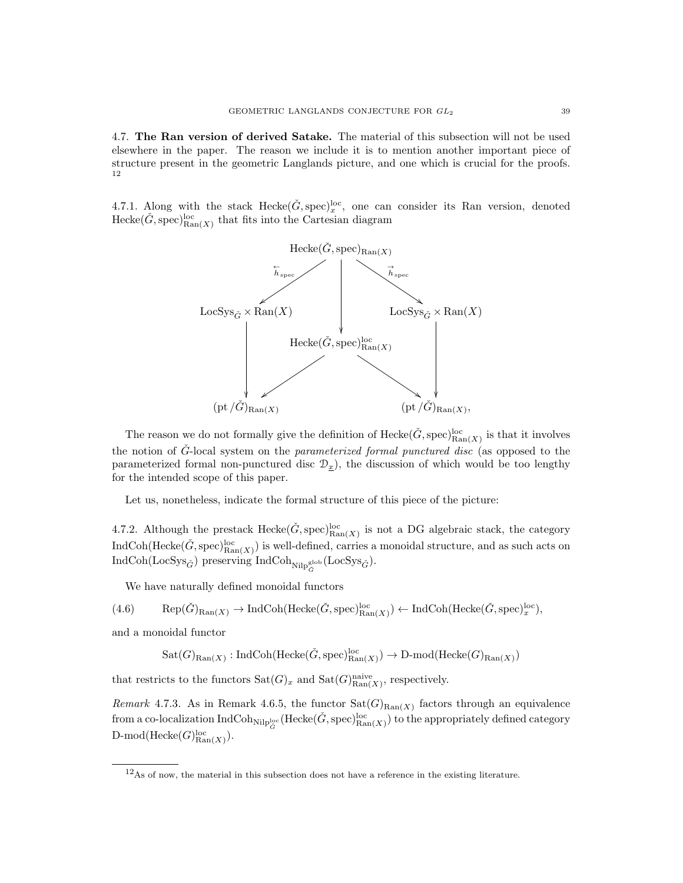## 4.7. **The Ran version of derived Satake.**

The material of this subsection will not be used elsewhere in the paper. The reason we include it is to mention another important piece of structure present in the geometric Langlands picture, and one which is crucial for the proofs. [12]

4.7.1. Along with the stack $\mathrm{Hecke}(\check{G}, \mathrm{spec})^{\mathrm{loc}}_x$, one can consider its Ran version, denoted $\mathrm{Hecke}(\check{G}, \mathrm{spec})^{\mathrm{loc}}_{\mathrm{Ran}(X)}$ that fits into the Cartesian diagram

$$
\begin{array}{ccccc}
 & & \mathrm{Hecke}(\check{G}, \mathrm{spec})_{\mathrm{Ran}(X)} & & \\
 & \swarrow^{\overleftarrow{h}_{\mathrm{spec}}} & \downarrow & \searrow^{\overrightarrow{h}_{\mathrm{spec}}} & \\
\mathrm{LocSys}_{\check{G}} \times \mathrm{Ran}(X) & & & & \mathrm{LocSys}_{\check{G}} \times \mathrm{Ran}(X) \\
\downarrow & & \mathrm{Hecke}(\check{G}, \mathrm{spec})^{\mathrm{loc}}_{\mathrm{Ran}(X)} & & \downarrow \\
 & \swarrow & & \searrow & \\
(\mathrm{pt}/\check{G})_{\mathrm{Ran}(X)} & & & & (\mathrm{pt}/\check{G})_{\mathrm{Ran}(X)},
\end{array}
$$

The reason we do not formally give the definition of $\mathrm{Hecke}(\check{G}, \mathrm{spec})^{\mathrm{loc}}_{\mathrm{Ran}(X)}$ is that it involves the notion of $\check{G}$-local system on the *parameterized formal punctured disc* (as opposed to the parameterized formal non-punctured disc $\mathcal{D}_{\underline{x}}$), the discussion of which would be too lengthy for the intended scope of this paper.

Let us, nonetheless, indicate the formal structure of this piece of the picture:

4.7.2. Although the prestack $\mathrm{Hecke}(\check{G}, \mathrm{spec})^{\mathrm{loc}}_{\mathrm{Ran}(X)}$ is not a DG algebraic stack, the category $\mathrm{IndCoh}(\mathrm{Hecke}(\check{G}, \mathrm{spec})^{\mathrm{loc}}_{\mathrm{Ran}(X)})$ is well-defined, carries a monoidal structure, and as such acts on $\mathrm{IndCoh}(\mathrm{LocSys}_{\check{G}})$ preserving $\mathrm{IndCoh}_{\mathrm{Nilp}^{\mathrm{glob}}_{\check{G}}}(\mathrm{LocSys}_{\check{G}})$.

We have naturally defined monoidal functors

$$
\mathrm{Rep}(\check{G})_{\mathrm{Ran}(X)} \to \mathrm{IndCoh}(\mathrm{Hecke}(\check{G}, \mathrm{spec})^{\mathrm{loc}}_{\mathrm{Ran}(X)}) \leftarrow \mathrm{IndCoh}(\mathrm{Hecke}(\check{G}, \mathrm{spec})^{\mathrm{loc}}_x), \tag{4.6}
$$

and a monoidal functor

$$
\mathrm{Sat}(G)_{\mathrm{Ran}(X)} : \mathrm{IndCoh}(\mathrm{Hecke}(\check{G}, \mathrm{spec})^{\mathrm{loc}}_{\mathrm{Ran}(X)}) \to \text{D-mod}(\mathrm{Hecke}(G)_{\mathrm{Ran}(X)})
$$

that restricts to the functors $\mathrm{Sat}(G)_x$ and $\mathrm{Sat}(G)^{\mathrm{naive}}_{\mathrm{Ran}(X)}$, respectively.

*Remark* 4.7.3. As in Remark 4.6.5, the functor $\mathrm{Sat}(G)_{\mathrm{Ran}(X)}$ factors through an equivalence from a co-localization $\mathrm{IndCoh}_{\mathrm{Nilp}^{\mathrm{loc}}_{\check{G}}}(\mathrm{Hecke}(\check{G}, \mathrm{spec})^{\mathrm{loc}}_{\mathrm{Ran}(X)})$ to the appropriately defined category $\text{D-mod}(\mathrm{Hecke}(G)^{\mathrm{loc}}_{\mathrm{Ran}(X)})$.

---

[12] As of now, the material in this subsection does not have a reference in the existing literature.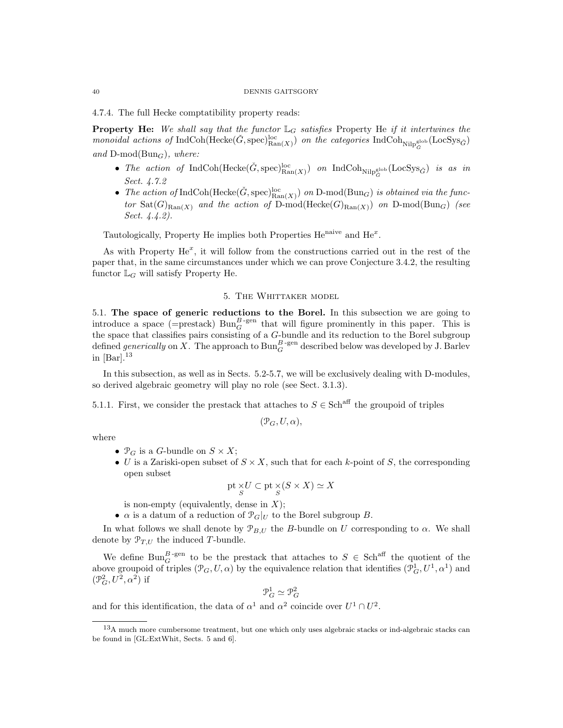4.7.4. The full Hecke comptatibility property reads:

**Property He:** *We shall say that the functor $\mathbb{L}_G$ satisfies* Property He *if it intertwines the monoidal actions of* $\operatorname{IndCoh}(\operatorname{Hecke}(\check{G},\operatorname{spec})^{\operatorname{loc}}_{\operatorname{Ran}(X)})$ *on the categories* $\operatorname{IndCoh}_{\operatorname{Nilp}^{\operatorname{glob}}_{\check{G}}}(\operatorname{LocSys}_{\check{G}})$ *and* $\operatorname{D-mod}(\operatorname{Bun}_G)$*, where:*

- *The action of* $\operatorname{IndCoh}(\operatorname{Hecke}(\check{G},\operatorname{spec})^{\operatorname{loc}}_{\operatorname{Ran}(X)})$ *on* $\operatorname{IndCoh}_{\operatorname{Nilp}^{\operatorname{glob}}_{\check{G}}}(\operatorname{LocSys}_{\check{G}})$ *is as in Sect. 4.7.2*
- *The action of* $\operatorname{IndCoh}(\operatorname{Hecke}(\check{G},\operatorname{spec})^{\operatorname{loc}}_{\operatorname{Ran}(X)})$ *on* $\operatorname{D-mod}(\operatorname{Bun}_G)$ *is obtained via the functor* $\operatorname{Sat}(G)_{\operatorname{Ran}(X)}$ *and the action of* $\operatorname{D-mod}(\operatorname{Hecke}(G)_{\operatorname{Ran}(X)})$ *on* $\operatorname{D-mod}(\operatorname{Bun}_G)$ *(see Sect. 4.4.2).*

Tautologically, Property He implies both Properties $\operatorname{He}^{\operatorname{naive}}$ and $\operatorname{He}^{x}$.

As with Property $\operatorname{He}^{x}$, it will follow from the constructions carried out in the rest of the paper that, in the same circumstances under which we can prove Conjecture 3.4.2, the resulting functor $\mathbb{L}_G$ will satisfy Property He.

## 5. The Whittaker model

5.1. **The space of generic reductions to the Borel.** In this subsection we are going to introduce a space (=prestack) $\operatorname{Bun}_G^{B\text{-gen}}$ that will figure prominently in this paper. This is the space that classifies pairs consisting of a $G$-bundle and its reduction to the Borel subgroup defined *generically* on $X$. The approach to $\operatorname{Bun}_G^{B\text{-gen}}$ described below was developed by J. Barlev in [Bar].[13]

In this subsection, as well as in Sects. 5.2-5.7, we will be exclusively dealing with D-modules, so derived algebraic geometry will play no role (see Sect. 3.1.3).

5.1.1. First, we consider the prestack that attaches to $S \in \operatorname{Sch}^{\operatorname{aff}}$ the groupoid of triples

$$(\mathcal{P}_G, U, \alpha),$$

where

- $\mathcal{P}_G$ is a $G$-bundle on $S \times X$;
- $U$ is a Zariski-open subset of $S \times X$, such that for each $k$-point of $S$, the corresponding open subset
$$\operatorname{pt} \underset{S}{\times} U \subset \operatorname{pt} \underset{S}{\times} (S \times X) \simeq X$$
is non-empty (equivalently, dense in $X$);
- $\alpha$ is a datum of a reduction of $\mathcal{P}_G|_U$ to the Borel subgroup $B$.

In what follows we shall denote by $\mathcal{P}_{B,U}$ the $B$-bundle on $U$ corresponding to $\alpha$. We shall denote by $\mathcal{P}_{T,U}$ the induced $T$-bundle.

We define $\operatorname{Bun}_G^{B\text{-gen}}$ to be the prestack that attaches to $S \in \operatorname{Sch}^{\operatorname{aff}}$ the quotient of the above groupoid of triples $(\mathcal{P}_G, U, \alpha)$ by the equivalence relation that identifies $(\mathcal{P}^1_G, U^1, \alpha^1)$ and $(\mathcal{P}^2_G, U^2, \alpha^2)$ if

$$\mathcal{P}^1_G \simeq \mathcal{P}^2_G$$

and for this identification, the data of $\alpha^1$ and $\alpha^2$ coincide over $U^1 \cap U^2$.

[13] A much more cumbersome treatment, but one which only uses algebraic stacks or ind-algebraic stacks can be found in [GL:ExtWhit, Sects. 5 and 6].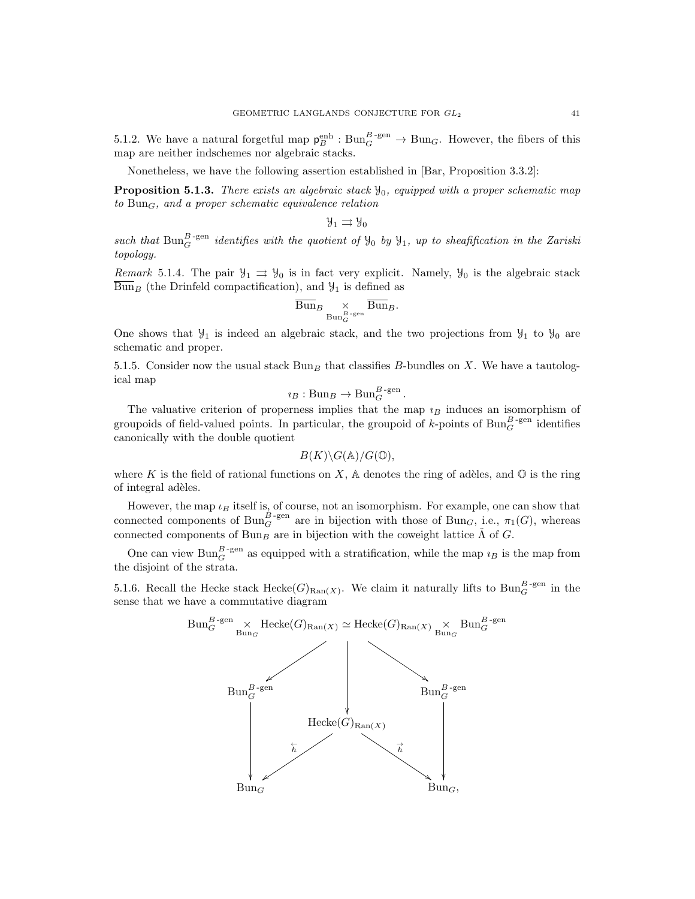5.1.2. We have a natural forgetful map $\mathsf{p}_B^{\mathrm{enh}} : \mathrm{Bun}_G^{B\text{-gen}} \to \mathrm{Bun}_G$. However, the fibers of this map are neither indschemes nor algebraic stacks.

Nonetheless, we have the following assertion established in [Bar, Proposition 3.3.2]:

**Proposition 5.1.3.** *There exists an algebraic stack $\mathcal{Y}_0$, equipped with a proper schematic map to $\mathrm{Bun}_G$, and a proper schematic equivalence relation*

$$\mathcal{Y}_1 \rightrightarrows \mathcal{Y}_0$$

*such that $\mathrm{Bun}_G^{B\text{-gen}}$ identifies with the quotient of $\mathcal{Y}_0$ by $\mathcal{Y}_1$, up to sheafification in the Zariski topology.*

*Remark* 5.1.4. The pair $\mathcal{Y}_1 \rightrightarrows \mathcal{Y}_0$ is in fact very explicit. Namely, $\mathcal{Y}_0$ is the algebraic stack $\overline{\mathrm{Bun}}_B$ (the Drinfeld compactification), and $\mathcal{Y}_1$ is defined as

$$\overline{\mathrm{Bun}}_B \underset{\mathrm{Bun}_G^{B\text{-gen}}}{\times} \overline{\mathrm{Bun}}_B.$$

One shows that $\mathcal{Y}_1$ is indeed an algebraic stack, and the two projections from $\mathcal{Y}_1$ to $\mathcal{Y}_0$ are schematic and proper.

5.1.5. Consider now the usual stack $\mathrm{Bun}_B$ that classifies $B$-bundles on $X$. We have a tautological map

$$\imath_B : \mathrm{Bun}_B \to \mathrm{Bun}_G^{B\text{-gen}}.$$

The valuative criterion of properness implies that the map $\imath_B$ induces an isomorphism of groupoids of field-valued points. In particular, the groupoid of $k$-points of $\mathrm{Bun}_G^{B\text{-gen}}$ identifies canonically with the double quotient

$$B(K)\backslash G(\mathbb{A})/G(\mathbb{O}),$$

where $K$ is the field of rational functions on $X$, $\mathbb{A}$ denotes the ring of adèles, and $\mathbb{O}$ is the ring of integral adèles.

However, the map $\imath_B$ itself is, of course, not an isomorphism. For example, one can show that connected components of $\mathrm{Bun}_G^{B\text{-gen}}$ are in bijection with those of $\mathrm{Bun}_G$, i.e., $\pi_1(G)$, whereas connected components of $\mathrm{Bun}_B$ are in bijection with the coweight lattice $\check{\Lambda}$ of $G$.

One can view $\mathrm{Bun}_G^{B\text{-gen}}$ as equipped with a stratification, while the map $\imath_B$ is the map from the disjoint of the strata.

5.1.6. Recall the Hecke stack $\mathrm{Hecke}(G)_{\mathrm{Ran}(X)}$. We claim it naturally lifts to $\mathrm{Bun}_G^{B\text{-gen}}$ in the sense that we have a commutative diagram

$$\begin{array}{ccccc}
 & & \mathrm{Bun}_G^{B\text{-gen}} \underset{\mathrm{Bun}_G}{\times} \mathrm{Hecke}(G)_{\mathrm{Ran}(X)} \simeq \mathrm{Hecke}(G)_{\mathrm{Ran}(X)} \underset{\mathrm{Bun}_G}{\times} \mathrm{Bun}_G^{B\text{-gen}} & & \\
 & \swarrow & \downarrow & \searrow & \\
\mathrm{Bun}_G^{B\text{-gen}} & & & & \mathrm{Bun}_G^{B\text{-gen}} \\
\downarrow & & \mathrm{Hecke}(G)_{\mathrm{Ran}(X)} & & \downarrow \\
 & \overset{\leftarrow}{h} \swarrow & & \searrow \overset{\rightarrow}{h} & \\
\mathrm{Bun}_G & & & & \mathrm{Bun}_G,
\end{array}$$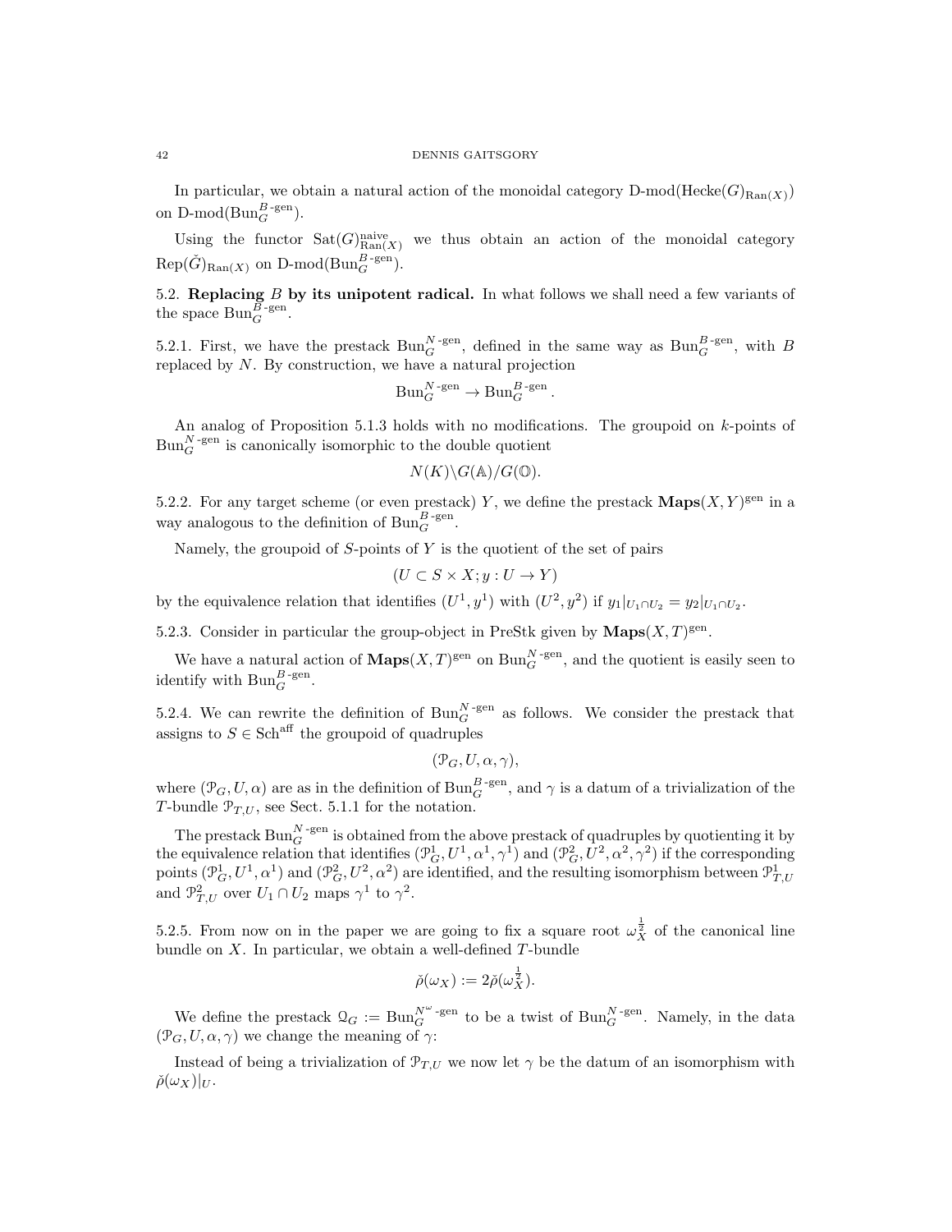In particular, we obtain a natural action of the monoidal category $\text{D-mod}(\text{Hecke}(G)_{\text{Ran}(X)})$ on $\text{D-mod}(\text{Bun}_G^{B\text{-gen}})$.

Using the functor $\text{Sat}(G)^{\text{naive}}_{\text{Ran}(X)}$ we thus obtain an action of the monoidal category $\text{Rep}(\check{G})_{\text{Ran}(X)}$ on $\text{D-mod}(\text{Bun}_G^{B\text{-gen}})$.

## 5.2. Replacing $B$ by its unipotent radical.

In what follows we shall need a few variants of the space $\text{Bun}_G^{B\text{-gen}}$.

5.2.1. First, we have the prestack $\text{Bun}_G^{N\text{-gen}}$, defined in the same way as $\text{Bun}_G^{B\text{-gen}}$, with $B$ replaced by $N$. By construction, we have a natural projection

$$\text{Bun}_G^{N\text{-gen}} \to \text{Bun}_G^{B\text{-gen}}.$$

An analog of Proposition 5.1.3 holds with no modifications. The groupoid on $k$-points of $\text{Bun}_G^{N\text{-gen}}$ is canonically isomorphic to the double quotient

$$N(K)\backslash G(\mathbb{A})/G(\mathbb{O}).$$

5.2.2. For any target scheme (or even prestack) $Y$, we define the prestack $\mathbf{Maps}(X,Y)^{\text{gen}}$ in a way analogous to the definition of $\text{Bun}_G^{B\text{-gen}}$.

Namely, the groupoid of $S$-points of $Y$ is the quotient of the set of pairs

$$(U \subset S \times X; y : U \to Y)$$

by the equivalence relation that identifies $(U^1, y^1)$ with $(U^2, y^2)$ if $y_1|_{U_1 \cap U_2} = y_2|_{U_1 \cap U_2}$.

5.2.3. Consider in particular the group-object in PreStk given by $\mathbf{Maps}(X,T)^{\text{gen}}$.

We have a natural action of $\mathbf{Maps}(X,T)^{\text{gen}}$ on $\text{Bun}_G^{N\text{-gen}}$, and the quotient is easily seen to identify with $\text{Bun}_G^{B\text{-gen}}$.

5.2.4. We can rewrite the definition of $\text{Bun}_G^{N\text{-gen}}$ as follows. We consider the prestack that assigns to $S \in \text{Sch}^{\text{aff}}$ the groupoid of quadruples

$$(\mathcal{P}_G, U, \alpha, \gamma),$$

where $(\mathcal{P}_G, U, \alpha)$ are as in the definition of $\text{Bun}_G^{B\text{-gen}}$, and $\gamma$ is a datum of a trivialization of the $T$-bundle $\mathcal{P}_{T,U}$, see Sect. 5.1.1 for the notation.

The prestack $\text{Bun}_G^{N\text{-gen}}$ is obtained from the above prestack of quadruples by quotienting it by the equivalence relation that identifies $(\mathcal{P}_G^1, U^1, \alpha^1, \gamma^1)$ and $(\mathcal{P}_G^2, U^2, \alpha^2, \gamma^2)$ if the corresponding points $(\mathcal{P}_G^1, U^1, \alpha^1)$ and $(\mathcal{P}_G^2, U^2, \alpha^2)$ are identified, and the resulting isomorphism between $\mathcal{P}_{T,U}^1$ and $\mathcal{P}_{T,U}^2$ over $U_1 \cap U_2$ maps $\gamma^1$ to $\gamma^2$.

5.2.5. From now on in the paper we are going to fix a square root $\omega_X^{\frac{1}{2}}$ of the canonical line bundle on $X$. In particular, we obtain a well-defined $T$-bundle

$$\check{\rho}(\omega_X) := 2\check{\rho}(\omega_X^{\frac{1}{2}}).$$

We define the prestack $\mathcal{Q}_G := \text{Bun}_G^{N^\omega\text{-gen}}$ to be a twist of $\text{Bun}_G^{N\text{-gen}}$. Namely, in the data $(\mathcal{P}_G, U, \alpha, \gamma)$ we change the meaning of $\gamma$:

Instead of being a trivialization of $\mathcal{P}_{T,U}$ we now let $\gamma$ be the datum of an isomorphism with $\check{\rho}(\omega_X)|_U$.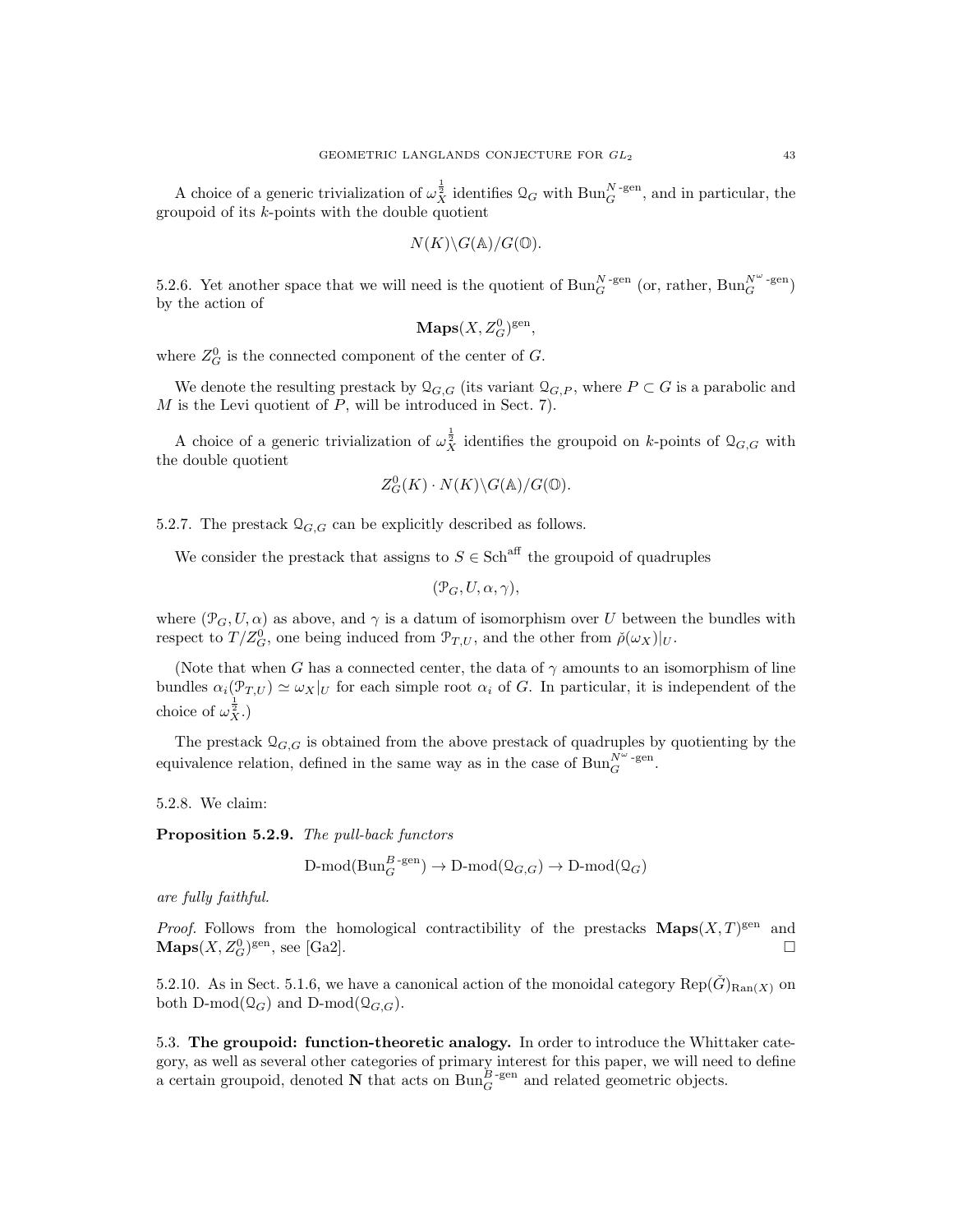A choice of a generic trivialization of $\omega_X^{\frac{1}{2}}$ identifies $\mathcal{Q}_G$ with $\mathrm{Bun}_G^{N\text{-gen}}$, and in particular, the groupoid of its $k$-points with the double quotient

$$N(K)\backslash G(\mathbb{A})/G(\mathbb{O}).$$

5.2.6. Yet another space that we will need is the quotient of $\mathrm{Bun}_G^{N\text{-gen}}$ (or, rather, $\mathrm{Bun}_G^{N^\omega\text{-gen}}$) by the action of

$$\mathbf{Maps}(X, Z_G^0)^{\mathrm{gen}},$$

where $Z_G^0$ is the connected component of the center of $G$.

We denote the resulting prestack by $\mathcal{Q}_{G,G}$ (its variant $\mathcal{Q}_{G,P}$, where $P \subset G$ is a parabolic and $M$ is the Levi quotient of $P$, will be introduced in Sect. 7).

A choice of a generic trivialization of $\omega_X^{\frac{1}{2}}$ identifies the groupoid on $k$-points of $\mathcal{Q}_{G,G}$ with the double quotient

$$Z_G^0(K) \cdot N(K)\backslash G(\mathbb{A})/G(\mathbb{O}).$$

5.2.7. The prestack $\mathcal{Q}_{G,G}$ can be explicitly described as follows.

We consider the prestack that assigns to $S \in \mathrm{Sch}^{\mathrm{aff}}$ the groupoid of quadruples

$$(\mathcal{P}_G, U, \alpha, \gamma),$$

where $(\mathcal{P}_G, U, \alpha)$ as above, and $\gamma$ is a datum of isomorphism over $U$ between the bundles with respect to $T/Z_G^0$, one being induced from $\mathcal{P}_{T,U}$, and the other from $\check{\rho}(\omega_X)|_U$.

(Note that when $G$ has a connected center, the data of $\gamma$ amounts to an isomorphism of line bundles $\alpha_i(\mathcal{P}_{T,U}) \simeq \omega_X|_U$ for each simple root $\alpha_i$ of $G$. In particular, it is independent of the choice of $\omega_X^{\frac{1}{2}}$.)

The prestack $\mathcal{Q}_{G,G}$ is obtained from the above prestack of quadruples by quotienting by the equivalence relation, defined in the same way as in the case of $\mathrm{Bun}_G^{N^\omega\text{-gen}}$.

5.2.8. We claim:

**Proposition 5.2.9.** *The pull-back functors*

$$\text{D-mod}(\mathrm{Bun}_G^{B\text{-gen}}) \to \text{D-mod}(\mathcal{Q}_{G,G}) \to \text{D-mod}(\mathcal{Q}_G)$$

*are fully faithful.*

*Proof.* Follows from the homological contractibility of the prestacks $\mathbf{Maps}(X, T)^{\mathrm{gen}}$ and $\mathbf{Maps}(X, Z_G^0)^{\mathrm{gen}}$, see [Ga2]. □

5.2.10. As in Sect. 5.1.6, we have a canonical action of the monoidal category $\mathrm{Rep}(\check{G})_{\mathrm{Ran}(X)}$ on both $\text{D-mod}(\mathcal{Q}_G)$ and $\text{D-mod}(\mathcal{Q}_{G,G})$.

5.3. **The groupoid: function-theoretic analogy.** In order to introduce the Whittaker category, as well as several other categories of primary interest for this paper, we will need to define a certain groupoid, denoted $\mathbf{N}$ that acts on $\mathrm{Bun}_G^{B\text{-gen}}$ and related geometric objects.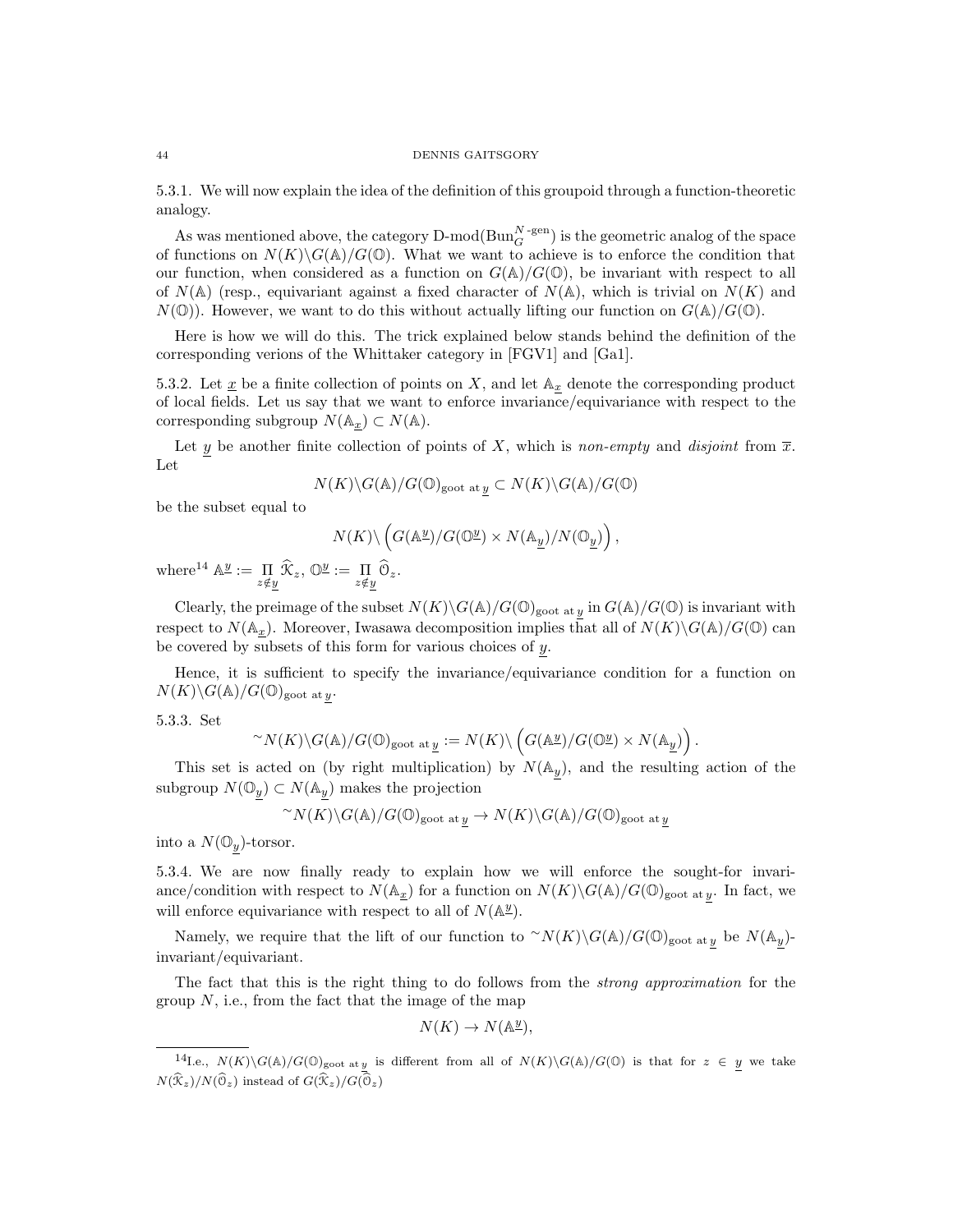5.3.1. We will now explain the idea of the definition of this groupoid through a function-theoretic analogy.

As was mentioned above, the category $\text{D-mod}(\text{Bun}_G^{N\text{-gen}})$ is the geometric analog of the space of functions on $N(K)\backslash G(\mathbb{A})/G(\mathbb{O})$. What we want to achieve is to enforce the condition that our function, when considered as a function on $G(\mathbb{A})/G(\mathbb{O})$, be invariant with respect to all of $N(\mathbb{A})$ (resp., equivariant against a fixed character of $N(\mathbb{A})$, which is trivial on $N(K)$ and $N(\mathbb{O})$). However, we want to do this without actually lifting our function on $G(\mathbb{A})/G(\mathbb{O})$.

Here is how we will do this. The trick explained below stands behind the definition of the corresponding verions of the Whittaker category in [FGV1] and [Ga1].

5.3.2. Let $\underline{x}$ be a finite collection of points on $X$, and let $\mathbb{A}_{\underline{x}}$ denote the corresponding product of local fields. Let us say that we want to enforce invariance/equivariance with respect to the corresponding subgroup $N(\mathbb{A}_{\underline{x}}) \subset N(\mathbb{A})$.

Let $\underline{y}$ be another finite collection of points of $X$, which is *non-empty* and *disjoint* from $\overline{x}$. Let

$$N(K)\backslash G(\mathbb{A})/G(\mathbb{O})_{\text{goot at } \underline{y}} \subset N(K)\backslash G(\mathbb{A})/G(\mathbb{O})$$

be the subset equal to

$$N(K)\backslash \left( G(\mathbb{A}^{\underline{y}})/G(\mathbb{O}^{\underline{y}}) \times N(\mathbb{A}_{\underline{y}})/N(\mathbb{O}_{\underline{y}}) \right),$$

where[14] $\mathbb{A}^{\underline{y}} := \underset{z \notin \underline{y}}{\Pi} \widehat{\mathcal{K}}_z$, $\mathbb{O}^{\underline{y}} := \underset{z \notin \underline{y}}{\Pi} \widehat{\mathcal{O}}_z$.

Clearly, the preimage of the subset $N(K)\backslash G(\mathbb{A})/G(\mathbb{O})_{\text{goot at } \underline{y}}$ in $G(\mathbb{A})/G(\mathbb{O})$ is invariant with respect to $N(\mathbb{A}_{\underline{x}})$. Moreover, Iwasawa decomposition implies that all of $N(K)\backslash G(\mathbb{A})/G(\mathbb{O})$ can be covered by subsets of this form for various choices of $\underline{y}$.

Hence, it is sufficient to specify the invariance/equivariance condition for a function on $N(K)\backslash G(\mathbb{A})/G(\mathbb{O})_{\text{goot at } \underline{y}}$.

5.3.3. Set

$$^{\sim}N(K)\backslash G(\mathbb{A})/G(\mathbb{O})_{\text{goot at } \underline{y}} := N(K)\backslash \left( G(\mathbb{A}^{\underline{y}})/G(\mathbb{O}^{\underline{y}}) \times N(\mathbb{A}_{\underline{y}}) \right).$$

This set is acted on (by right multiplication) by $N(\mathbb{A}_{\underline{y}})$, and the resulting action of the subgroup $N(\mathbb{O}_{\underline{y}}) \subset N(\mathbb{A}_{\underline{y}})$ makes the projection

$$^{\sim}N(K)\backslash G(\mathbb{A})/G(\mathbb{O})_{\text{goot at } \underline{y}} \to N(K)\backslash G(\mathbb{A})/G(\mathbb{O})_{\text{goot at } \underline{y}}$$

into a $N(\mathbb{O}_{\underline{y}})$-torsor.

5.3.4. We are now finally ready to explain how we will enforce the sought-for invariance/condition with respect to $N(\mathbb{A}_{\underline{x}})$ for a function on $N(K)\backslash G(\mathbb{A})/G(\mathbb{O})_{\text{goot at } \underline{y}}$. In fact, we will enforce equivariance with respect to all of $N(\mathbb{A}^{\underline{y}})$.

Namely, we require that the lift of our function to $^{\sim}N(K)\backslash G(\mathbb{A})/G(\mathbb{O})_{\text{goot at } \underline{y}}$ be $N(\mathbb{A}_{\underline{y}})$-invariant/equivariant.

The fact that this is the right thing to do follows from the *strong approximation* for the group $N$, i.e., from the fact that the image of the map

$$N(K) \to N(\mathbb{A}^{\underline{y}}),$$

---

[14] I.e., $N(K)\backslash G(\mathbb{A})/G(\mathbb{O})_{\text{goot at } \underline{y}}$ is different from all of $N(K)\backslash G(\mathbb{A})/G(\mathbb{O})$ is that for $z \in \underline{y}$ we take $N(\widehat{\mathcal{K}}_z)/N(\widehat{\mathcal{O}}_z)$ instead of $G(\widehat{\mathcal{K}}_z)/G(\widehat{\mathcal{O}}_z)$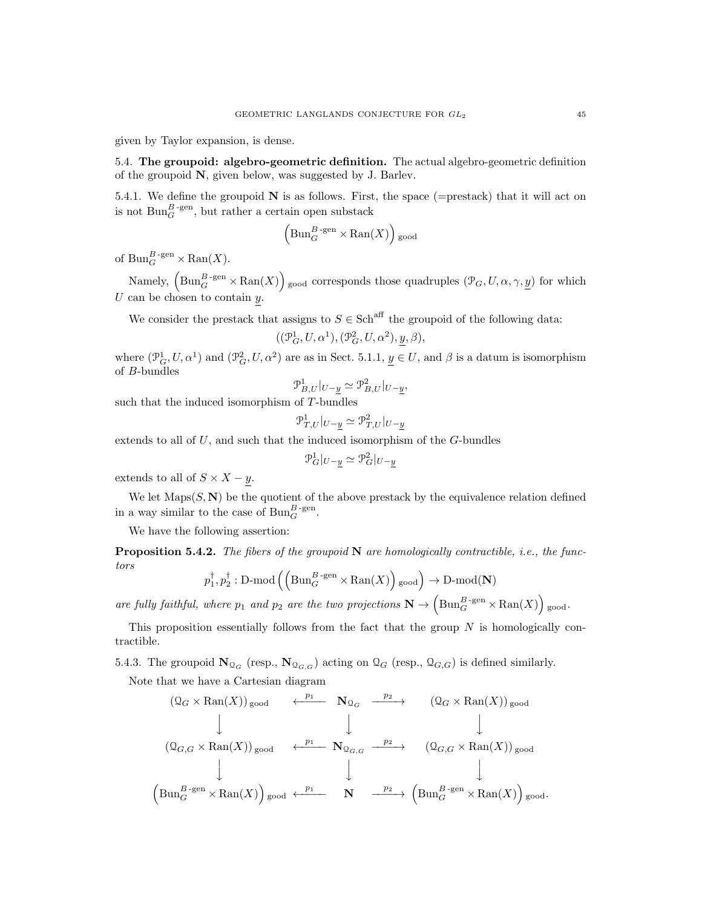given by Taylor expansion, is dense.

5.4. **The groupoid: algebro-geometric definition.** The actual algebro-geometric definition of the groupoid $\mathbf{N}$, given below, was suggested by J. Barlev.

5.4.1. We define the groupoid $\mathbf{N}$ is as follows. First, the space (=prestack) that it will act on is not $\mathrm{Bun}_G^{B\text{-gen}}$, but rather a certain open substack

$$\left(\mathrm{Bun}_G^{B\text{-gen}} \times \mathrm{Ran}(X)\right)_{\mathrm{good}}$$

of $\mathrm{Bun}_G^{B\text{-gen}} \times \mathrm{Ran}(X)$.

Namely, $\left(\mathrm{Bun}_G^{B\text{-gen}} \times \mathrm{Ran}(X)\right)_{\mathrm{good}}$ corresponds those quadruples $(\mathcal{P}_G, U, \alpha, \gamma, \underline{y})$ for which $U$ can be chosen to contain $\underline{y}$.

We consider the prestack that assigns to $S \in \mathrm{Sch}^{\mathrm{aff}}$ the groupoid of the following data:

$$((\mathcal{P}_G^1, U, \alpha^1), (\mathcal{P}_G^2, U, \alpha^2), \underline{y}, \beta),$$

where $(\mathcal{P}_G^1, U, \alpha^1)$ and $(\mathcal{P}_G^2, U, \alpha^2)$ are as in Sect. 5.1.1, $\underline{y} \in U$, and $\beta$ is a datum is isomorphism of $B$-bundles

$$\mathcal{P}_{B,U}^1|_{U-\underline{y}} \simeq \mathcal{P}_{B,U}^2|_{U-\underline{y}},$$

such that the induced isomorphism of $T$-bundles

$$\mathcal{P}_{T,U}^1|_{U-\underline{y}} \simeq \mathcal{P}_{T,U}^2|_{U-\underline{y}}$$

extends to all of $U$, and such that the induced isomorphism of the $G$-bundles

$$\mathcal{P}_G^1|_{U-\underline{y}} \simeq \mathcal{P}_G^2|_{U-\underline{y}}$$

extends to all of $S \times X - \underline{y}$.

We let $\mathrm{Maps}(S, \mathbf{N})$ be the quotient of the above prestack by the equivalence relation defined in a way similar to the case of $\mathrm{Bun}_G^{B\text{-gen}}$.

We have the following assertion:

**Proposition 5.4.2.** *The fibers of the groupoid $\mathbf{N}$ are homologically contractible, i.e., the functors*

$$p_1^\dagger, p_2^\dagger : \mathrm{D\text{-}mod}\left(\left(\mathrm{Bun}_G^{B\text{-gen}} \times \mathrm{Ran}(X)\right)_{\mathrm{good}}\right) \to \mathrm{D\text{-}mod}(\mathbf{N})$$

*are fully faithful, where $p_1$ and $p_2$ are the two projections $\mathbf{N} \to \left(\mathrm{Bun}_G^{B\text{-gen}} \times \mathrm{Ran}(X)\right)_{\mathrm{good}}$.*

This proposition essentially follows from the fact that the group $N$ is homologically contractible.

5.4.3. The groupoid $\mathbf{N}_{\mathcal{Q}_G}$ (resp., $\mathbf{N}_{\mathcal{Q}_{G,G}}$) acting on $\mathcal{Q}_G$ (resp., $\mathcal{Q}_{G,G}$) is defined similarly.

Note that we have a Cartesian diagram

$$\begin{array}{ccccc}
(\mathcal{Q}_G \times \mathrm{Ran}(X))_{\mathrm{good}} & \xleftarrow{p_1} & \mathbf{N}_{\mathcal{Q}_G} & \xrightarrow{p_2} & (\mathcal{Q}_G \times \mathrm{Ran}(X))_{\mathrm{good}} \\
\downarrow & & \downarrow & & \downarrow \\
(\mathcal{Q}_{G,G} \times \mathrm{Ran}(X))_{\mathrm{good}} & \xleftarrow{p_1} & \mathbf{N}_{\mathcal{Q}_{G,G}} & \xrightarrow{p_2} & (\mathcal{Q}_{G,G} \times \mathrm{Ran}(X))_{\mathrm{good}} \\
\downarrow & & \downarrow & & \downarrow \\
\left(\mathrm{Bun}_G^{B\text{-gen}} \times \mathrm{Ran}(X)\right)_{\mathrm{good}} & \xleftarrow{p_1} & \mathbf{N} & \xrightarrow{p_2} & \left(\mathrm{Bun}_G^{B\text{-gen}} \times \mathrm{Ran}(X)\right)_{\mathrm{good}}.
\end{array}$$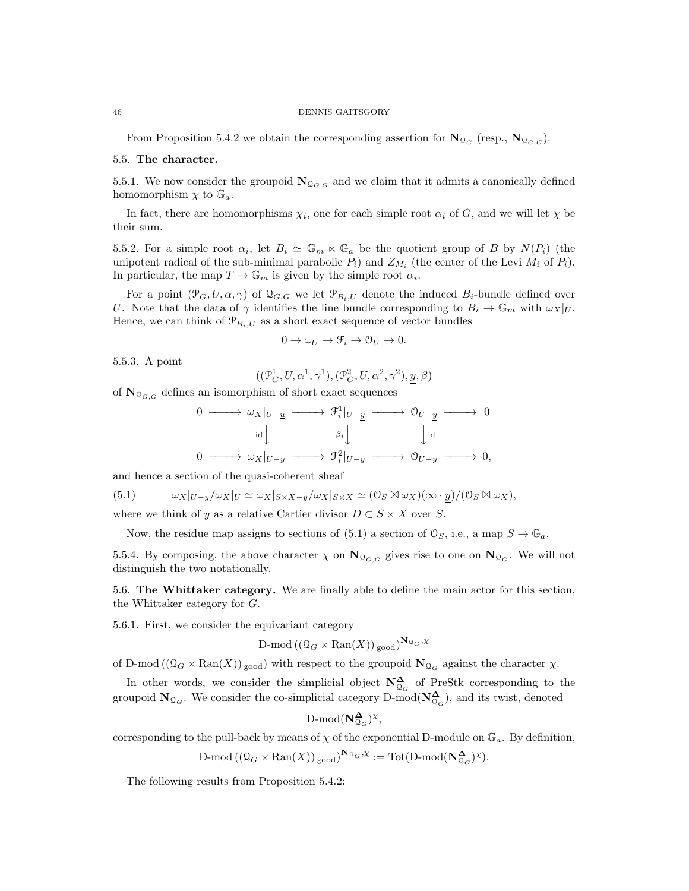From Proposition 5.4.2 we obtain the corresponding assertion for $\mathbf{N}_{\mathcal{Q}_G}$ (resp., $\mathbf{N}_{\mathcal{Q}_{G,G}}$).

## 5.5. The character.

5.5.1. We now consider the groupoid $\mathbf{N}_{\mathcal{Q}_{G,G}}$ and we claim that it admits a canonically defined homomorphism $\chi$ to $\mathbb{G}_a$.

In fact, there are homomorphisms $\chi_i$, one for each simple root $\alpha_i$ of $G$, and we will let $\chi$ be their sum.

5.5.2. For a simple root $\alpha_i$, let $B_i \simeq \mathbb{G}_m \ltimes \mathbb{G}_a$ be the quotient group of $B$ by $N(P_i)$ (the unipotent radical of the sub-minimal parabolic $P_i$) and $Z_{M_i}$ (the center of the Levi $M_i$ of $P_i$). In particular, the map $T \to \mathbb{G}_m$ is given by the simple root $\alpha_i$.

For a point $(\mathcal{P}_G, U, \alpha, \gamma)$ of $\mathcal{Q}_{G,G}$ we let $\mathcal{P}_{B_i,U}$ denote the induced $B_i$-bundle defined over $U$. Note that the data of $\gamma$ identifies the line bundle corresponding to $B_i \to \mathbb{G}_m$ with $\omega_X|_U$. Hence, we can think of $\mathcal{P}_{B_i,U}$ as a short exact sequence of vector bundles

$$0 \to \omega_U \to \mathcal{F}_i \to \mathcal{O}_U \to 0.$$

5.5.3. A point

$$((\mathcal{P}_G^1, U, \alpha^1, \gamma^1), (\mathcal{P}_G^2, U, \alpha^2, \gamma^2), \underline{y}, \beta)$$

of $\mathbf{N}_{\mathcal{Q}_{G,G}}$ defines an isomorphism of short exact sequences

$$\begin{array}{ccccccccc}
0 & \longrightarrow & \omega_X|_{U-\underline{u}} & \longrightarrow & \mathcal{F}_i^1|_{U-\underline{y}} & \longrightarrow & \mathcal{O}_{U-\underline{y}} & \longrightarrow & 0 \\
 & & \Big\downarrow{\scriptstyle \mathrm{id}} & & \Big\downarrow{\scriptstyle \beta_i} & & \Big\downarrow{\scriptstyle \mathrm{id}} & & \\
0 & \longrightarrow & \omega_X|_{U-\underline{y}} & \longrightarrow & \mathcal{F}_i^2|_{U-\underline{y}} & \longrightarrow & \mathcal{O}_{U-\underline{y}} & \longrightarrow & 0,
\end{array}$$

and hence a section of the quasi-coherent sheaf

$$\omega_X|_{U-\underline{y}}/\omega_X|_U \simeq \omega_X|_{S\times X-\underline{y}}/\omega_X|_{S\times X} \simeq (\mathcal{O}_S \boxtimes \omega_X)(\infty \cdot \underline{y})/(\mathcal{O}_S \boxtimes \omega_X), \tag{5.1}$$

where we think of $\underline{y}$ as a relative Cartier divisor $D \subset S \times X$ over $S$.

Now, the residue map assigns to sections of (5.1) a section of $\mathcal{O}_S$, i.e., a map $S \to \mathbb{G}_a$.

5.5.4. By composing, the above character $\chi$ on $\mathbf{N}_{\mathcal{Q}_{G,G}}$ gives rise to one on $\mathbf{N}_{\mathcal{Q}_G}$. We will not distinguish the two notationally.

5.6. **The Whittaker category.** We are finally able to define the main actor for this section, the Whittaker category for $G$.

5.6.1. First, we consider the equivariant category

$$\text{D-mod}\left((\mathcal{Q}_G \times \mathrm{Ran}(X))_{\,\mathrm{good}}\right)^{\mathbf{N}_{\mathcal{Q}_G},\chi}$$

of $\text{D-mod}\left((\mathcal{Q}_G \times \mathrm{Ran}(X))_{\,\mathrm{good}}\right)$ with respect to the groupoid $\mathbf{N}_{\mathcal{Q}_G}$ against the character $\chi$.

In other words, we consider the simplicial object $\mathbf{N}^{\mathbf{\Delta}}_{\mathcal{Q}_G}$ of PreStk corresponding to the groupoid $\mathbf{N}_{\mathcal{Q}_G}$. We consider the co-simplicial category $\text{D-mod}(\mathbf{N}^{\mathbf{\Delta}}_{\mathcal{Q}_G})$, and its twist, denoted

$$\text{D-mod}(\mathbf{N}^{\mathbf{\Delta}}_{\mathcal{Q}_G})^{\chi},$$

corresponding to the pull-back by means of $\chi$ of the exponential D-module on $\mathbb{G}_a$. By definition,

$$\text{D-mod}\left((\mathcal{Q}_G \times \mathrm{Ran}(X))_{\,\mathrm{good}}\right)^{\mathbf{N}_{\mathcal{Q}_G},\chi} := \mathrm{Tot}(\text{D-mod}(\mathbf{N}^{\mathbf{\Delta}}_{\mathcal{Q}_G})^{\chi}).$$

The following results from Proposition 5.4.2: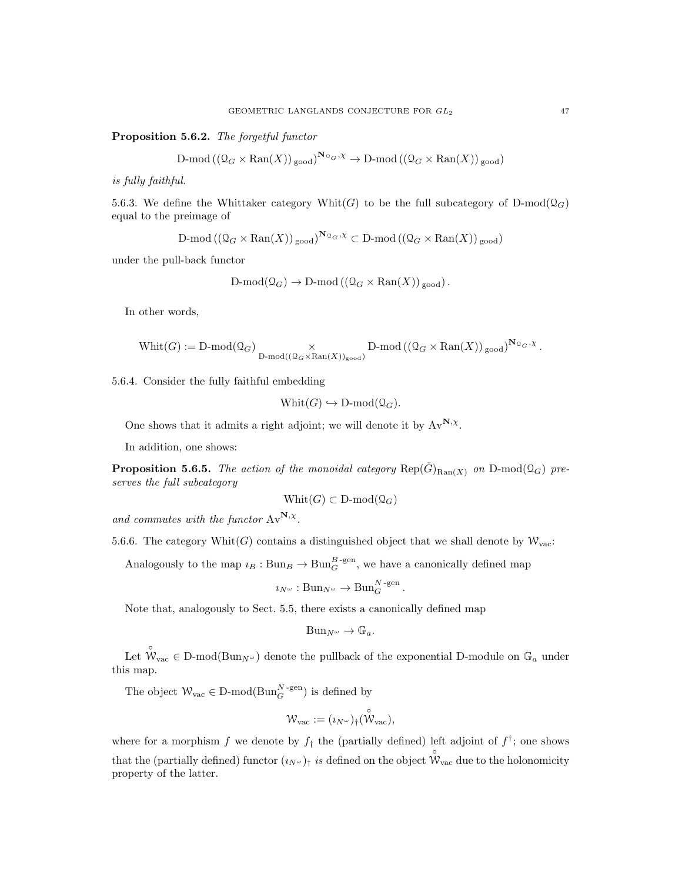**Proposition 5.6.2.** *The forgetful functor*

$$\text{D-mod}\left((\mathcal{Q}_G \times \operatorname{Ran}(X))_{\text{good}}\right)^{\mathbf{N}_{\mathcal{Q}_G},\chi} \to \text{D-mod}\left((\mathcal{Q}_G \times \operatorname{Ran}(X))_{\text{good}}\right)$$

*is fully faithful.*

5.6.3. We define the Whittaker category $\operatorname{Whit}(G)$ to be the full subcategory of $\text{D-mod}(\mathcal{Q}_G)$ equal to the preimage of

$$\text{D-mod}\left((\mathcal{Q}_G \times \operatorname{Ran}(X))_{\text{good}}\right)^{\mathbf{N}_{\mathcal{Q}_G},\chi} \subset \text{D-mod}\left((\mathcal{Q}_G \times \operatorname{Ran}(X))_{\text{good}}\right)$$

under the pull-back functor

$$\text{D-mod}(\mathcal{Q}_G) \to \text{D-mod}\left((\mathcal{Q}_G \times \operatorname{Ran}(X))_{\text{good}}\right).$$

In other words,

$$\operatorname{Whit}(G) := \text{D-mod}(\mathcal{Q}_G) \underset{\text{D-mod}((\mathcal{Q}_G \times \operatorname{Ran}(X))_{\text{good}})}{\times} \text{D-mod}\left((\mathcal{Q}_G \times \operatorname{Ran}(X))_{\text{good}}\right)^{\mathbf{N}_{\mathcal{Q}_G},\chi}.$$

5.6.4. Consider the fully faithful embedding

$$\operatorname{Whit}(G) \hookrightarrow \text{D-mod}(\mathcal{Q}_G).$$

One shows that it admits a right adjoint; we will denote it by $\operatorname{Av}^{\mathbf{N},\chi}$.

In addition, one shows:

**Proposition 5.6.5.** *The action of the monoidal category $\operatorname{Rep}(\check{G})_{\operatorname{Ran}(X)}$ on $\text{D-mod}(\mathcal{Q}_G)$ preserves the full subcategory*

$$\operatorname{Whit}(G) \subset \text{D-mod}(\mathcal{Q}_G)$$

*and commutes with the functor $\operatorname{Av}^{\mathbf{N},\chi}$.*

5.6.6. The category $\operatorname{Whit}(G)$ contains a distinguished object that we shall denote by $\mathcal{W}_{\text{vac}}$:

Analogously to the map $\imath_B : \operatorname{Bun}_B \to \operatorname{Bun}_G^{B\text{-gen}}$, we have a canonically defined map

$$\imath_{N^\omega} : \operatorname{Bun}_{N^\omega} \to \operatorname{Bun}_G^{N\text{-gen}}.$$

Note that, analogously to Sect. 5.5, there exists a canonically defined map

$$\operatorname{Bun}_{N^\omega} \to \mathbb{G}_a.$$

Let $\overset{\circ}{\mathcal{W}}_{\text{vac}} \in \text{D-mod}(\operatorname{Bun}_{N^\omega})$ denote the pullback of the exponential D-module on $\mathbb{G}_a$ under this map.

The object $\mathcal{W}_{\text{vac}} \in \text{D-mod}(\operatorname{Bun}_G^{N\text{-gen}})$ is defined by

$$\mathcal{W}_{\text{vac}} := (\imath_{N^\omega})_\dagger(\overset{\circ}{\mathcal{W}}_{\text{vac}}),$$

where for a morphism $f$ we denote by $f_\dagger$ the (partially defined) left adjoint of $f^\dagger$; one shows that the (partially defined) functor $(\imath_{N^\omega})_\dagger$ *is* defined on the object $\overset{\circ}{\mathcal{W}}_{\text{vac}}$ due to the holonomicity property of the latter.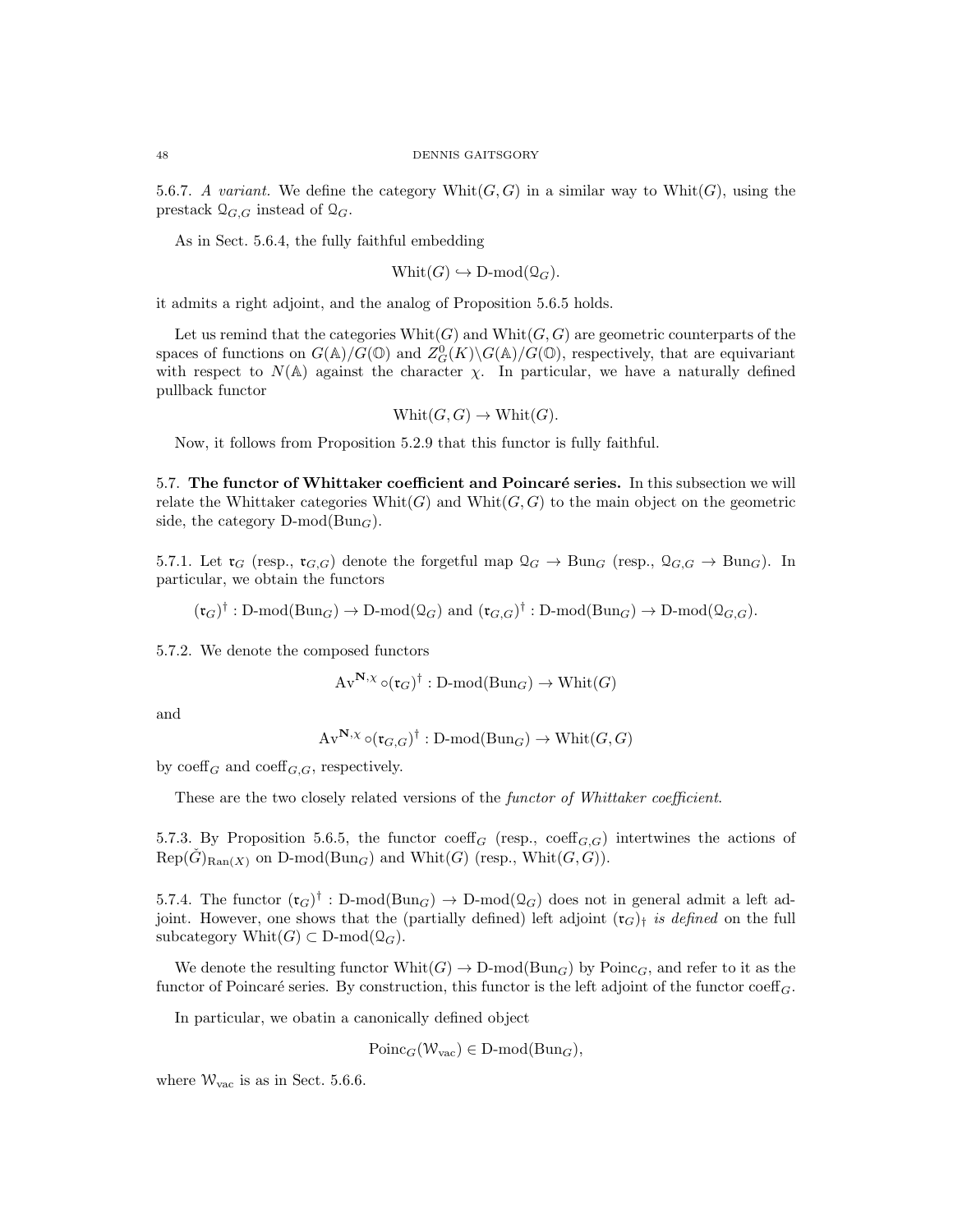5.6.7. *A variant.* We define the category $\mathrm{Whit}(G,G)$ in a similar way to $\mathrm{Whit}(G)$, using the prestack $\mathcal{Q}_{G,G}$ instead of $\mathcal{Q}_G$.

As in Sect. 5.6.4, the fully faithful embedding

$$\mathrm{Whit}(G) \hookrightarrow \text{D-mod}(\mathcal{Q}_G).$$

it admits a right adjoint, and the analog of Proposition 5.6.5 holds.

Let us remind that the categories $\mathrm{Whit}(G)$ and $\mathrm{Whit}(G,G)$ are geometric counterparts of the spaces of functions on $G(\mathbb{A})/G(\mathbb{O})$ and $Z^0_G(K)\backslash G(\mathbb{A})/G(\mathbb{O})$, respectively, that are equivariant with respect to $N(\mathbb{A})$ against the character $\chi$. In particular, we have a naturally defined pullback functor

$$\mathrm{Whit}(G,G) \to \mathrm{Whit}(G).$$

Now, it follows from Proposition 5.2.9 that this functor is fully faithful.

5.7. **The functor of Whittaker coefficient and Poincaré series.** In this subsection we will relate the Whittaker categories $\mathrm{Whit}(G)$ and $\mathrm{Whit}(G,G)$ to the main object on the geometric side, the category $\text{D-mod}(\mathrm{Bun}_G)$.

5.7.1. Let $\mathfrak{r}_G$ (resp., $\mathfrak{r}_{G,G}$) denote the forgetful map $\mathcal{Q}_G \to \mathrm{Bun}_G$ (resp., $\mathcal{Q}_{G,G} \to \mathrm{Bun}_G$). In particular, we obtain the functors

$$(\mathfrak{r}_G)^\dagger : \text{D-mod}(\mathrm{Bun}_G) \to \text{D-mod}(\mathcal{Q}_G) \text{ and } (\mathfrak{r}_{G,G})^\dagger : \text{D-mod}(\mathrm{Bun}_G) \to \text{D-mod}(\mathcal{Q}_{G,G}).$$

5.7.2. We denote the composed functors

$$\mathrm{Av}^{\mathbf{N},\chi} \circ (\mathfrak{r}_G)^\dagger : \text{D-mod}(\mathrm{Bun}_G) \to \mathrm{Whit}(G)$$

and

$$\mathrm{Av}^{\mathbf{N},\chi} \circ (\mathfrak{r}_{G,G})^\dagger : \text{D-mod}(\mathrm{Bun}_G) \to \mathrm{Whit}(G,G)$$

by $\mathrm{coeff}_G$ and $\mathrm{coeff}_{G,G}$, respectively.

These are the two closely related versions of the *functor of Whittaker coefficient*.

5.7.3. By Proposition 5.6.5, the functor $\mathrm{coeff}_G$ (resp., $\mathrm{coeff}_{G,G}$) intertwines the actions of $\mathrm{Rep}(\check{G})_{\mathrm{Ran}(X)}$ on $\text{D-mod}(\mathrm{Bun}_G)$ and $\mathrm{Whit}(G)$ (resp., $\mathrm{Whit}(G,G)$).

5.7.4. The functor $(\mathfrak{r}_G)^\dagger : \text{D-mod}(\mathrm{Bun}_G) \to \text{D-mod}(\mathcal{Q}_G)$ does not in general admit a left adjoint. However, one shows that the (partially defined) left adjoint $(\mathfrak{r}_G)_\dagger$ *is defined* on the full subcategory $\mathrm{Whit}(G) \subset \text{D-mod}(\mathcal{Q}_G)$.

We denote the resulting functor $\mathrm{Whit}(G) \to \text{D-mod}(\mathrm{Bun}_G)$ by $\mathrm{Poinc}_G$, and refer to it as the functor of Poincaré series. By construction, this functor is the left adjoint of the functor $\mathrm{coeff}_G$.

In particular, we obatin a canonically defined object

$$\mathrm{Poinc}_G(\mathcal{W}_{\mathrm{vac}}) \in \text{D-mod}(\mathrm{Bun}_G),$$

where $\mathcal{W}_{\mathrm{vac}}$ is as in Sect. 5.6.6.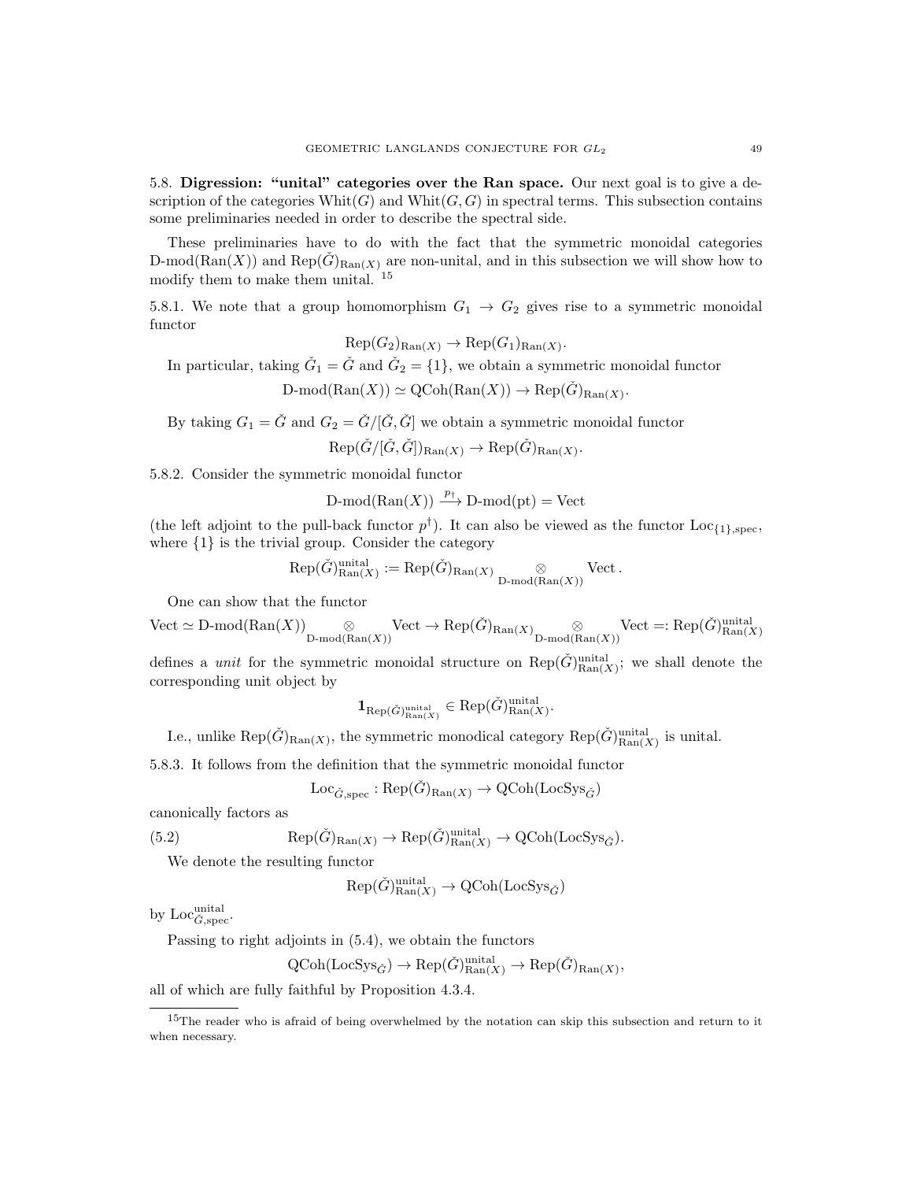5.8. **Digression: "unital" categories over the Ran space.** Our next goal is to give a description of the categories $\mathrm{Whit}(G)$ and $\mathrm{Whit}(G,G)$ in spectral terms. This subsection contains some preliminaries needed in order to describe the spectral side.

These preliminaries have to do with the fact that the symmetric monoidal categories $\mathrm{D\text{-}mod}(\mathrm{Ran}(X))$ and $\mathrm{Rep}(\check{G})_{\mathrm{Ran}(X)}$ are non-unital, and in this subsection we will show how to modify them to make them unital. [15]

5.8.1. We note that a group homomorphism $G_1 \to G_2$ gives rise to a symmetric monoidal functor

$$\mathrm{Rep}(G_2)_{\mathrm{Ran}(X)} \to \mathrm{Rep}(G_1)_{\mathrm{Ran}(X)}.$$

In particular, taking $\check{G}_1 = \check{G}$ and $\check{G}_2 = \{1\}$, we obtain a symmetric monoidal functor

$$\mathrm{D\text{-}mod}(\mathrm{Ran}(X)) \simeq \mathrm{QCoh}(\mathrm{Ran}(X)) \to \mathrm{Rep}(\check{G})_{\mathrm{Ran}(X)}.$$

By taking $G_1 = \check{G}$ and $G_2 = \check{G}/[\check{G},\check{G}]$ we obtain a symmetric monoidal functor

$$\mathrm{Rep}(\check{G}/[\check{G},\check{G}])_{\mathrm{Ran}(X)} \to \mathrm{Rep}(\check{G})_{\mathrm{Ran}(X)}.$$

5.8.2. Consider the symmetric monoidal functor

$$\mathrm{D\text{-}mod}(\mathrm{Ran}(X)) \xrightarrow{p_\dagger} \mathrm{D\text{-}mod}(\mathrm{pt}) = \mathrm{Vect}$$

(the left adjoint to the pull-back functor $p^\dagger$). It can also be viewed as the functor $\mathrm{Loc}_{\{1\},\mathrm{spec}}$, where $\{1\}$ is the trivial group. Consider the category

$$\mathrm{Rep}(\check{G})^{\mathrm{unital}}_{\mathrm{Ran}(X)} := \mathrm{Rep}(\check{G})_{\mathrm{Ran}(X)} \underset{\mathrm{D\text{-}mod}(\mathrm{Ran}(X))}{\otimes} \mathrm{Vect}.$$

One can show that the functor

$$\mathrm{Vect} \simeq \mathrm{D\text{-}mod}(\mathrm{Ran}(X)) \underset{\mathrm{D\text{-}mod}(\mathrm{Ran}(X))}{\otimes} \mathrm{Vect} \to \mathrm{Rep}(\check{G})_{\mathrm{Ran}(X)} \underset{\mathrm{D\text{-}mod}(\mathrm{Ran}(X))}{\otimes} \mathrm{Vect} =: \mathrm{Rep}(\check{G})^{\mathrm{unital}}_{\mathrm{Ran}(X)}$$

defines a *unit* for the symmetric monoidal structure on $\mathrm{Rep}(\check{G})^{\mathrm{unital}}_{\mathrm{Ran}(X)}$; we shall denote the corresponding unit object by

$$\mathbf{1}_{\mathrm{Rep}(\check{G})^{\mathrm{unital}}_{\mathrm{Ran}(X)}} \in \mathrm{Rep}(\check{G})^{\mathrm{unital}}_{\mathrm{Ran}(X)}.$$

I.e., unlike $\mathrm{Rep}(\check{G})_{\mathrm{Ran}(X)}$, the symmetric monodical category $\mathrm{Rep}(\check{G})^{\mathrm{unital}}_{\mathrm{Ran}(X)}$ is unital.

5.8.3. It follows from the definition that the symmetric monoidal functor

$$\mathrm{Loc}_{\check{G},\mathrm{spec}} : \mathrm{Rep}(\check{G})_{\mathrm{Ran}(X)} \to \mathrm{QCoh}(\mathrm{LocSys}_{\check{G}})$$

canonically factors as

$$\mathrm{Rep}(\check{G})_{\mathrm{Ran}(X)} \to \mathrm{Rep}(\check{G})^{\mathrm{unital}}_{\mathrm{Ran}(X)} \to \mathrm{QCoh}(\mathrm{LocSys}_{\check{G}}). \tag{5.2}$$

We denote the resulting functor

$$\mathrm{Rep}(\check{G})^{\mathrm{unital}}_{\mathrm{Ran}(X)} \to \mathrm{QCoh}(\mathrm{LocSys}_{\check{G}})$$

by $\mathrm{Loc}^{\mathrm{unital}}_{\check{G},\mathrm{spec}}$.

Passing to right adjoints in (5.4), we obtain the functors

$$\mathrm{QCoh}(\mathrm{LocSys}_{\check{G}}) \to \mathrm{Rep}(\check{G})^{\mathrm{unital}}_{\mathrm{Ran}(X)} \to \mathrm{Rep}(\check{G})_{\mathrm{Ran}(X)},$$

all of which are fully faithful by Proposition 4.3.4.

[15] The reader who is afraid of being overwhelmed by the notation can skip this subsection and return to it when necessary.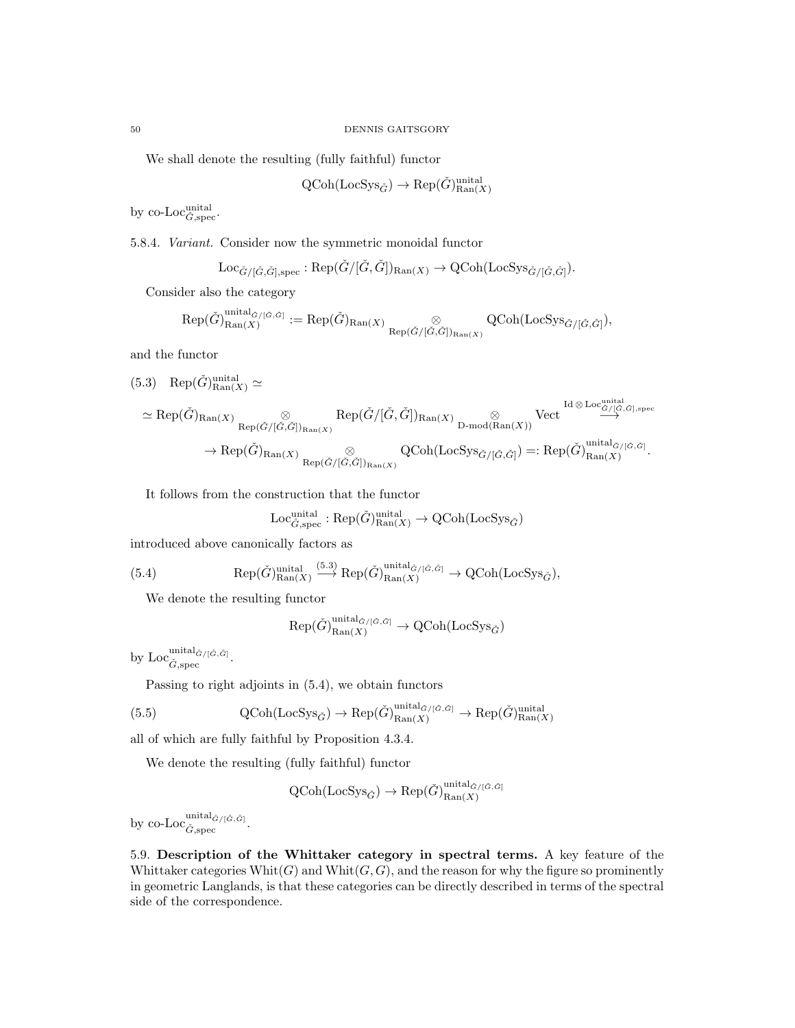We shall denote the resulting (fully faithful) functor

$$\mathrm{QCoh}(\mathrm{LocSys}_{\check{G}}) \to \mathrm{Rep}(\check{G})^{\mathrm{unital}}_{\mathrm{Ran}(X)}$$

by co-$\mathrm{Loc}^{\mathrm{unital}}_{\check{G},\mathrm{spec}}$.

5.8.4. *Variant.* Consider now the symmetric monoidal functor

$$\mathrm{Loc}_{\check{G}/[\check{G},\check{G}],\mathrm{spec}} : \mathrm{Rep}(\check{G}/[\check{G},\check{G}])_{\mathrm{Ran}(X)} \to \mathrm{QCoh}(\mathrm{LocSys}_{\check{G}/[\check{G},\check{G}]}).$$

Consider also the category

$$\mathrm{Rep}(\check{G})^{\mathrm{unital}_{\check{G}/[\check{G},\check{G}]}}_{\mathrm{Ran}(X)} := \mathrm{Rep}(\check{G})_{\mathrm{Ran}(X)} \underset{\mathrm{Rep}(\check{G}/[\check{G},\check{G}])_{\mathrm{Ran}(X)}}{\otimes} \mathrm{QCoh}(\mathrm{LocSys}_{\check{G}/[\check{G},\check{G}]}),$$

and the functor

(5.3) $\quad \mathrm{Rep}(\check{G})^{\mathrm{unital}}_{\mathrm{Ran}(X)} \simeq$

$$\simeq \mathrm{Rep}(\check{G})_{\mathrm{Ran}(X)} \underset{\mathrm{Rep}(\check{G}/[\check{G},\check{G}])_{\mathrm{Ran}(X)}}{\otimes} \mathrm{Rep}(\check{G}/[\check{G},\check{G}])_{\mathrm{Ran}(X)} \underset{\text{D-mod}(\mathrm{Ran}(X))}{\otimes} \mathrm{Vect} \overset{\mathrm{Id}\otimes \mathrm{Loc}^{\mathrm{unital}}_{\check{G}/[\check{G},\check{G}],\mathrm{spec}}}{\longrightarrow}$$

$$\to \mathrm{Rep}(\check{G})_{\mathrm{Ran}(X)} \underset{\mathrm{Rep}(\check{G}/[\check{G},\check{G}])_{\mathrm{Ran}(X)}}{\otimes} \mathrm{QCoh}(\mathrm{LocSys}_{\check{G}/[\check{G},\check{G}]}) =: \mathrm{Rep}(\check{G})^{\mathrm{unital}_{\check{G}/[\check{G},\check{G}]}}_{\mathrm{Ran}(X)}.$$

It follows from the construction that the functor

$$\mathrm{Loc}^{\mathrm{unital}}_{\check{G},\mathrm{spec}} : \mathrm{Rep}(\check{G})^{\mathrm{unital}}_{\mathrm{Ran}(X)} \to \mathrm{QCoh}(\mathrm{LocSys}_{\check{G}})$$

introduced above canonically factors as

$$\mathrm{Rep}(\check{G})^{\mathrm{unital}}_{\mathrm{Ran}(X)} \overset{(5.3)}{\longrightarrow} \mathrm{Rep}(\check{G})^{\mathrm{unital}_{\check{G}/[\check{G},\check{G}]}}_{\mathrm{Ran}(X)} \to \mathrm{QCoh}(\mathrm{LocSys}_{\check{G}}), \tag{5.4}$$

We denote the resulting functor

$$\mathrm{Rep}(\check{G})^{\mathrm{unital}_{\check{G}/[\check{G},\check{G}]}}_{\mathrm{Ran}(X)} \to \mathrm{QCoh}(\mathrm{LocSys}_{\check{G}})$$

by $\mathrm{Loc}^{\mathrm{unital}_{\check{G}/[\check{G},\check{G}]}}_{\check{G},\mathrm{spec}}$.

Passing to right adjoints in (5.4), we obtain functors

$$\mathrm{QCoh}(\mathrm{LocSys}_{\check{G}}) \to \mathrm{Rep}(\check{G})^{\mathrm{unital}_{\check{G}/[\check{G},\check{G}]}}_{\mathrm{Ran}(X)} \to \mathrm{Rep}(\check{G})^{\mathrm{unital}}_{\mathrm{Ran}(X)} \tag{5.5}$$

all of which are fully faithful by Proposition 4.3.4.

We denote the resulting (fully faithful) functor

$$\mathrm{QCoh}(\mathrm{LocSys}_{\check{G}}) \to \mathrm{Rep}(\check{G})^{\mathrm{unital}_{\check{G}/[\check{G},\check{G}]}}_{\mathrm{Ran}(X)}$$

by co-$\mathrm{Loc}^{\mathrm{unital}_{\check{G}/[\check{G},\check{G}]}}_{\check{G},\mathrm{spec}}$.

5.9. **Description of the Whittaker category in spectral terms.** A key feature of the Whittaker categories $\mathrm{Whit}(G)$ and $\mathrm{Whit}(G,G)$, and the reason for why the figure so prominently in geometric Langlands, is that these categories can be directly described in terms of the spectral side of the correspondence.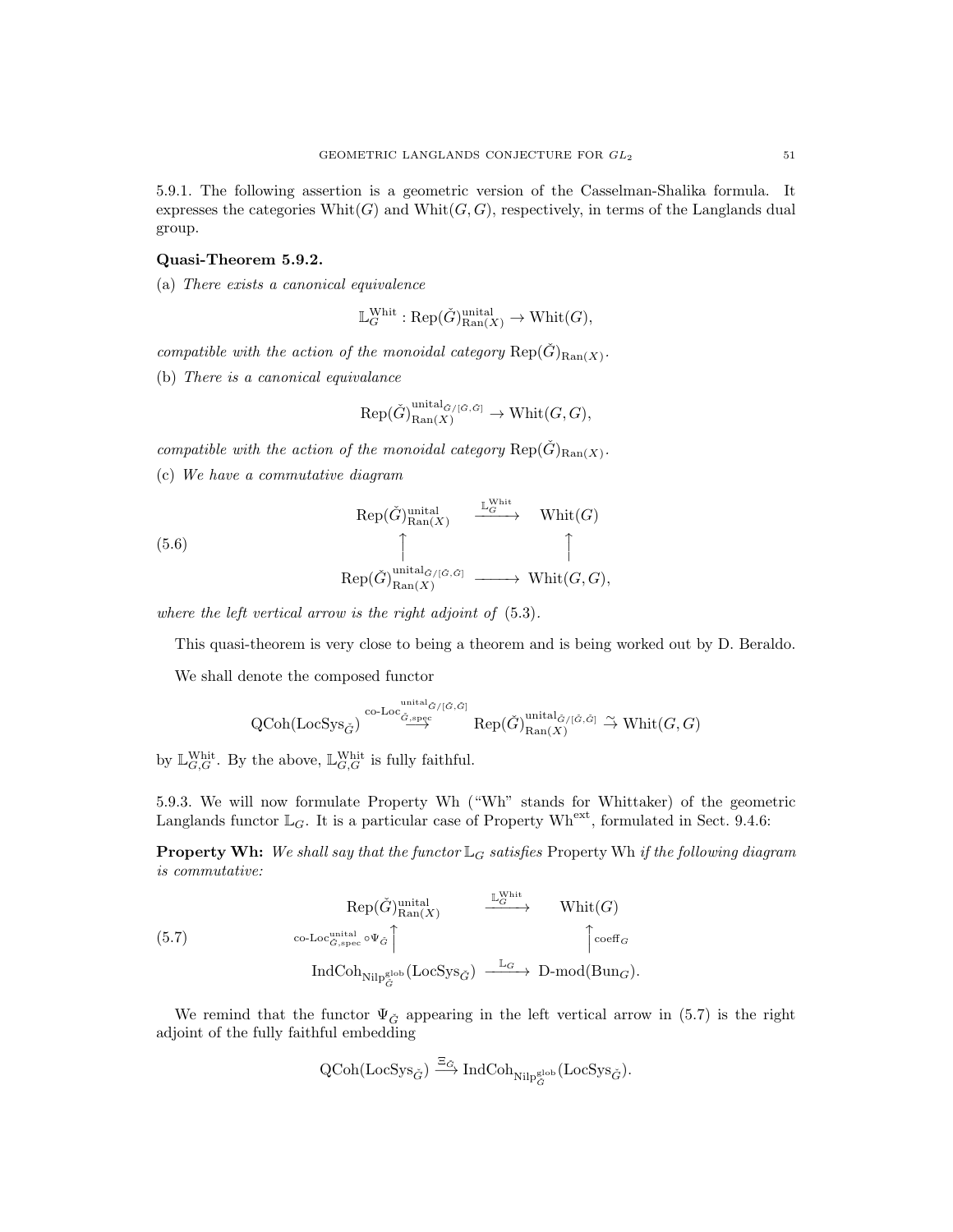5.9.1. The following assertion is a geometric version of the Casselman-Shalika formula. It expresses the categories $\mathrm{Whit}(G)$ and $\mathrm{Whit}(G,G)$, respectively, in terms of the Langlands dual group.

**Quasi-Theorem 5.9.2.**

(a) *There exists a canonical equivalence*

$$\mathbb{L}_G^{\mathrm{Whit}} : \mathrm{Rep}(\check{G})_{\mathrm{Ran}(X)}^{\mathrm{unital}} \to \mathrm{Whit}(G),$$

*compatible with the action of the monoidal category* $\mathrm{Rep}(\check{G})_{\mathrm{Ran}(X)}$.

(b) *There is a canonical equivalance*

$$\mathrm{Rep}(\check{G})_{\mathrm{Ran}(X)}^{\mathrm{unital}_{\check{G}/[\check{G},\check{G}]}} \to \mathrm{Whit}(G,G),$$

*compatible with the action of the monoidal category* $\mathrm{Rep}(\check{G})_{\mathrm{Ran}(X)}$.

(c) *We have a commutative diagram*

$$\begin{array}{ccc}
\mathrm{Rep}(\check{G})_{\mathrm{Ran}(X)}^{\mathrm{unital}} & \xrightarrow{\mathbb{L}_G^{\mathrm{Whit}}} & \mathrm{Whit}(G) \\
\uparrow & & \uparrow \\
\mathrm{Rep}(\check{G})_{\mathrm{Ran}(X)}^{\mathrm{unital}_{\check{G}/[\check{G},\check{G}]}} & \longrightarrow & \mathrm{Whit}(G,G),
\end{array} \tag{5.6}$$

*where the left vertical arrow is the right adjoint of* (5.3).

This quasi-theorem is very close to being a theorem and is being worked out by D. Beraldo.

We shall denote the composed functor

$$\mathrm{QCoh}(\mathrm{LocSys}_{\check{G}}) \overset{\text{co-Loc}_{\check{G},\mathrm{spec}}^{\mathrm{unital}_{\check{G}/[\check{G},\check{G}]}}}{\longrightarrow} \mathrm{Rep}(\check{G})_{\mathrm{Ran}(X)}^{\mathrm{unital}_{\check{G}/[\check{G},\check{G}]}} \overset{\sim}{\to} \mathrm{Whit}(G,G)$$

by $\mathbb{L}_{G,G}^{\mathrm{Whit}}$. By the above, $\mathbb{L}_{G,G}^{\mathrm{Whit}}$ is fully faithful.

5.9.3. We will now formulate Property Wh ("Wh" stands for Whittaker) of the geometric Langlands functor $\mathbb{L}_G$. It is a particular case of Property $\mathrm{Wh}^{\mathrm{ext}}$, formulated in Sect. 9.4.6:

**Property Wh:** *We shall say that the functor* $\mathbb{L}_G$ *satisfies* Property Wh *if the following diagram is commutative:*

$$\begin{array}{ccc}
\mathrm{Rep}(\check{G})_{\mathrm{Ran}(X)}^{\mathrm{unital}} & \xrightarrow{\mathbb{L}_G^{\mathrm{Whit}}} & \mathrm{Whit}(G) \\
{\scriptstyle \text{co-Loc}_{\check{G},\mathrm{spec}}^{\mathrm{unital}} \circ \Psi_{\check{G}}} \uparrow & & \uparrow {\scriptstyle \mathrm{coeff}_G} \\
\mathrm{IndCoh}_{\mathrm{Nilp}_{\check{G}}^{\mathrm{glob}}}(\mathrm{LocSys}_{\check{G}}) & \xrightarrow{\mathbb{L}_G} & \text{D-mod}(\mathrm{Bun}_G).
\end{array} \tag{5.7}$$

We remind that the functor $\Psi_{\check{G}}$ appearing in the left vertical arrow in (5.7) is the right adjoint of the fully faithful embedding

$$\mathrm{QCoh}(\mathrm{LocSys}_{\check{G}}) \xrightarrow{\Xi_{\check{G}}} \mathrm{IndCoh}_{\mathrm{Nilp}_{\check{G}}^{\mathrm{glob}}}(\mathrm{LocSys}_{\check{G}}).$$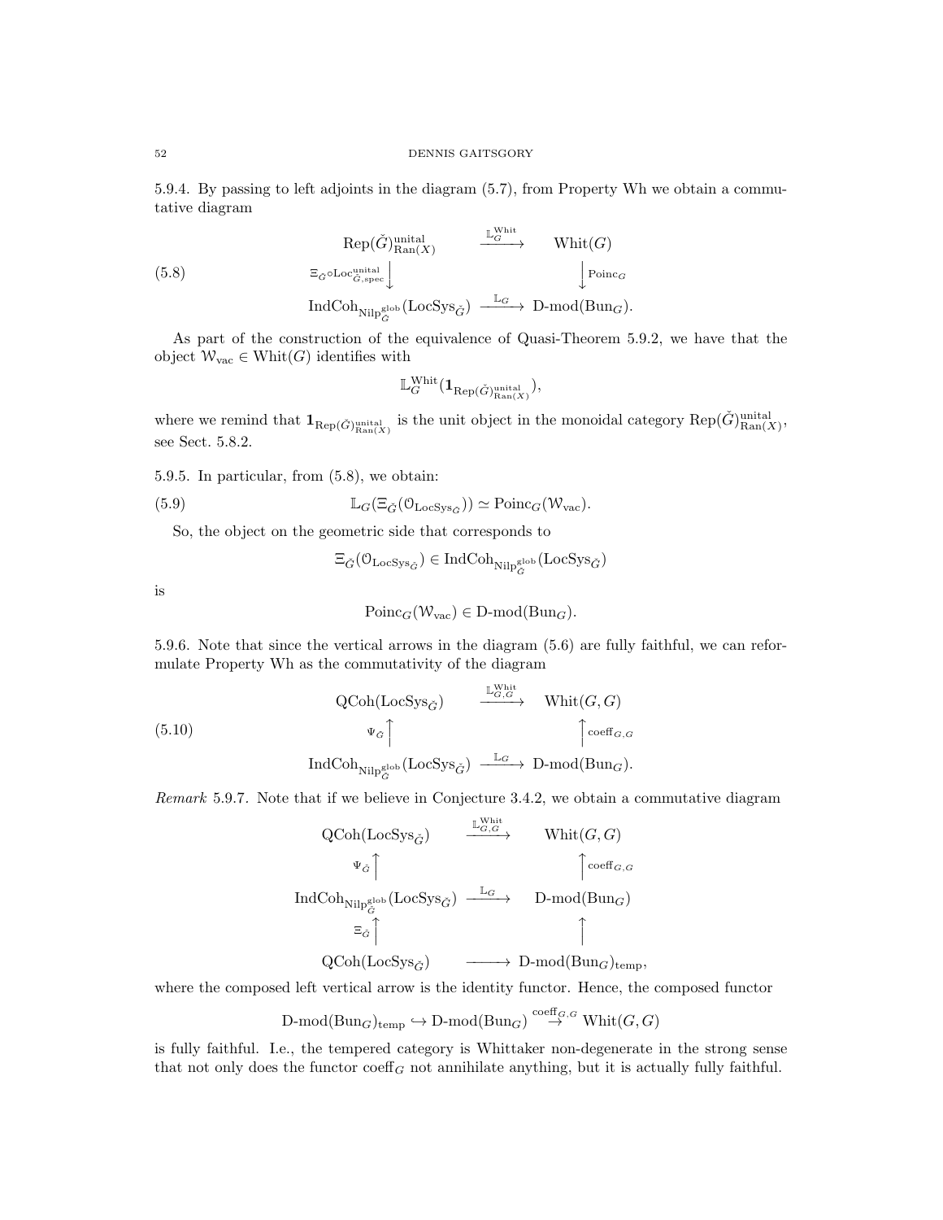5.9.4. By passing to left adjoints in the diagram (5.7), from Property Wh we obtain a commutative diagram

$$
\begin{array}{ccc}
\operatorname{Rep}(\check{G})^{\text{unital}}_{\operatorname{Ran}(X)} & \xrightarrow{\mathbb{L}^{\text{Whit}}_G} & \operatorname{Whit}(G) \\
{\scriptstyle \Xi_{\check{G}} \circ \operatorname{Loc}^{\text{unital}}_{\check{G},\text{spec}}} \big\downarrow & & \big\downarrow {\scriptstyle \operatorname{Poinc}_G} \\
\operatorname{IndCoh}_{\operatorname{Nilp}^{\text{glob}}_{\check{G}}}(\operatorname{LocSys}_{\check{G}}) & \xrightarrow{\mathbb{L}_G} & \text{D-mod}(\operatorname{Bun}_G).
\end{array}
\tag{5.8}
$$

As part of the construction of the equivalence of Quasi-Theorem 5.9.2, we have that the object $\mathcal{W}_{\text{vac}} \in \operatorname{Whit}(G)$ identifies with

$$
\mathbb{L}^{\text{Whit}}_G(\mathbf{1}_{\operatorname{Rep}(\check{G})^{\text{unital}}_{\operatorname{Ran}(X)}}),
$$

where we remind that $\mathbf{1}_{\operatorname{Rep}(\check{G})^{\text{unital}}_{\operatorname{Ran}(X)}}$ is the unit object in the monoidal category $\operatorname{Rep}(\check{G})^{\text{unital}}_{\operatorname{Ran}(X)}$, see Sect. 5.8.2.

5.9.5. In particular, from (5.8), we obtain:

$$
\mathbb{L}_G(\Xi_{\check{G}}(\mathcal{O}_{\operatorname{LocSys}_{\check{G}}})) \simeq \operatorname{Poinc}_G(\mathcal{W}_{\text{vac}}). \tag{5.9}
$$

So, the object on the geometric side that corresponds to

$$
\Xi_{\check{G}}(\mathcal{O}_{\operatorname{LocSys}_{\check{G}}}) \in \operatorname{IndCoh}_{\operatorname{Nilp}^{\text{glob}}_{\check{G}}}(\operatorname{LocSys}_{\check{G}})
$$

is

$$
\operatorname{Poinc}_G(\mathcal{W}_{\text{vac}}) \in \text{D-mod}(\operatorname{Bun}_G).
$$

5.9.6. Note that since the vertical arrows in the diagram (5.6) are fully faithful, we can reformulate Property Wh as the commutativity of the diagram

$$
\begin{array}{ccc}
\operatorname{QCoh}(\operatorname{LocSys}_{\check{G}}) & \xrightarrow{\mathbb{L}^{\text{Whit}}_{G,G}} & \operatorname{Whit}(G,G) \\
{\scriptstyle \Psi_{\check{G}}} \big\uparrow & & \big\uparrow {\scriptstyle \operatorname{coeff}_{G,G}} \\
\operatorname{IndCoh}_{\operatorname{Nilp}^{\text{glob}}_{\check{G}}}(\operatorname{LocSys}_{\check{G}}) & \xrightarrow{\mathbb{L}_G} & \text{D-mod}(\operatorname{Bun}_G).
\end{array}
\tag{5.10}
$$

*Remark* 5.9.7. Note that if we believe in Conjecture 3.4.2, we obtain a commutative diagram

$$
\begin{array}{ccc}
\operatorname{QCoh}(\operatorname{LocSys}_{\check{G}}) & \xrightarrow{\mathbb{L}^{\text{Whit}}_{G,G}} & \operatorname{Whit}(G,G) \\
{\scriptstyle \Psi_{\check{G}}} \big\uparrow & & \big\uparrow {\scriptstyle \operatorname{coeff}_{G,G}} \\
\operatorname{IndCoh}_{\operatorname{Nilp}^{\text{glob}}_{\check{G}}}(\operatorname{LocSys}_{\check{G}}) & \xrightarrow{\mathbb{L}_G} & \text{D-mod}(\operatorname{Bun}_G) \\
{\scriptstyle \Xi_{\check{G}}} \big\uparrow & & \big\uparrow \\
\operatorname{QCoh}(\operatorname{LocSys}_{\check{G}}) & \longrightarrow & \text{D-mod}(\operatorname{Bun}_G)_{\text{temp}},
\end{array}
$$

where the composed left vertical arrow is the identity functor. Hence, the composed functor

$$
\text{D-mod}(\operatorname{Bun}_G)_{\text{temp}} \hookrightarrow \text{D-mod}(\operatorname{Bun}_G) \overset{\operatorname{coeff}_{G,G}}{\to} \operatorname{Whit}(G,G)
$$

is fully faithful. I.e., the tempered category is Whittaker non-degenerate in the strong sense that not only does the functor $\operatorname{coeff}_G$ not annihilate anything, but it is actually fully faithful.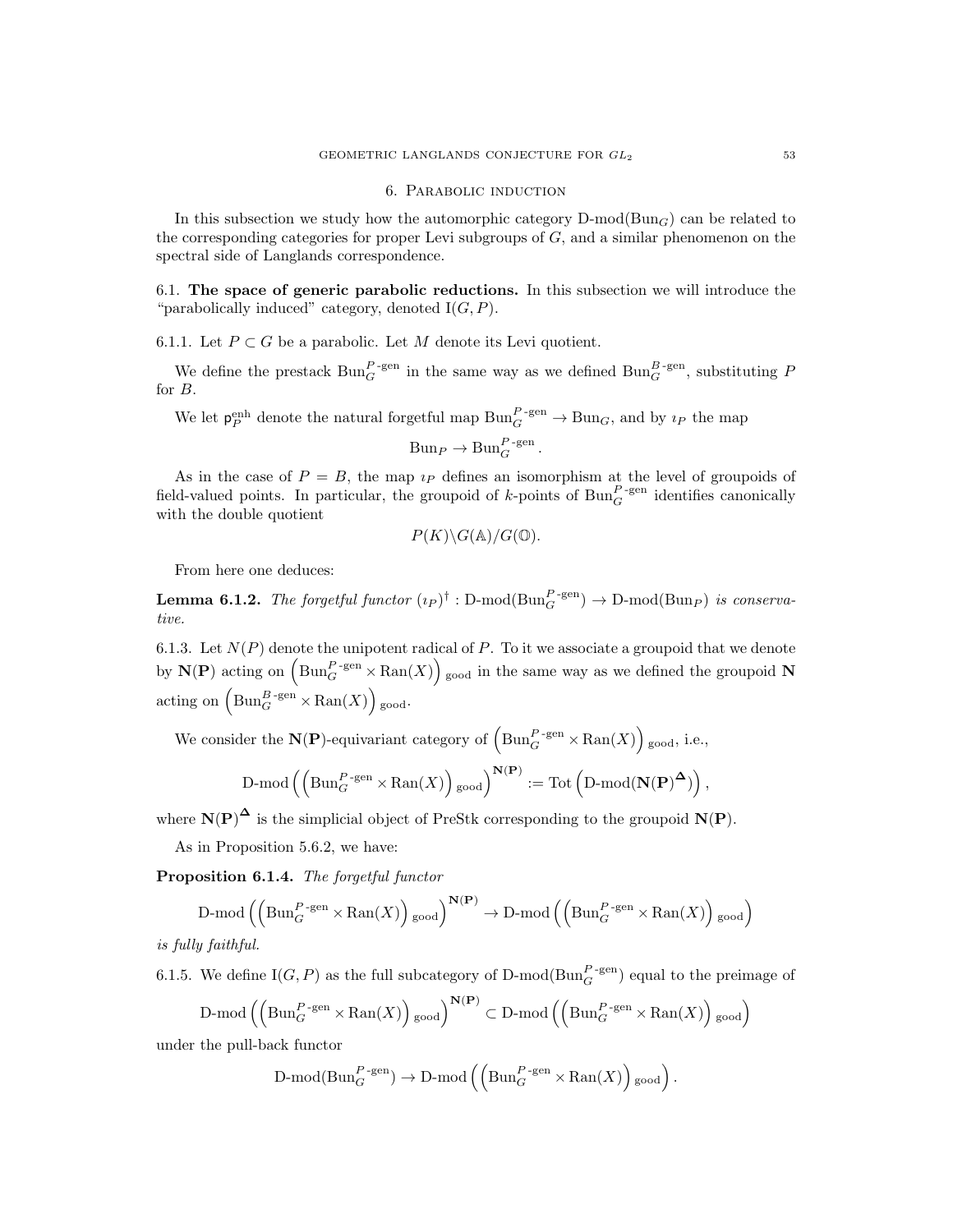# 6. Parabolic induction

In this subsection we study how the automorphic category $\text{D-mod}(\text{Bun}_G)$ can be related to the corresponding categories for proper Levi subgroups of $G$, and a similar phenomenon on the spectral side of Langlands correspondence.

## 6.1. The space of generic parabolic reductions.

In this subsection we will introduce the "parabolically induced" category, denoted $\text{I}(G,P)$.

6.1.1. Let $P \subset G$ be a parabolic. Let $M$ denote its Levi quotient.

We define the prestack $\text{Bun}_G^{P\text{-gen}}$ in the same way as we defined $\text{Bun}_G^{B\text{-gen}}$, substituting $P$ for $B$.

We let $\mathsf{p}_P^{\text{enh}}$ denote the natural forgetful map $\text{Bun}_G^{P\text{-gen}} \to \text{Bun}_G$, and by $\imath_P$ the map

$$\text{Bun}_P \to \text{Bun}_G^{P\text{-gen}}.$$

As in the case of $P = B$, the map $\imath_P$ defines an isomorphism at the level of groupoids of field-valued points. In particular, the groupoid of $k$-points of $\text{Bun}_G^{P\text{-gen}}$ identifies canonically with the double quotient

$$P(K)\backslash G(\mathbb{A})/G(\mathbb{O}).$$

From here one deduces:

**Lemma 6.1.2.** *The forgetful functor* $(\imath_P)^\dagger : \text{D-mod}(\text{Bun}_G^{P\text{-gen}}) \to \text{D-mod}(\text{Bun}_P)$ *is conservative.*

6.1.3. Let $N(P)$ denote the unipotent radical of $P$. To it we associate a groupoid that we denote by $\mathbf{N}(\mathbf{P})$ acting on $\left(\text{Bun}_G^{P\text{-gen}} \times \text{Ran}(X)\right)_{\text{good}}$ in the same way as we defined the groupoid $\mathbf{N}$ acting on $\left(\text{Bun}_G^{B\text{-gen}} \times \text{Ran}(X)\right)_{\text{good}}$.

We consider the $\mathbf{N}(\mathbf{P})$-equivariant category of $\left(\text{Bun}_G^{P\text{-gen}} \times \text{Ran}(X)\right)_{\text{good}}$, i.e.,

$$\text{D-mod}\left(\left(\text{Bun}_G^{P\text{-gen}} \times \text{Ran}(X)\right)_{\text{good}}\right)^{\mathbf{N}(\mathbf{P})} := \text{Tot}\left(\text{D-mod}(\mathbf{N}(\mathbf{P})^{\boldsymbol{\Delta}})\right),$$

where $\mathbf{N}(\mathbf{P})^{\boldsymbol{\Delta}}$ is the simplicial object of PreStk corresponding to the groupoid $\mathbf{N}(\mathbf{P})$.

As in Proposition 5.6.2, we have:

**Proposition 6.1.4.** *The forgetful functor*

$$\text{D-mod}\left(\left(\text{Bun}_G^{P\text{-gen}} \times \text{Ran}(X)\right)_{\text{good}}\right)^{\mathbf{N}(\mathbf{P})} \to \text{D-mod}\left(\left(\text{Bun}_G^{P\text{-gen}} \times \text{Ran}(X)\right)_{\text{good}}\right)$$

*is fully faithful.*

6.1.5. We define $\text{I}(G,P)$ as the full subcategory of $\text{D-mod}(\text{Bun}_G^{P\text{-gen}})$ equal to the preimage of

$$\text{D-mod}\left(\left(\text{Bun}_G^{P\text{-gen}} \times \text{Ran}(X)\right)_{\text{good}}\right)^{\mathbf{N}(\mathbf{P})} \subset \text{D-mod}\left(\left(\text{Bun}_G^{P\text{-gen}} \times \text{Ran}(X)\right)_{\text{good}}\right)$$

under the pull-back functor

$$\text{D-mod}(\text{Bun}_G^{P\text{-gen}}) \to \text{D-mod}\left(\left(\text{Bun}_G^{P\text{-gen}} \times \text{Ran}(X)\right)_{\text{good}}\right).$$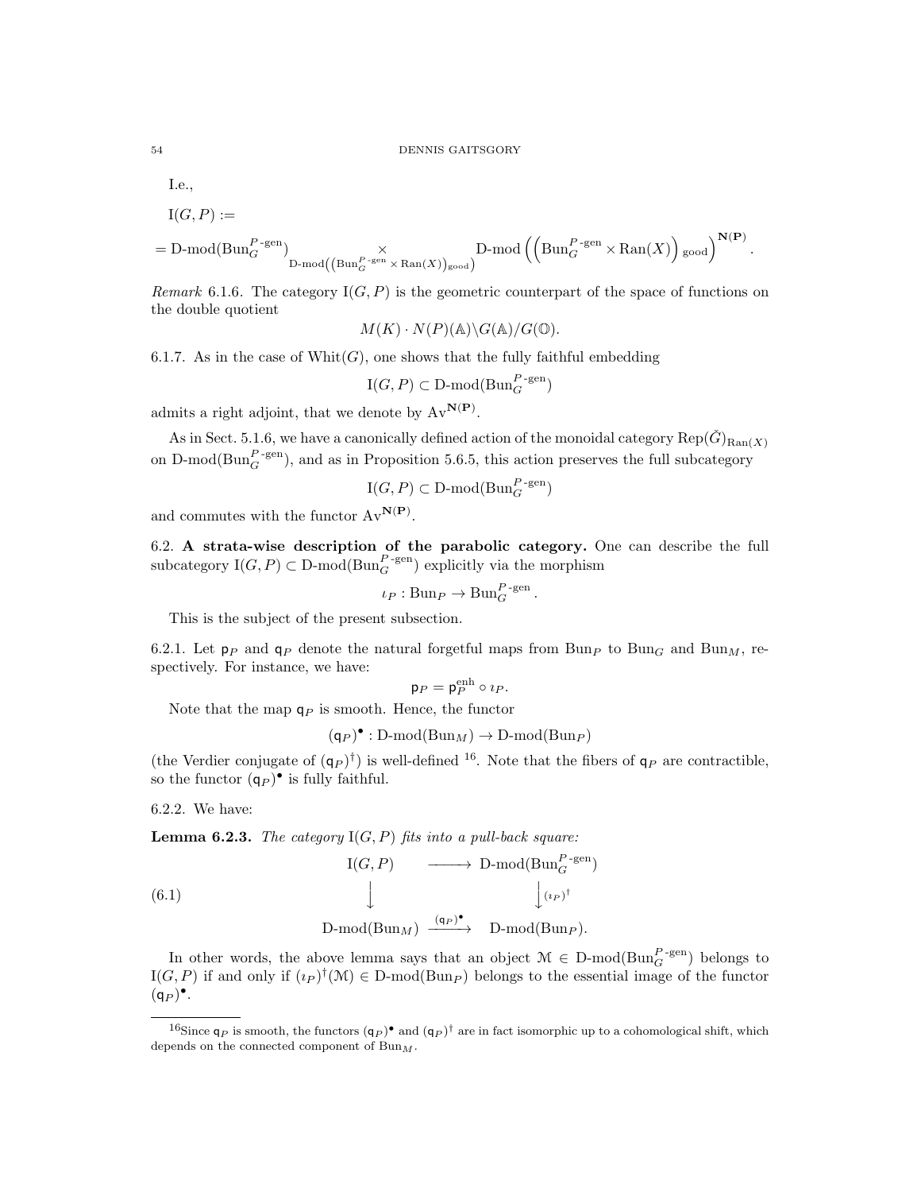I.e.,

$$\mathrm{I}(G,P) :=$$

$$= \text{D-mod}(\mathrm{Bun}_G^{P\text{-gen}}) \underset{\text{D-mod}\left(\left(\mathrm{Bun}_G^{P\text{-gen}}\times \mathrm{Ran}(X)\right)_{\text{good}}\right)}{\times} \text{D-mod}\left(\left(\mathrm{Bun}_G^{P\text{-gen}}\times \mathrm{Ran}(X)\right)_{\text{good}}\right)^{\mathbf{N}(\mathbf{P})}.$$

*Remark* 6.1.6. The category $\mathrm{I}(G,P)$ is the geometric counterpart of the space of functions on the double quotient

$$M(K)\cdot N(P)(\mathbb{A})\backslash G(\mathbb{A})/G(\mathbb{O}).$$

6.1.7. As in the case of $\mathrm{Whit}(G)$, one shows that the fully faithful embedding

$$\mathrm{I}(G,P)\subset \text{D-mod}(\mathrm{Bun}_G^{P\text{-gen}})$$

admits a right adjoint, that we denote by $\mathrm{Av}^{\mathbf{N}(\mathbf{P})}$.

As in Sect. 5.1.6, we have a canonically defined action of the monoidal category $\mathrm{Rep}(\check{G})_{\mathrm{Ran}(X)}$ on $\text{D-mod}(\mathrm{Bun}_G^{P\text{-gen}})$, and as in Proposition 5.6.5, this action preserves the full subcategory

$$\mathrm{I}(G,P)\subset \text{D-mod}(\mathrm{Bun}_G^{P\text{-gen}})$$

and commutes with the functor $\mathrm{Av}^{\mathbf{N}(\mathbf{P})}$.

6.2. **A strata-wise description of the parabolic category.** One can describe the full subcategory $\mathrm{I}(G,P)\subset \text{D-mod}(\mathrm{Bun}_G^{P\text{-gen}})$ explicitly via the morphism

$$\imath_P:\mathrm{Bun}_P\to \mathrm{Bun}_G^{P\text{-gen}}.$$

This is the subject of the present subsection.

6.2.1. Let $\mathsf{p}_P$ and $\mathsf{q}_P$ denote the natural forgetful maps from $\mathrm{Bun}_P$ to $\mathrm{Bun}_G$ and $\mathrm{Bun}_M$, respectively. For instance, we have:

$$\mathsf{p}_P=\mathsf{p}_P^{\mathrm{enh}}\circ \imath_P.$$

Note that the map $\mathsf{q}_P$ is smooth. Hence, the functor

$$(\mathsf{q}_P)^\bullet:\text{D-mod}(\mathrm{Bun}_M)\to \text{D-mod}(\mathrm{Bun}_P)$$

(the Verdier conjugate of $(\mathsf{q}_P)^\dagger$) is well-defined [16]. Note that the fibers of $\mathsf{q}_P$ are contractible, so the functor $(\mathsf{q}_P)^\bullet$ is fully faithful.

6.2.2. We have:

**Lemma 6.2.3.** *The category $\mathrm{I}(G,P)$ fits into a pull-back square:*

$$\begin{array}{ccc} \mathrm{I}(G,P) & \longrightarrow & \text{D-mod}(\mathrm{Bun}_G^{P\text{-gen}}) \\ \Big\downarrow & & \Big\downarrow{\scriptstyle (\imath_P)^\dagger} \\ \text{D-mod}(\mathrm{Bun}_M) & \xrightarrow{(\mathsf{q}_P)^\bullet} & \text{D-mod}(\mathrm{Bun}_P). \end{array} \tag{6.1}$$

In other words, the above lemma says that an object $\mathcal{M}\in \text{D-mod}(\mathrm{Bun}_G^{P\text{-gen}})$ belongs to $\mathrm{I}(G,P)$ if and only if $(\imath_P)^\dagger(\mathcal{M})\in \text{D-mod}(\mathrm{Bun}_P)$ belongs to the essential image of the functor $(\mathsf{q}_P)^\bullet$.

[16] Since $\mathsf{q}_P$ is smooth, the functors $(\mathsf{q}_P)^\bullet$ and $(\mathsf{q}_P)^\dagger$ are in fact isomorphic up to a cohomological shift, which depends on the connected component of $\mathrm{Bun}_M$.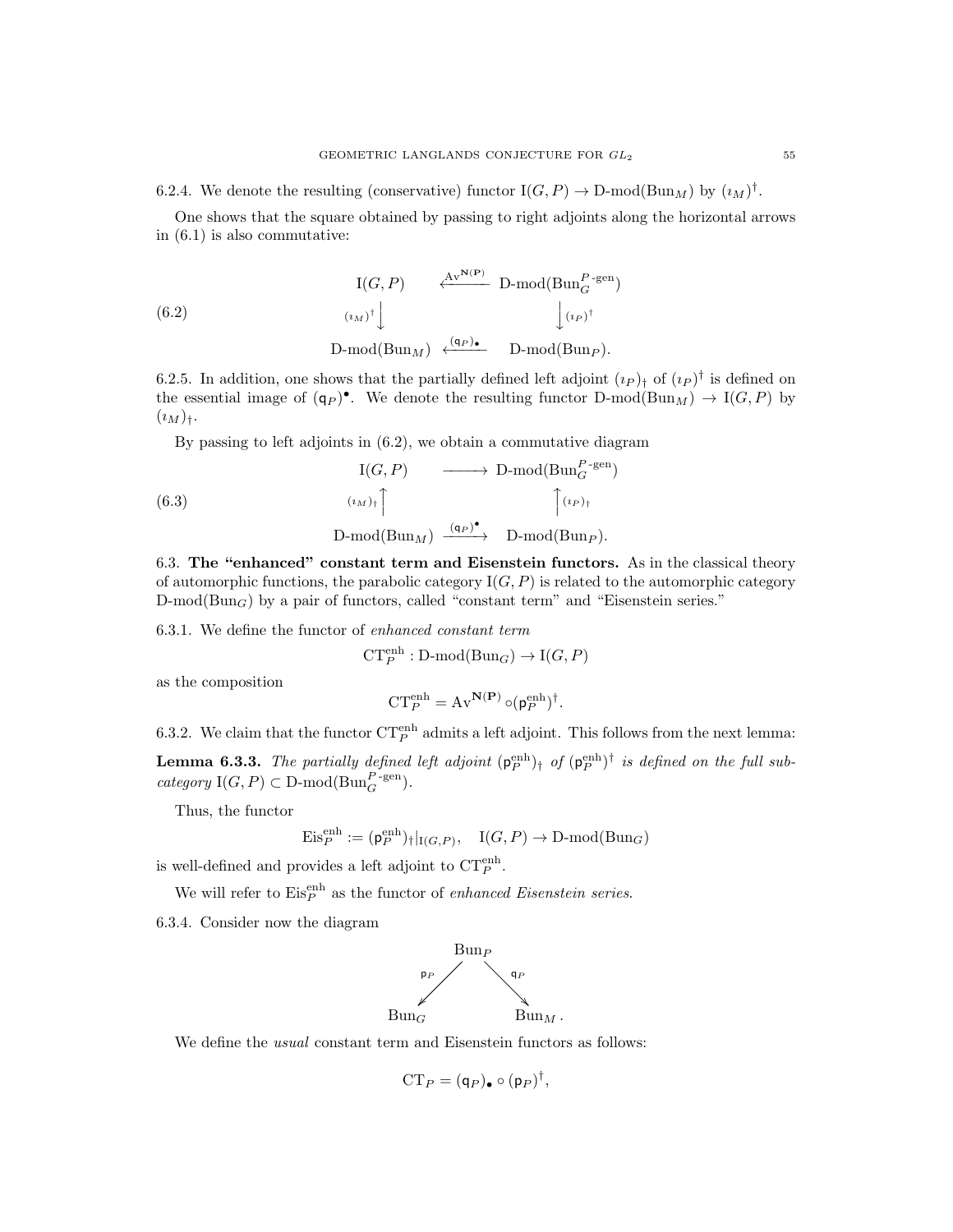6.2.4. We denote the resulting (conservative) functor $\mathrm{I}(G,P) \to \text{D-mod}(\mathrm{Bun}_M)$ by $(\imath_M)^\dagger$.

One shows that the square obtained by passing to right adjoints along the horizontal arrows in (6.1) is also commutative:

$$
\begin{array}{ccc}
\mathrm{I}(G,P) & \xleftarrow{\mathrm{Av}^{\mathbf{N}(\mathbf{P})}} & \text{D-mod}(\mathrm{Bun}_G^{P\text{-gen}}) \\
{\scriptstyle (\imath_M)^\dagger}\downarrow & & \downarrow{\scriptstyle (\imath_P)^\dagger} \\
\text{D-mod}(\mathrm{Bun}_M) & \xleftarrow{(\mathsf{q}_P)_\bullet} & \text{D-mod}(\mathrm{Bun}_P).
\end{array}
\tag{6.2}
$$

6.2.5. In addition, one shows that the partially defined left adjoint $(\imath_P)_\dagger$ of $(\imath_P)^\dagger$ is defined on the essential image of $(\mathsf{q}_P)^\bullet$. We denote the resulting functor $\text{D-mod}(\mathrm{Bun}_M) \to \mathrm{I}(G,P)$ by $(\imath_M)_\dagger$.

By passing to left adjoints in (6.2), we obtain a commutative diagram

$$
\begin{array}{ccc}
\mathrm{I}(G,P) & \longrightarrow & \text{D-mod}(\mathrm{Bun}_G^{P\text{-gen}}) \\
{\scriptstyle (\imath_M)_\dagger}\uparrow & & \uparrow{\scriptstyle (\imath_P)_\dagger} \\
\text{D-mod}(\mathrm{Bun}_M) & \xrightarrow{(\mathsf{q}_P)^\bullet} & \text{D-mod}(\mathrm{Bun}_P).
\end{array}
\tag{6.3}
$$

6.3. **The "enhanced" constant term and Eisenstein functors.** As in the classical theory of automorphic functions, the parabolic category $\mathrm{I}(G,P)$ is related to the automorphic category $\text{D-mod}(\mathrm{Bun}_G)$ by a pair of functors, called "constant term" and "Eisenstein series."

6.3.1. We define the functor of *enhanced constant term*

$$\mathrm{CT}_P^{\mathrm{enh}} : \text{D-mod}(\mathrm{Bun}_G) \to \mathrm{I}(G,P)$$

as the composition

$$\mathrm{CT}_P^{\mathrm{enh}} = \mathrm{Av}^{\mathbf{N}(\mathbf{P})} \circ (\mathsf{p}_P^{\mathrm{enh}})^\dagger.$$

6.3.2. We claim that the functor $\mathrm{CT}_P^{\mathrm{enh}}$ admits a left adjoint. This follows from the next lemma:

**Lemma 6.3.3.** *The partially defined left adjoint $(\mathsf{p}_P^{\mathrm{enh}})_\dagger$ of $(\mathsf{p}_P^{\mathrm{enh}})^\dagger$ is defined on the full subcategory $\mathrm{I}(G,P) \subset \text{D-mod}(\mathrm{Bun}_G^{P\text{-gen}})$.*

Thus, the functor

$$\mathrm{Eis}_P^{\mathrm{enh}} := (\mathsf{p}_P^{\mathrm{enh}})_\dagger|_{\mathrm{I}(G,P)}, \quad \mathrm{I}(G,P) \to \text{D-mod}(\mathrm{Bun}_G)$$

is well-defined and provides a left adjoint to $\mathrm{CT}_P^{\mathrm{enh}}$.

We will refer to $\mathrm{Eis}_P^{\mathrm{enh}}$ as the functor of *enhanced Eisenstein series*.

6.3.4. Consider now the diagram

$$
\begin{array}{ccccc}
 & & \mathrm{Bun}_P & & \\
 & \swarrow^{\mathsf{p}_P} & & \searrow^{\mathsf{q}_P} & \\
\mathrm{Bun}_G & & & & \mathrm{Bun}_M .
\end{array}
$$

We define the *usual* constant term and Eisenstein functors as follows:

$$\mathrm{CT}_P = (\mathsf{q}_P)_\bullet \circ (\mathsf{p}_P)^\dagger,$$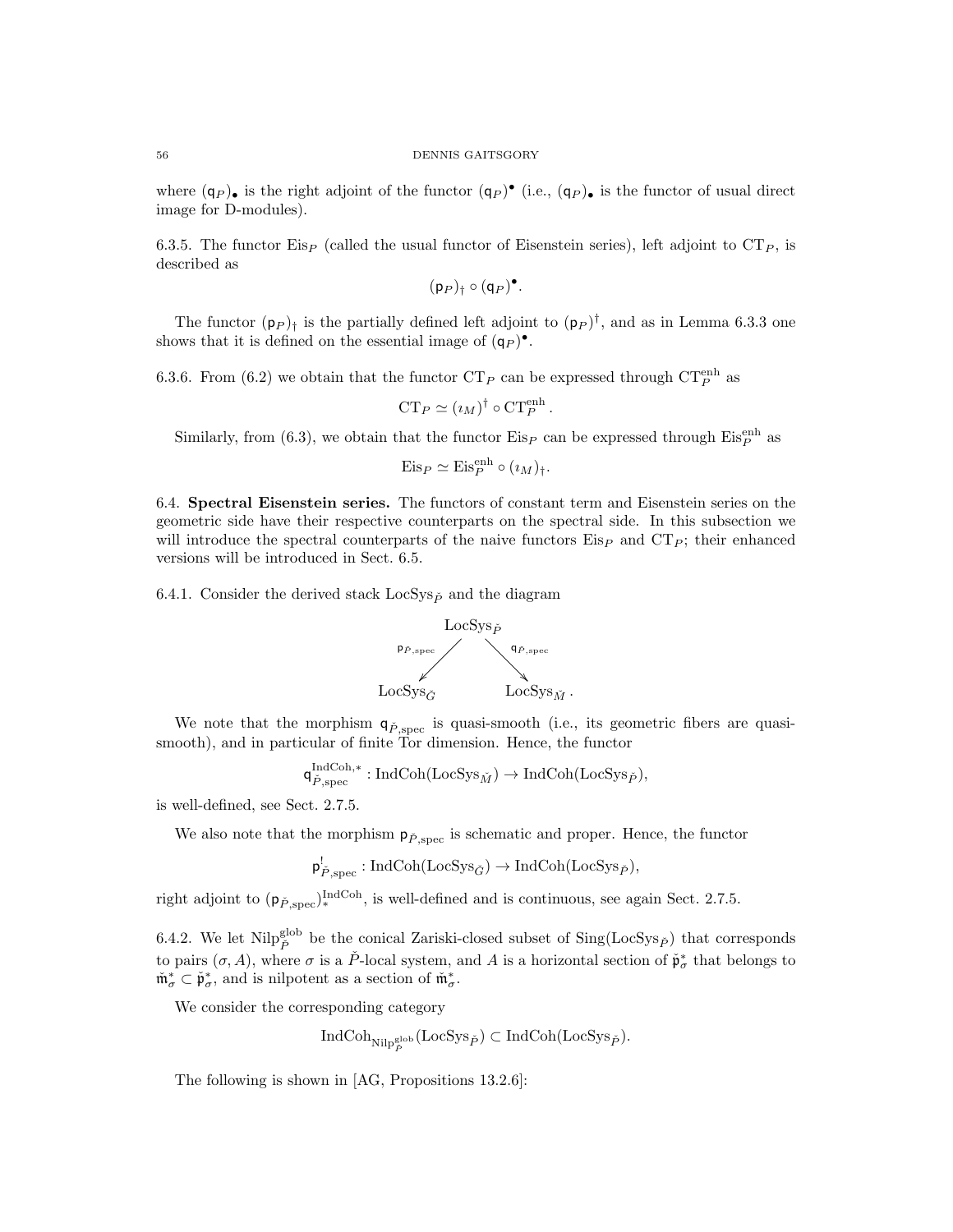where $(\mathsf{q}_P)_\bullet$ is the right adjoint of the functor $(\mathsf{q}_P)^\bullet$ (i.e., $(\mathsf{q}_P)_\bullet$ is the functor of usual direct image for D-modules).

6.3.5. The functor $\mathrm{Eis}_P$ (called the usual functor of Eisenstein series), left adjoint to $\mathrm{CT}_P$, is described as

$$(\mathsf{p}_P)_\dagger \circ (\mathsf{q}_P)^\bullet.$$

The functor $(\mathsf{p}_P)_\dagger$ is the partially defined left adjoint to $(\mathsf{p}_P)^\dagger$, and as in Lemma 6.3.3 one shows that it is defined on the essential image of $(\mathsf{q}_P)^\bullet$.

6.3.6. From (6.2) we obtain that the functor $\mathrm{CT}_P$ can be expressed through $\mathrm{CT}_P^{\mathrm{enh}}$ as

$$\mathrm{CT}_P \simeq (\imath_M)^\dagger \circ \mathrm{CT}_P^{\mathrm{enh}}.$$

Similarly, from (6.3), we obtain that the functor $\mathrm{Eis}_P$ can be expressed through $\mathrm{Eis}_P^{\mathrm{enh}}$ as

$$\mathrm{Eis}_P \simeq \mathrm{Eis}_P^{\mathrm{enh}} \circ (\imath_M)_\dagger.$$

6.4. **Spectral Eisenstein series.** The functors of constant term and Eisenstein series on the geometric side have their respective counterparts on the spectral side. In this subsection we will introduce the spectral counterparts of the naive functors $\mathrm{Eis}_P$ and $\mathrm{CT}_P$; their enhanced versions will be introduced in Sect. 6.5.

6.4.1. Consider the derived stack $\mathrm{LocSys}_{\check{P}}$ and the diagram

$$\begin{array}{ccc} & \mathrm{LocSys}_{\check{P}} & \\ {}^{\mathsf{p}_{\check{P},\mathrm{spec}}}\swarrow & & \searrow^{\mathsf{q}_{\check{P},\mathrm{spec}}} \\ \mathrm{LocSys}_{\check{G}} & & \mathrm{LocSys}_{\check{M}}. \end{array}$$

We note that the morphism $\mathsf{q}_{\check{P},\mathrm{spec}}$ is quasi-smooth (i.e., its geometric fibers are quasi-smooth), and in particular of finite Tor dimension. Hence, the functor

$$\mathsf{q}_{\check{P},\mathrm{spec}}^{\mathrm{IndCoh},*} : \mathrm{IndCoh}(\mathrm{LocSys}_{\check{M}}) \to \mathrm{IndCoh}(\mathrm{LocSys}_{\check{P}}),$$

is well-defined, see Sect. 2.7.5.

We also note that the morphism $\mathsf{p}_{\check{P},\mathrm{spec}}$ is schematic and proper. Hence, the functor

$$\mathsf{p}_{\check{P},\mathrm{spec}}^! : \mathrm{IndCoh}(\mathrm{LocSys}_{\check{G}}) \to \mathrm{IndCoh}(\mathrm{LocSys}_{\check{P}}),$$

right adjoint to $(\mathsf{p}_{\check{P},\mathrm{spec}})_*^{\mathrm{IndCoh}}$, is well-defined and is continuous, see again Sect. 2.7.5.

6.4.2. We let $\mathrm{Nilp}_{\check{P}}^{\mathrm{glob}}$ be the conical Zariski-closed subset of $\mathrm{Sing}(\mathrm{LocSys}_{\check{P}})$ that corresponds to pairs $(\sigma, A)$, where $\sigma$ is a $\check{P}$-local system, and $A$ is a horizontal section of $\check{\mathfrak{p}}_\sigma^*$ that belongs to $\check{\mathfrak{m}}_\sigma^* \subset \check{\mathfrak{p}}_\sigma^*$, and is nilpotent as a section of $\check{\mathfrak{m}}_\sigma^*$.

We consider the corresponding category

$$\mathrm{IndCoh}_{\mathrm{Nilp}_{\check{P}}^{\mathrm{glob}}}(\mathrm{LocSys}_{\check{P}}) \subset \mathrm{IndCoh}(\mathrm{LocSys}_{\check{P}}).$$

The following is shown in [AG, Propositions 13.2.6]: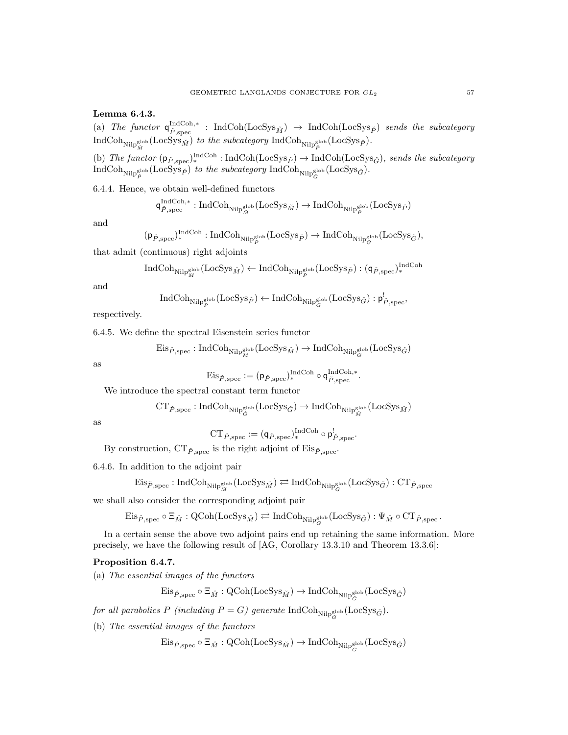**Lemma 6.4.3.**

(a) *The functor* $\mathsf{q}^{\mathrm{IndCoh},*}_{\check{P},\mathrm{spec}} : \mathrm{IndCoh}(\mathrm{LocSys}_{\check{M}}) \to \mathrm{IndCoh}(\mathrm{LocSys}_{\check{P}})$ *sends the subcategory* $\mathrm{IndCoh}_{\mathrm{Nilp}^{\mathrm{glob}}_{\check{M}}}(\mathrm{LocSys}_{\check{M}})$ *to the subcategory* $\mathrm{IndCoh}_{\mathrm{Nilp}^{\mathrm{glob}}_{\check{P}}}(\mathrm{LocSys}_{\check{P}})$.

(b) *The functor* $(\mathsf{p}_{\check{P},\mathrm{spec}})^{\mathrm{IndCoh}}_* : \mathrm{IndCoh}(\mathrm{LocSys}_{\check{P}}) \to \mathrm{IndCoh}(\mathrm{LocSys}_{\check{G}})$*, sends the subcategory* $\mathrm{IndCoh}_{\mathrm{Nilp}^{\mathrm{glob}}_{\check{P}}}(\mathrm{LocSys}_{\check{P}})$ *to the subcategory* $\mathrm{IndCoh}_{\mathrm{Nilp}^{\mathrm{glob}}_{\check{G}}}(\mathrm{LocSys}_{\check{G}})$.

6.4.4. Hence, we obtain well-defined functors

$$\mathsf{q}^{\mathrm{IndCoh},*}_{\check{P},\mathrm{spec}} : \mathrm{IndCoh}_{\mathrm{Nilp}^{\mathrm{glob}}_{\check{M}}}(\mathrm{LocSys}_{\check{M}}) \to \mathrm{IndCoh}_{\mathrm{Nilp}^{\mathrm{glob}}_{\check{P}}}(\mathrm{LocSys}_{\check{P}})$$

and

$$(\mathsf{p}_{\check{P},\mathrm{spec}})^{\mathrm{IndCoh}}_* : \mathrm{IndCoh}_{\mathrm{Nilp}^{\mathrm{glob}}_{\check{P}}}(\mathrm{LocSys}_{\check{P}}) \to \mathrm{IndCoh}_{\mathrm{Nilp}^{\mathrm{glob}}_{\check{G}}}(\mathrm{LocSys}_{\check{G}}),$$

that admit (continuous) right adjoints

$$\mathrm{IndCoh}_{\mathrm{Nilp}^{\mathrm{glob}}_{\check{M}}}(\mathrm{LocSys}_{\check{M}}) \leftarrow \mathrm{IndCoh}_{\mathrm{Nilp}^{\mathrm{glob}}_{\check{P}}}(\mathrm{LocSys}_{\check{P}}) : (\mathsf{q}_{\check{P},\mathrm{spec}})^{\mathrm{IndCoh}}_*$$

and

$$\mathrm{IndCoh}_{\mathrm{Nilp}^{\mathrm{glob}}_{\check{P}}}(\mathrm{LocSys}_{\check{P}}) \leftarrow \mathrm{IndCoh}_{\mathrm{Nilp}^{\mathrm{glob}}_{\check{G}}}(\mathrm{LocSys}_{\check{G}}) : \mathsf{p}^!_{\check{P},\mathrm{spec}},$$

respectively.

6.4.5. We define the spectral Eisenstein series functor

$$\mathrm{Eis}_{\check{P},\mathrm{spec}} : \mathrm{IndCoh}_{\mathrm{Nilp}^{\mathrm{glob}}_{\check{M}}}(\mathrm{LocSys}_{\check{M}}) \to \mathrm{IndCoh}_{\mathrm{Nilp}^{\mathrm{glob}}_{\check{G}}}(\mathrm{LocSys}_{\check{G}})$$

as

$$\mathrm{Eis}_{\check{P},\mathrm{spec}} := (\mathsf{p}_{\check{P},\mathrm{spec}})^{\mathrm{IndCoh}}_* \circ \mathsf{q}^{\mathrm{IndCoh},*}_{\check{P},\mathrm{spec}}.$$

We introduce the spectral constant term functor

$$\mathrm{CT}_{\check{P},\mathrm{spec}} : \mathrm{IndCoh}_{\mathrm{Nilp}^{\mathrm{glob}}_{\check{G}}}(\mathrm{LocSys}_{\check{G}}) \to \mathrm{IndCoh}_{\mathrm{Nilp}^{\mathrm{glob}}_{\check{M}}}(\mathrm{LocSys}_{\check{M}})$$

as

$$\mathrm{CT}_{\check{P},\mathrm{spec}} := (\mathsf{q}_{\check{P},\mathrm{spec}})^{\mathrm{IndCoh}}_* \circ \mathsf{p}^!_{\check{P},\mathrm{spec}}.$$

By construction, $\mathrm{CT}_{\check{P},\mathrm{spec}}$ is the right adjoint of $\mathrm{Eis}_{\check{P},\mathrm{spec}}$.

6.4.6. In addition to the adjoint pair

$$\mathrm{Eis}_{\check{P},\mathrm{spec}} : \mathrm{IndCoh}_{\mathrm{Nilp}^{\mathrm{glob}}_{\check{M}}}(\mathrm{LocSys}_{\check{M}}) \rightleftarrows \mathrm{IndCoh}_{\mathrm{Nilp}^{\mathrm{glob}}_{\check{G}}}(\mathrm{LocSys}_{\check{G}}) : \mathrm{CT}_{\check{P},\mathrm{spec}}$$

we shall also consider the corresponding adjoint pair

$$\mathrm{Eis}_{\check{P},\mathrm{spec}} \circ \Xi_{\check{M}} : \mathrm{QCoh}(\mathrm{LocSys}_{\check{M}}) \rightleftarrows \mathrm{IndCoh}_{\mathrm{Nilp}^{\mathrm{glob}}_{\check{G}}}(\mathrm{LocSys}_{\check{G}}) : \Psi_{\check{M}} \circ \mathrm{CT}_{\check{P},\mathrm{spec}}.$$

In a certain sense the above two adjoint pairs end up retaining the same information. More precisely, we have the following result of [AG, Corollary 13.3.10 and Theorem 13.3.6]:

**Proposition 6.4.7.**

(a) *The essential images of the functors*

$$\mathrm{Eis}_{\check{P},\mathrm{spec}} \circ \Xi_{\check{M}} : \mathrm{QCoh}(\mathrm{LocSys}_{\check{M}}) \to \mathrm{IndCoh}_{\mathrm{Nilp}^{\mathrm{glob}}_{\check{G}}}(\mathrm{LocSys}_{\check{G}})$$

*for all parabolics $P$ (including $P = G$) generate* $\mathrm{IndCoh}_{\mathrm{Nilp}^{\mathrm{glob}}_{\check{G}}}(\mathrm{LocSys}_{\check{G}})$.

(b) *The essential images of the functors*

$$\mathrm{Eis}_{\check{P},\mathrm{spec}} \circ \Xi_{\check{M}} : \mathrm{QCoh}(\mathrm{LocSys}_{\check{M}}) \to \mathrm{IndCoh}_{\mathrm{Nilp}^{\mathrm{glob}}_{\check{G}}}(\mathrm{LocSys}_{\check{G}})$$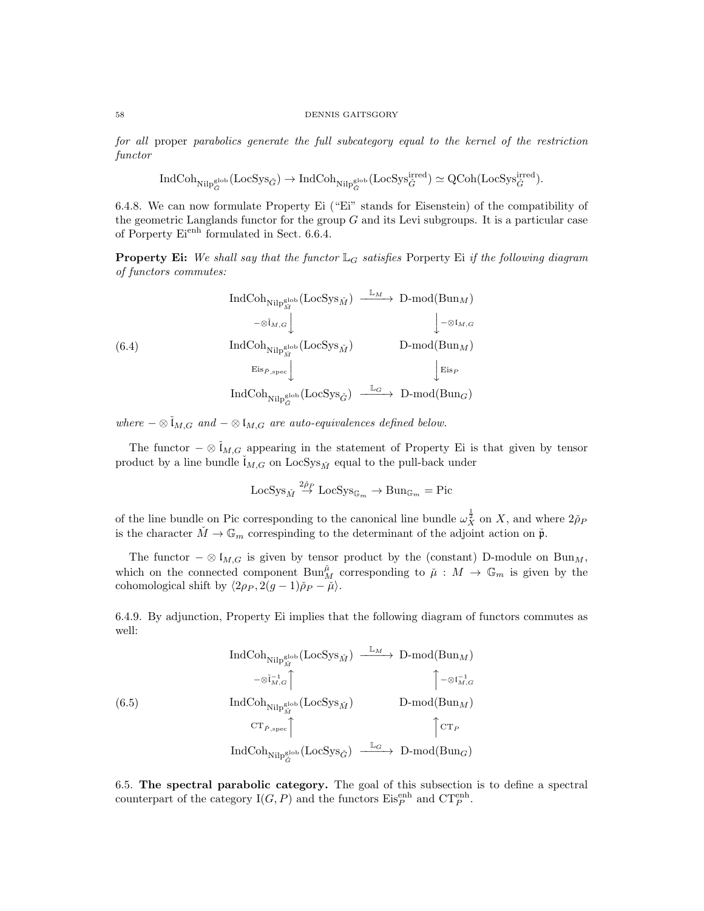*for all* proper *parabolics generate the full subcategory equal to the kernel of the restriction functor*

$$\mathrm{IndCoh}_{\mathrm{Nilp}^{\mathrm{glob}}_{\check{G}}}(\mathrm{LocSys}_{\check{G}}) \to \mathrm{IndCoh}_{\mathrm{Nilp}^{\mathrm{glob}}_{\check{G}}}(\mathrm{LocSys}^{\mathrm{irred}}_{\check{G}}) \simeq \mathrm{QCoh}(\mathrm{LocSys}^{\mathrm{irred}}_{\check{G}}).$$

6.4.8. We can now formulate Property Ei ("Ei" stands for Eisenstein) of the compatibility of the geometric Langlands functor for the group $G$ and its Levi subgroups. It is a particular case of Porperty $\mathrm{Ei}^{\mathrm{enh}}$ formulated in Sect. 6.6.4.

**Property Ei:** *We shall say that the functor $\mathbb{L}_G$ satisfies* Porperty Ei *if the following diagram of functors commutes:*

$$\begin{array}{ccc}
\mathrm{IndCoh}_{\mathrm{Nilp}^{\mathrm{glob}}_{\check{M}}}(\mathrm{LocSys}_{\check{M}}) & \xrightarrow{\mathbb{L}_M} & \text{D-mod}(\mathrm{Bun}_M) \\
{\scriptstyle -\otimes \check{\mathfrak{l}}_{M,G}}\big\downarrow & & \big\downarrow{\scriptstyle -\otimes \mathfrak{l}_{M,G}} \\
\mathrm{IndCoh}_{\mathrm{Nilp}^{\mathrm{glob}}_{\check{M}}}(\mathrm{LocSys}_{\check{M}}) & & \text{D-mod}(\mathrm{Bun}_M) \\
{\scriptstyle \mathrm{Eis}_{\check{P},\mathrm{spec}}}\big\downarrow & & \big\downarrow{\scriptstyle \mathrm{Eis}_P} \\
\mathrm{IndCoh}_{\mathrm{Nilp}^{\mathrm{glob}}_{\check{G}}}(\mathrm{LocSys}_{\check{G}}) & \xrightarrow{\mathbb{L}_G} & \text{D-mod}(\mathrm{Bun}_G)
\end{array} \tag{6.4}$$

*where $-\otimes \check{\mathfrak{l}}_{M,G}$ and $-\otimes \mathfrak{l}_{M,G}$ are auto-equivalences defined below.*

The functor $-\otimes \check{\mathfrak{l}}_{M,G}$ appearing in the statement of Property Ei is that given by tensor product by a line bundle $\check{\mathfrak{l}}_{M,G}$ on $\mathrm{LocSys}_{\check{M}}$ equal to the pull-back under

$$\mathrm{LocSys}_{\check{M}} \overset{2\check{\rho}_P}{\to} \mathrm{LocSys}_{\mathbb{G}_m} \to \mathrm{Bun}_{\mathbb{G}_m} = \mathrm{Pic}$$

of the line bundle on Pic corresponding to the canonical line bundle $\omega_X^{\frac{1}{2}}$ on $X$, and where $2\check{\rho}_P$ is the character $\check{M} \to \mathbb{G}_m$ corresspinding to the determinant of the adjoint action on $\check{\mathfrak{p}}$.

The functor $-\otimes \mathfrak{l}_{M,G}$ is given by tensor product by the (constant) D-module on $\mathrm{Bun}_M$, which on the connected component $\mathrm{Bun}_M^{\check{\mu}}$ corresponding to $\check{\mu} : M \to \mathbb{G}_m$ is given by the cohomological shift by $\langle 2\rho_P, 2(g-1)\check{\rho}_P - \check{\mu}\rangle$.

6.4.9. By adjunction, Property Ei implies that the following diagram of functors commutes as well:

$$\begin{array}{ccc}
\mathrm{IndCoh}_{\mathrm{Nilp}^{\mathrm{glob}}_{\check{M}}}(\mathrm{LocSys}_{\check{M}}) & \xrightarrow{\mathbb{L}_M} & \text{D-mod}(\mathrm{Bun}_M) \\
{\scriptstyle -\otimes \check{\mathfrak{l}}^{-1}_{M,G}}\big\uparrow & & \big\uparrow{\scriptstyle -\otimes \mathfrak{l}^{-1}_{M,G}} \\
\mathrm{IndCoh}_{\mathrm{Nilp}^{\mathrm{glob}}_{\check{M}}}(\mathrm{LocSys}_{\check{M}}) & & \text{D-mod}(\mathrm{Bun}_M) \\
{\scriptstyle \mathrm{CT}_{\check{P},\mathrm{spec}}}\big\uparrow & & \big\uparrow{\scriptstyle \mathrm{CT}_P} \\
\mathrm{IndCoh}_{\mathrm{Nilp}^{\mathrm{glob}}_{\check{G}}}(\mathrm{LocSys}_{\check{G}}) & \xrightarrow{\mathbb{L}_G} & \text{D-mod}(\mathrm{Bun}_G)
\end{array} \tag{6.5}$$

6.5. **The spectral parabolic category.** The goal of this subsection is to define a spectral counterpart of the category $\mathrm{I}(G,P)$ and the functors $\mathrm{Eis}_P^{\mathrm{enh}}$ and $\mathrm{CT}_P^{\mathrm{enh}}$.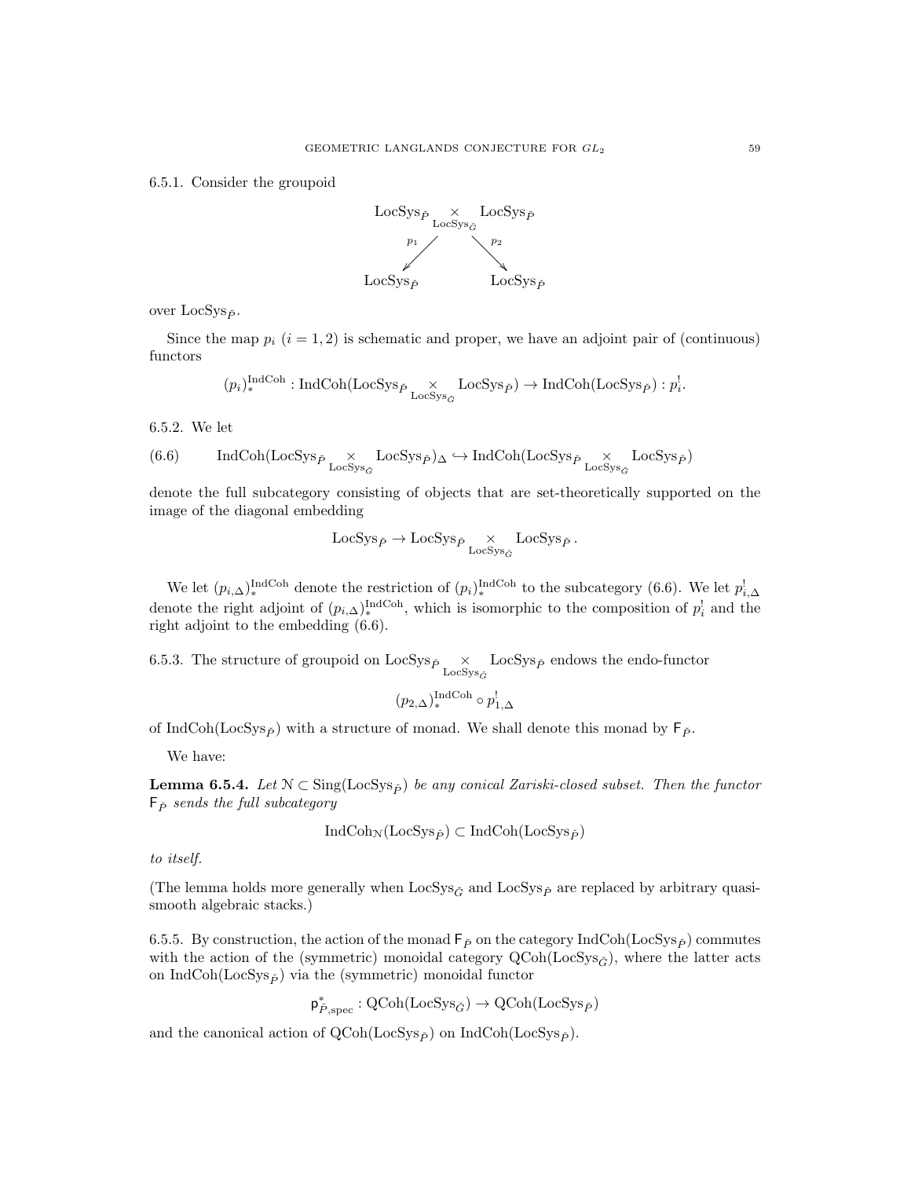6.5.1. Consider the groupoid

$$
\begin{array}{ccc}
& \mathrm{LocSys}_{\check{P}} \underset{\mathrm{LocSys}_{\check{G}}}{\times} \mathrm{LocSys}_{\check{P}} & \\
{\scriptstyle p_1} \swarrow & & \searrow {\scriptstyle p_2} \\
\mathrm{LocSys}_{\check{P}} & & \mathrm{LocSys}_{\check{P}}
\end{array}
$$

over $\mathrm{LocSys}_{\check{P}}$.

Since the map $p_i$ $(i = 1, 2)$ is schematic and proper, we have an adjoint pair of (continuous) functors

$$(p_i)_*^{\mathrm{IndCoh}} : \mathrm{IndCoh}(\mathrm{LocSys}_{\check{P}} \underset{\mathrm{LocSys}_{\check{G}}}{\times} \mathrm{LocSys}_{\check{P}}) \to \mathrm{IndCoh}(\mathrm{LocSys}_{\check{P}}) : p_i^!.$$

6.5.2. We let

$$\mathrm{IndCoh}(\mathrm{LocSys}_{\check{P}} \underset{\mathrm{LocSys}_{\check{G}}}{\times} \mathrm{LocSys}_{\check{P}})_\Delta \hookrightarrow \mathrm{IndCoh}(\mathrm{LocSys}_{\check{P}} \underset{\mathrm{LocSys}_{\check{G}}}{\times} \mathrm{LocSys}_{\check{P}}) \tag{6.6}$$

denote the full subcategory consisting of objects that are set-theoretically supported on the image of the diagonal embedding

$$\mathrm{LocSys}_{\check{P}} \to \mathrm{LocSys}_{\check{P}} \underset{\mathrm{LocSys}_{\check{G}}}{\times} \mathrm{LocSys}_{\check{P}}.$$

We let $(p_{i,\Delta})_*^{\mathrm{IndCoh}}$ denote the restriction of $(p_i)_*^{\mathrm{IndCoh}}$ to the subcategory (6.6). We let $p_{i,\Delta}^!$ denote the right adjoint of $(p_{i,\Delta})_*^{\mathrm{IndCoh}}$, which is isomorphic to the composition of $p_i^!$ and the right adjoint to the embedding (6.6).

6.5.3. The structure of groupoid on $\mathrm{LocSys}_{\check{P}} \underset{\mathrm{LocSys}_{\check{G}}}{\times} \mathrm{LocSys}_{\check{P}}$ endows the endo-functor

$$(p_{2,\Delta})_*^{\mathrm{IndCoh}} \circ p_{1,\Delta}^!$$

of $\mathrm{IndCoh}(\mathrm{LocSys}_{\check{P}})$ with a structure of monad. We shall denote this monad by $\mathsf{F}_{\check{P}}$.

We have:

**Lemma 6.5.4.** *Let $\mathcal{N} \subset \mathrm{Sing}(\mathrm{LocSys}_{\check{P}})$ be any conical Zariski-closed subset. Then the functor $\mathsf{F}_{\check{P}}$ sends the full subcategory*

$$\mathrm{IndCoh}_{\mathcal{N}}(\mathrm{LocSys}_{\check{P}}) \subset \mathrm{IndCoh}(\mathrm{LocSys}_{\check{P}})$$

*to itself.*

(The lemma holds more generally when $\mathrm{LocSys}_{\check{G}}$ and $\mathrm{LocSys}_{\check{P}}$ are replaced by arbitrary quasi-smooth algebraic stacks.)

6.5.5. By construction, the action of the monad $\mathsf{F}_{\check{P}}$ on the category $\mathrm{IndCoh}(\mathrm{LocSys}_{\check{P}})$ commutes with the action of the (symmetric) monoidal category $\mathrm{QCoh}(\mathrm{LocSys}_{\check{G}})$, where the latter acts on $\mathrm{IndCoh}(\mathrm{LocSys}_{\check{P}})$ via the (symmetric) monoidal functor

$$\mathsf{p}_{\check{P},\mathrm{spec}}^* : \mathrm{QCoh}(\mathrm{LocSys}_{\check{G}}) \to \mathrm{QCoh}(\mathrm{LocSys}_{\check{P}})$$

and the canonical action of $\mathrm{QCoh}(\mathrm{LocSys}_{\check{P}})$ on $\mathrm{IndCoh}(\mathrm{LocSys}_{\check{P}})$.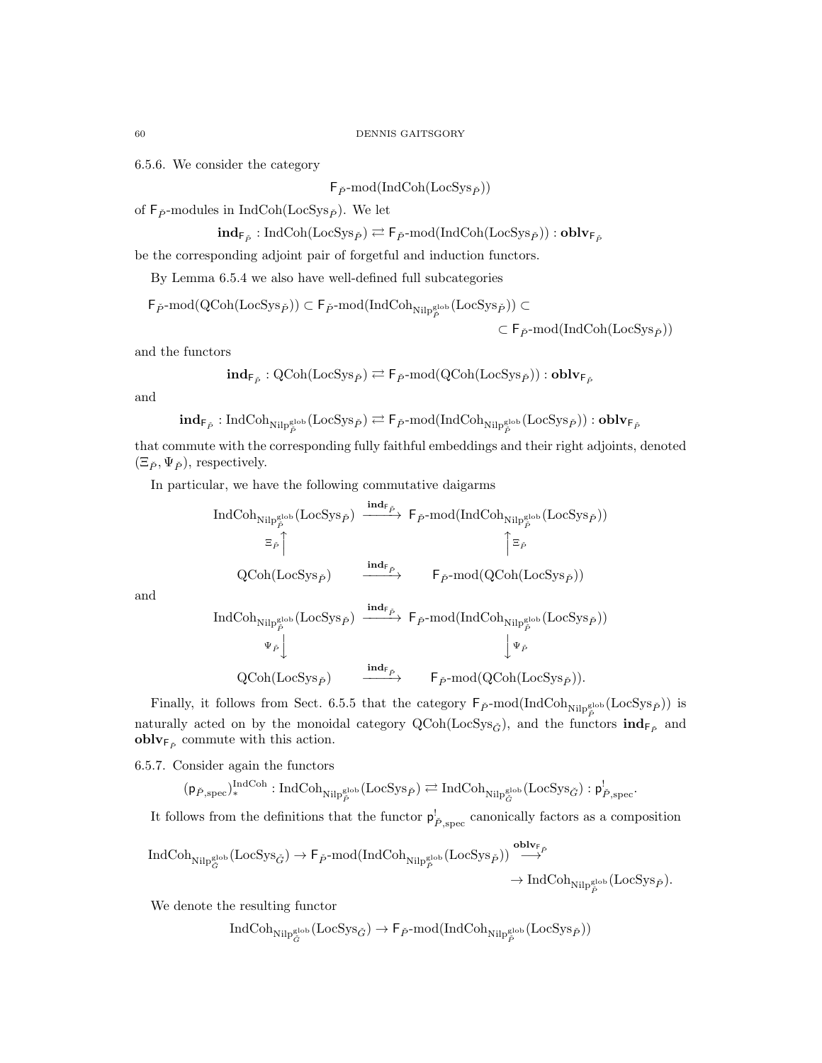6.5.6. We consider the category

$$\mathsf{F}_{\check{P}}\text{-mod}(\text{IndCoh}(\text{LocSys}_{\check{P}}))$$

of $\mathsf{F}_{\check{P}}$-modules in $\text{IndCoh}(\text{LocSys}_{\check{P}})$. We let

$$\mathbf{ind}_{\mathsf{F}_{\check{P}}} : \text{IndCoh}(\text{LocSys}_{\check{P}}) \rightleftarrows \mathsf{F}_{\check{P}}\text{-mod}(\text{IndCoh}(\text{LocSys}_{\check{P}})) : \mathbf{oblv}_{\mathsf{F}_{\check{P}}}$$

be the corresponding adjoint pair of forgetful and induction functors.

By Lemma 6.5.4 we also have well-defined full subcategories

$$\mathsf{F}_{\check{P}}\text{-mod}(\text{QCoh}(\text{LocSys}_{\check{P}})) \subset \mathsf{F}_{\check{P}}\text{-mod}(\text{IndCoh}_{\text{Nilp}^{\text{glob}}_{\check{P}}}(\text{LocSys}_{\check{P}})) \subset$$
$$\subset \mathsf{F}_{\check{P}}\text{-mod}(\text{IndCoh}(\text{LocSys}_{\check{P}}))$$

and the functors

$$\mathbf{ind}_{\mathsf{F}_{\check{P}}} : \text{QCoh}(\text{LocSys}_{\check{P}}) \rightleftarrows \mathsf{F}_{\check{P}}\text{-mod}(\text{QCoh}(\text{LocSys}_{\check{P}})) : \mathbf{oblv}_{\mathsf{F}_{\check{P}}}$$

and

$$\mathbf{ind}_{\mathsf{F}_{\check{P}}} : \text{IndCoh}_{\text{Nilp}^{\text{glob}}_{\check{P}}}(\text{LocSys}_{\check{P}}) \rightleftarrows \mathsf{F}_{\check{P}}\text{-mod}(\text{IndCoh}_{\text{Nilp}^{\text{glob}}_{\check{P}}}(\text{LocSys}_{\check{P}})) : \mathbf{oblv}_{\mathsf{F}_{\check{P}}}$$

that commute with the corresponding fully faithful embeddings and their right adjoints, denoted $(\Xi_{\check{P}}, \Psi_{\check{P}})$, respectively.

In particular, we have the following commutative daigarms

$$\begin{array}{ccc}
\text{IndCoh}_{\text{Nilp}^{\text{glob}}_{\check{P}}}(\text{LocSys}_{\check{P}}) & \xrightarrow{\mathbf{ind}_{\mathsf{F}_{\check{P}}}} & \mathsf{F}_{\check{P}}\text{-mod}(\text{IndCoh}_{\text{Nilp}^{\text{glob}}_{\check{P}}}(\text{LocSys}_{\check{P}})) \\
{\scriptstyle \Xi_{\check{P}}}\Big\uparrow & & \Big\uparrow{\scriptstyle \Xi_{\check{P}}} \\
\text{QCoh}(\text{LocSys}_{\check{P}}) & \xrightarrow{\mathbf{ind}_{\mathsf{F}_{\check{P}}}} & \mathsf{F}_{\check{P}}\text{-mod}(\text{QCoh}(\text{LocSys}_{\check{P}}))
\end{array}$$

and

$$\begin{array}{ccc}
\text{IndCoh}_{\text{Nilp}^{\text{glob}}_{\check{P}}}(\text{LocSys}_{\check{P}}) & \xrightarrow{\mathbf{ind}_{\mathsf{F}_{\check{P}}}} & \mathsf{F}_{\check{P}}\text{-mod}(\text{IndCoh}_{\text{Nilp}^{\text{glob}}_{\check{P}}}(\text{LocSys}_{\check{P}})) \\
{\scriptstyle \Psi_{\check{P}}}\Big\downarrow & & \Big\downarrow{\scriptstyle \Psi_{\check{P}}} \\
\text{QCoh}(\text{LocSys}_{\check{P}}) & \xrightarrow{\mathbf{ind}_{\mathsf{F}_{\check{P}}}} & \mathsf{F}_{\check{P}}\text{-mod}(\text{QCoh}(\text{LocSys}_{\check{P}})).
\end{array}$$

Finally, it follows from Sect. 6.5.5 that the category $\mathsf{F}_{\check{P}}\text{-mod}(\text{IndCoh}_{\text{Nilp}^{\text{glob}}_{\check{P}}}(\text{LocSys}_{\check{P}}))$ is naturally acted on by the monoidal category $\text{QCoh}(\text{LocSys}_{\check{G}})$, and the functors $\mathbf{ind}_{\mathsf{F}_{\check{P}}}$ and $\mathbf{oblv}_{\mathsf{F}_{\check{P}}}$ commute with this action.

6.5.7. Consider again the functors

$$(\mathsf{p}_{\check{P},\text{spec}})^{\text{IndCoh}}_* : \text{IndCoh}_{\text{Nilp}^{\text{glob}}_{\check{P}}}(\text{LocSys}_{\check{P}}) \rightleftarrows \text{IndCoh}_{\text{Nilp}^{\text{glob}}_{\check{G}}}(\text{LocSys}_{\check{G}}) : \mathsf{p}^!_{\check{P},\text{spec}}.$$

It follows from the definitions that the functor $\mathsf{p}^!_{\check{P},\text{spec}}$ canonically factors as a composition

$$\text{IndCoh}_{\text{Nilp}^{\text{glob}}_{\check{G}}}(\text{LocSys}_{\check{G}}) \to \mathsf{F}_{\check{P}}\text{-mod}(\text{IndCoh}_{\text{Nilp}^{\text{glob}}_{\check{P}}}(\text{LocSys}_{\check{P}})) \xrightarrow{\mathbf{oblv}_{\mathsf{F}_{\check{P}}}}$$
$$\to \text{IndCoh}_{\text{Nilp}^{\text{glob}}_{\check{P}}}(\text{LocSys}_{\check{P}}).$$

We denote the resulting functor

$$\text{IndCoh}_{\text{Nilp}^{\text{glob}}_{\check{G}}}(\text{LocSys}_{\check{G}}) \to \mathsf{F}_{\check{P}}\text{-mod}(\text{IndCoh}_{\text{Nilp}^{\text{glob}}_{\check{P}}}(\text{LocSys}_{\check{P}}))$$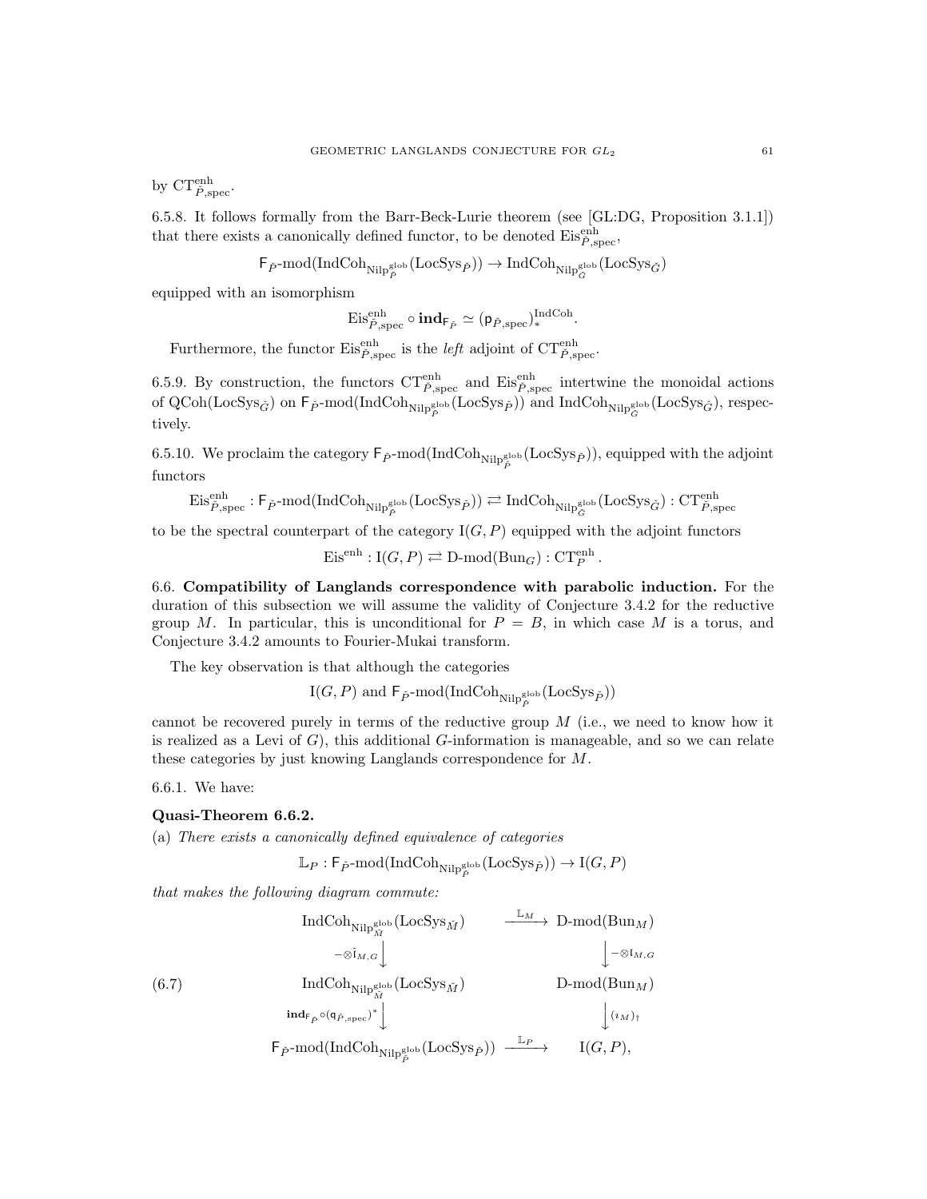by $\mathrm{CT}^{\mathrm{enh}}_{\check{P},\mathrm{spec}}$.

6.5.8. It follows formally from the Barr-Beck-Lurie theorem (see [GL:DG, Proposition 3.1.1]) that there exists a canonically defined functor, to be denoted $\mathrm{Eis}^{\mathrm{enh}}_{\check{P},\mathrm{spec}}$,

$$\mathsf{F}_{\check{P}}\text{-mod}(\mathrm{IndCoh}_{\mathrm{Nilp}^{\mathrm{glob}}_{\check{P}}}(\mathrm{LocSys}_{\check{P}})) \to \mathrm{IndCoh}_{\mathrm{Nilp}^{\mathrm{glob}}_{\check{G}}}(\mathrm{LocSys}_{\check{G}})$$

equipped with an isomorphism

$$\mathrm{Eis}^{\mathrm{enh}}_{\check{P},\mathrm{spec}} \circ \mathbf{ind}_{\mathsf{F}_{\check{P}}} \simeq (\mathsf{p}_{\check{P},\mathrm{spec}})^{\mathrm{IndCoh}}_*.$$

Furthermore, the functor $\mathrm{Eis}^{\mathrm{enh}}_{\check{P},\mathrm{spec}}$ is the *left* adjoint of $\mathrm{CT}^{\mathrm{enh}}_{\check{P},\mathrm{spec}}$.

6.5.9. By construction, the functors $\mathrm{CT}^{\mathrm{enh}}_{\check{P},\mathrm{spec}}$ and $\mathrm{Eis}^{\mathrm{enh}}_{\check{P},\mathrm{spec}}$ intertwine the monoidal actions of $\mathrm{QCoh}(\mathrm{LocSys}_{\check{G}})$ on $\mathsf{F}_{\check{P}}\text{-mod}(\mathrm{IndCoh}_{\mathrm{Nilp}^{\mathrm{glob}}_{\check{P}}}(\mathrm{LocSys}_{\check{P}}))$ and $\mathrm{IndCoh}_{\mathrm{Nilp}^{\mathrm{glob}}_{\check{G}}}(\mathrm{LocSys}_{\check{G}})$, respectively.

6.5.10. We proclaim the category $\mathsf{F}_{\check{P}}\text{-mod}(\mathrm{IndCoh}_{\mathrm{Nilp}^{\mathrm{glob}}_{\check{P}}}(\mathrm{LocSys}_{\check{P}}))$, equipped with the adjoint functors

$$\mathrm{Eis}^{\mathrm{enh}}_{\check{P},\mathrm{spec}} : \mathsf{F}_{\check{P}}\text{-mod}(\mathrm{IndCoh}_{\mathrm{Nilp}^{\mathrm{glob}}_{\check{P}}}(\mathrm{LocSys}_{\check{P}})) \rightleftarrows \mathrm{IndCoh}_{\mathrm{Nilp}^{\mathrm{glob}}_{\check{G}}}(\mathrm{LocSys}_{\check{G}}) : \mathrm{CT}^{\mathrm{enh}}_{\check{P},\mathrm{spec}}$$

to be the spectral counterpart of the category $\mathrm{I}(G,P)$ equipped with the adjoint functors

$$\mathrm{Eis}^{\mathrm{enh}} : \mathrm{I}(G,P) \rightleftarrows \text{D-mod}(\mathrm{Bun}_G) : \mathrm{CT}^{\mathrm{enh}}_P .$$

**6.6. Compatibility of Langlands correspondence with parabolic induction.** For the duration of this subsection we will assume the validity of Conjecture 3.4.2 for the reductive group $M$. In particular, this is unconditional for $P = B$, in which case $M$ is a torus, and Conjecture 3.4.2 amounts to Fourier-Mukai transform.

The key observation is that although the categories

$$\mathrm{I}(G,P) \text{ and } \mathsf{F}_{\check{P}}\text{-mod}(\mathrm{IndCoh}_{\mathrm{Nilp}^{\mathrm{glob}}_{\check{P}}}(\mathrm{LocSys}_{\check{P}}))$$

cannot be recovered purely in terms of the reductive group $M$ (i.e., we need to know how it is realized as a Levi of $G$), this additional $G$-information is manageable, and so we can relate these categories by just knowing Langlands correspondence for $M$.

6.6.1. We have:

**Quasi-Theorem 6.6.2.**
(a) *There exists a canonically defined equivalence of categories*

$$\mathbb{L}_P : \mathsf{F}_{\check{P}}\text{-mod}(\mathrm{IndCoh}_{\mathrm{Nilp}^{\mathrm{glob}}_{\check{P}}}(\mathrm{LocSys}_{\check{P}})) \to \mathrm{I}(G,P)$$

*that makes the following diagram commute:*

$$\begin{array}{ccc}
\mathrm{IndCoh}_{\mathrm{Nilp}^{\mathrm{glob}}_{\check{M}}}(\mathrm{LocSys}_{\check{M}}) & \xrightarrow{\mathbb{L}_M} & \text{D-mod}(\mathrm{Bun}_M) \\
\Big\downarrow{\scriptstyle -\otimes \check{\mathfrak{l}}_{M,G}} & & \Big\downarrow{\scriptstyle -\otimes \mathfrak{l}_{M,G}} \\
\mathrm{IndCoh}_{\mathrm{Nilp}^{\mathrm{glob}}_{\check{M}}}(\mathrm{LocSys}_{\check{M}}) & & \text{D-mod}(\mathrm{Bun}_M) \\
\Big\downarrow{\scriptstyle \mathbf{ind}_{\mathsf{F}_{\check{P}}} \circ (\mathsf{q}_{\check{P},\mathrm{spec}})^*} & & \Big\downarrow{\scriptstyle (\imath_M)_\dagger} \\
\mathsf{F}_{\check{P}}\text{-mod}(\mathrm{IndCoh}_{\mathrm{Nilp}^{\mathrm{glob}}_{\check{P}}}(\mathrm{LocSys}_{\check{P}})) & \xrightarrow{\mathbb{L}_P} & \mathrm{I}(G,P),
\end{array} \tag{6.7}$$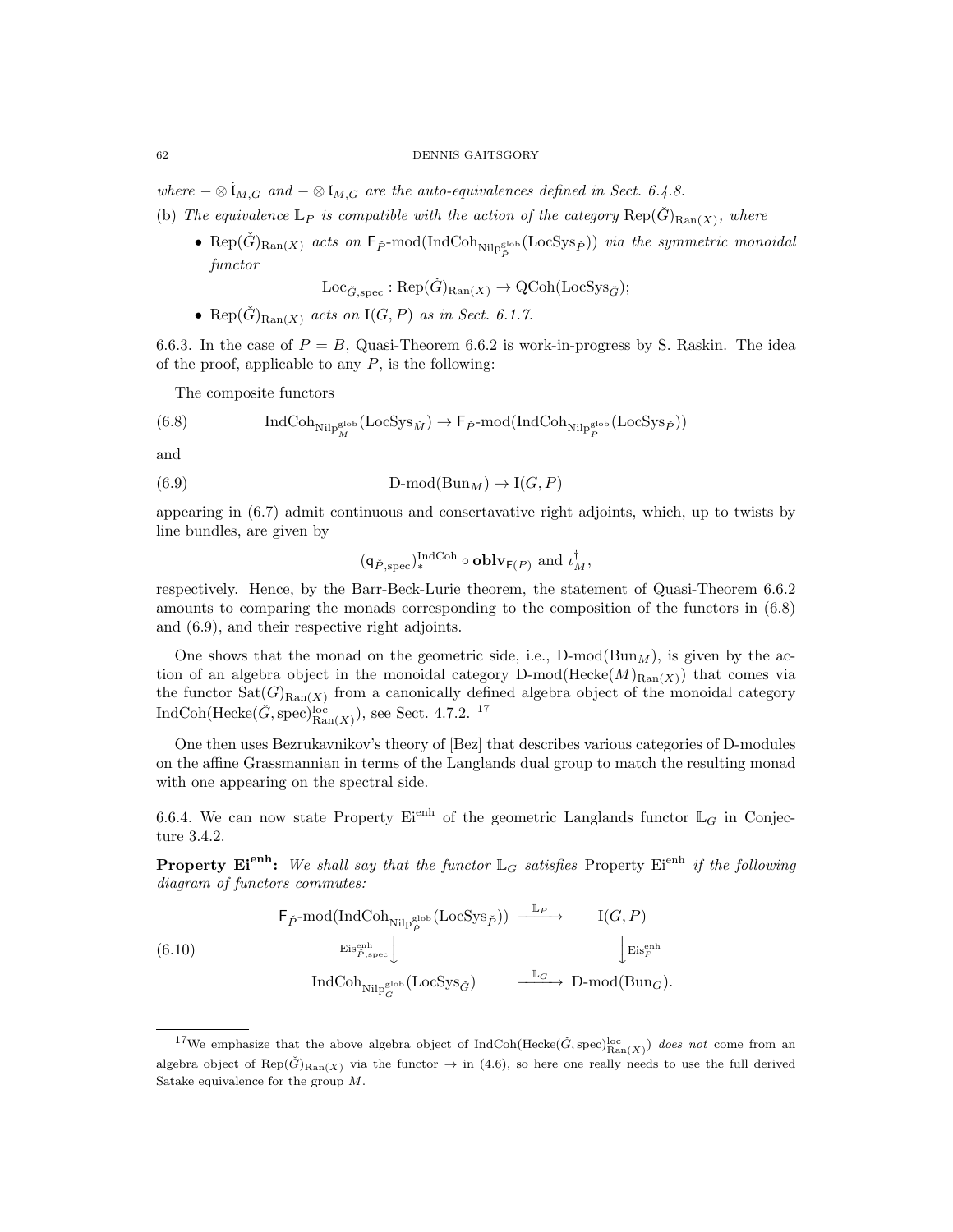*where* $-\otimes \check{\mathfrak{l}}_{M,G}$ *and* $-\otimes \mathfrak{l}_{M,G}$ *are the auto-equivalences defined in Sect. 6.4.8.*

(b) *The equivalence* $\mathbb{L}_P$ *is compatible with the action of the category* $\operatorname{Rep}(\check{G})_{\operatorname{Ran}(X)}$*, where*

- $\operatorname{Rep}(\check{G})_{\operatorname{Ran}(X)}$ *acts on* $\mathsf{F}_{\check{P}}\text{-mod}(\operatorname{IndCoh}_{\operatorname{Nilp}^{\operatorname{glob}}_{\check{P}}}(\operatorname{LocSys}_{\check{P}}))$ *via the symmetric monoidal functor*
$$\operatorname{Loc}_{\check{G},\operatorname{spec}} : \operatorname{Rep}(\check{G})_{\operatorname{Ran}(X)} \to \operatorname{QCoh}(\operatorname{LocSys}_{\check{G}});$$
- $\operatorname{Rep}(\check{G})_{\operatorname{Ran}(X)}$ *acts on* $\operatorname{I}(G,P)$ *as in Sect. 6.1.7.*

6.6.3. In the case of $P = B$, Quasi-Theorem 6.6.2 is work-in-progress by S. Raskin. The idea of the proof, applicable to any $P$, is the following:

The composite functors

$$\operatorname{IndCoh}_{\operatorname{Nilp}^{\operatorname{glob}}_{\check{M}}}(\operatorname{LocSys}_{\check{M}}) \to \mathsf{F}_{\check{P}}\text{-mod}(\operatorname{IndCoh}_{\operatorname{Nilp}^{\operatorname{glob}}_{\check{P}}}(\operatorname{LocSys}_{\check{P}})) \tag{6.8}$$

and

$$\operatorname{D-mod}(\operatorname{Bun}_M) \to \operatorname{I}(G,P) \tag{6.9}$$

appearing in (6.7) admit continuous and consertavative right adjoints, which, up to twists by line bundles, are given by

$$(\mathsf{q}_{\check{P},\operatorname{spec}})^{\operatorname{IndCoh}}_* \circ \mathbf{oblv}_{\mathsf{F}(P)} \text{ and } \iota_M^\dagger,$$

respectively. Hence, by the Barr-Beck-Lurie theorem, the statement of Quasi-Theorem 6.6.2 amounts to comparing the monads corresponding to the composition of the functors in (6.8) and (6.9), and their respective right adjoints.

One shows that the monad on the geometric side, i.e., $\operatorname{D-mod}(\operatorname{Bun}_M)$, is given by the action of an algebra object in the monoidal category $\operatorname{D-mod}(\operatorname{Hecke}(M)_{\operatorname{Ran}(X)})$ that comes via the functor $\operatorname{Sat}(G)_{\operatorname{Ran}(X)}$ from a canonically defined algebra object of the monoidal category $\operatorname{IndCoh}(\operatorname{Hecke}(\check{G},\operatorname{spec})^{\operatorname{loc}}_{\operatorname{Ran}(X)})$, see Sect. 4.7.2. [17]

One then uses Bezrukavnikov's theory of [Bez] that describes various categories of D-modules on the affine Grassmannian in terms of the Langlands dual group to match the resulting monad with one appearing on the spectral side.

6.6.4. We can now state Property $\operatorname{Ei}^{\operatorname{enh}}$ of the geometric Langlands functor $\mathbb{L}_G$ in Conjecture 3.4.2.

**Property $\mathbf{Ei}^{\mathbf{enh}}$:** *We shall say that the functor* $\mathbb{L}_G$ *satisfies* Property $\operatorname{Ei}^{\operatorname{enh}}$ *if the following diagram of functors commutes:*

$$\begin{array}{ccc} \mathsf{F}_{\check{P}}\text{-mod}(\operatorname{IndCoh}_{\operatorname{Nilp}^{\operatorname{glob}}_{\check{P}}}(\operatorname{LocSys}_{\check{P}})) & \xrightarrow{\mathbb{L}_P} & \operatorname{I}(G,P) \\ {\scriptstyle \operatorname{Eis}^{\operatorname{enh}}_{\check{P},\operatorname{spec}}}\big\downarrow & & \big\downarrow{\scriptstyle \operatorname{Eis}^{\operatorname{enh}}_P} \\ \operatorname{IndCoh}_{\operatorname{Nilp}^{\operatorname{glob}}_{\check{G}}}(\operatorname{LocSys}_{\check{G}}) & \xrightarrow{\mathbb{L}_G} & \operatorname{D-mod}(\operatorname{Bun}_G). \end{array} \tag{6.10}$$

---

[17] We emphasize that the above algebra object of $\operatorname{IndCoh}(\operatorname{Hecke}(\check{G},\operatorname{spec})^{\operatorname{loc}}_{\operatorname{Ran}(X)})$ *does not* come from an algebra object of $\operatorname{Rep}(\check{G})_{\operatorname{Ran}(X)}$ via the functor $\to$ in (4.6), so here one really needs to use the full derived Satake equivalence for the group $M$.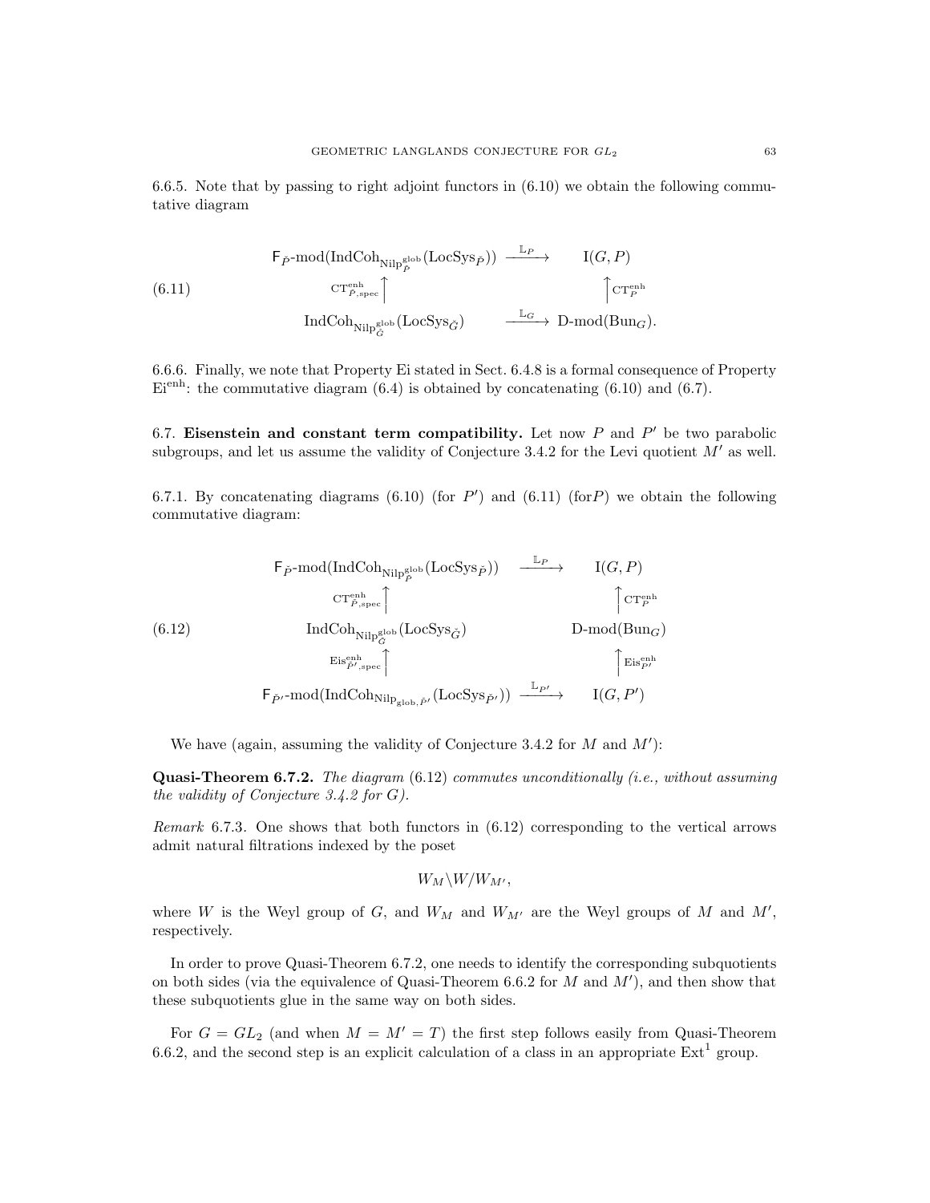6.6.5. Note that by passing to right adjoint functors in (6.10) we obtain the following commutative diagram

$$
\begin{array}{ccc}
\mathsf{F}_{\check{P}}\text{-mod}(\mathrm{IndCoh}_{\mathrm{Nilp}^{\mathrm{glob}}_{\check{P}}}(\mathrm{LocSys}_{\check{P}})) & \xrightarrow{\mathbb{L}_P} & \mathrm{I}(G,P) \\
{\scriptstyle \mathrm{CT}^{\mathrm{enh}}_{\check{P},\mathrm{spec}}}\uparrow & & \uparrow{\scriptstyle \mathrm{CT}^{\mathrm{enh}}_{P}} \\
\mathrm{IndCoh}_{\mathrm{Nilp}^{\mathrm{glob}}_{\check{G}}}(\mathrm{LocSys}_{\check{G}}) & \xrightarrow{\mathbb{L}_G} & \text{D-mod}(\mathrm{Bun}_G).
\end{array}
\tag{6.11}
$$

6.6.6. Finally, we note that Property Ei stated in Sect. 6.4.8 is a formal consequence of Property Ei$^{\mathrm{enh}}$: the commutative diagram (6.4) is obtained by concatenating (6.10) and (6.7).

6.7. **Eisenstein and constant term compatibility.** Let now $P$ and $P'$ be two parabolic subgroups, and let us assume the validity of Conjecture 3.4.2 for the Levi quotient $M'$ as well.

6.7.1. By concatenating diagrams (6.10) (for $P'$) and (6.11) (for$P$) we obtain the following commutative diagram:

$$
\begin{array}{ccc}
\mathsf{F}_{\check{P}}\text{-mod}(\mathrm{IndCoh}_{\mathrm{Nilp}^{\mathrm{glob}}_{\check{P}}}(\mathrm{LocSys}_{\check{P}})) & \xrightarrow{\mathbb{L}_P} & \mathrm{I}(G,P) \\
{\scriptstyle \mathrm{CT}^{\mathrm{enh}}_{\check{P},\mathrm{spec}}}\uparrow & & \uparrow{\scriptstyle \mathrm{CT}^{\mathrm{enh}}_{P}} \\
\mathrm{IndCoh}_{\mathrm{Nilp}^{\mathrm{glob}}_{\check{G}}}(\mathrm{LocSys}_{\check{G}}) & & \text{D-mod}(\mathrm{Bun}_G) \\
{\scriptstyle \mathrm{Eis}^{\mathrm{enh}}_{\check{P}',\mathrm{spec}}}\uparrow & & \uparrow{\scriptstyle \mathrm{Eis}^{\mathrm{enh}}_{P'}} \\
\mathsf{F}_{\check{P}'}\text{-mod}(\mathrm{IndCoh}_{\mathrm{Nilp}_{\mathrm{glob},\check{P}'}}(\mathrm{LocSys}_{\check{P}'})) & \xrightarrow{\mathbb{L}_{P'}} & \mathrm{I}(G,P')
\end{array}
\tag{6.12}
$$

We have (again, assuming the validity of Conjecture 3.4.2 for $M$ and $M'$):

**Quasi-Theorem 6.7.2.** *The diagram* (6.12) *commutes unconditionally (i.e., without assuming the validity of Conjecture 3.4.2 for $G$).*

*Remark* 6.7.3. One shows that both functors in (6.12) corresponding to the vertical arrows admit natural filtrations indexed by the poset

$$W_M\backslash W/W_{M'},$$

where $W$ is the Weyl group of $G$, and $W_M$ and $W_{M'}$ are the Weyl groups of $M$ and $M'$, respectively.

In order to prove Quasi-Theorem 6.7.2, one needs to identify the corresponding subquotients on both sides (via the equivalence of Quasi-Theorem 6.6.2 for $M$ and $M'$), and then show that these subquotients glue in the same way on both sides.

For $G = GL_2$ (and when $M = M' = T$) the first step follows easily from Quasi-Theorem 6.6.2, and the second step is an explicit calculation of a class in an appropriate $\mathrm{Ext}^1$ group.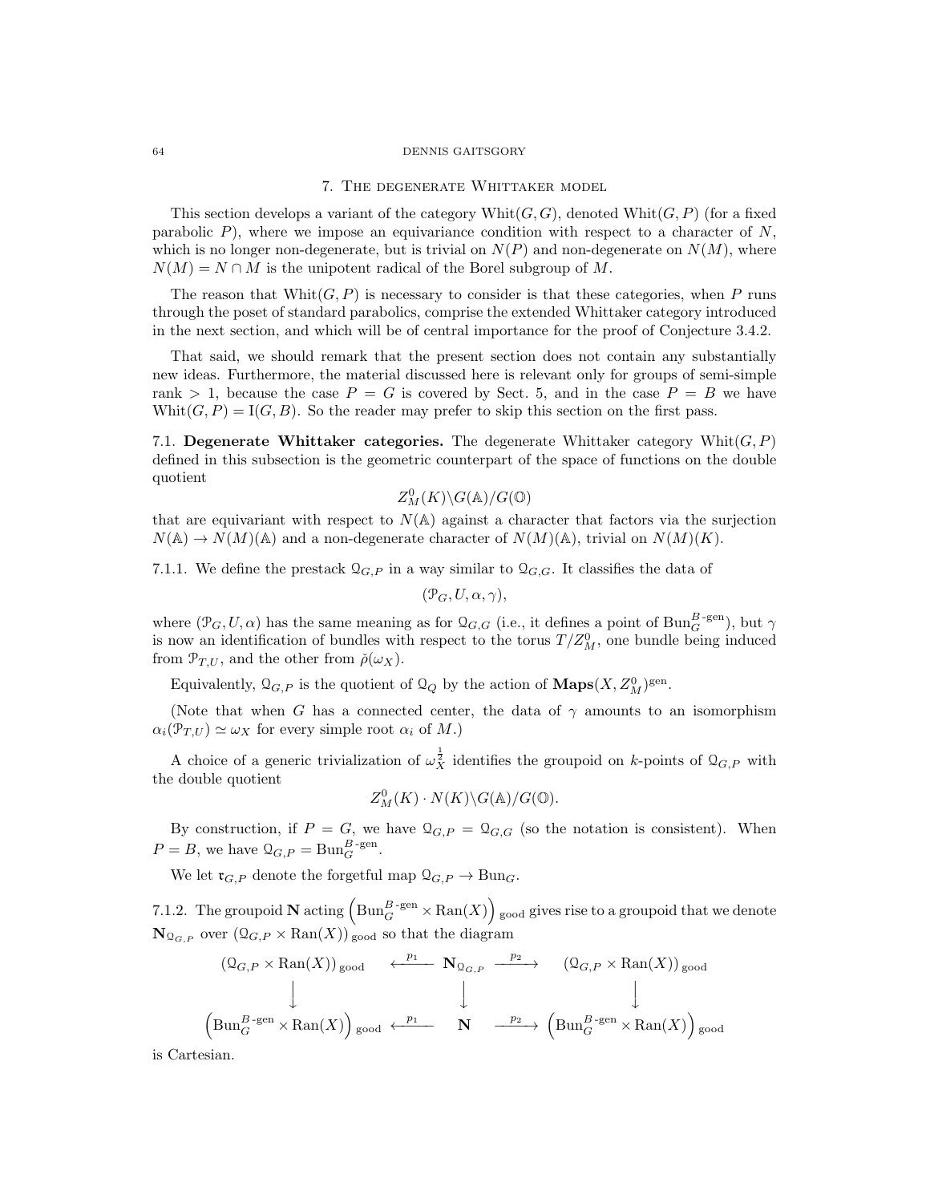## 7. The degenerate Whittaker model

This section develops a variant of the category $\mathrm{Whit}(G,G)$, denoted $\mathrm{Whit}(G,P)$ (for a fixed parabolic $P$), where we impose an equivariance condition with respect to a character of $N$, which is no longer non-degenerate, but is trivial on $N(P)$ and non-degenerate on $N(M)$, where $N(M) = N \cap M$ is the unipotent radical of the Borel subgroup of $M$.

The reason that $\mathrm{Whit}(G,P)$ is necessary to consider is that these categories, when $P$ runs through the poset of standard parabolics, comprise the extended Whittaker category introduced in the next section, and which will be of central importance for the proof of Conjecture 3.4.2.

That said, we should remark that the present section does not contain any substantially new ideas. Furthermore, the material discussed here is relevant only for groups of semi-simple rank $> 1$, because the case $P = G$ is covered by Sect. 5, and in the case $P = B$ we have $\mathrm{Whit}(G,P) = \mathrm{I}(G,B)$. So the reader may prefer to skip this section on the first pass.

7.1. **Degenerate Whittaker categories.** The degenerate Whittaker category $\mathrm{Whit}(G,P)$ defined in this subsection is the geometric counterpart of the space of functions on the double quotient

$$Z^0_M(K)\backslash G(\mathbb{A})/G(\mathbb{O})$$

that are equivariant with respect to $N(\mathbb{A})$ against a character that factors via the surjection $N(\mathbb{A}) \to N(M)(\mathbb{A})$ and a non-degenerate character of $N(M)(\mathbb{A})$, trivial on $N(M)(K)$.

7.1.1. We define the prestack $\mathcal{Q}_{G,P}$ in a way similar to $\mathcal{Q}_{G,G}$. It classifies the data of

$$(\mathcal{P}_G, U, \alpha, \gamma),$$

where $(\mathcal{P}_G, U, \alpha)$ has the same meaning as for $\mathcal{Q}_{G,G}$ (i.e., it defines a point of $\mathrm{Bun}_G^{B\text{-gen}}$), but $\gamma$ is now an identification of bundles with respect to the torus $T/Z^0_M$, one bundle being induced from $\mathcal{P}_{T,U}$, and the other from $\check{\rho}(\omega_X)$.

Equivalently, $\mathcal{Q}_{G,P}$ is the quotient of $\mathcal{Q}_Q$ by the action of $\mathbf{Maps}(X, Z^0_M)^{\mathrm{gen}}$.

(Note that when $G$ has a connected center, the data of $\gamma$ amounts to an isomorphism $\alpha_i(\mathcal{P}_{T,U}) \simeq \omega_X$ for every simple root $\alpha_i$ of $M$.)

A choice of a generic trivialization of $\omega_X^{\frac{1}{2}}$ identifies the groupoid on $k$-points of $\mathcal{Q}_{G,P}$ with the double quotient

$$Z^0_M(K)\cdot N(K)\backslash G(\mathbb{A})/G(\mathbb{O}).$$

By construction, if $P = G$, we have $\mathcal{Q}_{G,P} = \mathcal{Q}_{G,G}$ (so the notation is consistent). When $P = B$, we have $\mathcal{Q}_{G,P} = \mathrm{Bun}_G^{B\text{-gen}}$.

We let $\mathfrak{r}_{G,P}$ denote the forgetful map $\mathcal{Q}_{G,P} \to \mathrm{Bun}_G$.

7.1.2. The groupoid $\mathbf{N}$ acting $\left(\mathrm{Bun}_G^{B\text{-gen}} \times \mathrm{Ran}(X)\right)_{\mathrm{good}}$ gives rise to a groupoid that we denote $\mathbf{N}_{\mathcal{Q}_{G,P}}$ over $\left(\mathcal{Q}_{G,P} \times \mathrm{Ran}(X)\right)_{\mathrm{good}}$ so that the diagram

$$\begin{array}{ccccc}
\left(\mathcal{Q}_{G,P} \times \mathrm{Ran}(X)\right)_{\mathrm{good}} & \xleftarrow{p_1} & \mathbf{N}_{\mathcal{Q}_{G,P}} & \xrightarrow{p_2} & \left(\mathcal{Q}_{G,P} \times \mathrm{Ran}(X)\right)_{\mathrm{good}} \\
\downarrow & & \downarrow & & \downarrow \\
\left(\mathrm{Bun}_G^{B\text{-gen}} \times \mathrm{Ran}(X)\right)_{\mathrm{good}} & \xleftarrow{p_1} & \mathbf{N} & \xrightarrow{p_2} & \left(\mathrm{Bun}_G^{B\text{-gen}} \times \mathrm{Ran}(X)\right)_{\mathrm{good}}
\end{array}$$

is Cartesian.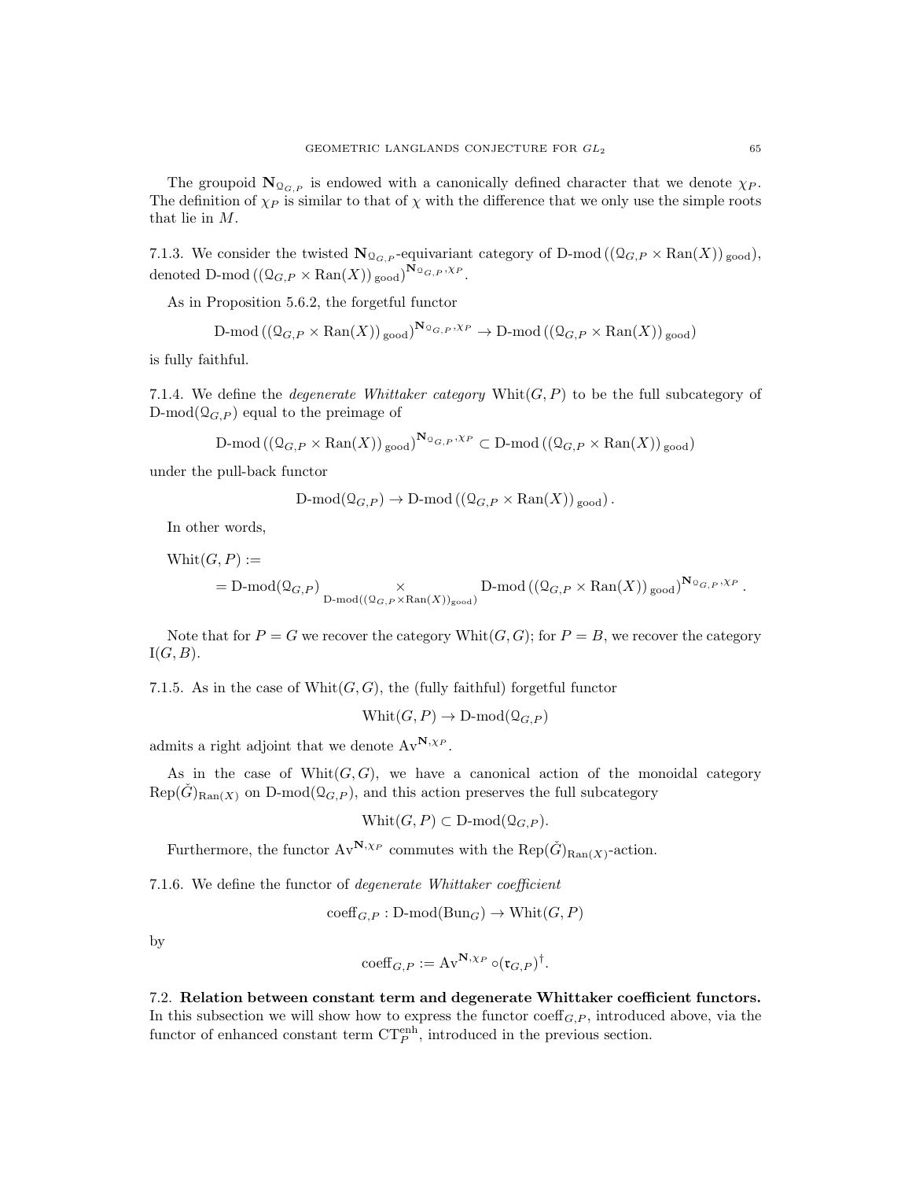The groupoid $\mathbf{N}_{\mathcal{Q}_{G,P}}$ is endowed with a canonically defined character that we denote $\chi_P$. The definition of $\chi_P$ is similar to that of $\chi$ with the difference that we only use the simple roots that lie in $M$.

7.1.3. We consider the twisted $\mathbf{N}_{\mathcal{Q}_{G,P}}$-equivariant category of $\text{D-mod}\left((\mathcal{Q}_{G,P} \times \text{Ran}(X))_{\text{good}}\right)$, denoted $\text{D-mod}\left((\mathcal{Q}_{G,P} \times \text{Ran}(X))_{\text{good}}\right)^{\mathbf{N}_{\mathcal{Q}_{G,P}},\chi_P}$.

As in Proposition 5.6.2, the forgetful functor

$$\text{D-mod}\left((\mathcal{Q}_{G,P} \times \text{Ran}(X))_{\text{good}}\right)^{\mathbf{N}_{\mathcal{Q}_{G,P}},\chi_P} \to \text{D-mod}\left((\mathcal{Q}_{G,P} \times \text{Ran}(X))_{\text{good}}\right)$$

is fully faithful.

7.1.4. We define the *degenerate Whittaker category* $\text{Whit}(G,P)$ to be the full subcategory of $\text{D-mod}(\mathcal{Q}_{G,P})$ equal to the preimage of

$$\text{D-mod}\left((\mathcal{Q}_{G,P} \times \text{Ran}(X))_{\text{good}}\right)^{\mathbf{N}_{\mathcal{Q}_{G,P}},\chi_P} \subset \text{D-mod}\left((\mathcal{Q}_{G,P} \times \text{Ran}(X))_{\text{good}}\right)$$

under the pull-back functor

$$\text{D-mod}(\mathcal{Q}_{G,P}) \to \text{D-mod}\left((\mathcal{Q}_{G,P} \times \text{Ran}(X))_{\text{good}}\right).$$

In other words,

$$\text{Whit}(G,P) := \\ = \text{D-mod}(\mathcal{Q}_{G,P}) \underset{\text{D-mod}((\mathcal{Q}_{G,P} \times \text{Ran}(X))_{\text{good}})}{\times} \text{D-mod}\left((\mathcal{Q}_{G,P} \times \text{Ran}(X))_{\text{good}}\right)^{\mathbf{N}_{\mathcal{Q}_{G,P}},\chi_P}.$$

Note that for $P = G$ we recover the category $\text{Whit}(G,G)$; for $P = B$, we recover the category $\text{I}(G,B)$.

7.1.5. As in the case of $\text{Whit}(G,G)$, the (fully faithful) forgetful functor

$$\text{Whit}(G,P) \to \text{D-mod}(\mathcal{Q}_{G,P})$$

admits a right adjoint that we denote $\text{Av}^{\mathbf{N},\chi_P}$.

As in the case of $\text{Whit}(G,G)$, we have a canonical action of the monoidal category $\text{Rep}(\check{G})_{\text{Ran}(X)}$ on $\text{D-mod}(\mathcal{Q}_{G,P})$, and this action preserves the full subcategory

$$\text{Whit}(G,P) \subset \text{D-mod}(\mathcal{Q}_{G,P}).$$

Furthermore, the functor $\text{Av}^{\mathbf{N},\chi_P}$ commutes with the $\text{Rep}(\check{G})_{\text{Ran}(X)}$-action.

7.1.6. We define the functor of *degenerate Whittaker coefficient*

$$\text{coeff}_{G,P} : \text{D-mod}(\text{Bun}_G) \to \text{Whit}(G,P)$$

by

$$\text{coeff}_{G,P} := \text{Av}^{\mathbf{N},\chi_P} \circ (\mathfrak{r}_{G,P})^{\dagger}.$$

## 7.2. Relation between constant term and degenerate Whittaker coefficient functors.

In this subsection we will show how to express the functor $\text{coeff}_{G,P}$, introduced above, via the functor of enhanced constant term $\text{CT}_P^{\text{enh}}$, introduced in the previous section.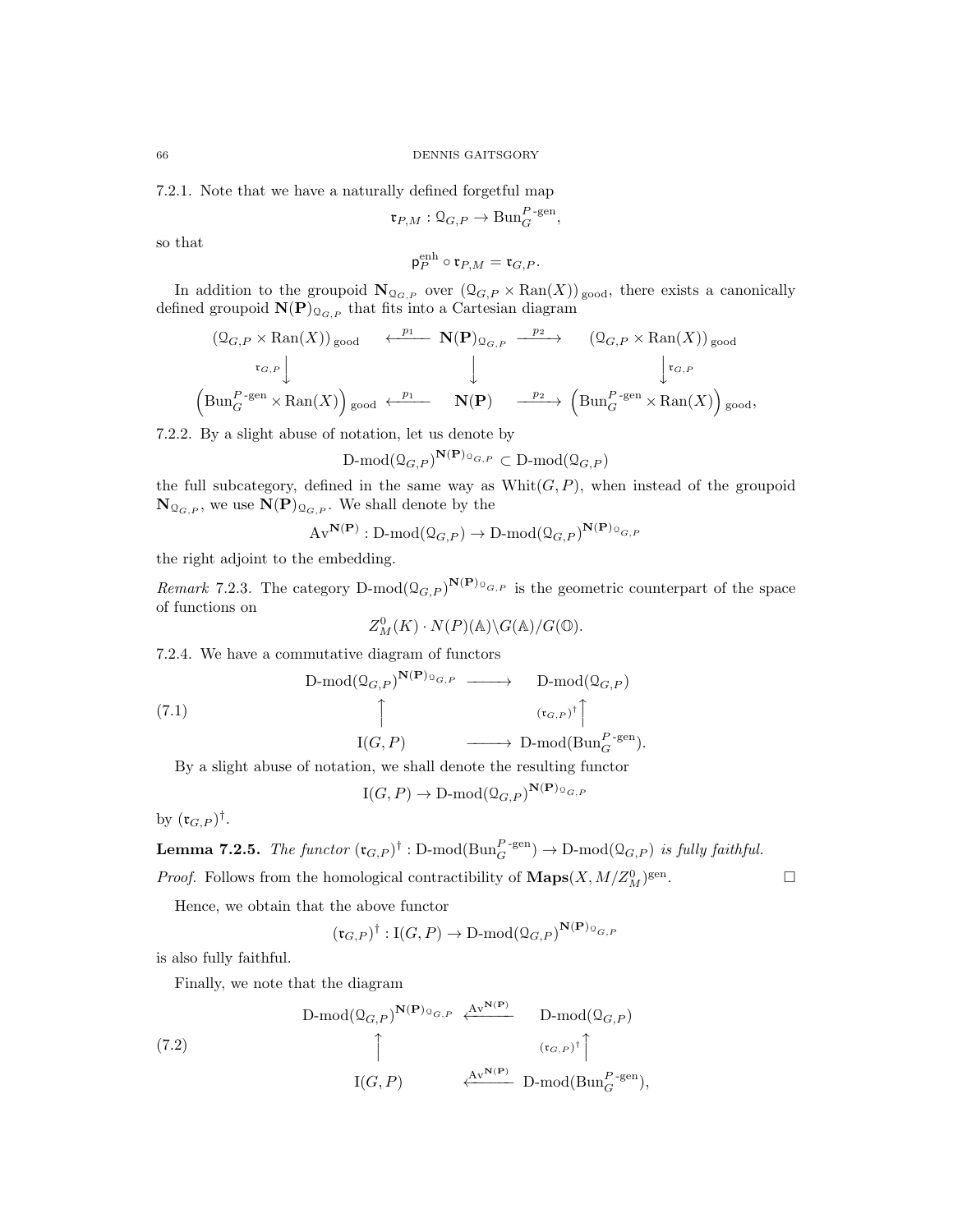7.2.1. Note that we have a naturally defined forgetful map

$$\mathfrak{r}_{P,M} : \mathcal{Q}_{G,P} \to \mathrm{Bun}_G^{P\text{-gen}},$$

so that

$$\mathsf{p}_P^{\mathrm{enh}} \circ \mathfrak{r}_{P,M} = \mathfrak{r}_{G,P}.$$

In addition to the groupoid $\mathbf{N}_{\mathcal{Q}_{G,P}}$ over $(\mathcal{Q}_{G,P} \times \mathrm{Ran}(X))_{\mathrm{good}}$, there exists a canonically defined groupoid $\mathbf{N}(\mathbf{P})_{\mathcal{Q}_{G,P}}$ that fits into a Cartesian diagram

$$\begin{array}{ccccc}
(\mathcal{Q}_{G,P} \times \mathrm{Ran}(X))_{\mathrm{good}} & \xleftarrow{p_1} & \mathbf{N}(\mathbf{P})_{\mathcal{Q}_{G,P}} & \xrightarrow{p_2} & (\mathcal{Q}_{G,P} \times \mathrm{Ran}(X))_{\mathrm{good}} \\
{\scriptstyle \mathfrak{r}_{G,P}}\big\downarrow & & \big\downarrow & & \big\downarrow{\scriptstyle \mathfrak{r}_{G,P}} \\
\left(\mathrm{Bun}_G^{P\text{-gen}} \times \mathrm{Ran}(X)\right)_{\mathrm{good}} & \xleftarrow{p_1} & \mathbf{N}(\mathbf{P}) & \xrightarrow{p_2} & \left(\mathrm{Bun}_G^{P\text{-gen}} \times \mathrm{Ran}(X)\right)_{\mathrm{good}},
\end{array}$$

7.2.2. By a slight abuse of notation, let us denote by

$$\mathrm{D\text{-}mod}(\mathcal{Q}_{G,P})^{\mathbf{N}(\mathbf{P})_{\mathcal{Q}_{G,P}}} \subset \mathrm{D\text{-}mod}(\mathcal{Q}_{G,P})$$

the full subcategory, defined in the same way as $\mathrm{Whit}(G,P)$, when instead of the groupoid $\mathbf{N}_{\mathcal{Q}_{G,P}}$, we use $\mathbf{N}(\mathbf{P})_{\mathcal{Q}_{G,P}}$. We shall denote by the

$$\mathrm{Av}^{\mathbf{N}(\mathbf{P})} : \mathrm{D\text{-}mod}(\mathcal{Q}_{G,P}) \to \mathrm{D\text{-}mod}(\mathcal{Q}_{G,P})^{\mathbf{N}(\mathbf{P})_{\mathcal{Q}_{G,P}}}$$

the right adjoint to the embedding.

*Remark* 7.2.3. The category $\mathrm{D\text{-}mod}(\mathcal{Q}_{G,P})^{\mathbf{N}(\mathbf{P})_{\mathcal{Q}_{G,P}}}$ is the geometric counterpart of the space of functions on

$$Z_M^0(K) \cdot N(P)(\mathbb{A})\backslash G(\mathbb{A})/G(\mathbb{O}).$$

7.2.4. We have a commutative diagram of functors

$$\begin{array}{ccc}
\mathrm{D\text{-}mod}(\mathcal{Q}_{G,P})^{\mathbf{N}(\mathbf{P})_{\mathcal{Q}_{G,P}}} & \longrightarrow & \mathrm{D\text{-}mod}(\mathcal{Q}_{G,P}) \\
\big\uparrow & & \big\uparrow{\scriptstyle (\mathfrak{r}_{G,P})^\dagger} \\
\mathrm{I}(G,P) & \longrightarrow & \mathrm{D\text{-}mod}(\mathrm{Bun}_G^{P\text{-gen}}).
\end{array} \tag{7.1}$$

By a slight abuse of notation, we shall denote the resulting functor

$$\mathrm{I}(G,P) \to \mathrm{D\text{-}mod}(\mathcal{Q}_{G,P})^{\mathbf{N}(\mathbf{P})_{\mathcal{Q}_{G,P}}}$$

by $(\mathfrak{r}_{G,P})^\dagger$.

**Lemma 7.2.5.** *The functor* $(\mathfrak{r}_{G,P})^\dagger : \mathrm{D\text{-}mod}(\mathrm{Bun}_G^{P\text{-gen}}) \to \mathrm{D\text{-}mod}(\mathcal{Q}_{G,P})$ *is fully faithful.*

*Proof.* Follows from the homological contractibility of $\mathbf{Maps}(X, M/Z_M^0)^{\mathrm{gen}}$. □

Hence, we obtain that the above functor

$$(\mathfrak{r}_{G,P})^\dagger : \mathrm{I}(G,P) \to \mathrm{D\text{-}mod}(\mathcal{Q}_{G,P})^{\mathbf{N}(\mathbf{P})_{\mathcal{Q}_{G,P}}}$$

is also fully faithful.

Finally, we note that the diagram

$$\begin{array}{ccc}
\mathrm{D\text{-}mod}(\mathcal{Q}_{G,P})^{\mathbf{N}(\mathbf{P})_{\mathcal{Q}_{G,P}}} & \xleftarrow{\mathrm{Av}^{\mathbf{N}(\mathbf{P})}} & \mathrm{D\text{-}mod}(\mathcal{Q}_{G,P}) \\
\big\uparrow & & \big\uparrow{\scriptstyle (\mathfrak{r}_{G,P})^\dagger} \\
\mathrm{I}(G,P) & \xleftarrow{\mathrm{Av}^{\mathbf{N}(\mathbf{P})}} & \mathrm{D\text{-}mod}(\mathrm{Bun}_G^{P\text{-gen}}),
\end{array} \tag{7.2}$$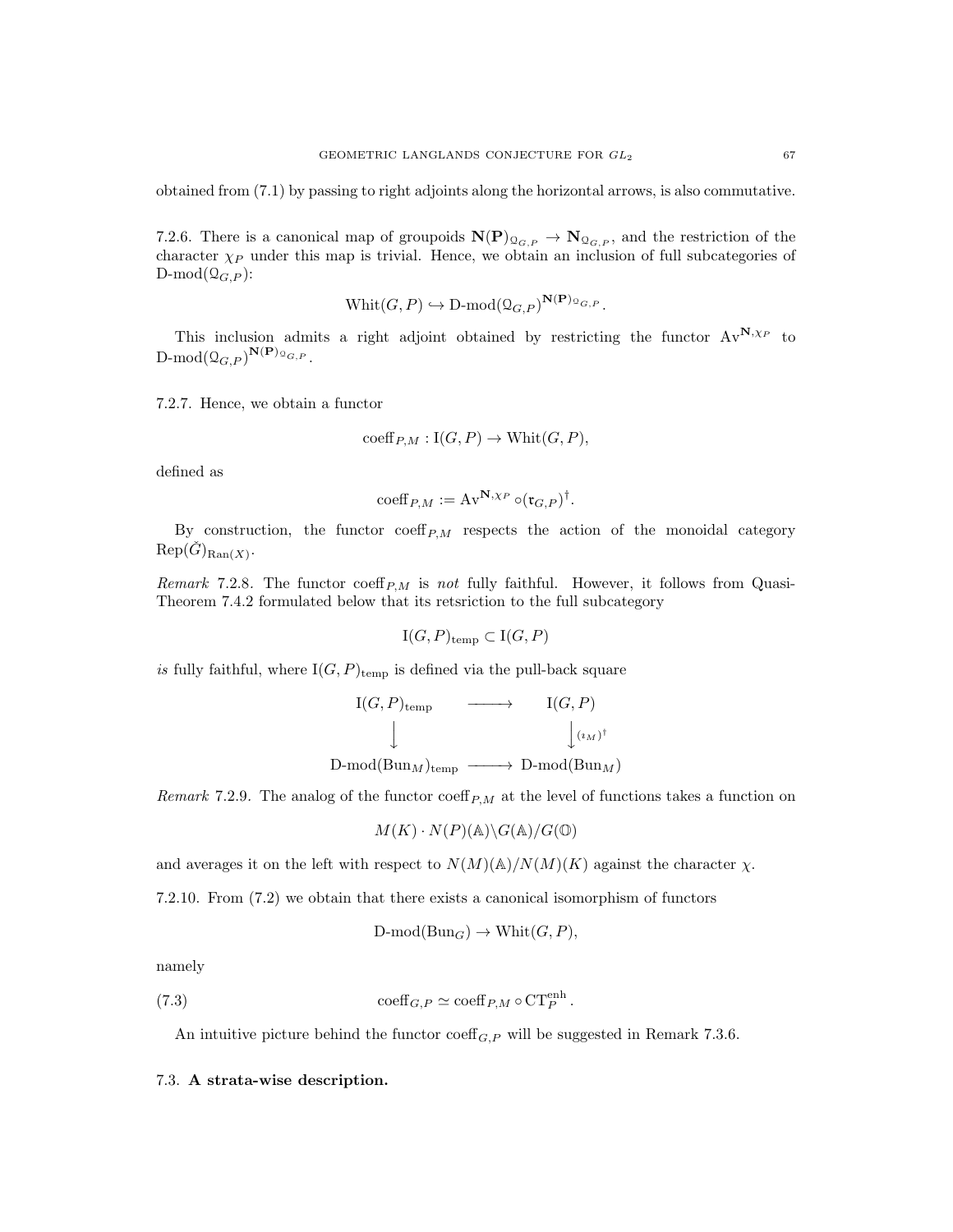obtained from (7.1) by passing to right adjoints along the horizontal arrows, is also commutative.

7.2.6. There is a canonical map of groupoids $\mathbf{N}(\mathbf{P})_{\mathcal{Q}_{G,P}} \to \mathbf{N}_{\mathcal{Q}_{G,P}}$, and the restriction of the character $\chi_P$ under this map is trivial. Hence, we obtain an inclusion of full subcategories of $\text{D-mod}(\mathcal{Q}_{G,P})$:

$$\text{Whit}(G,P) \hookrightarrow \text{D-mod}(\mathcal{Q}_{G,P})^{\mathbf{N}(\mathbf{P})_{\mathcal{Q}_{G,P}}}.$$

This inclusion admits a right adjoint obtained by restricting the functor $\text{Av}^{\mathbf{N},\chi_P}$ to $\text{D-mod}(\mathcal{Q}_{G,P})^{\mathbf{N}(\mathbf{P})_{\mathcal{Q}_{G,P}}}$.

7.2.7. Hence, we obtain a functor

$$\text{coeff}_{P,M} : \text{I}(G,P) \to \text{Whit}(G,P),$$

defined as

$$\text{coeff}_{P,M} := \text{Av}^{\mathbf{N},\chi_P} \circ (\mathfrak{r}_{G,P})^{\dagger}.$$

By construction, the functor $\text{coeff}_{P,M}$ respects the action of the monoidal category $\text{Rep}(\check{G})_{\text{Ran}(X)}$.

*Remark* 7.2.8. The functor $\text{coeff}_{P,M}$ is *not* fully faithful. However, it follows from Quasi-Theorem 7.4.2 formulated below that its retsriction to the full subcategory

$$\text{I}(G,P)_{\text{temp}} \subset \text{I}(G,P)$$

*is* fully faithful, where $\text{I}(G,P)_{\text{temp}}$ is defined via the pull-back square

$$\begin{array}{ccc} \text{I}(G,P)_{\text{temp}} & \longrightarrow & \text{I}(G,P) \\ \downarrow & & \downarrow{\scriptstyle (\imath_M)^{\dagger}} \\ \text{D-mod}(\text{Bun}_M)_{\text{temp}} & \longrightarrow & \text{D-mod}(\text{Bun}_M) \end{array}$$

*Remark* 7.2.9. The analog of the functor $\text{coeff}_{P,M}$ at the level of functions takes a function on

$$M(K) \cdot N(P)(\mathbb{A}) \backslash G(\mathbb{A}) / G(\mathbb{O})$$

and averages it on the left with respect to $N(M)(\mathbb{A})/N(M)(K)$ against the character $\chi$.

7.2.10. From (7.2) we obtain that there exists a canonical isomorphism of functors

$$\text{D-mod}(\text{Bun}_G) \to \text{Whit}(G,P),$$

namely

$$\text{coeff}_{G,P} \simeq \text{coeff}_{P,M} \circ \text{CT}_P^{\text{enh}}. \tag{7.3}$$

An intuitive picture behind the functor $\text{coeff}_{G,P}$ will be suggested in Remark 7.3.6.

### 7.3. **A strata-wise description.**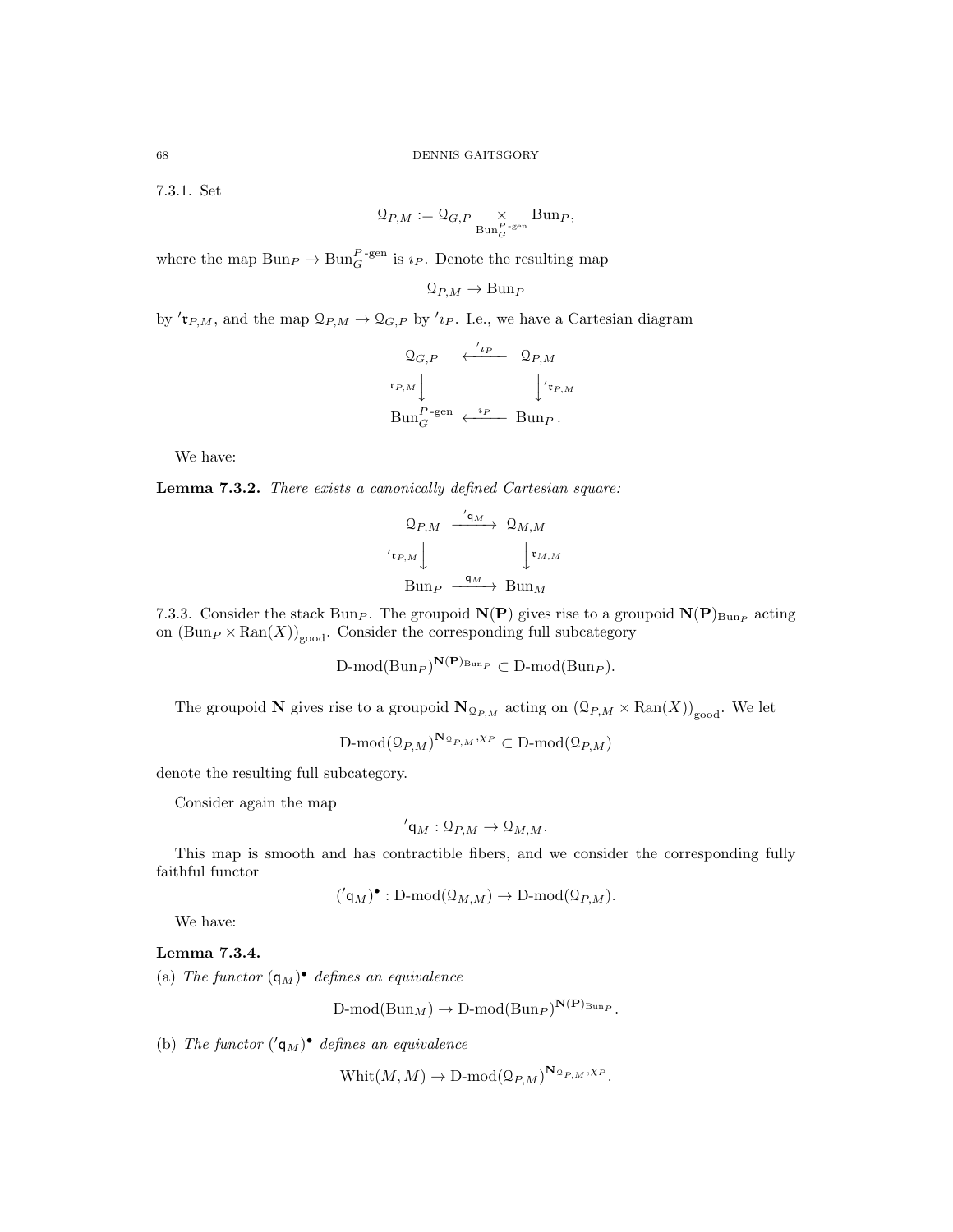7.3.1. Set

$$\mathcal{Q}_{P,M} := \mathcal{Q}_{G,P} \underset{\mathrm{Bun}_G^{P\text{-gen}}}{\times} \mathrm{Bun}_P,$$

where the map $\mathrm{Bun}_P \to \mathrm{Bun}_G^{P\text{-gen}}$ is $\imath_P$. Denote the resulting map

$$\mathcal{Q}_{P,M} \to \mathrm{Bun}_P$$

by ${}'\mathfrak{r}_{P,M}$, and the map $\mathcal{Q}_{P,M} \to \mathcal{Q}_{G,P}$ by ${}'\imath_P$. I.e., we have a Cartesian diagram

$$\begin{array}{ccc} \mathcal{Q}_{G,P} & \xleftarrow{{}'\imath_P} & \mathcal{Q}_{P,M} \\ {\scriptstyle \mathfrak{r}_{P,M}}\downarrow & & \downarrow{\scriptstyle {}'\mathfrak{r}_{P,M}} \\ \mathrm{Bun}_G^{P\text{-gen}} & \xleftarrow{\imath_P} & \mathrm{Bun}_P. \end{array}$$

We have:

**Lemma 7.3.2.** *There exists a canonically defined Cartesian square:*

$$\begin{array}{ccc} \mathcal{Q}_{P,M} & \xrightarrow{{}'\mathsf{q}_M} & \mathcal{Q}_{M,M} \\ {\scriptstyle {}'\mathfrak{r}_{P,M}}\downarrow & & \downarrow{\scriptstyle \mathfrak{r}_{M,M}} \\ \mathrm{Bun}_P & \xrightarrow{\mathsf{q}_M} & \mathrm{Bun}_M \end{array}$$

7.3.3. Consider the stack $\mathrm{Bun}_P$. The groupoid $\mathbf{N}(\mathbf{P})$ gives rise to a groupoid $\mathbf{N}(\mathbf{P})_{\mathrm{Bun}_P}$ acting on $(\mathrm{Bun}_P \times \mathrm{Ran}(X))_{\mathrm{good}}$. Consider the corresponding full subcategory

$$\text{D-mod}(\mathrm{Bun}_P)^{\mathbf{N}(\mathbf{P})_{\mathrm{Bun}_P}} \subset \text{D-mod}(\mathrm{Bun}_P).$$

The groupoid $\mathbf{N}$ gives rise to a groupoid $\mathbf{N}_{\mathcal{Q}_{P,M}}$ acting on $(\mathcal{Q}_{P,M} \times \mathrm{Ran}(X))_{\mathrm{good}}$. We let

$$\text{D-mod}(\mathcal{Q}_{P,M})^{\mathbf{N}_{\mathcal{Q}_{P,M}},\chi_P} \subset \text{D-mod}(\mathcal{Q}_{P,M})$$

denote the resulting full subcategory.

Consider again the map

$${}'\mathsf{q}_M : \mathcal{Q}_{P,M} \to \mathcal{Q}_{M,M}.$$

This map is smooth and has contractible fibers, and we consider the corresponding fully faithful functor

$$({}'\mathsf{q}_M)^\bullet : \text{D-mod}(\mathcal{Q}_{M,M}) \to \text{D-mod}(\mathcal{Q}_{P,M}).$$

We have:

**Lemma 7.3.4.**

(a) *The functor $(\mathsf{q}_M)^\bullet$ defines an equivalence*

$$\text{D-mod}(\mathrm{Bun}_M) \to \text{D-mod}(\mathrm{Bun}_P)^{\mathbf{N}(\mathbf{P})_{\mathrm{Bun}_P}}.$$

(b) *The functor $({}'\mathsf{q}_M)^\bullet$ defines an equivalence*

$$\mathrm{Whit}(M, M) \to \text{D-mod}(\mathcal{Q}_{P,M})^{\mathbf{N}_{\mathcal{Q}_{P,M}},\chi_P}.$$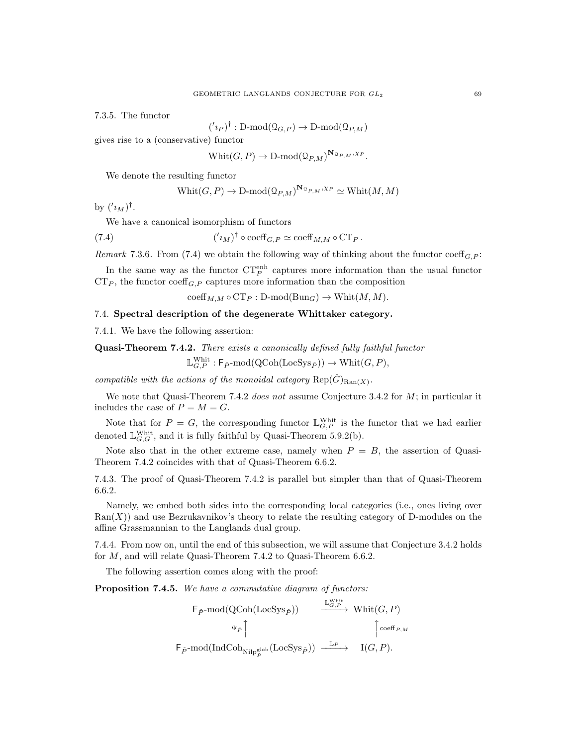7.3.5. The functor

$$({}'\imath_P)^\dagger : \text{D-mod}(\mathcal{Q}_{G,P}) \to \text{D-mod}(\mathcal{Q}_{P,M})$$

gives rise to a (conservative) functor

$$\text{Whit}(G,P) \to \text{D-mod}(\mathcal{Q}_{P,M})^{\mathbf{N}_{\mathcal{Q}_{P,M}},\chi_P}.$$

We denote the resulting functor

$$\text{Whit}(G,P) \to \text{D-mod}(\mathcal{Q}_{P,M})^{\mathbf{N}_{\mathcal{Q}_{P,M}},\chi_P} \simeq \text{Whit}(M,M)$$

by $({}'\imath_M)^\dagger$.

We have a canonical isomorphism of functors

$$({}'\imath_M)^\dagger \circ \text{coeff}_{G,P} \simeq \text{coeff}_{M,M} \circ \text{CT}_P\,. \tag{7.4}$$

*Remark* 7.3.6. From (7.4) we obtain the following way of thinking about the functor $\text{coeff}_{G,P}$:

In the same way as the functor $\text{CT}_P^{\text{enh}}$ captures more information than the usual functor $\text{CT}_P$, the functor $\text{coeff}_{G,P}$ captures more information than the composition

$$\text{coeff}_{M,M} \circ \text{CT}_P : \text{D-mod}(\text{Bun}_G) \to \text{Whit}(M,M).$$

## 7.4. Spectral description of the degenerate Whittaker category.

7.4.1. We have the following assertion:

**Quasi-Theorem 7.4.2.** *There exists a canonically defined fully faithful functor*

$$\mathbb{L}_{G,P}^{\text{Whit}} : \mathsf{F}_{\check{P}}\text{-mod}(\text{QCoh}(\text{LocSys}_{\check{P}})) \to \text{Whit}(G,P),$$

*compatible with the actions of the monoidal category* $\text{Rep}(\check{G})_{\text{Ran}(X)}$.

We note that Quasi-Theorem 7.4.2 *does not* assume Conjecture 3.4.2 for $M$; in particular it includes the case of $P = M = G$.

Note that for $P = G$, the corresponding functor $\mathbb{L}_{G,P}^{\text{Whit}}$ is the functor that we had earlier denoted $\mathbb{L}_{G,G}^{\text{Whit}}$, and it is fully faithful by Quasi-Theorem 5.9.2(b).

Note also that in the other extreme case, namely when $P = B$, the assertion of Quasi-Theorem 7.4.2 coincides with that of Quasi-Theorem 6.6.2.

7.4.3. The proof of Quasi-Theorem 7.4.2 is parallel but simpler than that of Quasi-Theorem 6.6.2.

Namely, we embed both sides into the corresponding local categories (i.e., ones living over $\text{Ran}(X)$) and use Bezrukavnikov's theory to relate the resulting category of D-modules on the affine Grassmannian to the Langlands dual group.

7.4.4. From now on, until the end of this subsection, we will assume that Conjecture 3.4.2 holds for $M$, and will relate Quasi-Theorem 7.4.2 to Quasi-Theorem 6.6.2.

The following assertion comes along with the proof:

**Proposition 7.4.5.** *We have a commutative diagram of functors:*

$$\begin{array}{ccc}
\mathsf{F}_{\check{P}}\text{-mod}(\text{QCoh}(\text{LocSys}_{\check{P}})) & \xrightarrow{\mathbb{L}_{G,P}^{\text{Whit}}} & \text{Whit}(G,P) \\
\Psi_{\check{P}} \Big\uparrow & & \Big\uparrow \text{coeff}_{P,M} \\
\mathsf{F}_{\check{P}}\text{-mod}(\text{IndCoh}_{\text{Nilp}_{\check{P}}^{\text{glob}}}(\text{LocSys}_{\check{P}})) & \xrightarrow{\mathbb{L}_P} & \text{I}(G,P).
\end{array}$$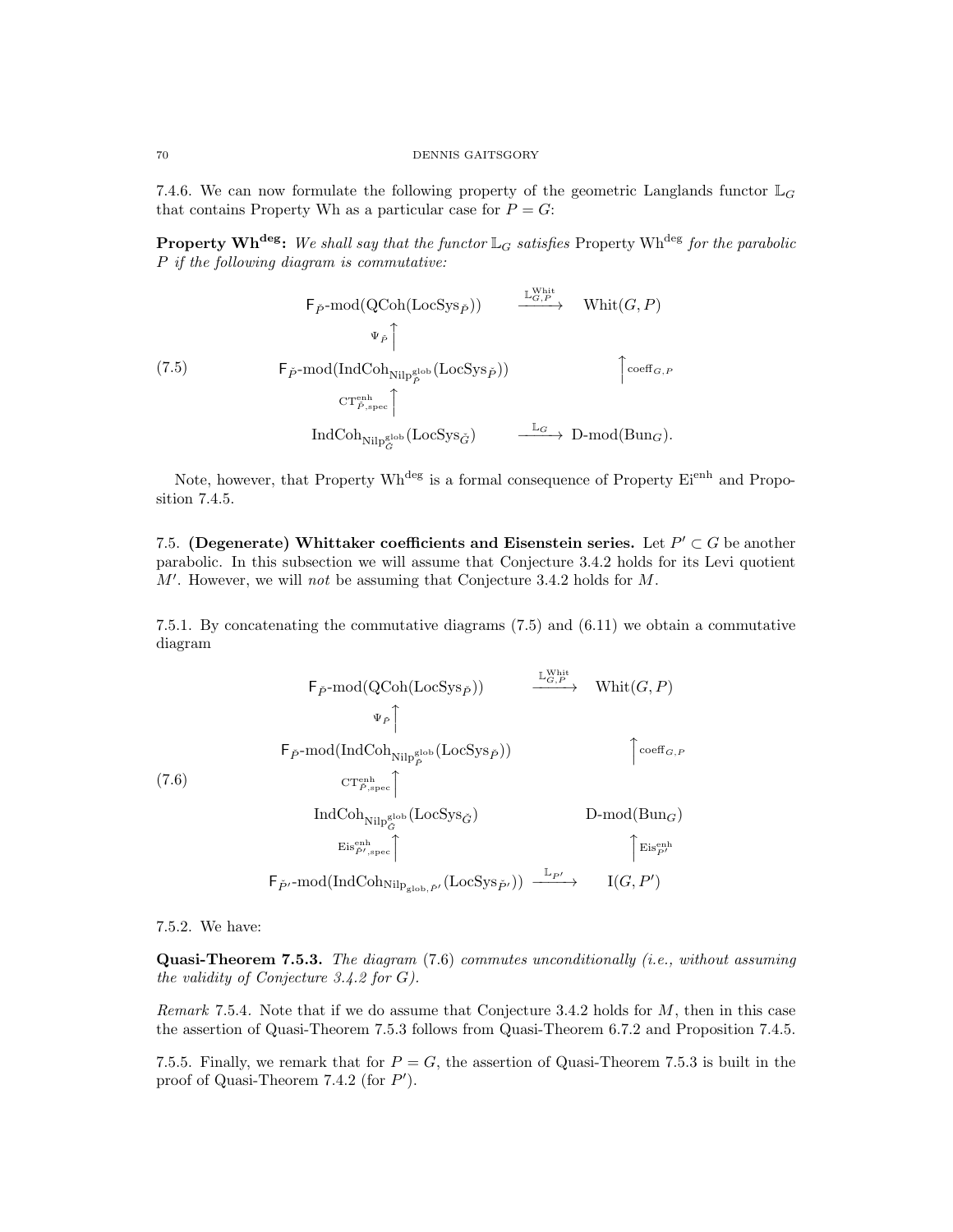7.4.6. We can now formulate the following property of the geometric Langlands functor $\mathbb{L}_G$ that contains Property Wh as a particular case for $P = G$:

**Property Wh$^{\text{deg}}$:** *We shall say that the functor $\mathbb{L}_G$ satisfies* Property Wh$^{\text{deg}}$ *for the parabolic $P$ if the following diagram is commutative:*

$$
\begin{array}{ccc}
\mathsf{F}_{\check{P}}\text{-mod}(\text{QCoh}(\text{LocSys}_{\check{P}})) & \xrightarrow{\mathbb{L}^{\text{Whit}}_{G,P}} & \text{Whit}(G,P) \\
\Psi_{\check{P}} \Big\uparrow & & \\
\mathsf{F}_{\check{P}}\text{-mod}(\text{IndCoh}_{\text{Nilp}^{\text{glob}}_{\check{P}}}(\text{LocSys}_{\check{P}})) & & \Big\uparrow \text{coeff}_{G,P} \\
\text{CT}^{\text{enh}}_{\check{P},\text{spec}} \Big\uparrow & & \\
\text{IndCoh}_{\text{Nilp}^{\text{glob}}_{\check{G}}}(\text{LocSys}_{\check{G}}) & \xrightarrow{\mathbb{L}_G} & \text{D-mod}(\text{Bun}_G).
\end{array}
\tag{7.5}
$$

Note, however, that Property Wh$^{\text{deg}}$ is a formal consequence of Property Ei$^{\text{enh}}$ and Proposition 7.4.5.

7.5. **(Degenerate) Whittaker coefficients and Eisenstein series.** Let $P' \subset G$ be another parabolic. In this subsection we will assume that Conjecture 3.4.2 holds for its Levi quotient $M'$. However, we will *not* be assuming that Conjecture 3.4.2 holds for $M$.

7.5.1. By concatenating the commutative diagrams (7.5) and (6.11) we obtain a commutative diagram

$$
\begin{array}{ccc}
\mathsf{F}_{\check{P}}\text{-mod}(\text{QCoh}(\text{LocSys}_{\check{P}})) & \xrightarrow{\mathbb{L}^{\text{Whit}}_{G,P}} & \text{Whit}(G,P) \\
\Psi_{\check{P}} \Big\uparrow & & \\
\mathsf{F}_{\check{P}}\text{-mod}(\text{IndCoh}_{\text{Nilp}^{\text{glob}}_{\check{P}}}(\text{LocSys}_{\check{P}})) & & \Big\uparrow \text{coeff}_{G,P} \\
\text{CT}^{\text{enh}}_{\check{P},\text{spec}} \Big\uparrow & & \\
\text{IndCoh}_{\text{Nilp}^{\text{glob}}_{\check{G}}}(\text{LocSys}_{\check{G}}) & & \text{D-mod}(\text{Bun}_G) \\
\text{Eis}^{\text{enh}}_{\check{P}',\text{spec}} \Big\uparrow & & \Big\uparrow \text{Eis}^{\text{enh}}_{P'} \\
\mathsf{F}_{\check{P}'}\text{-mod}(\text{IndCoh}_{\text{Nilp}_{\text{glob},\check{P}'}}(\text{LocSys}_{\check{P}'})) & \xrightarrow{\mathbb{L}_{P'}} & \text{I}(G,P')
\end{array}
\tag{7.6}
$$

7.5.2. We have:

**Quasi-Theorem 7.5.3.** *The diagram* (7.6) *commutes unconditionally (i.e., without assuming the validity of Conjecture 3.4.2 for $G$).*

*Remark* 7.5.4. Note that if we do assume that Conjecture 3.4.2 holds for $M$, then in this case the assertion of Quasi-Theorem 7.5.3 follows from Quasi-Theorem 6.7.2 and Proposition 7.4.5.

7.5.5. Finally, we remark that for $P = G$, the assertion of Quasi-Theorem 7.5.3 is built in the proof of Quasi-Theorem 7.4.2 (for $P'$).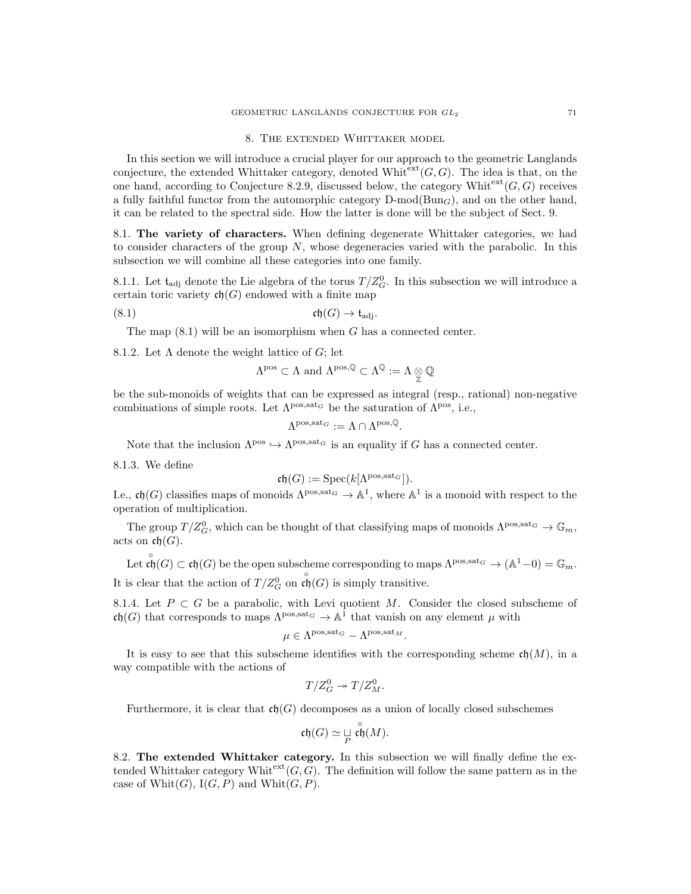## 8. The extended Whittaker model

In this section we will introduce a crucial player for our approach to the geometric Langlands conjecture, the extended Whittaker category, denoted $\mathrm{Whit}^{\mathrm{ext}}(G,G)$. The idea is that, on the one hand, according to Conjecture 8.2.9, discussed below, the category $\mathrm{Whit}^{\mathrm{ext}}(G,G)$ receives a fully faithful functor from the automorphic category $\mathrm{D\text{-}mod}(\mathrm{Bun}_G)$, and on the other hand, it can be related to the spectral side. How the latter is done will be the subject of Sect. 9.

**8.1. The variety of characters.** When defining degenerate Whittaker categories, we had to consider characters of the group $N$, whose degeneracies varied with the parabolic. In this subsection we will combine all these categories into one family.

8.1.1. Let $\mathfrak{t}_{\mathrm{adj}}$ denote the Lie algebra of the torus $T/Z_G^0$. In this subsection we will introduce a certain toric variety $\mathfrak{ch}(G)$ endowed with a finite map

$$\mathfrak{ch}(G) \to \mathfrak{t}_{\mathrm{adj}}. \tag{8.1}$$

The map (8.1) will be an isomorphism when $G$ has a connected center.

8.1.2. Let $\Lambda$ denote the weight lattice of $G$; let

$$\Lambda^{\mathrm{pos}} \subset \Lambda \text{ and } \Lambda^{\mathrm{pos},\mathbb{Q}} \subset \Lambda^{\mathbb{Q}} := \Lambda \underset{\mathbb{Z}}{\otimes} \mathbb{Q}$$

be the sub-monoids of weights that can be expressed as integral (resp., rational) non-negative combinations of simple roots. Let $\Lambda^{\mathrm{pos},\mathrm{sat}_G}$ be the saturation of $\Lambda^{\mathrm{pos}}$, i.e.,

$$\Lambda^{\mathrm{pos},\mathrm{sat}_G} := \Lambda \cap \Lambda^{\mathrm{pos},\mathbb{Q}}.$$

Note that the inclusion $\Lambda^{\mathrm{pos}} \hookrightarrow \Lambda^{\mathrm{pos},\mathrm{sat}_G}$ is an equality if $G$ has a connected center.

8.1.3. We define

$$\mathfrak{ch}(G) := \mathrm{Spec}(k[\Lambda^{\mathrm{pos},\mathrm{sat}_G}]).$$

I.e., $\mathfrak{ch}(G)$ classifies maps of monoids $\Lambda^{\mathrm{pos},\mathrm{sat}_G} \to \mathbb{A}^1$, where $\mathbb{A}^1$ is a monoid with respect to the operation of multiplication.

The group $T/Z_G^0$, which can be thought of that classifying maps of monoids $\Lambda^{\mathrm{pos},\mathrm{sat}_G} \to \mathbb{G}_m$, acts on $\mathfrak{ch}(G)$.

Let $\overset{\circ}{\mathfrak{ch}}(G) \subset \mathfrak{ch}(G)$ be the open subscheme corresponding to maps $\Lambda^{\mathrm{pos},\mathrm{sat}_G} \to (\mathbb{A}^1 - 0) = \mathbb{G}_m$. It is clear that the action of $T/Z_G^0$ on $\overset{\circ}{\mathfrak{ch}}(G)$ is simply transitive.

8.1.4. Let $P \subset G$ be a parabolic, with Levi quotient $M$. Consider the closed subscheme of $\mathfrak{ch}(G)$ that corresponds to maps $\Lambda^{\mathrm{pos},\mathrm{sat}_G} \to \mathbb{A}^1$ that vanish on any element $\mu$ with

$$\mu \in \Lambda^{\mathrm{pos},\mathrm{sat}_G} - \Lambda^{\mathrm{pos},\mathrm{sat}_M}.$$

It is easy to see that this subscheme identifies with the corresponding scheme $\mathfrak{ch}(M)$, in a way compatible with the actions of

$$T/Z_G^0 \twoheadrightarrow T/Z_M^0.$$

Furthermore, it is clear that $\mathfrak{ch}(G)$ decomposes as a union of locally closed subschemes

$$\mathfrak{ch}(G) \simeq \underset{P}{\sqcup}\, \overset{\circ}{\mathfrak{ch}}(M).$$

**8.2. The extended Whittaker category.** In this subsection we will finally define the extended Whittaker category $\mathrm{Whit}^{\mathrm{ext}}(G,G)$. The definition will follow the same pattern as in the case of $\mathrm{Whit}(G)$, $\mathrm{I}(G,P)$ and $\mathrm{Whit}(G,P)$.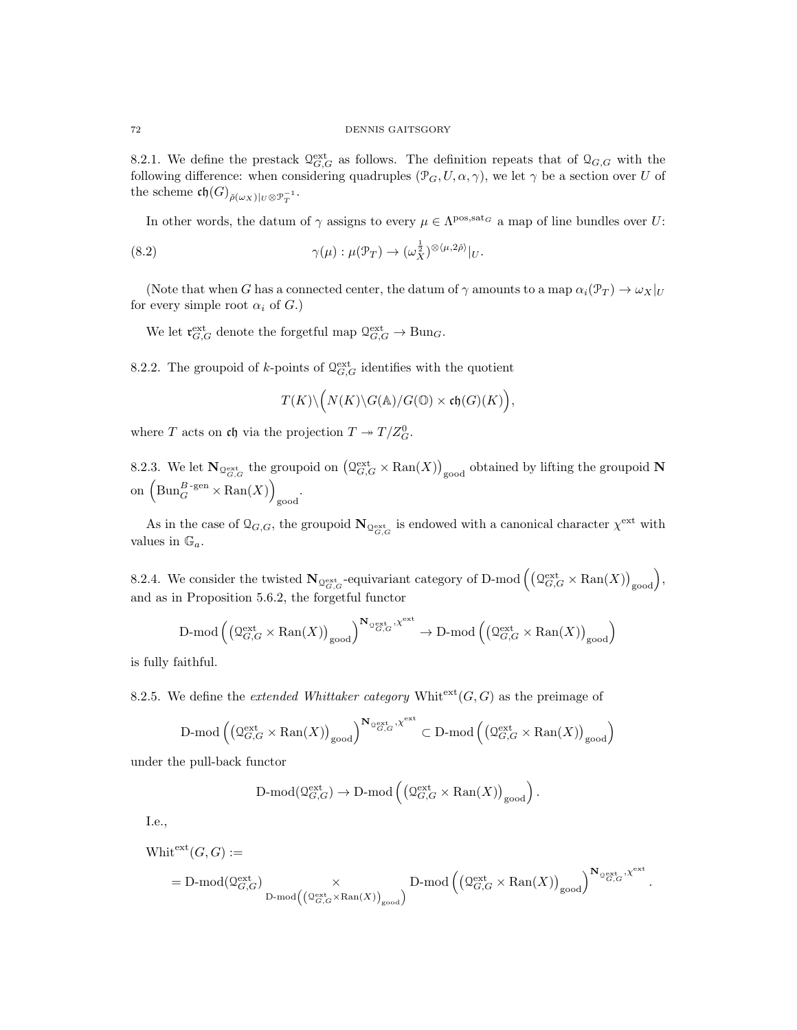8.2.1. We define the prestack $\mathcal{Q}^{\mathrm{ext}}_{G,G}$ as follows. The definition repeats that of $\mathcal{Q}_{G,G}$ with the following difference: when considering quadruples $(\mathcal{P}_G, U, \alpha, \gamma)$, we let $\gamma$ be a section over $U$ of the scheme $\mathfrak{ch}(G)_{\check{\rho}(\omega_X)|_U \otimes \mathcal{P}_T^{-1}}$.

In other words, the datum of $\gamma$ assigns to every $\mu \in \Lambda^{\mathrm{pos,sat}_G}$ a map of line bundles over $U$:

$$\gamma(\mu) : \mu(\mathcal{P}_T) \to (\omega_X^{\frac{1}{2}})^{\otimes \langle \mu, 2\check{\rho}\rangle}|_U. \tag{8.2}$$

(Note that when $G$ has a connected center, the datum of $\gamma$ amounts to a map $\alpha_i(\mathcal{P}_T) \to \omega_X|_U$ for every simple root $\alpha_i$ of $G$.)

We let $\mathfrak{r}^{\mathrm{ext}}_{G,G}$ denote the forgetful map $\mathcal{Q}^{\mathrm{ext}}_{G,G} \to \mathrm{Bun}_G$.

8.2.2. The groupoid of $k$-points of $\mathcal{Q}^{\mathrm{ext}}_{G,G}$ identifies with the quotient

$$T(K)\backslash\Big(N(K)\backslash G(\mathbb{A})/G(\mathbb{O}) \times \mathfrak{ch}(G)(K)\Big),$$

where $T$ acts on $\mathfrak{ch}$ via the projection $T \twoheadrightarrow T/Z^0_G$.

8.2.3. We let $\mathbf{N}_{\mathcal{Q}^{\mathrm{ext}}_{G,G}}$ the groupoid on $\left(\mathcal{Q}^{\mathrm{ext}}_{G,G} \times \mathrm{Ran}(X)\right)_{\mathrm{good}}$ obtained by lifting the groupoid $\mathbf{N}$ on $\left(\mathrm{Bun}_G^{B\text{-gen}} \times \mathrm{Ran}(X)\right)_{\mathrm{good}}$.

As in the case of $\mathcal{Q}_{G,G}$, the groupoid $\mathbf{N}_{\mathcal{Q}^{\mathrm{ext}}_{G,G}}$ is endowed with a canonical character $\chi^{\mathrm{ext}}$ with values in $\mathbb{G}_a$.

8.2.4. We consider the twisted $\mathbf{N}_{\mathcal{Q}^{\mathrm{ext}}_{G,G}}$-equivariant category of $\mathrm{D\text{-}mod}\left(\left(\mathcal{Q}^{\mathrm{ext}}_{G,G} \times \mathrm{Ran}(X)\right)_{\mathrm{good}}\right)$, and as in Proposition 5.6.2, the forgetful functor

$$\mathrm{D\text{-}mod}\left(\left(\mathcal{Q}^{\mathrm{ext}}_{G,G} \times \mathrm{Ran}(X)\right)_{\mathrm{good}}\right)^{\mathbf{N}_{\mathcal{Q}^{\mathrm{ext}}_{G,G}}, \chi^{\mathrm{ext}}} \to \mathrm{D\text{-}mod}\left(\left(\mathcal{Q}^{\mathrm{ext}}_{G,G} \times \mathrm{Ran}(X)\right)_{\mathrm{good}}\right)$$

is fully faithful.

8.2.5. We define the *extended Whittaker category* $\mathrm{Whit}^{\mathrm{ext}}(G,G)$ as the preimage of

$$\mathrm{D\text{-}mod}\left(\left(\mathcal{Q}^{\mathrm{ext}}_{G,G} \times \mathrm{Ran}(X)\right)_{\mathrm{good}}\right)^{\mathbf{N}_{\mathcal{Q}^{\mathrm{ext}}_{G,G}}, \chi^{\mathrm{ext}}} \subset \mathrm{D\text{-}mod}\left(\left(\mathcal{Q}^{\mathrm{ext}}_{G,G} \times \mathrm{Ran}(X)\right)_{\mathrm{good}}\right)$$

under the pull-back functor

$$\mathrm{D\text{-}mod}(\mathcal{Q}^{\mathrm{ext}}_{G,G}) \to \mathrm{D\text{-}mod}\left(\left(\mathcal{Q}^{\mathrm{ext}}_{G,G} \times \mathrm{Ran}(X)\right)_{\mathrm{good}}\right).$$

I.e.,

$$\mathrm{Whit}^{\mathrm{ext}}(G,G) :=$$

$$= \mathrm{D\text{-}mod}(\mathcal{Q}^{\mathrm{ext}}_{G,G}) \underset{\mathrm{D\text{-}mod}\left(\left(\mathcal{Q}^{\mathrm{ext}}_{G,G} \times \mathrm{Ran}(X)\right)_{\mathrm{good}}\right)}{\times} \mathrm{D\text{-}mod}\left(\left(\mathcal{Q}^{\mathrm{ext}}_{G,G} \times \mathrm{Ran}(X)\right)_{\mathrm{good}}\right)^{\mathbf{N}_{\mathcal{Q}^{\mathrm{ext}}_{G,G}}, \chi^{\mathrm{ext}}}.$$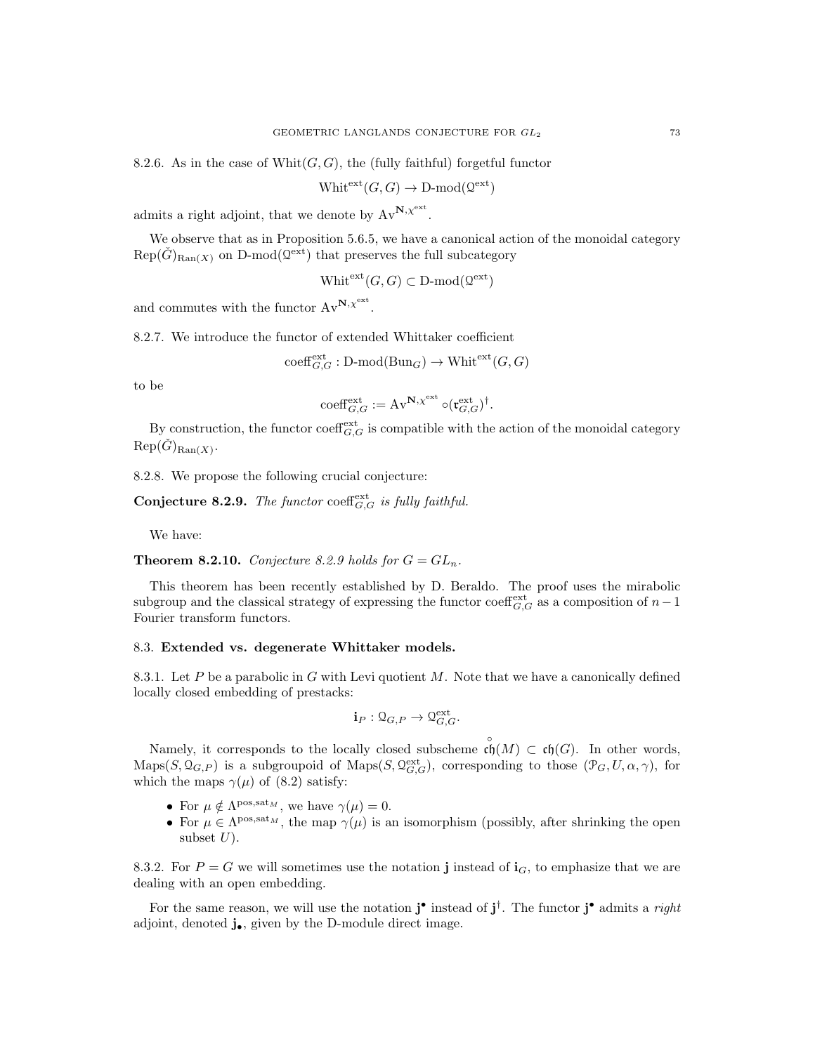8.2.6. As in the case of $\text{Whit}(G, G)$, the (fully faithful) forgetful functor

$$\text{Whit}^{\text{ext}}(G, G) \to \text{D-mod}(\mathcal{Q}^{\text{ext}})$$

admits a right adjoint, that we denote by $\text{Av}^{\mathbf{N}, \chi^{\text{ext}}}$.

We observe that as in Proposition 5.6.5, we have a canonical action of the monoidal category $\text{Rep}(\check{G})_{\text{Ran}(X)}$ on $\text{D-mod}(\mathcal{Q}^{\text{ext}})$ that preserves the full subcategory

$$\text{Whit}^{\text{ext}}(G, G) \subset \text{D-mod}(\mathcal{Q}^{\text{ext}})$$

and commutes with the functor $\text{Av}^{\mathbf{N}, \chi^{\text{ext}}}$.

8.2.7. We introduce the functor of extended Whittaker coefficient

$$\text{coeff}^{\text{ext}}_{G,G} : \text{D-mod}(\text{Bun}_G) \to \text{Whit}^{\text{ext}}(G, G)$$

to be

$$\text{coeff}^{\text{ext}}_{G,G} := \text{Av}^{\mathbf{N}, \chi^{\text{ext}}} \circ (\mathfrak{r}^{\text{ext}}_{G,G})^{\dagger}.$$

By construction, the functor $\text{coeff}^{\text{ext}}_{G,G}$ is compatible with the action of the monoidal category $\text{Rep}(\check{G})_{\text{Ran}(X)}$.

8.2.8. We propose the following crucial conjecture:

**Conjecture 8.2.9.** *The functor* $\text{coeff}^{\text{ext}}_{G,G}$ *is fully faithful.*

We have:

**Theorem 8.2.10.** *Conjecture 8.2.9 holds for* $G = GL_n$.

This theorem has been recently established by D. Beraldo. The proof uses the mirabolic subgroup and the classical strategy of expressing the functor $\text{coeff}^{\text{ext}}_{G,G}$ as a composition of $n-1$ Fourier transform functors.

### 8.3. Extended vs. degenerate Whittaker models.

8.3.1. Let $P$ be a parabolic in $G$ with Levi quotient $M$. Note that we have a canonically defined locally closed embedding of prestacks:

$$\mathbf{i}_P : \mathcal{Q}_{G,P} \to \mathcal{Q}^{\text{ext}}_{G,G}.$$

Namely, it corresponds to the locally closed subscheme $\overset{\circ}{\mathfrak{ch}}(M) \subset \mathfrak{ch}(G)$. In other words, $\text{Maps}(S, \mathcal{Q}_{G,P})$ is a subgroupoid of $\text{Maps}(S, \mathcal{Q}^{\text{ext}}_{G,G})$, corresponding to those $(\mathcal{P}_G, U, \alpha, \gamma)$, for which the maps $\gamma(\mu)$ of (8.2) satisfy:

- For $\mu \notin \Lambda^{\text{pos,sat}_M}$, we have $\gamma(\mu) = 0$.
- For $\mu \in \Lambda^{\text{pos,sat}_M}$, the map $\gamma(\mu)$ is an isomorphism (possibly, after shrinking the open subset $U$).

8.3.2. For $P = G$ we will sometimes use the notation $\mathbf{j}$ instead of $\mathbf{i}_G$, to emphasize that we are dealing with an open embedding.

For the same reason, we will use the notation $\mathbf{j}^{\bullet}$ instead of $\mathbf{j}^{\dagger}$. The functor $\mathbf{j}^{\bullet}$ admits a *right* adjoint, denoted $\mathbf{j}_{\bullet}$, given by the D-module direct image.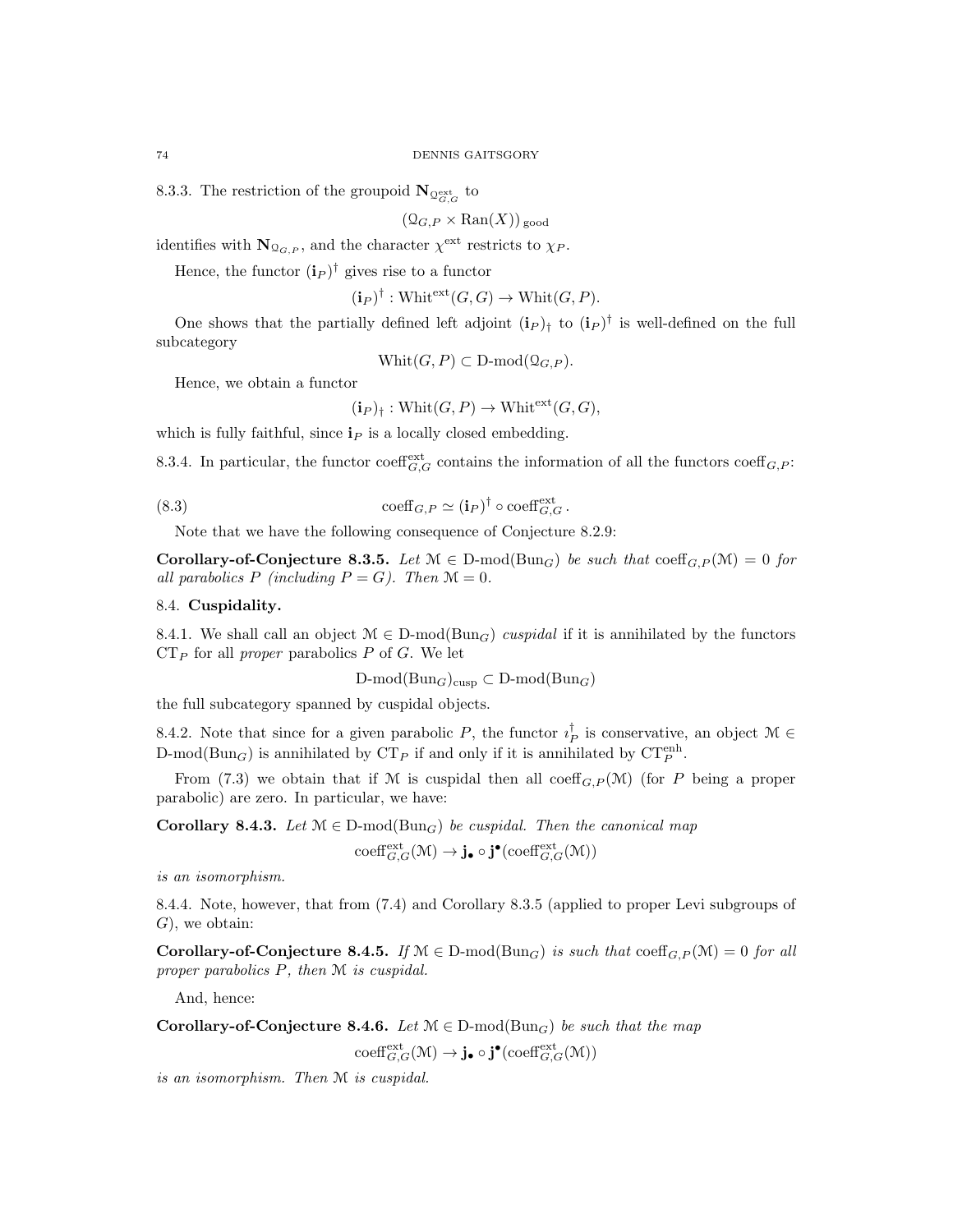8.3.3. The restriction of the groupoid $\mathbf{N}_{\mathcal{Q}^{\mathrm{ext}}_{G,G}}$ to

$$(\mathcal{Q}_{G,P} \times \mathrm{Ran}(X))_{\mathrm{good}}$$

identifies with $\mathbf{N}_{\mathcal{Q}_{G,P}}$, and the character $\chi^{\mathrm{ext}}$ restricts to $\chi_P$.

Hence, the functor $(\mathbf{i}_P)^\dagger$ gives rise to a functor

$$(\mathbf{i}_P)^\dagger : \mathrm{Whit}^{\mathrm{ext}}(G,G) \to \mathrm{Whit}(G,P).$$

One shows that the partially defined left adjoint $(\mathbf{i}_P)_\dagger$ to $(\mathbf{i}_P)^\dagger$ is well-defined on the full subcategory

$$\mathrm{Whit}(G,P) \subset \text{D-mod}(\mathcal{Q}_{G,P}).$$

Hence, we obtain a functor

$$(\mathbf{i}_P)_\dagger : \mathrm{Whit}(G,P) \to \mathrm{Whit}^{\mathrm{ext}}(G,G),$$

which is fully faithful, since $\mathbf{i}_P$ is a locally closed embedding.

8.3.4. In particular, the functor $\mathrm{coeff}^{\mathrm{ext}}_{G,G}$ contains the information of all the functors $\mathrm{coeff}_{G,P}$:

$$\mathrm{coeff}_{G,P} \simeq (\mathbf{i}_P)^\dagger \circ \mathrm{coeff}^{\mathrm{ext}}_{G,G}. \tag{8.3}$$

Note that we have the following consequence of Conjecture 8.2.9:

**Corollary-of-Conjecture 8.3.5.** *Let $\mathcal{M} \in \text{D-mod}(\mathrm{Bun}_G)$ be such that $\mathrm{coeff}_{G,P}(\mathcal{M}) = 0$ for all parabolics $P$ (including $P = G$). Then $\mathcal{M} = 0$.*

## 8.4. Cuspidality.

8.4.1. We shall call an object $\mathcal{M} \in \text{D-mod}(\mathrm{Bun}_G)$ *cuspidal* if it is annihilated by the functors $\mathrm{CT}_P$ for all *proper* parabolics $P$ of $G$. We let

$$\text{D-mod}(\mathrm{Bun}_G)_{\mathrm{cusp}} \subset \text{D-mod}(\mathrm{Bun}_G)$$

the full subcategory spanned by cuspidal objects.

8.4.2. Note that since for a given parabolic $P$, the functor $\imath_P^\dagger$ is conservative, an object $\mathcal{M} \in \text{D-mod}(\mathrm{Bun}_G)$ is annihilated by $\mathrm{CT}_P$ if and only if it is annihilated by $\mathrm{CT}_P^{\mathrm{enh}}$.

From (7.3) we obtain that if $\mathcal{M}$ is cuspidal then all $\mathrm{coeff}_{G,P}(\mathcal{M})$ (for $P$ being a proper parabolic) are zero. In particular, we have:

**Corollary 8.4.3.** *Let $\mathcal{M} \in \text{D-mod}(\mathrm{Bun}_G)$ be cuspidal. Then the canonical map*

$$\mathrm{coeff}^{\mathrm{ext}}_{G,G}(\mathcal{M}) \to \mathbf{j}_\bullet \circ \mathbf{j}^\bullet(\mathrm{coeff}^{\mathrm{ext}}_{G,G}(\mathcal{M}))$$

*is an isomorphism.*

8.4.4. Note, however, that from (7.4) and Corollary 8.3.5 (applied to proper Levi subgroups of $G$), we obtain:

**Corollary-of-Conjecture 8.4.5.** *If $\mathcal{M} \in \text{D-mod}(\mathrm{Bun}_G)$ is such that $\mathrm{coeff}_{G,P}(\mathcal{M}) = 0$ for all proper parabolics $P$, then $\mathcal{M}$ is cuspidal.*

And, hence:

**Corollary-of-Conjecture 8.4.6.** *Let $\mathcal{M} \in \text{D-mod}(\mathrm{Bun}_G)$ be such that the map*

$$\mathrm{coeff}^{\mathrm{ext}}_{G,G}(\mathcal{M}) \to \mathbf{j}_\bullet \circ \mathbf{j}^\bullet(\mathrm{coeff}^{\mathrm{ext}}_{G,G}(\mathcal{M}))$$

*is an isomorphism. Then $\mathcal{M}$ is cuspidal.*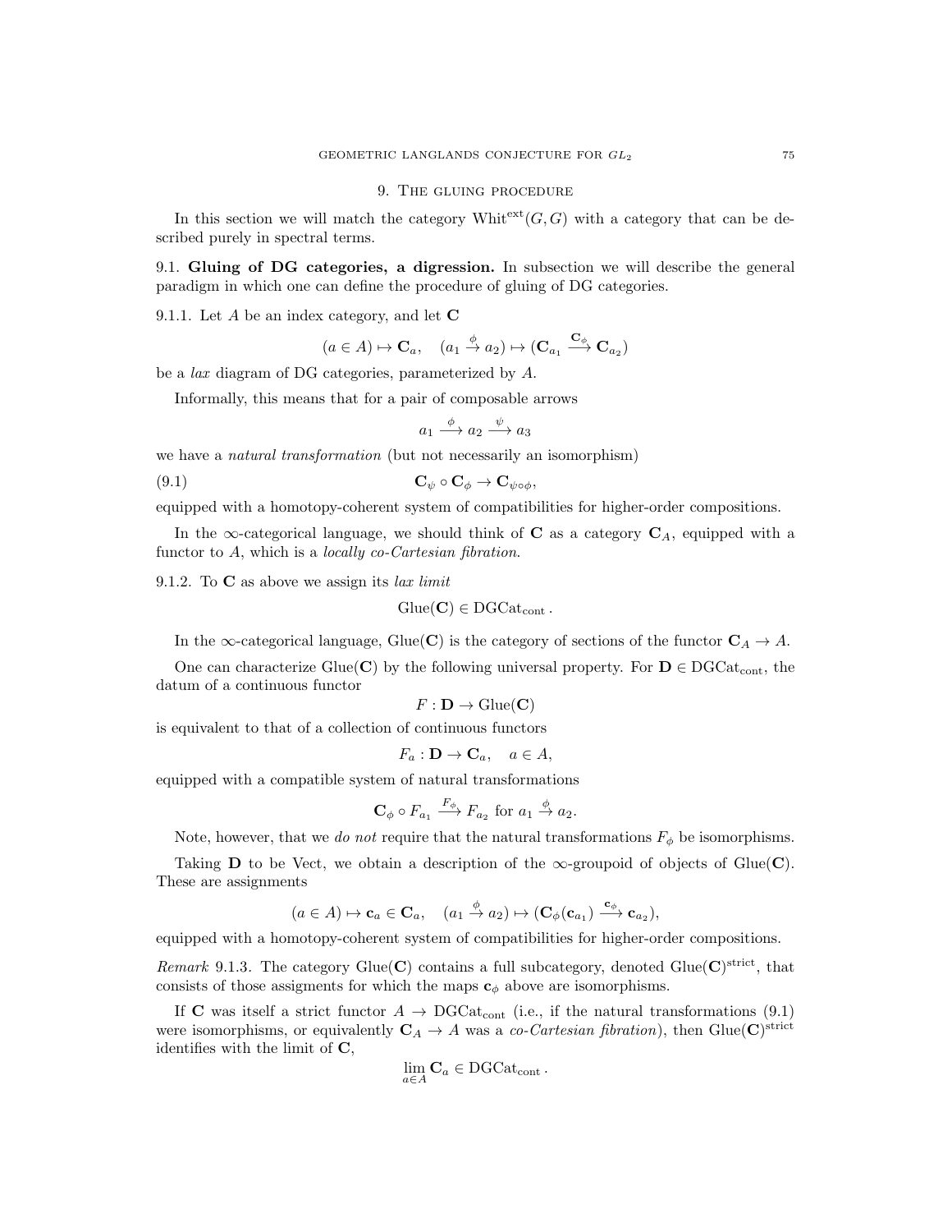## 9. The gluing procedure

In this section we will match the category $\text{Whit}^{\text{ext}}(G, G)$ with a category that can be described purely in spectral terms.

### 9.1. Gluing of DG categories, a digression.

In subsection we will describe the general paradigm in which one can define the procedure of gluing of DG categories.

9.1.1. Let $A$ be an index category, and let $\mathbf{C}$

$$(a \in A) \mapsto \mathbf{C}_a, \quad (a_1 \stackrel{\phi}{\to} a_2) \mapsto (\mathbf{C}_{a_1} \stackrel{\mathbf{C}_\phi}{\longrightarrow} \mathbf{C}_{a_2})$$

be a *lax* diagram of DG categories, parameterized by $A$.

Informally, this means that for a pair of composable arrows

$$a_1 \stackrel{\phi}{\longrightarrow} a_2 \stackrel{\psi}{\longrightarrow} a_3$$

we have a *natural transformation* (but not necessarily an isomorphism)

$$\mathbf{C}_\psi \circ \mathbf{C}_\phi \to \mathbf{C}_{\psi \circ \phi}, \tag{9.1}$$

equipped with a homotopy-coherent system of compatibilities for higher-order compositions.

In the $\infty$-categorical language, we should think of $\mathbf{C}$ as a category $\mathbf{C}_A$, equipped with a functor to $A$, which is a *locally co-Cartesian fibration*.

9.1.2. To $\mathbf{C}$ as above we assign its *lax limit*

$$\text{Glue}(\mathbf{C}) \in \text{DGCat}_{\text{cont}}.$$

In the $\infty$-categorical language, $\text{Glue}(\mathbf{C})$ is the category of sections of the functor $\mathbf{C}_A \to A$.

One can characterize $\text{Glue}(\mathbf{C})$ by the following universal property. For $\mathbf{D} \in \text{DGCat}_{\text{cont}}$, the datum of a continuous functor

$$F : \mathbf{D} \to \text{Glue}(\mathbf{C})$$

is equivalent to that of a collection of continuous functors

$$F_a : \mathbf{D} \to \mathbf{C}_a, \quad a \in A,$$

equipped with a compatible system of natural transformations

$$\mathbf{C}_\phi \circ F_{a_1} \stackrel{F_\phi}{\longrightarrow} F_{a_2} \text{ for } a_1 \stackrel{\phi}{\to} a_2.$$

Note, however, that we *do not* require that the natural transformations $F_\phi$ be isomorphisms.

Taking $\mathbf{D}$ to be Vect, we obtain a description of the $\infty$-groupoid of objects of $\text{Glue}(\mathbf{C})$. These are assignments

$$(a \in A) \mapsto \mathbf{c}_a \in \mathbf{C}_a, \quad (a_1 \stackrel{\phi}{\to} a_2) \mapsto (\mathbf{C}_\phi(\mathbf{c}_{a_1}) \stackrel{\mathbf{c}_\phi}{\longrightarrow} \mathbf{c}_{a_2}),$$

equipped with a homotopy-coherent system of compatibilities for higher-order compositions.

*Remark* 9.1.3. The category $\text{Glue}(\mathbf{C})$ contains a full subcategory, denoted $\text{Glue}(\mathbf{C})^{\text{strict}}$, that consists of those assigments for which the maps $\mathbf{c}_\phi$ above are isomorphisms.

If $\mathbf{C}$ was itself a strict functor $A \to \text{DGCat}_{\text{cont}}$ (i.e., if the natural transformations (9.1) were isomorphisms, or equivalently $\mathbf{C}_A \to A$ was a *co-Cartesian fibration*), then $\text{Glue}(\mathbf{C})^{\text{strict}}$ identifies with the limit of $\mathbf{C}$,

$$\lim_{a \in A} \mathbf{C}_a \in \text{DGCat}_{\text{cont}}.$$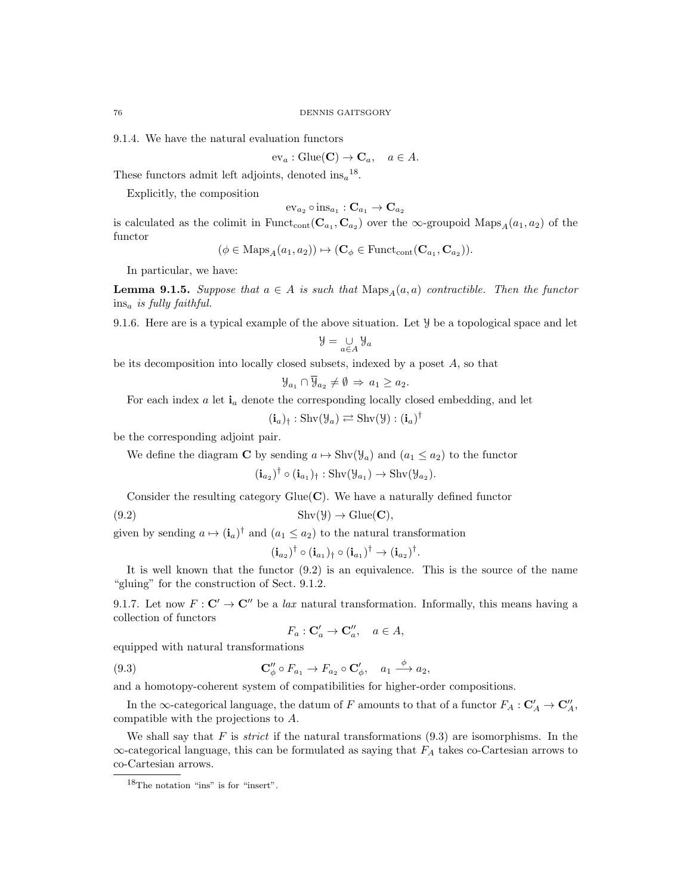9.1.4. We have the natural evaluation functors

$$\text{ev}_a : \text{Glue}(\mathbf{C}) \to \mathbf{C}_a, \quad a \in A.$$

These functors admit left adjoints, denoted $\text{ins}_a$[18].

Explicitly, the composition

$$\text{ev}_{a_2} \circ \text{ins}_{a_1} : \mathbf{C}_{a_1} \to \mathbf{C}_{a_2}$$

is calculated as the colimit in $\text{Funct}_{\text{cont}}(\mathbf{C}_{a_1}, \mathbf{C}_{a_2})$ over the $\infty$-groupoid $\text{Maps}_A(a_1, a_2)$ of the functor

$$(\phi \in \text{Maps}_A(a_1, a_2)) \mapsto (\mathbf{C}_\phi \in \text{Funct}_{\text{cont}}(\mathbf{C}_{a_1}, \mathbf{C}_{a_2})).$$

In particular, we have:

**Lemma 9.1.5.** *Suppose that $a \in A$ is such that $\text{Maps}_A(a, a)$ contractible. Then the functor $\text{ins}_a$ is fully faithful.*

9.1.6. Here are is a typical example of the above situation. Let $\mathcal{Y}$ be a topological space and let

$$\mathcal{Y} = \underset{a \in A}{\cup} \mathcal{Y}_a$$

be its decomposition into locally closed subsets, indexed by a poset $A$, so that

$$\mathcal{Y}_{a_1} \cap \overline{\mathcal{Y}}_{a_2} \neq \emptyset \Rightarrow a_1 \geq a_2.$$

For each index $a$ let $\mathbf{i}_a$ denote the corresponding locally closed embedding, and let

$$(\mathbf{i}_a)_\dagger : \text{Shv}(\mathcal{Y}_a) \rightleftarrows \text{Shv}(\mathcal{Y}) : (\mathbf{i}_a)^\dagger$$

be the corresponding adjoint pair.

We define the diagram $\mathbf{C}$ by sending $a \mapsto \text{Shv}(\mathcal{Y}_a)$ and $(a_1 \leq a_2)$ to the functor

$$(\mathbf{i}_{a_2})^\dagger \circ (\mathbf{i}_{a_1})_\dagger : \text{Shv}(\mathcal{Y}_{a_1}) \to \text{Shv}(\mathcal{Y}_{a_2}).$$

Consider the resulting category $\text{Glue}(\mathbf{C})$. We have a naturally defined functor

$$\text{Shv}(\mathcal{Y}) \to \text{Glue}(\mathbf{C}), \tag{9.2}$$

given by sending $a \mapsto (\mathbf{i}_a)^\dagger$ and $(a_1 \leq a_2)$ to the natural transformation

$$(\mathbf{i}_{a_2})^\dagger \circ (\mathbf{i}_{a_1})_\dagger \circ (\mathbf{i}_{a_1})^\dagger \to (\mathbf{i}_{a_2})^\dagger.$$

It is well known that the functor (9.2) is an equivalence. This is the source of the name "gluing" for the construction of Sect. 9.1.2.

9.1.7. Let now $F : \mathbf{C}' \to \mathbf{C}''$ be a *lax* natural transformation. Informally, this means having a collection of functors

$$F_a : \mathbf{C}'_a \to \mathbf{C}''_a, \quad a \in A,$$

equipped with natural transformations

$$\mathbf{C}''_\phi \circ F_{a_1} \to F_{a_2} \circ \mathbf{C}'_\phi, \quad a_1 \xrightarrow{\phi} a_2, \tag{9.3}$$

and a homotopy-coherent system of compatibilities for higher-order compositions.

In the $\infty$-categorical language, the datum of $F$ amounts to that of a functor $F_A : \mathbf{C}'_A \to \mathbf{C}''_A$, compatible with the projections to $A$.

We shall say that $F$ is *strict* if the natural transformations (9.3) are isomorphisms. In the $\infty$-categorical language, this can be formulated as saying that $F_A$ takes co-Cartesian arrows to co-Cartesian arrows.

---

[18]The notation "ins" is for "insert".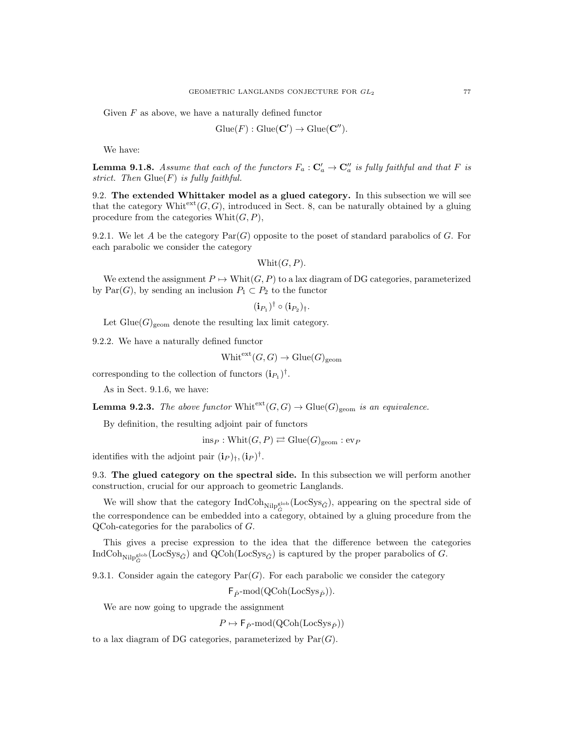Given $F$ as above, we have a naturally defined functor

$$\mathrm{Glue}(F) : \mathrm{Glue}(\mathbf{C}') \to \mathrm{Glue}(\mathbf{C}'').$$

We have:

**Lemma 9.1.8.** *Assume that each of the functors $F_a : \mathbf{C}'_a \to \mathbf{C}''_a$ is fully faithful and that $F$ is strict. Then $\mathrm{Glue}(F)$ is fully faithful.*

9.2. **The extended Whittaker model as a glued category.** In this subsection we will see that the category $\mathrm{Whit}^{\mathrm{ext}}(G, G)$, introduced in Sect. 8, can be naturally obtained by a gluing procedure from the categories $\mathrm{Whit}(G, P)$,

9.2.1. We let $A$ be the category $\mathrm{Par}(G)$ opposite to the poset of standard parabolics of $G$. For each parabolic we consider the category

$$\mathrm{Whit}(G, P).$$

We extend the assignment $P \mapsto \mathrm{Whit}(G, P)$ to a lax diagram of DG categories, parameterized by $\mathrm{Par}(G)$, by sending an inclusion $P_1 \subset P_2$ to the functor

$$(\mathbf{i}_{P_1})^\dagger \circ (\mathbf{i}_{P_2})_\dagger.$$

Let $\mathrm{Glue}(G)_{\mathrm{geom}}$ denote the resulting lax limit category.

9.2.2. We have a naturally defined functor

$$\mathrm{Whit}^{\mathrm{ext}}(G, G) \to \mathrm{Glue}(G)_{\mathrm{geom}}$$

corresponding to the collection of functors $(\mathbf{i}_{P_1})^\dagger$.

As in Sect. 9.1.6, we have:

**Lemma 9.2.3.** *The above functor $\mathrm{Whit}^{\mathrm{ext}}(G, G) \to \mathrm{Glue}(G)_{\mathrm{geom}}$ is an equivalence.*

By definition, the resulting adjoint pair of functors

$$\mathrm{ins}_P : \mathrm{Whit}(G, P) \rightleftarrows \mathrm{Glue}(G)_{\mathrm{geom}} : \mathrm{ev}_P$$

identifies with the adjoint pair $(\mathbf{i}_P)_\dagger, (\mathbf{i}_P)^\dagger$.

9.3. **The glued category on the spectral side.** In this subsection we will perform another construction, crucial for our approach to geometric Langlands.

We will show that the category $\mathrm{IndCoh}_{\mathrm{Nilp}^{\mathrm{glob}}_{\check{G}}}(\mathrm{LocSys}_{\check{G}})$, appearing on the spectral side of the correspondence can be embedded into a category, obtained by a gluing procedure from the QCoh-categories for the parabolics of $G$.

This gives a precise expression to the idea that the difference between the categories $\mathrm{IndCoh}_{\mathrm{Nilp}^{\mathrm{glob}}_{\check{G}}}(\mathrm{LocSys}_{\check{G}})$ and $\mathrm{QCoh}(\mathrm{LocSys}_{\check{G}})$ is captured by the proper parabolics of $G$.

9.3.1. Consider again the category $\mathrm{Par}(G)$. For each parabolic we consider the category

$$\mathsf{F}_{\check{P}}\text{-mod}(\mathrm{QCoh}(\mathrm{LocSys}_{\check{P}})).$$

We are now going to upgrade the assignment

$$P \mapsto \mathsf{F}_{\check{P}}\text{-mod}(\mathrm{QCoh}(\mathrm{LocSys}_{\check{P}}))$$

to a lax diagram of DG categories, parameterized by $\mathrm{Par}(G)$.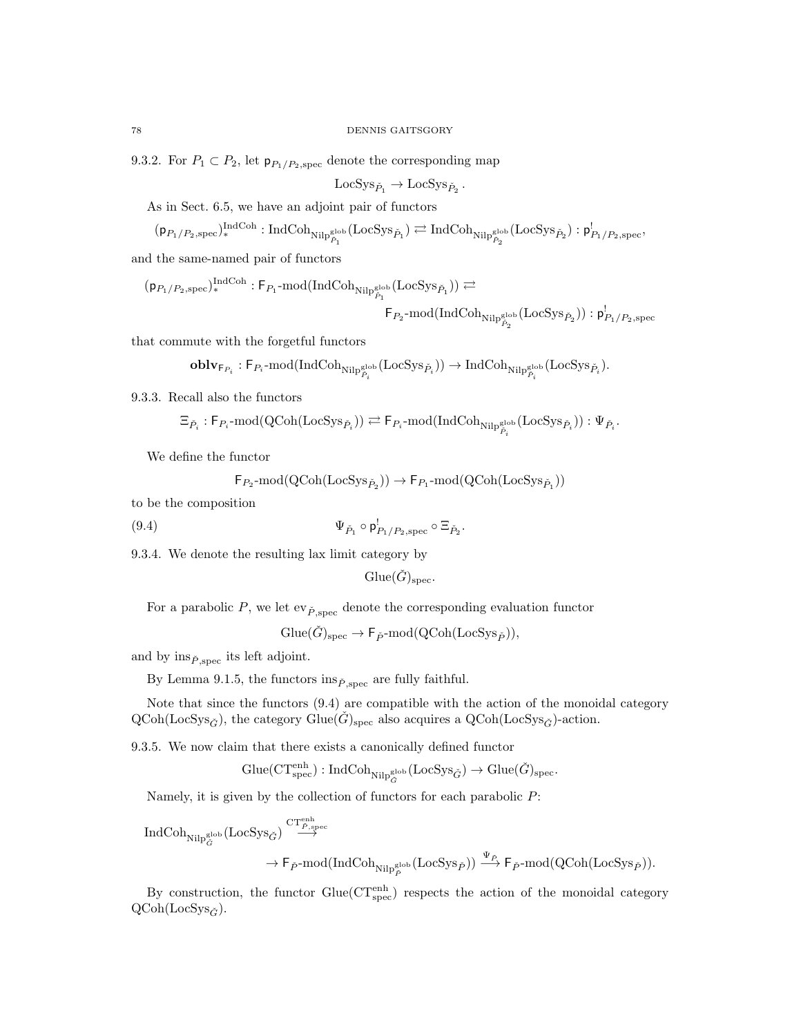9.3.2. For $P_1 \subset P_2$, let $\mathsf{p}_{P_1/P_2,\mathrm{spec}}$ denote the corresponding map

$$\mathrm{LocSys}_{\check{P}_1} \to \mathrm{LocSys}_{\check{P}_2}.$$

As in Sect. 6.5, we have an adjoint pair of functors

$$(\mathsf{p}_{P_1/P_2,\mathrm{spec}})^{\mathrm{IndCoh}}_* : \mathrm{IndCoh}_{\mathrm{Nilp}^{\mathrm{glob}}_{\check{P}_1}}(\mathrm{LocSys}_{\check{P}_1}) \rightleftarrows \mathrm{IndCoh}_{\mathrm{Nilp}^{\mathrm{glob}}_{\check{P}_2}}(\mathrm{LocSys}_{\check{P}_2}) : \mathsf{p}^!_{P_1/P_2,\mathrm{spec}},$$

and the same-named pair of functors

$$(\mathsf{p}_{P_1/P_2,\mathrm{spec}})^{\mathrm{IndCoh}}_* : \mathsf{F}_{P_1}\text{-mod}(\mathrm{IndCoh}_{\mathrm{Nilp}^{\mathrm{glob}}_{\check{P}_1}}(\mathrm{LocSys}_{\check{P}_1})) \rightleftarrows \mathsf{F}_{P_2}\text{-mod}(\mathrm{IndCoh}_{\mathrm{Nilp}^{\mathrm{glob}}_{\check{P}_2}}(\mathrm{LocSys}_{\check{P}_2})) : \mathsf{p}^!_{P_1/P_2,\mathrm{spec}}$$

that commute with the forgetful functors

$$\mathbf{oblv}_{\mathsf{F}_{P_i}} : \mathsf{F}_{P_i}\text{-mod}(\mathrm{IndCoh}_{\mathrm{Nilp}^{\mathrm{glob}}_{\check{P}_i}}(\mathrm{LocSys}_{\check{P}_i})) \to \mathrm{IndCoh}_{\mathrm{Nilp}^{\mathrm{glob}}_{\check{P}_i}}(\mathrm{LocSys}_{\check{P}_i}).$$

9.3.3. Recall also the functors

$$\Xi_{\check{P}_i} : \mathsf{F}_{P_i}\text{-mod}(\mathrm{QCoh}(\mathrm{LocSys}_{\check{P}_i})) \rightleftarrows \mathsf{F}_{P_i}\text{-mod}(\mathrm{IndCoh}_{\mathrm{Nilp}^{\mathrm{glob}}_{\check{P}_i}}(\mathrm{LocSys}_{\check{P}_i})) : \Psi_{\check{P}_i}.$$

We define the functor

$$\mathsf{F}_{P_2}\text{-mod}(\mathrm{QCoh}(\mathrm{LocSys}_{\check{P}_2})) \to \mathsf{F}_{P_1}\text{-mod}(\mathrm{QCoh}(\mathrm{LocSys}_{\check{P}_1}))$$

to be the composition

$$\Psi_{\check{P}_1} \circ \mathsf{p}^!_{P_1/P_2,\mathrm{spec}} \circ \Xi_{\check{P}_2}. \tag{9.4}$$

9.3.4. We denote the resulting lax limit category by

$$\mathrm{Glue}(\check{G})_{\mathrm{spec}}.$$

For a parabolic $P$, we let $\mathrm{ev}_{\check{P},\mathrm{spec}}$ denote the corresponding evaluation functor

$$\mathrm{Glue}(\check{G})_{\mathrm{spec}} \to \mathsf{F}_{\check{P}}\text{-mod}(\mathrm{QCoh}(\mathrm{LocSys}_{\check{P}})),$$

and by $\mathrm{ins}_{\check{P},\mathrm{spec}}$ its left adjoint.

By Lemma 9.1.5, the functors $\mathrm{ins}_{\check{P},\mathrm{spec}}$ are fully faithful.

Note that since the functors (9.4) are compatible with the action of the monoidal category $\mathrm{QCoh}(\mathrm{LocSys}_{\check{G}})$, the category $\mathrm{Glue}(\check{G})_{\mathrm{spec}}$ also acquires a $\mathrm{QCoh}(\mathrm{LocSys}_{\check{G}})$-action.

9.3.5. We now claim that there exists a canonically defined functor

$$\mathrm{Glue}(\mathrm{CT}^{\mathrm{enh}}_{\mathrm{spec}}) : \mathrm{IndCoh}_{\mathrm{Nilp}^{\mathrm{glob}}_{\check{G}}}(\mathrm{LocSys}_{\check{G}}) \to \mathrm{Glue}(\check{G})_{\mathrm{spec}}.$$

Namely, it is given by the collection of functors for each parabolic $P$:

$$\mathrm{IndCoh}_{\mathrm{Nilp}^{\mathrm{glob}}_{\check{G}}}(\mathrm{LocSys}_{\check{G}}) \overset{\mathrm{CT}^{\mathrm{enh}}_{\check{P},\mathrm{spec}}}{\longrightarrow} \mathsf{F}_{\check{P}}\text{-mod}(\mathrm{IndCoh}_{\mathrm{Nilp}^{\mathrm{glob}}_{\check{P}}}(\mathrm{LocSys}_{\check{P}})) \overset{\Psi_{\check{P}}}{\longrightarrow} \mathsf{F}_{\check{P}}\text{-mod}(\mathrm{QCoh}(\mathrm{LocSys}_{\check{P}})).$$

By construction, the functor $\mathrm{Glue}(\mathrm{CT}^{\mathrm{enh}}_{\mathrm{spec}})$ respects the action of the monoidal category $\mathrm{QCoh}(\mathrm{LocSys}_{\check{G}})$.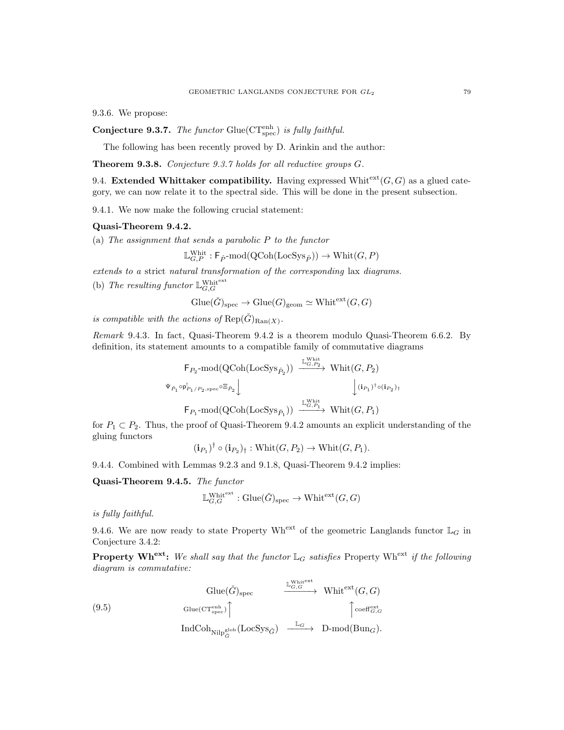9.3.6. We propose:

**Conjecture 9.3.7.** *The functor* $\mathrm{Glue}(\mathrm{CT}^{\mathrm{enh}}_{\mathrm{spec}})$ *is fully faithful.*

The following has been recently proved by D. Arinkin and the author:

**Theorem 9.3.8.** *Conjecture 9.3.7 holds for all reductive groups* $G$.

9.4. **Extended Whittaker compatibility.** Having expressed $\mathrm{Whit}^{\mathrm{ext}}(G,G)$ as a glued category, we can now relate it to the spectral side. This will be done in the present subsection.

9.4.1. We now make the following crucial statement:

**Quasi-Theorem 9.4.2.**

(a) *The assignment that sends a parabolic* $P$ *to the functor*

$$\mathbb{L}^{\mathrm{Whit}}_{G,P} : \mathsf{F}_{\check{P}}\text{-mod}(\mathrm{QCoh}(\mathrm{LocSys}_{\check{P}})) \to \mathrm{Whit}(G,P)$$

*extends to a* strict *natural transformation of the corresponding* lax *diagrams.*

(b) *The resulting functor* $\mathbb{L}^{\mathrm{Whit}^{\mathrm{ext}}}_{G,G}$

$$\mathrm{Glue}(\check{G})_{\mathrm{spec}} \to \mathrm{Glue}(G)_{\mathrm{geom}} \simeq \mathrm{Whit}^{\mathrm{ext}}(G,G)$$

*is compatible with the actions of* $\mathrm{Rep}(\check{G})_{\mathrm{Ran}(X)}$.

*Remark* 9.4.3. In fact, Quasi-Theorem 9.4.2 is a theorem modulo Quasi-Theorem 6.6.2. By definition, its statement amounts to a compatible family of commutative diagrams

$$\begin{array}{ccc}
\mathsf{F}_{P_2}\text{-mod}(\mathrm{QCoh}(\mathrm{LocSys}_{\check{P}_2})) & \xrightarrow{\mathbb{L}^{\mathrm{Whit}}_{G,P_2}} & \mathrm{Whit}(G,P_2) \\
{\scriptstyle \Psi_{\check{P}_1}\circ \mathsf{p}^!_{P_1/P_2,\mathrm{spec}}\circ \Xi_{\check{P}_2}}\Big\downarrow & & \Big\downarrow{\scriptstyle (\mathbf{i}_{P_1})^\dagger\circ(\mathbf{i}_{P_2})_\dagger} \\
\mathsf{F}_{P_1}\text{-mod}(\mathrm{QCoh}(\mathrm{LocSys}_{\check{P}_1})) & \xrightarrow{\mathbb{L}^{\mathrm{Whit}}_{G,P_1}} & \mathrm{Whit}(G,P_1)
\end{array}$$

for $P_1 \subset P_2$. Thus, the proof of Quasi-Theorem 9.4.2 amounts an explicit understanding of the gluing functors

$$(\mathbf{i}_{P_1})^\dagger \circ (\mathbf{i}_{P_2})_\dagger : \mathrm{Whit}(G,P_2) \to \mathrm{Whit}(G,P_1).$$

9.4.4. Combined with Lemmas 9.2.3 and 9.1.8, Quasi-Theorem 9.4.2 implies:

**Quasi-Theorem 9.4.5.** *The functor*

$$\mathbb{L}^{\mathrm{Whit}^{\mathrm{ext}}}_{G,G} : \mathrm{Glue}(\check{G})_{\mathrm{spec}} \to \mathrm{Whit}^{\mathrm{ext}}(G,G)$$

*is fully faithful.*

9.4.6. We are now ready to state Property $\mathrm{Wh}^{\mathrm{ext}}$ of the geometric Langlands functor $\mathbb{L}_G$ in Conjecture 3.4.2:

**Property $\mathbf{Wh}^{\mathbf{ext}}$:** *We shall say that the functor* $\mathbb{L}_G$ *satisfies* Property $\mathrm{Wh}^{\mathrm{ext}}$ *if the following diagram is commutative:*

$$\begin{array}{ccc}
\mathrm{Glue}(\check{G})_{\mathrm{spec}} & \xrightarrow{\mathbb{L}^{\mathrm{Whit}^{\mathrm{ext}}}_{G,G}} & \mathrm{Whit}^{\mathrm{ext}}(G,G) \\
{\scriptstyle \mathrm{Glue}(\mathrm{CT}^{\mathrm{enh}}_{\mathrm{spec}})}\Big\uparrow & & \Big\uparrow{\scriptstyle \mathrm{coeff}^{\mathrm{ext}}_{G,G}} \\
\mathrm{IndCoh}_{\mathrm{Nilp}^{\mathrm{glob}}_{\check{G}}}(\mathrm{LocSys}_{\check{G}}) & \xrightarrow{\mathbb{L}_G} & \mathrm{D}\text{-mod}(\mathrm{Bun}_G).
\end{array} \tag{9.5}$$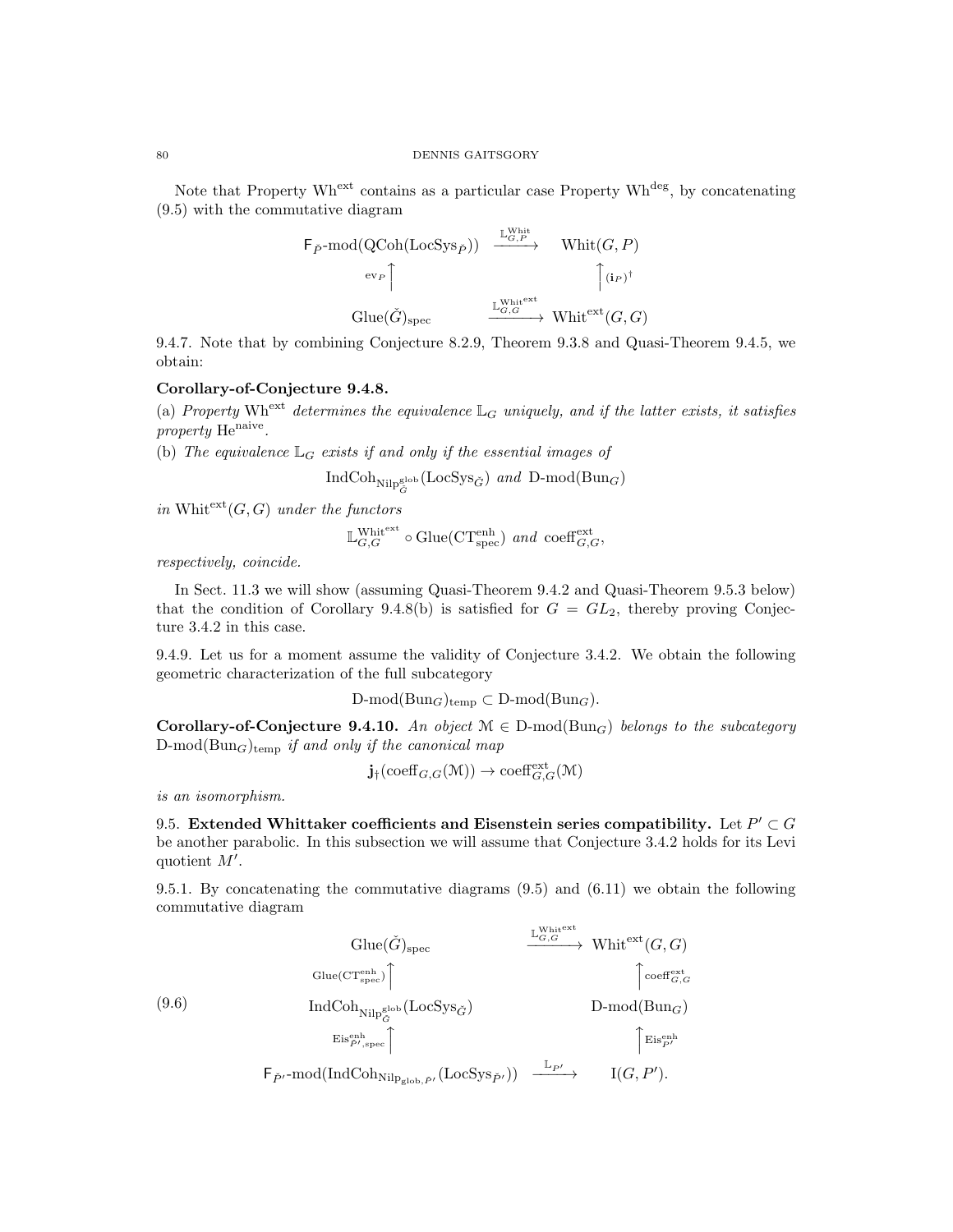Note that Property $\mathrm{Wh}^{\mathrm{ext}}$ contains as a particular case Property $\mathrm{Wh}^{\mathrm{deg}}$, by concatenating (9.5) with the commutative diagram

$$\begin{array}{ccc}
\mathsf{F}_{\check{P}}\text{-mod}(\mathrm{QCoh}(\mathrm{LocSys}_{\check{P}})) & \xrightarrow{\mathbb{L}^{\mathrm{Whit}}_{G,P}} & \mathrm{Whit}(G,P) \\
{\scriptstyle \mathrm{ev}_P}\uparrow & & \uparrow{\scriptstyle (\mathbf{i}_P)^\dagger} \\
\mathrm{Glue}(\check{G})_{\mathrm{spec}} & \xrightarrow{\mathbb{L}^{\mathrm{Whit}^{\mathrm{ext}}}_{G,G}} & \mathrm{Whit}^{\mathrm{ext}}(G,G)
\end{array}$$

9.4.7. Note that by combining Conjecture 8.2.9, Theorem 9.3.8 and Quasi-Theorem 9.4.5, we obtain:

**Corollary-of-Conjecture 9.4.8.**
(a) *Property* $\mathrm{Wh}^{\mathrm{ext}}$ *determines the equivalence* $\mathbb{L}_G$ *uniquely, and if the latter exists, it satisfies property* $\mathrm{He}^{\mathrm{naive}}$.
(b) *The equivalence* $\mathbb{L}_G$ *exists if and only if the essential images of*

$$\mathrm{IndCoh}_{\mathrm{Nilp}^{\mathrm{glob}}_{\check{G}}}(\mathrm{LocSys}_{\check{G}}) \text{ and } \mathrm{D}\text{-mod}(\mathrm{Bun}_G)$$

*in* $\mathrm{Whit}^{\mathrm{ext}}(G,G)$ *under the functors*

$$\mathbb{L}^{\mathrm{Whit}^{\mathrm{ext}}}_{G,G} \circ \mathrm{Glue}(\mathrm{CT}^{\mathrm{enh}}_{\mathrm{spec}}) \text{ and } \mathrm{coeff}^{\mathrm{ext}}_{G,G},$$

*respectively, coincide.*

In Sect. 11.3 we will show (assuming Quasi-Theorem 9.4.2 and Quasi-Theorem 9.5.3 below) that the condition of Corollary 9.4.8(b) is satisfied for $G = GL_2$, thereby proving Conjecture 3.4.2 in this case.

9.4.9. Let us for a moment assume the validity of Conjecture 3.4.2. We obtain the following geometric characterization of the full subcategory

$$\mathrm{D}\text{-mod}(\mathrm{Bun}_G)_{\mathrm{temp}} \subset \mathrm{D}\text{-mod}(\mathrm{Bun}_G).$$

**Corollary-of-Conjecture 9.4.10.** *An object* $\mathcal{M} \in \mathrm{D}\text{-mod}(\mathrm{Bun}_G)$ *belongs to the subcategory* $\mathrm{D}\text{-mod}(\mathrm{Bun}_G)_{\mathrm{temp}}$ *if and only if the canonical map*

$$\mathbf{j}_\dagger(\mathrm{coeff}_{G,G}(\mathcal{M})) \to \mathrm{coeff}^{\mathrm{ext}}_{G,G}(\mathcal{M})$$

*is an isomorphism.*

9.5. **Extended Whittaker coefficients and Eisenstein series compatibility.** Let $P' \subset G$ be another parabolic. In this subsection we will assume that Conjecture 3.4.2 holds for its Levi quotient $M'$.

9.5.1. By concatenating the commutative diagrams (9.5) and (6.11) we obtain the following commutative diagram

$$\begin{array}{ccc}
\mathrm{Glue}(\check{G})_{\mathrm{spec}} & \xrightarrow{\mathbb{L}^{\mathrm{Whit}^{\mathrm{ext}}}_{G,G}} & \mathrm{Whit}^{\mathrm{ext}}(G,G) \\
{\scriptstyle \mathrm{Glue}(\mathrm{CT}^{\mathrm{enh}}_{\mathrm{spec}})}\uparrow & & \uparrow{\scriptstyle \mathrm{coeff}^{\mathrm{ext}}_{G,G}} \\
\mathrm{IndCoh}_{\mathrm{Nilp}^{\mathrm{glob}}_{\check{G}}}(\mathrm{LocSys}_{\check{G}}) & & \mathrm{D}\text{-mod}(\mathrm{Bun}_G) \\
{\scriptstyle \mathrm{Eis}^{\mathrm{enh}}_{\check{P}',\mathrm{spec}}}\uparrow & & \uparrow{\scriptstyle \mathrm{Eis}^{\mathrm{enh}}_{P'}} \\
\mathsf{F}_{\check{P}'}\text{-mod}(\mathrm{IndCoh}_{\mathrm{Nilp}_{\mathrm{glob},\check{P}'}}(\mathrm{LocSys}_{\check{P}'})) & \xrightarrow{\mathbb{L}_{P'}} & \mathrm{I}(G,P').
\end{array} \tag{9.6}$$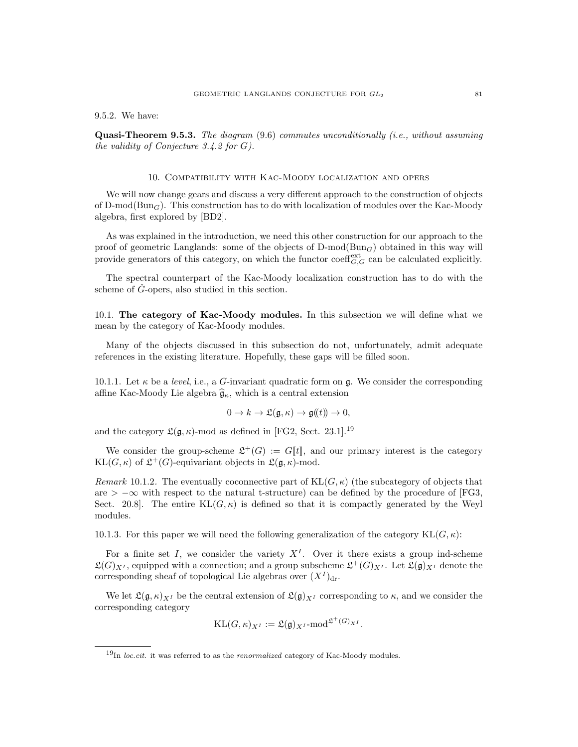9.5.2. We have:

**Quasi-Theorem 9.5.3.** *The diagram* (9.6) *commutes unconditionally (i.e., without assuming the validity of Conjecture 3.4.2 for $G$).*

## 10. Compatibility with Kac-Moody localization and opers

We will now change gears and discuss a very different approach to the construction of objects of $\text{D-mod}(\text{Bun}_G)$. This construction has to do with localization of modules over the Kac-Moody algebra, first explored by [BD2].

As was explained in the introduction, we need this other construction for our approach to the proof of geometric Langlands: some of the objects of $\text{D-mod}(\text{Bun}_G)$ obtained in this way will provide generators of this category, on which the functor $\text{coeff}^{\text{ext}}_{G,G}$ can be calculated explicitly.

The spectral counterpart of the Kac-Moody localization construction has to do with the scheme of $\check{G}$-opers, also studied in this section.

10.1. **The category of Kac-Moody modules.** In this subsection we will define what we mean by the category of Kac-Moody modules.

Many of the objects discussed in this subsection do not, unfortunately, admit adequate references in the existing literature. Hopefully, these gaps will be filled soon.

10.1.1. Let $\kappa$ be a *level*, i.e., a $G$-invariant quadratic form on $\mathfrak{g}$. We consider the corresponding affine Kac-Moody Lie algebra $\widehat{\mathfrak{g}}_\kappa$, which is a central extension

$$0 \to k \to \mathfrak{L}(\mathfrak{g}, \kappa) \to \mathfrak{g}(\!(t)\!) \to 0,$$

and the category $\mathfrak{L}(\mathfrak{g}, \kappa)\text{-mod}$ as defined in [FG2, Sect. 23.1].[19]

We consider the group-scheme $\mathfrak{L}^+(G) := G[\![t]\!]$, and our primary interest is the category $\text{KL}(G, \kappa)$ of $\mathfrak{L}^+(G)$-equivariant objects in $\mathfrak{L}(\mathfrak{g}, \kappa)\text{-mod}$.

*Remark* 10.1.2. The eventually coconnective part of $\text{KL}(G, \kappa)$ (the subcategory of objects that are $> -\infty$ with respect to the natural t-structure) can be defined by the procedure of [FG3, Sect. 20.8]. The entire $\text{KL}(G, \kappa)$ is defined so that it is compactly generated by the Weyl modules.

10.1.3. For this paper we will need the following generalization of the category $\text{KL}(G, \kappa)$:

For a finite set $I$, we consider the variety $X^I$. Over it there exists a group ind-scheme $\mathfrak{L}(G)_{X^I}$, equipped with a connection; and a group subscheme $\mathfrak{L}^+(G)_{X^I}$. Let $\mathfrak{L}(\mathfrak{g})_{X^I}$ denote the corresponding sheaf of topological Lie algebras over $(X^I)_{\text{dr}}$.

We let $\mathfrak{L}(\mathfrak{g}, \kappa)_{X^I}$ be the central extension of $\mathfrak{L}(\mathfrak{g})_{X^I}$ corresponding to $\kappa$, and we consider the corresponding category

$$\text{KL}(G, \kappa)_{X^I} := \mathfrak{L}(\mathfrak{g})_{X^I}\text{-mod}^{\mathfrak{L}^+(G)_{X^I}}.$$

[19] In *loc.cit.* it was referred to as the *renormalized* category of Kac-Moody modules.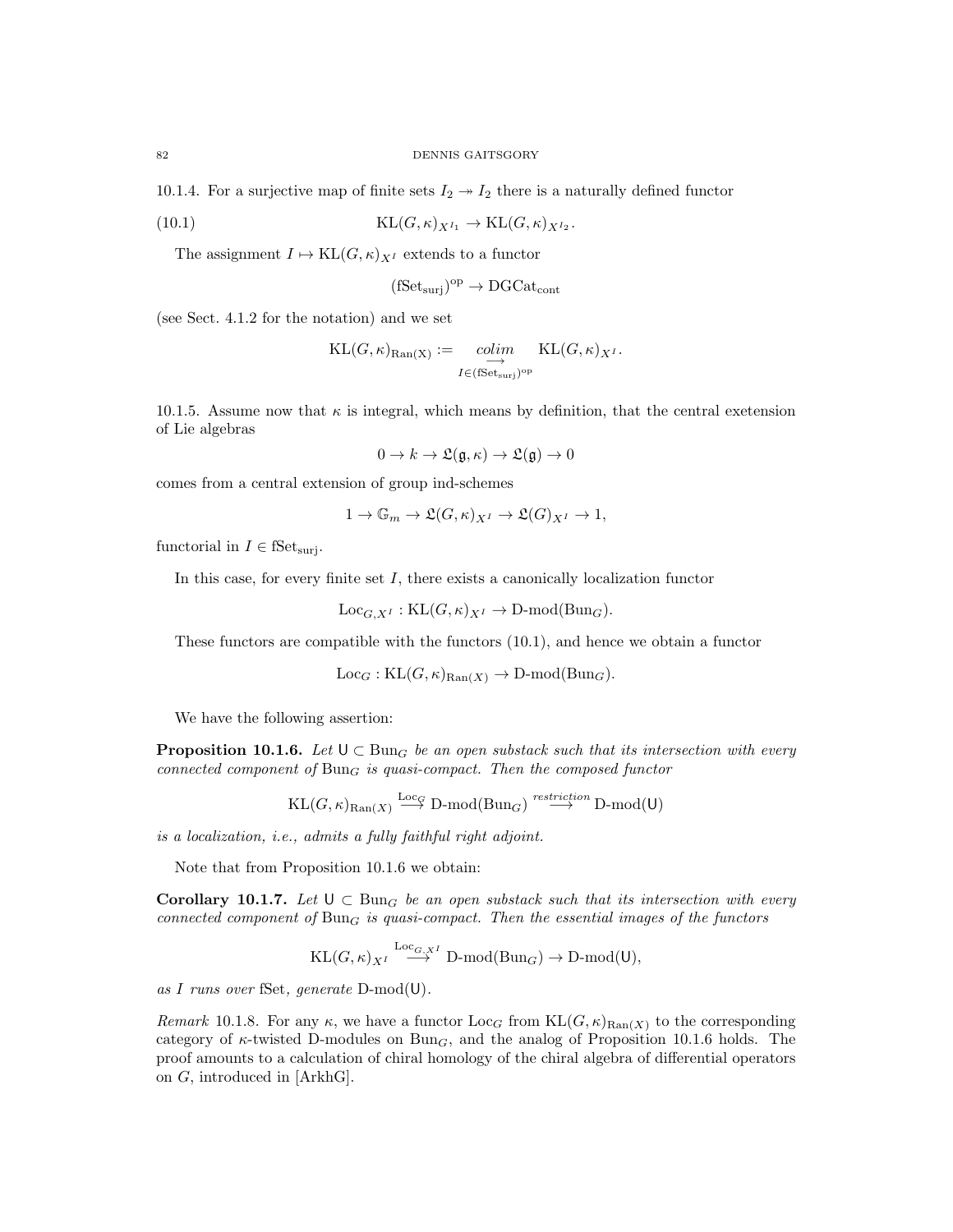10.1.4. For a surjective map of finite sets $I_2 \twoheadrightarrow I_2$ there is a naturally defined functor

$$\mathrm{KL}(G,\kappa)_{X^{I_1}} \to \mathrm{KL}(G,\kappa)_{X^{I_2}}. \tag{10.1}$$

The assignment $I \mapsto \mathrm{KL}(G,\kappa)_{X^I}$ extends to a functor

$$(\mathrm{fSet}_{\mathrm{surj}})^{\mathrm{op}} \to \mathrm{DGCat}_{\mathrm{cont}}$$

(see Sect. 4.1.2 for the notation) and we set

$$\mathrm{KL}(G,\kappa)_{\mathrm{Ran(X)}} := \underset{I \in (\mathrm{fSet}_{\mathrm{surj}})^{\mathrm{op}}}{\underrightarrow{colim}} \mathrm{KL}(G,\kappa)_{X^I}.$$

10.1.5. Assume now that $\kappa$ is integral, which means by definition, that the central exetension of Lie algebras

$$0 \to k \to \mathfrak{L}(\mathfrak{g},\kappa) \to \mathfrak{L}(\mathfrak{g}) \to 0$$

comes from a central extension of group ind-schemes

$$1 \to \mathbb{G}_m \to \mathfrak{L}(G,\kappa)_{X^I} \to \mathfrak{L}(G)_{X^I} \to 1,$$

functorial in $I \in \mathrm{fSet}_{\mathrm{surj}}$.

In this case, for every finite set $I$, there exists a canonically localization functor

$$\mathrm{Loc}_{G,X^I} : \mathrm{KL}(G,\kappa)_{X^I} \to \text{D-mod}(\mathrm{Bun}_G).$$

These functors are compatible with the functors (10.1), and hence we obtain a functor

$$\mathrm{Loc}_G : \mathrm{KL}(G,\kappa)_{\mathrm{Ran}(X)} \to \text{D-mod}(\mathrm{Bun}_G).$$

We have the following assertion:

**Proposition 10.1.6.** *Let $\mathsf{U} \subset \mathrm{Bun}_G$ be an open substack such that its intersection with every connected component of $\mathrm{Bun}_G$ is quasi-compact. Then the composed functor*

$$\mathrm{KL}(G,\kappa)_{\mathrm{Ran}(X)} \overset{\mathrm{Loc}_G}{\longrightarrow} \text{D-mod}(\mathrm{Bun}_G) \overset{\textit{restriction}}{\longrightarrow} \text{D-mod}(\mathsf{U})$$

*is a localization, i.e., admits a fully faithful right adjoint.*

Note that from Proposition 10.1.6 we obtain:

**Corollary 10.1.7.** *Let $\mathsf{U} \subset \mathrm{Bun}_G$ be an open substack such that its intersection with every connected component of $\mathrm{Bun}_G$ is quasi-compact. Then the essential images of the functors*

$$\mathrm{KL}(G,\kappa)_{X^I} \overset{\mathrm{Loc}_{G,X^I}}{\longrightarrow} \text{D-mod}(\mathrm{Bun}_G) \to \text{D-mod}(\mathsf{U}),$$

*as $I$ runs over* fSet*, generate* D-mod$(\mathsf{U})$*.*

*Remark* 10.1.8. For any $\kappa$, we have a functor $\mathrm{Loc}_G$ from $\mathrm{KL}(G,\kappa)_{\mathrm{Ran}(X)}$ to the corresponding category of $\kappa$-twisted D-modules on $\mathrm{Bun}_G$, and the analog of Proposition 10.1.6 holds. The proof amounts to a calculation of chiral homology of the chiral algebra of differential operators on $G$, introduced in [ArkhG].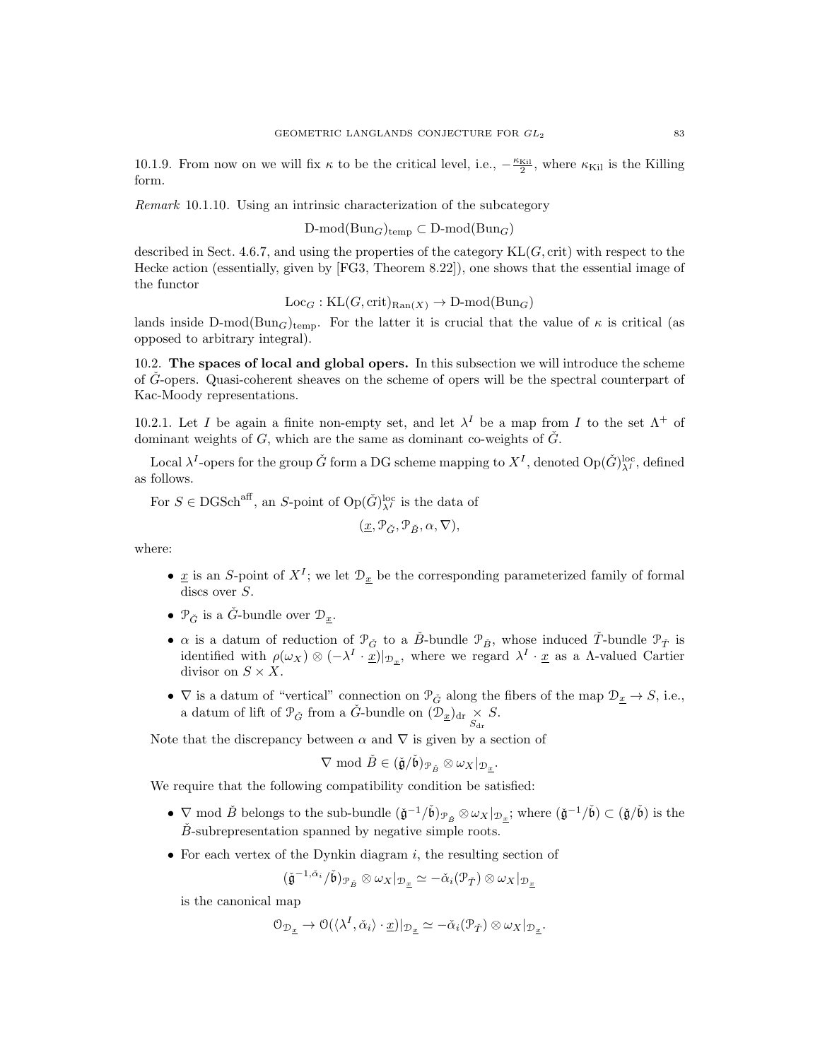10.1.9. From now on we will fix $\kappa$ to be the critical level, i.e., $-\frac{\kappa_{\text{Kil}}}{2}$, where $\kappa_{\text{Kil}}$ is the Killing form.

*Remark* 10.1.10. Using an intrinsic characterization of the subcategory

$$\text{D-mod}(\text{Bun}_G)_{\text{temp}} \subset \text{D-mod}(\text{Bun}_G)$$

described in Sect. 4.6.7, and using the properties of the category $\text{KL}(G, \text{crit})$ with respect to the Hecke action (essentially, given by [FG3, Theorem 8.22]), one shows that the essential image of the functor

$$\text{Loc}_G : \text{KL}(G, \text{crit})_{\text{Ran}(X)} \to \text{D-mod}(\text{Bun}_G)$$

lands inside $\text{D-mod}(\text{Bun}_G)_{\text{temp}}$. For the latter it is crucial that the value of $\kappa$ is critical (as opposed to arbitrary integral).

10.2. **The spaces of local and global opers.** In this subsection we will introduce the scheme of $\check{G}$-opers. Quasi-coherent sheaves on the scheme of opers will be the spectral counterpart of Kac-Moody representations.

10.2.1. Let $I$ be again a finite non-empty set, and let $\lambda^I$ be a map from $I$ to the set $\Lambda^+$ of dominant weights of $G$, which are the same as dominant co-weights of $\check{G}$.

Local $\lambda^I$-opers for the group $\check{G}$ form a DG scheme mapping to $X^I$, denoted $\text{Op}(\check{G})^{\text{loc}}_{\lambda^I}$, defined as follows.

For $S \in \text{DGSch}^{\text{aff}}$, an $S$-point of $\text{Op}(\check{G})^{\text{loc}}_{\lambda^I}$ is the data of

$$(\underline{x}, \mathcal{P}_{\check{G}}, \mathcal{P}_{\check{B}}, \alpha, \nabla),$$

where:

- $\underline{x}$ is an $S$-point of $X^I$; we let $\mathcal{D}_{\underline{x}}$ be the corresponding parameterized family of formal discs over $S$.
- $\mathcal{P}_{\check{G}}$ is a $\check{G}$-bundle over $\mathcal{D}_{\underline{x}}$.
- $\alpha$ is a datum of reduction of $\mathcal{P}_{\check{G}}$ to a $\check{B}$-bundle $\mathcal{P}_{\check{B}}$, whose induced $\check{T}$-bundle $\mathcal{P}_{\check{T}}$ is identified with $\rho(\omega_X) \otimes (-\lambda^I \cdot \underline{x})|_{\mathcal{D}_{\underline{x}}}$, where we regard $\lambda^I \cdot \underline{x}$ as a $\Lambda$-valued Cartier divisor on $S \times X$.
- $\nabla$ is a datum of "vertical" connection on $\mathcal{P}_{\check{G}}$ along the fibers of the map $\mathcal{D}_{\underline{x}} \to S$, i.e., a datum of lift of $\mathcal{P}_{\check{G}}$ from a $\check{G}$-bundle on $(\mathcal{D}_{\underline{x}})_{\text{dr}} \underset{S_{\text{dr}}}{\times} S$.

Note that the discrepancy between $\alpha$ and $\nabla$ is given by a section of

$$\nabla \text{ mod } \check{B} \in (\check{\mathfrak{g}}/\check{\mathfrak{b}})_{\mathcal{P}_{\check{B}}} \otimes \omega_X|_{\mathcal{D}_{\underline{x}}}.$$

We require that the following compatibility condition be satisfied:

- $\nabla$ mod $\check{B}$ belongs to the sub-bundle $(\check{\mathfrak{g}}^{-1}/\check{\mathfrak{b}})_{\mathcal{P}_{\check{B}}} \otimes \omega_X|_{\mathcal{D}_{\underline{x}}}$; where $(\check{\mathfrak{g}}^{-1}/\check{\mathfrak{b}}) \subset (\check{\mathfrak{g}}/\check{\mathfrak{b}})$ is the $\check{B}$-subrepresentation spanned by negative simple roots.
- For each vertex of the Dynkin diagram $i$, the resulting section of

$$(\check{\mathfrak{g}}^{-1,\check{\alpha}_i}/\check{\mathfrak{b}})_{\mathcal{P}_{\check{B}}} \otimes \omega_X|_{\mathcal{D}_{\underline{x}}} \simeq -\check{\alpha}_i(\mathcal{P}_{\check{T}}) \otimes \omega_X|_{\mathcal{D}_{\underline{x}}}$$

  is the canonical map

$$\mathcal{O}_{\mathcal{D}_{\underline{x}}} \to \mathcal{O}(\langle \lambda^I, \check{\alpha}_i \rangle \cdot \underline{x})|_{\mathcal{D}_{\underline{x}}} \simeq -\check{\alpha}_i(\mathcal{P}_{\check{T}}) \otimes \omega_X|_{\mathcal{D}_{\underline{x}}}.$$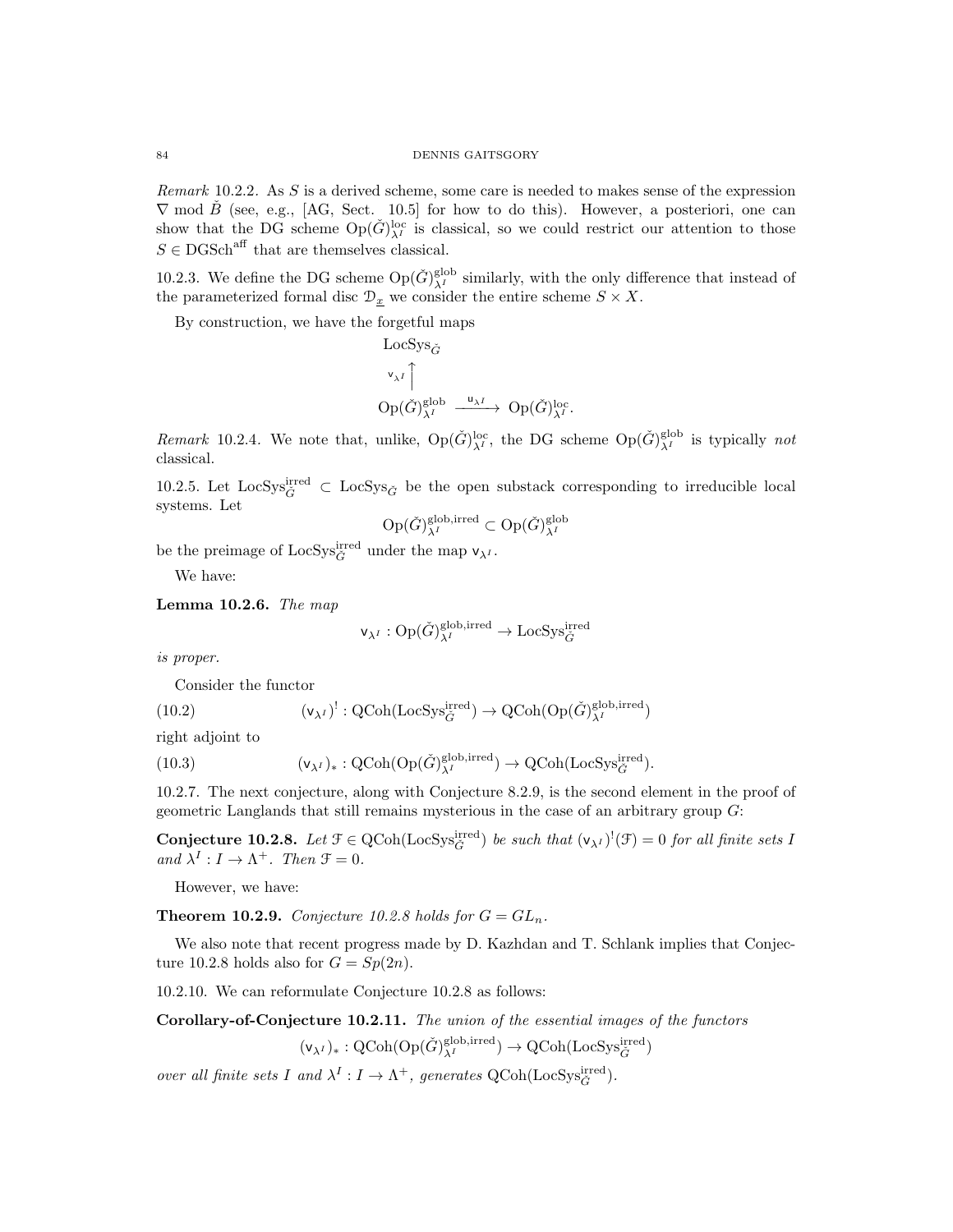*Remark* 10.2.2. As $S$ is a derived scheme, some care is needed to makes sense of the expression $\nabla \bmod \check{B}$ (see, e.g., [AG, Sect. 10.5] for how to do this). However, a posteriori, one can show that the DG scheme $\mathrm{Op}(\check{G})^{\mathrm{loc}}_{\lambda^I}$ is classical, so we could restrict our attention to those $S \in \mathrm{DGSch}^{\mathrm{aff}}$ that are themselves classical.

10.2.3. We define the DG scheme $\mathrm{Op}(\check{G})^{\mathrm{glob}}_{\lambda^I}$ similarly, with the only difference that instead of the parameterized formal disc $\mathcal{D}_{\underline{x}}$ we consider the entire scheme $S \times X$.

By construction, we have the forgetful maps

$$
\begin{array}{ccc}
\mathrm{LocSys}_{\check{G}} & & \\
{\scriptstyle \mathsf{v}_{\lambda^I}} \uparrow & & \\
\mathrm{Op}(\check{G})^{\mathrm{glob}}_{\lambda^I} & \xrightarrow{\mathsf{u}_{\lambda^I}} & \mathrm{Op}(\check{G})^{\mathrm{loc}}_{\lambda^I}.
\end{array}
$$

*Remark* 10.2.4. We note that, unlike, $\mathrm{Op}(\check{G})^{\mathrm{loc}}_{\lambda^I}$, the DG scheme $\mathrm{Op}(\check{G})^{\mathrm{glob}}_{\lambda^I}$ is typically *not* classical.

10.2.5. Let $\mathrm{LocSys}^{\mathrm{irred}}_{\check{G}} \subset \mathrm{LocSys}_{\check{G}}$ be the open substack corresponding to irreducible local systems. Let

$$\mathrm{Op}(\check{G})^{\mathrm{glob,irred}}_{\lambda^I} \subset \mathrm{Op}(\check{G})^{\mathrm{glob}}_{\lambda^I}$$

be the preimage of $\mathrm{LocSys}^{\mathrm{irred}}_{\check{G}}$ under the map $\mathsf{v}_{\lambda^I}$.

We have:

**Lemma 10.2.6.** *The map*

$$\mathsf{v}_{\lambda^I} : \mathrm{Op}(\check{G})^{\mathrm{glob,irred}}_{\lambda^I} \to \mathrm{LocSys}^{\mathrm{irred}}_{\check{G}}$$

*is proper.*

Consider the functor

$$(\mathsf{v}_{\lambda^I})^! : \mathrm{QCoh}(\mathrm{LocSys}^{\mathrm{irred}}_{\check{G}}) \to \mathrm{QCoh}(\mathrm{Op}(\check{G})^{\mathrm{glob,irred}}_{\lambda^I}) \tag{10.2}$$

right adjoint to

$$(\mathsf{v}_{\lambda^I})_* : \mathrm{QCoh}(\mathrm{Op}(\check{G})^{\mathrm{glob,irred}}_{\lambda^I}) \to \mathrm{QCoh}(\mathrm{LocSys}^{\mathrm{irred}}_{\check{G}}). \tag{10.3}$$

10.2.7. The next conjecture, along with Conjecture 8.2.9, is the second element in the proof of geometric Langlands that still remains mysterious in the case of an arbitrary group $G$:

**Conjecture 10.2.8.** *Let $\mathcal{F} \in \mathrm{QCoh}(\mathrm{LocSys}^{\mathrm{irred}}_{\check{G}})$ be such that $(\mathsf{v}_{\lambda^I})^!(\mathcal{F}) = 0$ for all finite sets $I$ and $\lambda^I : I \to \Lambda^+$. Then $\mathcal{F} = 0$.*

However, we have:

**Theorem 10.2.9.** *Conjecture 10.2.8 holds for $G = GL_n$.*

We also note that recent progress made by D. Kazhdan and T. Schlank implies that Conjecture 10.2.8 holds also for $G = Sp(2n)$.

10.2.10. We can reformulate Conjecture 10.2.8 as follows:

**Corollary-of-Conjecture 10.2.11.** *The union of the essential images of the functors*

$$(\mathsf{v}_{\lambda^I})_* : \mathrm{QCoh}(\mathrm{Op}(\check{G})^{\mathrm{glob,irred}}_{\lambda^I}) \to \mathrm{QCoh}(\mathrm{LocSys}^{\mathrm{irred}}_{\check{G}})$$

*over all finite sets $I$ and $\lambda^I : I \to \Lambda^+$, generates $\mathrm{QCoh}(\mathrm{LocSys}^{\mathrm{irred}}_{\check{G}})$.*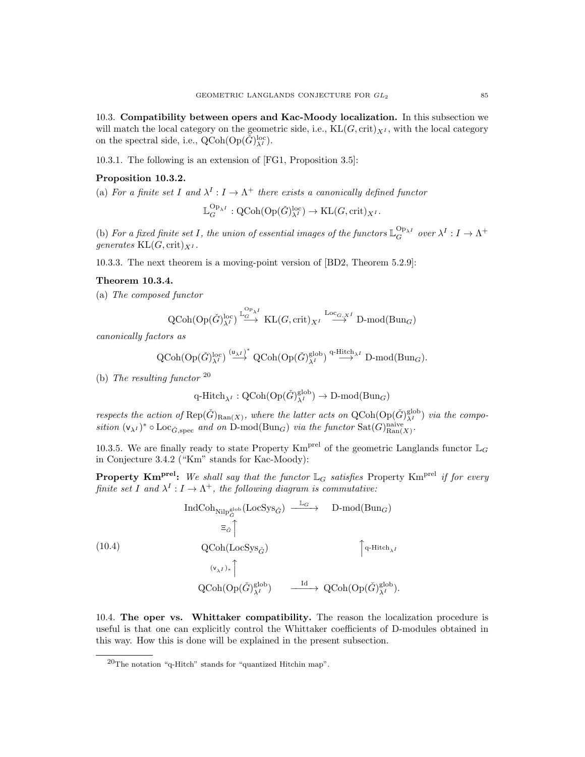10.3. **Compatibility between opers and Kac-Moody localization.** In this subsection we will match the local category on the geometric side, i.e., $\mathrm{KL}(G,\mathrm{crit})_{X^I}$, with the local category on the spectral side, i.e., $\mathrm{QCoh}(\mathrm{Op}(\check{G})^{\mathrm{loc}}_{\lambda^I})$.

10.3.1. The following is an extension of [FG1, Proposition 3.5]:

**Proposition 10.3.2.**

(a) *For a finite set $I$ and $\lambda^I : I \to \Lambda^+$ there exists a canonically defined functor*

$$\mathbb{L}_G^{\mathrm{Op}_{\lambda^I}} : \mathrm{QCoh}(\mathrm{Op}(\check{G})^{\mathrm{loc}}_{\lambda^I}) \to \mathrm{KL}(G,\mathrm{crit})_{X^I}.$$

(b) *For a fixed finite set $I$, the union of essential images of the functors $\mathbb{L}_G^{\mathrm{Op}_{\lambda^I}}$ over $\lambda^I : I \to \Lambda^+$ generates $\mathrm{KL}(G,\mathrm{crit})_{X^I}$.*

10.3.3. The next theorem is a moving-point version of [BD2, Theorem 5.2.9]:

**Theorem 10.3.4.**

(a) *The composed functor*

$$\mathrm{QCoh}(\mathrm{Op}(\check{G})^{\mathrm{loc}}_{\lambda^I}) \overset{\mathbb{L}_G^{\mathrm{Op}_{\lambda^I}}}{\longrightarrow} \mathrm{KL}(G,\mathrm{crit})_{X^I} \overset{\mathrm{Loc}_{G,X^I}}{\longrightarrow} \mathrm{D\text{-}mod}(\mathrm{Bun}_G)$$

*canonically factors as*

$$\mathrm{QCoh}(\mathrm{Op}(\check{G})^{\mathrm{loc}}_{\lambda^I}) \overset{(\mathsf{u}_{\lambda^I})^*}{\longrightarrow} \mathrm{QCoh}(\mathrm{Op}(\check{G})^{\mathrm{glob}}_{\lambda^I}) \overset{\text{q-Hitch}_{\lambda^I}}{\longrightarrow} \mathrm{D\text{-}mod}(\mathrm{Bun}_G).$$

(b) *The resulting functor* [20]

$$\text{q-Hitch}_{\lambda^I} : \mathrm{QCoh}(\mathrm{Op}(\check{G})^{\mathrm{glob}}_{\lambda^I}) \to \mathrm{D\text{-}mod}(\mathrm{Bun}_G)$$

*respects the action of $\mathrm{Rep}(\check{G})_{\mathrm{Ran}(X)}$, where the latter acts on $\mathrm{QCoh}(\mathrm{Op}(\check{G})^{\mathrm{glob}}_{\lambda^I})$ via the composition $(\mathsf{v}_{\lambda^I})^* \circ \mathrm{Loc}_{\check{G},\mathrm{spec}}$ and on $\mathrm{D\text{-}mod}(\mathrm{Bun}_G)$ via the functor $\mathrm{Sat}(G)^{\mathrm{naive}}_{\mathrm{Ran}(X)}$.*

10.3.5. We are finally ready to state Property $\mathrm{Km}^{\mathrm{prel}}$ of the geometric Langlands functor $\mathbb{L}_G$ in Conjecture 3.4.2 ("Km" stands for Kac-Moody):

**Property $\mathbf{Km}^{\mathbf{prel}}$:** *We shall say that the functor $\mathbb{L}_G$ satisfies* Property $\mathrm{Km}^{\mathrm{prel}}$ *if for every finite set $I$ and $\lambda^I : I \to \Lambda^+$, the following diagram is commutative:*

$$\begin{array}{ccc}
\mathrm{IndCoh}_{\mathrm{Nilp}^{\mathrm{glob}}_{\check{G}}}(\mathrm{LocSys}_{\check{G}}) & \overset{\mathbb{L}_G}{\longrightarrow} & \mathrm{D\text{-}mod}(\mathrm{Bun}_G) \\
\Xi_{\check{G}} \Big\uparrow & & \\
\mathrm{QCoh}(\mathrm{LocSys}_{\check{G}}) & & \Big\uparrow \text{q-Hitch}_{\lambda^I} \\
(\mathsf{v}_{\lambda^I})_* \Big\uparrow & & \\
\mathrm{QCoh}(\mathrm{Op}(\check{G})^{\mathrm{glob}}_{\lambda^I}) & \overset{\mathrm{Id}}{\longrightarrow} & \mathrm{QCoh}(\mathrm{Op}(\check{G})^{\mathrm{glob}}_{\lambda^I}).
\end{array} \tag{10.4}$$

10.4. **The oper vs. Whittaker compatibility.** The reason the localization procedure is useful is that one can explicitly control the Whittaker coefficients of D-modules obtained in this way. How this is done will be explained in the present subsection.

[20] The notation "q-Hitch" stands for "quantized Hitchin map".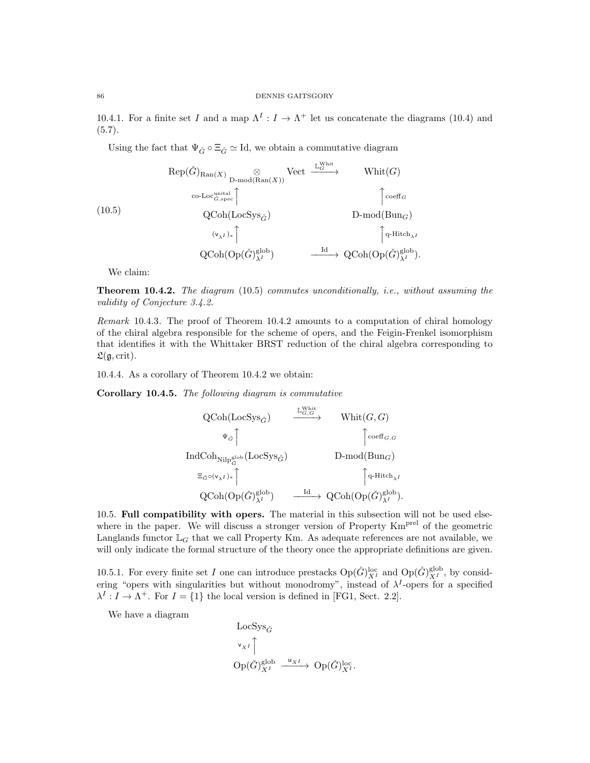10.4.1. For a finite set $I$ and a map $\Lambda^I : I \to \Lambda^+$ let us concatenate the diagrams (10.4) and (5.7).

Using the fact that $\Psi_{\check{G}} \circ \Xi_{\check{G}} \simeq \mathrm{Id}$, we obtain a commutative diagram

$$
\begin{array}{ccc}
\mathrm{Rep}(\check{G})_{\mathrm{Ran}(X)} \underset{\text{D-mod}(\mathrm{Ran}(X))}{\otimes} \mathrm{Vect} & \xrightarrow{\mathbb{L}^{\mathrm{Whit}}_G} & \mathrm{Whit}(G) \\
\Big\uparrow{\scriptstyle \text{co-Loc}^{\mathrm{unital}}_{\check{G},\mathrm{spec}}} & & \Big\uparrow{\scriptstyle \mathrm{coeff}_G} \\
\mathrm{QCoh}(\mathrm{LocSys}_{\check{G}}) & & \text{D-mod}(\mathrm{Bun}_G) \\
\Big\uparrow{\scriptstyle (\mathsf{v}_{\lambda^I})_*} & & \Big\uparrow{\scriptstyle \text{q-Hitch}_{\lambda^I}} \\
\mathrm{QCoh}(\mathrm{Op}(\check{G})^{\mathrm{glob}}_{\lambda^I}) & \xrightarrow{\mathrm{Id}} & \mathrm{QCoh}(\mathrm{Op}(\check{G})^{\mathrm{glob}}_{\lambda^I}).
\end{array}
\tag{10.5}
$$

We claim:

**Theorem 10.4.2.** *The diagram* (10.5) *commutes unconditionally, i.e., without assuming the validity of Conjecture 3.4.2.*

*Remark* 10.4.3. The proof of Theorem 10.4.2 amounts to a computation of chiral homology of the chiral algebra responsible for the scheme of opers, and the Feigin-Frenkel isomorphism that identifies it with the Whittaker BRST reduction of the chiral algebra corresponding to $\mathfrak{L}(\mathfrak{g}, \mathrm{crit})$.

10.4.4. As a corollary of Theorem 10.4.2 we obtain:

**Corollary 10.4.5.** *The following diagram is commutative*

$$
\begin{array}{ccc}
\mathrm{QCoh}(\mathrm{LocSys}_{\check{G}}) & \xrightarrow{\mathbb{L}^{\mathrm{Whit}}_{G,G}} & \mathrm{Whit}(G,G) \\
\Big\uparrow{\scriptstyle \Psi_{\check{G}}} & & \Big\uparrow{\scriptstyle \mathrm{coeff}_{G,G}} \\
\mathrm{IndCoh}_{\mathrm{Nilp}^{\mathrm{glob}}_{\check{G}}}(\mathrm{LocSys}_{\check{G}}) & & \text{D-mod}(\mathrm{Bun}_G) \\
\Big\uparrow{\scriptstyle \Xi_{\check{G}} \circ (\mathsf{v}_{\lambda^I})_*} & & \Big\uparrow{\scriptstyle \text{q-Hitch}_{\lambda^I}} \\
\mathrm{QCoh}(\mathrm{Op}(\check{G})^{\mathrm{glob}}_{\lambda^I}) & \xrightarrow{\mathrm{Id}} & \mathrm{QCoh}(\mathrm{Op}(\check{G})^{\mathrm{glob}}_{\lambda^I}).
\end{array}
$$

10.5. **Full compatibility with opers.** The material in this subsection will not be used elsewhere in the paper. We will discuss a stronger version of Property $\mathrm{Km}^{\mathrm{prel}}$ of the geometric Langlands functor $\mathbb{L}_G$ that we call Property Km. As adequate references are not available, we will only indicate the formal structure of the theory once the appropriate definitions are given.

10.5.1. For every finite set $I$ one can introduce prestacks $\mathrm{Op}(\check{G})^{\mathrm{loc}}_{X^I}$ and $\mathrm{Op}(\check{G})^{\mathrm{glob}}_{X^I}$, by considering "opers with singularities but without monodromy", instead of $\lambda^I$-opers for a specified $\lambda^I : I \to \Lambda^+$. For $I = \{1\}$ the local version is defined in [FG1, Sect. 2.2].

We have a diagram

$$
\begin{array}{ccc}
\mathrm{LocSys}_{\check{G}} & & \\
\Big\uparrow{\scriptstyle \mathsf{v}_{X^I}} & & \\
\mathrm{Op}(\check{G})^{\mathrm{glob}}_{X^I} & \xrightarrow{\mathsf{u}_{X^I}} & \mathrm{Op}(\check{G})^{\mathrm{loc}}_{X^I}.
\end{array}
$$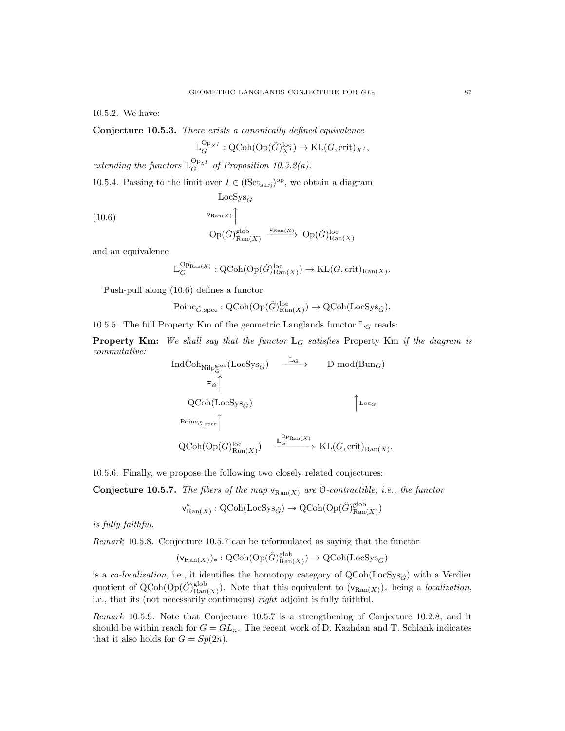10.5.2. We have:

**Conjecture 10.5.3.** *There exists a canonically defined equivalence*

$$\mathbb{L}_G^{\mathrm{Op}_{X^I}} : \mathrm{QCoh}(\mathrm{Op}(\check{G})^{\mathrm{loc}}_{X^I}) \to \mathrm{KL}(G, \mathrm{crit})_{X^I},$$

*extending the functors* $\mathbb{L}_G^{\mathrm{Op}_{\lambda^I}}$ *of Proposition 10.3.2(a).*

10.5.4. Passing to the limit over $I \in (\mathrm{fSet}_{\mathrm{surj}})^{\mathrm{op}}$, we obtain a diagram

$$\begin{array}{ccc} \mathrm{LocSys}_{\check{G}} & & \\ {\scriptstyle \mathsf{v}_{\mathrm{Ran}(X)}} \Big\uparrow & & \\ \mathrm{Op}(\check{G})^{\mathrm{glob}}_{\mathrm{Ran}(X)} & \xrightarrow{\mathsf{u}_{\mathrm{Ran}(X)}} & \mathrm{Op}(\check{G})^{\mathrm{loc}}_{\mathrm{Ran}(X)} \end{array} \tag{10.6}$$

and an equivalence

$$\mathbb{L}_G^{\mathrm{Op}_{\mathrm{Ran}(X)}} : \mathrm{QCoh}(\mathrm{Op}(\check{G})^{\mathrm{loc}}_{\mathrm{Ran}(X)}) \to \mathrm{KL}(G, \mathrm{crit})_{\mathrm{Ran}(X)}.$$

Push-pull along (10.6) defines a functor

$$\mathrm{Poinc}_{\check{G},\mathrm{spec}} : \mathrm{QCoh}(\mathrm{Op}(\check{G})^{\mathrm{loc}}_{\mathrm{Ran}(X)}) \to \mathrm{QCoh}(\mathrm{LocSys}_{\check{G}}).$$

10.5.5. The full Property Km of the geometric Langlands functor $\mathbb{L}_G$ reads:

**Property Km:** *We shall say that the functor* $\mathbb{L}_G$ *satisfies* Property Km *if the diagram is commutative:*

$$\begin{array}{ccc} \mathrm{IndCoh}_{\mathrm{Nilp}^{\mathrm{glob}}_{\check{G}}}(\mathrm{LocSys}_{\check{G}}) & \xrightarrow{\mathbb{L}_G} & \mathrm{D\text{-}mod}(\mathrm{Bun}_G) \\ {\scriptstyle \Xi_{\check{G}}} \Big\uparrow & & \\ \mathrm{QCoh}(\mathrm{LocSys}_{\check{G}}) & & \Big\uparrow {\scriptstyle \mathrm{Loc}_G} \\ {\scriptstyle \mathrm{Poinc}_{\check{G},\mathrm{spec}}} \Big\uparrow & & \\ \mathrm{QCoh}(\mathrm{Op}(\check{G})^{\mathrm{loc}}_{\mathrm{Ran}(X)}) & \xrightarrow{\mathbb{L}_G^{\mathrm{Op}_{\mathrm{Ran}(X)}}} & \mathrm{KL}(G, \mathrm{crit})_{\mathrm{Ran}(X)}. \end{array}$$

10.5.6. Finally, we propose the following two closely related conjectures:

**Conjecture 10.5.7.** *The fibers of the map* $\mathsf{v}_{\mathrm{Ran}(X)}$ *are* $\mathcal{O}$*-contractible, i.e., the functor*

$$\mathsf{v}^*_{\mathrm{Ran}(X)} : \mathrm{QCoh}(\mathrm{LocSys}_{\check{G}}) \to \mathrm{QCoh}(\mathrm{Op}(\check{G})^{\mathrm{glob}}_{\mathrm{Ran}(X)})$$

*is fully faithful.*

*Remark* 10.5.8. Conjecture 10.5.7 can be reformulated as saying that the functor

$$(\mathsf{v}_{\mathrm{Ran}(X)})_* : \mathrm{QCoh}(\mathrm{Op}(\check{G})^{\mathrm{glob}}_{\mathrm{Ran}(X)}) \to \mathrm{QCoh}(\mathrm{LocSys}_{\check{G}})$$

is a *co-localization*, i.e., it identifies the homotopy category of $\mathrm{QCoh}(\mathrm{LocSys}_{\check{G}})$ with a Verdier quotient of $\mathrm{QCoh}(\mathrm{Op}(\check{G})^{\mathrm{glob}}_{\mathrm{Ran}(X)})$. Note that this equivalent to $(\mathsf{v}_{\mathrm{Ran}(X)})_*$ being a *localization*, i.e., that its (not necessarily continuous) *right* adjoint is fully faithful.

*Remark* 10.5.9. Note that Conjecture 10.5.7 is a strengthening of Conjecture 10.2.8, and it should be within reach for $G = GL_n$. The recent work of D. Kazhdan and T. Schlank indicates that it also holds for $G = Sp(2n)$.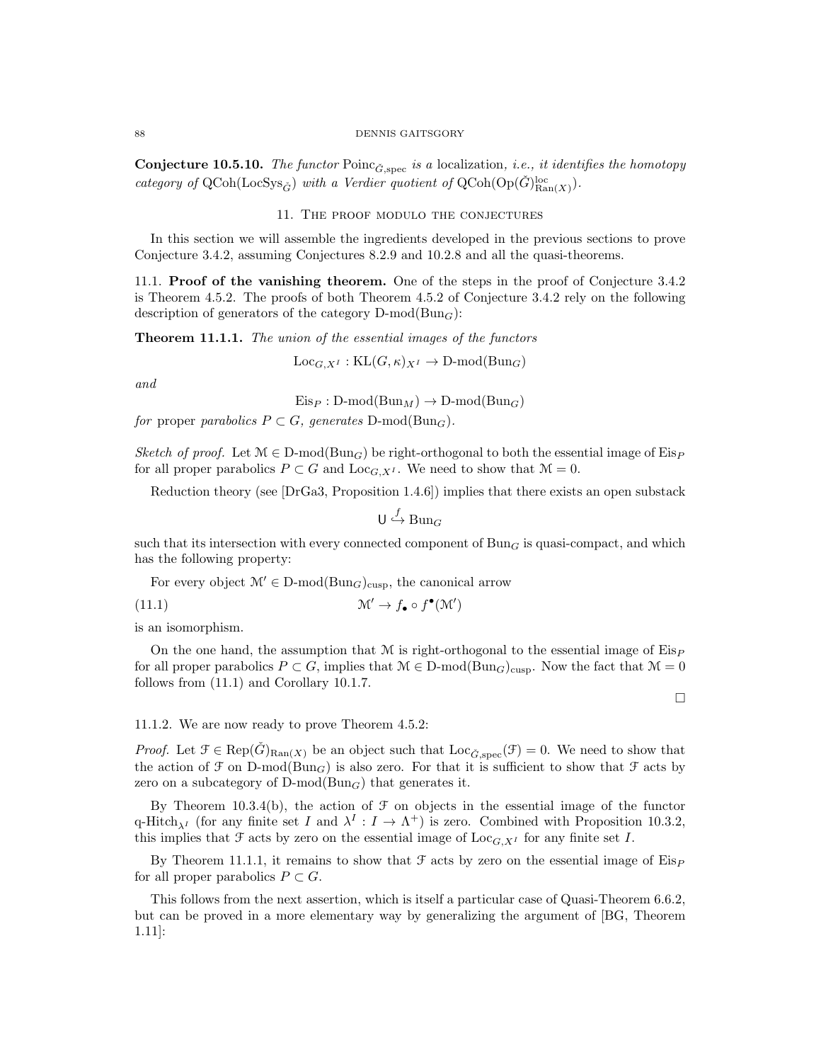**Conjecture 10.5.10.** *The functor* $\mathrm{Poinc}_{\check{G},\mathrm{spec}}$ *is a* localization, *i.e., it identifies the homotopy category of* $\mathrm{QCoh}(\mathrm{LocSys}_{\check{G}})$ *with a Verdier quotient of* $\mathrm{QCoh}(\mathrm{Op}(\check{G})^{\mathrm{loc}}_{\mathrm{Ran}(X)})$.

## 11. The proof modulo the conjectures

In this section we will assemble the ingredients developed in the previous sections to prove Conjecture 3.4.2, assuming Conjectures 8.2.9 and 10.2.8 and all the quasi-theorems.

### 11.1. Proof of the vanishing theorem.

One of the steps in the proof of Conjecture 3.4.2 is Theorem 4.5.2. The proofs of both Theorem 4.5.2 of Conjecture 3.4.2 rely on the following description of generators of the category $\text{D-mod}(\mathrm{Bun}_G)$:

**Theorem 11.1.1.** *The union of the essential images of the functors*

$$\mathrm{Loc}_{G,X^I} : \mathrm{KL}(G,\kappa)_{X^I} \to \text{D-mod}(\mathrm{Bun}_G)$$

*and*

$$\mathrm{Eis}_P : \text{D-mod}(\mathrm{Bun}_M) \to \text{D-mod}(\mathrm{Bun}_G)$$

*for* proper *parabolics* $P \subset G$, *generates* $\text{D-mod}(\mathrm{Bun}_G)$.

*Sketch of proof.* Let $\mathcal{M} \in \text{D-mod}(\mathrm{Bun}_G)$ be right-orthogonal to both the essential image of $\mathrm{Eis}_P$ for all proper parabolics $P \subset G$ and $\mathrm{Loc}_{G,X^I}$. We need to show that $\mathcal{M} = 0$.

Reduction theory (see [DrGa3, Proposition 1.4.6]) implies that there exists an open substack

$$\mathsf{U} \overset{f}{\hookrightarrow} \mathrm{Bun}_G$$

such that its intersection with every connected component of $\mathrm{Bun}_G$ is quasi-compact, and which has the following property:

For every object $\mathcal{M}' \in \text{D-mod}(\mathrm{Bun}_G)_{\mathrm{cusp}}$, the canonical arrow

$$\mathcal{M}' \to f_\bullet \circ f^\bullet(\mathcal{M}') \tag{11.1}$$

is an isomorphism.

On the one hand, the assumption that $\mathcal{M}$ is right-orthogonal to the essential image of $\mathrm{Eis}_P$ for all proper parabolics $P \subset G$, implies that $\mathcal{M} \in \text{D-mod}(\mathrm{Bun}_G)_{\mathrm{cusp}}$. Now the fact that $\mathcal{M} = 0$ follows from (11.1) and Corollary 10.1.7.

□

11.1.2. We are now ready to prove Theorem 4.5.2:

*Proof.* Let $\mathcal{F} \in \mathrm{Rep}(\check{G})_{\mathrm{Ran}(X)}$ be an object such that $\mathrm{Loc}_{\check{G},\mathrm{spec}}(\mathcal{F}) = 0$. We need to show that the action of $\mathcal{F}$ on $\text{D-mod}(\mathrm{Bun}_G)$ is also zero. For that it is sufficient to show that $\mathcal{F}$ acts by zero on a subcategory of $\text{D-mod}(\mathrm{Bun}_G)$ that generates it.

By Theorem 10.3.4(b), the action of $\mathcal{F}$ on objects in the essential image of the functor $\text{q-Hitch}_{\lambda^I}$ (for any finite set $I$ and $\lambda^I : I \to \Lambda^+$) is zero. Combined with Proposition 10.3.2, this implies that $\mathcal{F}$ acts by zero on the essential image of $\mathrm{Loc}_{G,X^I}$ for any finite set $I$.

By Theorem 11.1.1, it remains to show that $\mathcal{F}$ acts by zero on the essential image of $\mathrm{Eis}_P$ for all proper parabolics $P \subset G$.

This follows from the next assertion, which is itself a particular case of Quasi-Theorem 6.6.2, but can be proved in a more elementary way by generalizing the argument of [BG, Theorem 1.11]: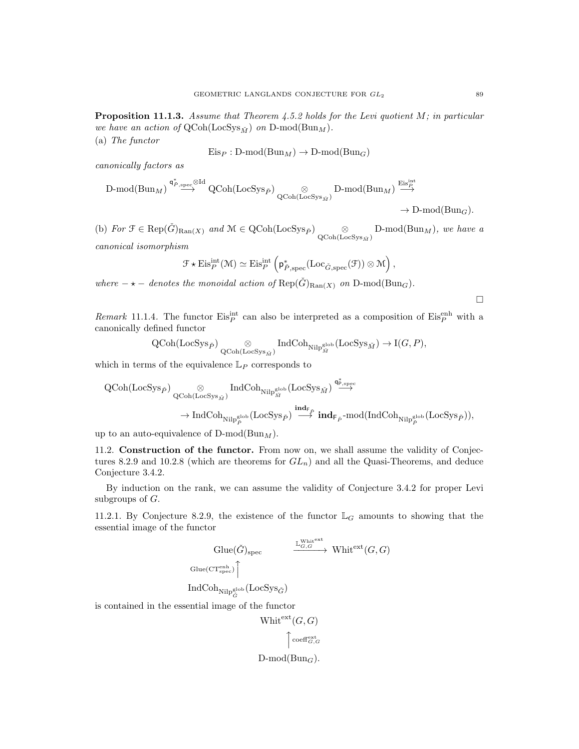**Proposition 11.1.3.** *Assume that Theorem 4.5.2 holds for the Levi quotient $M$; in particular we have an action of $\mathrm{QCoh}(\mathrm{LocSys}_{\check{M}})$ on $\text{D-mod}(\mathrm{Bun}_M)$.*
(a) *The functor*

$$\mathrm{Eis}_P : \text{D-mod}(\mathrm{Bun}_M) \to \text{D-mod}(\mathrm{Bun}_G)$$

*canonically factors as*

$$\text{D-mod}(\mathrm{Bun}_M) \overset{\mathsf{q}^*_{\check{P},\mathrm{spec}} \otimes \mathrm{Id}}{\longrightarrow} \mathrm{QCoh}(\mathrm{LocSys}_{\check{P}}) \underset{\mathrm{QCoh}(\mathrm{LocSys}_{\check{M}})}{\otimes} \text{D-mod}(\mathrm{Bun}_M) \overset{\mathrm{Eis}^{\mathrm{int}}_P}{\longrightarrow} \to \text{D-mod}(\mathrm{Bun}_G).$$

(b) *For $\mathcal{F} \in \mathrm{Rep}(\check{G})_{\mathrm{Ran}(X)}$ and $\mathcal{M} \in \mathrm{QCoh}(\mathrm{LocSys}_{\check{P}}) \underset{\mathrm{QCoh}(\mathrm{LocSys}_{\check{M}})}{\otimes} \text{D-mod}(\mathrm{Bun}_M)$, we have a canonical isomorphism*

$$\mathcal{F} \star \mathrm{Eis}^{\mathrm{int}}_P(\mathcal{M}) \simeq \mathrm{Eis}^{\mathrm{int}}_P\left(\mathsf{p}^*_{\check{P},\mathrm{spec}}(\mathrm{Loc}_{\check{G},\mathrm{spec}}(\mathcal{F})) \otimes \mathcal{M}\right),$$

*where $- \star -$ denotes the monoidal action of $\mathrm{Rep}(\check{G})_{\mathrm{Ran}(X)}$ on $\text{D-mod}(\mathrm{Bun}_G)$.*

□

*Remark* 11.1.4. The functor $\mathrm{Eis}^{\mathrm{int}}_P$ can also be interpreted as a composition of $\mathrm{Eis}^{\mathrm{enh}}_P$ with a canonically defined functor

$$\mathrm{QCoh}(\mathrm{LocSys}_{\check{P}}) \underset{\mathrm{QCoh}(\mathrm{LocSys}_{\check{M}})}{\otimes} \mathrm{IndCoh}_{\mathrm{Nilp}^{\mathrm{glob}}_{\check{M}}}(\mathrm{LocSys}_{\check{M}}) \to \mathrm{I}(G, P),$$

which in terms of the equivalence $\mathbb{L}_P$ corresponds to

$$\mathrm{QCoh}(\mathrm{LocSys}_{\check{P}}) \underset{\mathrm{QCoh}(\mathrm{LocSys}_{\check{M}})}{\otimes} \mathrm{IndCoh}_{\mathrm{Nilp}^{\mathrm{glob}}_{\check{M}}}(\mathrm{LocSys}_{\check{M}}) \overset{\mathsf{q}^*_{\check{P},\mathrm{spec}}}{\longrightarrow}$$
$$\to \mathrm{IndCoh}_{\mathrm{Nilp}^{\mathrm{glob}}_{\check{P}}}(\mathrm{LocSys}_{\check{P}}) \overset{\mathbf{ind}_{\mathsf{F}_{\check{P}}}}{\longrightarrow} \mathbf{ind}_{\mathsf{F}_{\check{P}}}\text{-mod}(\mathrm{IndCoh}_{\mathrm{Nilp}^{\mathrm{glob}}_{\check{P}}}(\mathrm{LocSys}_{\check{P}})),$$

up to an auto-equivalence of $\text{D-mod}(\mathrm{Bun}_M)$.

11.2. **Construction of the functor.** From now on, we shall assume the validity of Conjectures 8.2.9 and 10.2.8 (which are theorems for $GL_n$) and all the Quasi-Theorems, and deduce Conjecture 3.4.2.

By induction on the rank, we can assume the validity of Conjecture 3.4.2 for proper Levi subgroups of $G$.

11.2.1. By Conjecture 8.2.9, the existence of the functor $\mathbb{L}_G$ amounts to showing that the essential image of the functor

$$\begin{array}{ccc} \mathrm{Glue}(\check{G})_{\mathrm{spec}} & \xrightarrow{\mathbb{L}^{\mathrm{Whit}^{\mathrm{ext}}}_{G,G}} & \mathrm{Whit}^{\mathrm{ext}}(G, G) \\ {\scriptstyle \mathrm{Glue}(\mathrm{CT}^{\mathrm{enh}}_{\mathrm{spec}})} \uparrow & & \\ \mathrm{IndCoh}_{\mathrm{Nilp}^{\mathrm{glob}}_{\check{G}}}(\mathrm{LocSys}_{\check{G}}) & & \end{array}$$

is contained in the essential image of the functor

$$\begin{array}{c} \mathrm{Whit}^{\mathrm{ext}}(G, G) \\ \uparrow {\scriptstyle \mathrm{coeff}^{\mathrm{ext}}_{G,G}} \\ \text{D-mod}(\mathrm{Bun}_G). \end{array}$$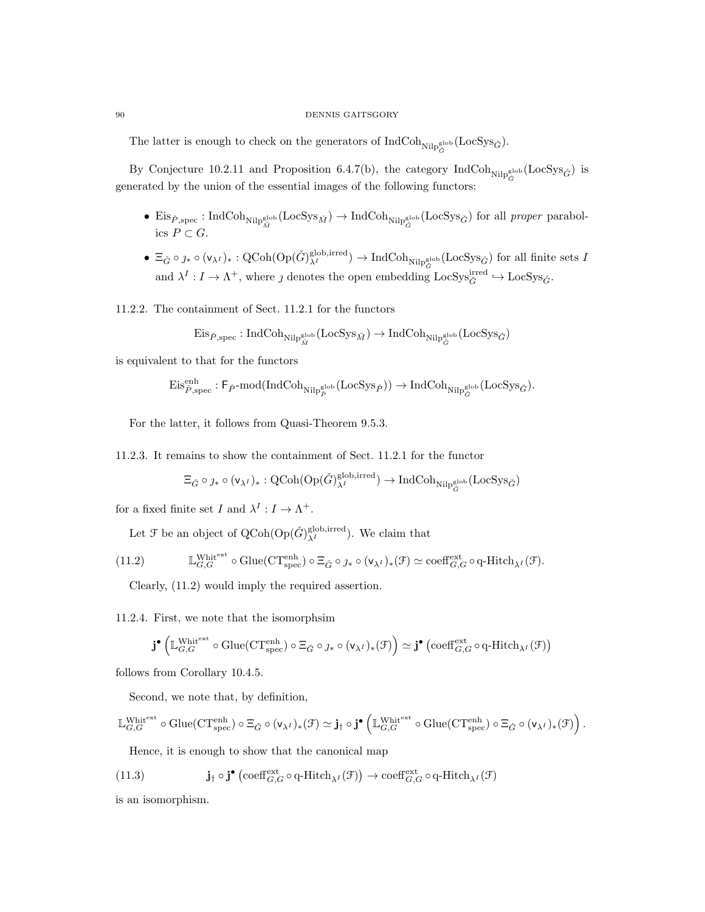The latter is enough to check on the generators of $\operatorname{IndCoh}_{\operatorname{Nilp}^{\rm glob}_{\check{G}}}(\operatorname{LocSys}_{\check{G}})$.

By Conjecture 10.2.11 and Proposition 6.4.7(b), the category $\operatorname{IndCoh}_{\operatorname{Nilp}^{\rm glob}_{\check{G}}}(\operatorname{LocSys}_{\check{G}})$ is generated by the union of the essential images of the following functors:

- $\operatorname{Eis}_{\check{P},\rm spec} : \operatorname{IndCoh}_{\operatorname{Nilp}^{\rm glob}_{\check{M}}}(\operatorname{LocSys}_{\check{M}}) \to \operatorname{IndCoh}_{\operatorname{Nilp}^{\rm glob}_{\check{G}}}(\operatorname{LocSys}_{\check{G}})$ for all *proper* parabolics $P \subset G$.
- $\Xi_{\check{G}} \circ \jmath_* \circ (\mathsf{v}_{\lambda^I})_* : \operatorname{QCoh}(\operatorname{Op}(\check{G})^{\rm glob, irred}_{\lambda^I}) \to \operatorname{IndCoh}_{\operatorname{Nilp}^{\rm glob}_{\check{G}}}(\operatorname{LocSys}_{\check{G}})$ for all finite sets $I$ and $\lambda^I : I \to \Lambda^+$, where $\jmath$ denotes the open embedding $\operatorname{LocSys}^{\rm irred}_{\check{G}} \hookrightarrow \operatorname{LocSys}_{\check{G}}$.

11.2.2. The containment of Sect. 11.2.1 for the functors

$$\operatorname{Eis}_{\check{P},\rm spec} : \operatorname{IndCoh}_{\operatorname{Nilp}^{\rm glob}_{\check{M}}}(\operatorname{LocSys}_{\check{M}}) \to \operatorname{IndCoh}_{\operatorname{Nilp}^{\rm glob}_{\check{G}}}(\operatorname{LocSys}_{\check{G}})$$

is equivalent to that for the functors

$$\operatorname{Eis}^{\rm enh}_{\check{P},\rm spec} : \mathsf{F}_{\check{P}}\text{-mod}(\operatorname{IndCoh}_{\operatorname{Nilp}^{\rm glob}_{\check{P}}}(\operatorname{LocSys}_{\check{P}})) \to \operatorname{IndCoh}_{\operatorname{Nilp}^{\rm glob}_{\check{G}}}(\operatorname{LocSys}_{\check{G}}).$$

For the latter, it follows from Quasi-Theorem 9.5.3.

11.2.3. It remains to show the containment of Sect. 11.2.1 for the functor

$$\Xi_{\check{G}} \circ \jmath_* \circ (\mathsf{v}_{\lambda^I})_* : \operatorname{QCoh}(\operatorname{Op}(\check{G})^{\rm glob, irred}_{\lambda^I}) \to \operatorname{IndCoh}_{\operatorname{Nilp}^{\rm glob}_{\check{G}}}(\operatorname{LocSys}_{\check{G}})$$

for a fixed finite set $I$ and $\lambda^I : I \to \Lambda^+$.

Let $\mathcal{F}$ be an object of $\operatorname{QCoh}(\operatorname{Op}(\check{G})^{\rm glob, irred}_{\lambda^I})$. We claim that

$$\mathbb{L}^{\rm Whit^{ext}}_{G,G} \circ \operatorname{Glue}(\operatorname{CT}^{\rm enh}_{\rm spec}) \circ \Xi_{\check{G}} \circ \jmath_* \circ (\mathsf{v}_{\lambda^I})_*(\mathcal{F}) \simeq \operatorname{coeff}^{\rm ext}_{G,G} \circ \text{q-Hitch}_{\lambda^I}(\mathcal{F}). \tag{11.2}$$

Clearly, (11.2) would imply the required assertion.

11.2.4. First, we note that the isomorphsim

$$\mathbf{j}^\bullet\left(\mathbb{L}^{\rm Whit^{ext}}_{G,G} \circ \operatorname{Glue}(\operatorname{CT}^{\rm enh}_{\rm spec}) \circ \Xi_{\check{G}} \circ \jmath_* \circ (\mathsf{v}_{\lambda^I})_*(\mathcal{F})\right) \simeq \mathbf{j}^\bullet\left(\operatorname{coeff}^{\rm ext}_{G,G} \circ \text{q-Hitch}_{\lambda^I}(\mathcal{F})\right)$$

follows from Corollary 10.4.5.

Second, we note that, by definition,

$$\mathbb{L}^{\rm Whit^{ext}}_{G,G} \circ \operatorname{Glue}(\operatorname{CT}^{\rm enh}_{\rm spec}) \circ \Xi_{\check{G}} \circ (\mathsf{v}_{\lambda^I})_*(\mathcal{F}) \simeq \mathbf{j}_\dagger \circ \mathbf{j}^\bullet\left(\mathbb{L}^{\rm Whit^{ext}}_{G,G} \circ \operatorname{Glue}(\operatorname{CT}^{\rm enh}_{\rm spec}) \circ \Xi_{\check{G}} \circ (\mathsf{v}_{\lambda^I})_*(\mathcal{F})\right).$$

Hence, it is enough to show that the canonical map

$$\mathbf{j}_\dagger \circ \mathbf{j}^\bullet\left(\operatorname{coeff}^{\rm ext}_{G,G} \circ \text{q-Hitch}_{\lambda^I}(\mathcal{F})\right) \to \operatorname{coeff}^{\rm ext}_{G,G} \circ \text{q-Hitch}_{\lambda^I}(\mathcal{F}) \tag{11.3}$$

is an isomorphism.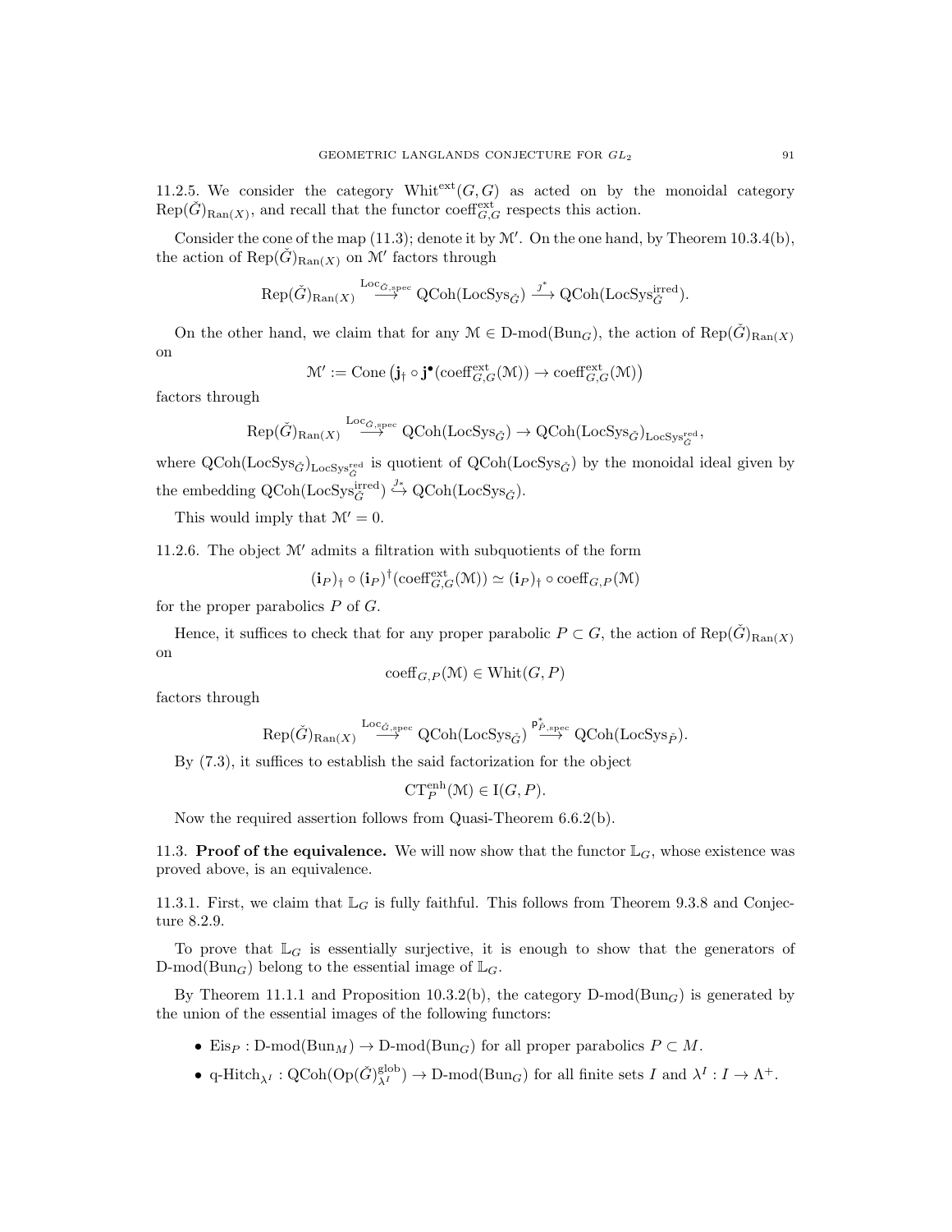11.2.5. We consider the category $\text{Whit}^{\text{ext}}(G,G)$ as acted on by the monoidal category $\text{Rep}(\check{G})_{\text{Ran}(X)}$, and recall that the functor $\text{coeff}^{\text{ext}}_{G,G}$ respects this action.

Consider the cone of the map (11.3); denote it by $\mathcal{M}'$. On the one hand, by Theorem 10.3.4(b), the action of $\text{Rep}(\check{G})_{\text{Ran}(X)}$ on $\mathcal{M}'$ factors through

$$\text{Rep}(\check{G})_{\text{Ran}(X)} \overset{\text{Loc}_{\check{G},\text{spec}}}{\longrightarrow} \text{QCoh}(\text{LocSys}_{\check{G}}) \overset{\jmath^*}{\longrightarrow} \text{QCoh}(\text{LocSys}^{\text{irred}}_{\check{G}}).$$

On the other hand, we claim that for any $\mathcal{M} \in \text{D-mod}(\text{Bun}_G)$, the action of $\text{Rep}(\check{G})_{\text{Ran}(X)}$ on

$$\mathcal{M}' := \text{Cone}\left(\mathbf{j}_\dagger \circ \mathbf{j}^\bullet(\text{coeff}^{\text{ext}}_{G,G}(\mathcal{M})) \to \text{coeff}^{\text{ext}}_{G,G}(\mathcal{M})\right)$$

factors through

$$\text{Rep}(\check{G})_{\text{Ran}(X)} \overset{\text{Loc}_{\check{G},\text{spec}}}{\longrightarrow} \text{QCoh}(\text{LocSys}_{\check{G}}) \to \text{QCoh}(\text{LocSys}_{\check{G}})_{\text{LocSys}^{\text{red}}_{\check{G}}},$$

where $\text{QCoh}(\text{LocSys}_{\check{G}})_{\text{LocSys}^{\text{red}}_{\check{G}}}$ is quotient of $\text{QCoh}(\text{LocSys}_{\check{G}})$ by the monoidal ideal given by the embedding $\text{QCoh}(\text{LocSys}^{\text{irred}}_{\check{G}}) \overset{\jmath_*}{\hookrightarrow} \text{QCoh}(\text{LocSys}_{\check{G}})$.

This would imply that $\mathcal{M}' = 0$.

11.2.6. The object $\mathcal{M}'$ admits a filtration with subquotients of the form

$$(\mathbf{i}_P)_\dagger \circ (\mathbf{i}_P)^\dagger(\text{coeff}^{\text{ext}}_{G,G}(\mathcal{M})) \simeq (\mathbf{i}_P)_\dagger \circ \text{coeff}_{G,P}(\mathcal{M})$$

for the proper parabolics $P$ of $G$.

Hence, it suffices to check that for any proper parabolic $P \subset G$, the action of $\text{Rep}(\check{G})_{\text{Ran}(X)}$ on

$$\text{coeff}_{G,P}(\mathcal{M}) \in \text{Whit}(G,P)$$

factors through

$$\text{Rep}(\check{G})_{\text{Ran}(X)} \overset{\text{Loc}_{\check{G},\text{spec}}}{\longrightarrow} \text{QCoh}(\text{LocSys}_{\check{G}}) \overset{\mathsf{p}^*_{\check{P},\text{spec}}}{\longrightarrow} \text{QCoh}(\text{LocSys}_{\check{P}}).$$

By (7.3), it suffices to establish the said factorization for the object

$$\text{CT}^{\text{enh}}_P(\mathcal{M}) \in \text{I}(G,P).$$

Now the required assertion follows from Quasi-Theorem 6.6.2(b).

## 11.3. Proof of the equivalence.

We will now show that the functor $\mathbb{L}_G$, whose existence was proved above, is an equivalence.

11.3.1. First, we claim that $\mathbb{L}_G$ is fully faithful. This follows from Theorem 9.3.8 and Conjecture 8.2.9.

To prove that $\mathbb{L}_G$ is essentially surjective, it is enough to show that the generators of $\text{D-mod}(\text{Bun}_G)$ belong to the essential image of $\mathbb{L}_G$.

By Theorem 11.1.1 and Proposition 10.3.2(b), the category $\text{D-mod}(\text{Bun}_G)$ is generated by the union of the essential images of the following functors:

- $\text{Eis}_P : \text{D-mod}(\text{Bun}_M) \to \text{D-mod}(\text{Bun}_G)$ for all proper parabolics $P \subset M$.
- $\text{q-Hitch}_{\lambda^I} : \text{QCoh}(\text{Op}(\check{G})^{\text{glob}}_{\lambda^I}) \to \text{D-mod}(\text{Bun}_G)$ for all finite sets $I$ and $\lambda^I : I \to \Lambda^+$.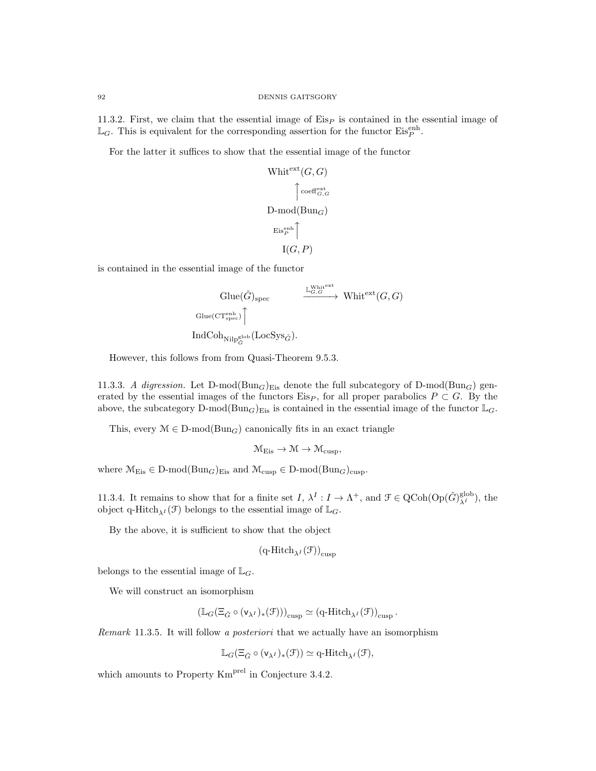11.3.2. First, we claim that the essential image of $\text{Eis}_P$ is contained in the essential image of $\mathbb{L}_G$. This is equivalent for the corresponding assertion for the functor $\text{Eis}_P^{\text{enh}}$.

For the latter it suffices to show that the essential image of the functor

$$
\begin{array}{c}
\text{Whit}^{\text{ext}}(G,G) \\
\uparrow \text{coeff}^{\text{ext}}_{G,G} \\
\text{D-mod}(\text{Bun}_G) \\
\text{Eis}_P^{\text{enh}} \uparrow \\
\text{I}(G,P)
\end{array}
$$

is contained in the essential image of the functor

$$
\begin{array}{ccc}
\text{Glue}(\check{G})_{\text{spec}} & \xrightarrow{\mathbb{L}^{\text{Whit}^{\text{ext}}}_{G,G}} & \text{Whit}^{\text{ext}}(G,G) \\
\text{Glue}(\text{CT}^{\text{enh}}_{\text{spec}}) \uparrow & & \\
\text{IndCoh}_{\text{Nilp}^{\text{glob}}_{\check{G}}}(\text{LocSys}_{\check{G}}). & &
\end{array}
$$

However, this follows from from Quasi-Theorem 9.5.3.

11.3.3. *A digression.* Let $\text{D-mod}(\text{Bun}_G)_{\text{Eis}}$ denote the full subcategory of $\text{D-mod}(\text{Bun}_G)$ generated by the essential images of the functors $\text{Eis}_P$, for all proper parabolics $P \subset G$. By the above, the subcategory $\text{D-mod}(\text{Bun}_G)_{\text{Eis}}$ is contained in the essential image of the functor $\mathbb{L}_G$.

This, every $\mathcal{M} \in \text{D-mod}(\text{Bun}_G)$ canonically fits in an exact triangle

$$
\mathcal{M}_{\text{Eis}} \to \mathcal{M} \to \mathcal{M}_{\text{cusp}},
$$

where $\mathcal{M}_{\text{Eis}} \in \text{D-mod}(\text{Bun}_G)_{\text{Eis}}$ and $\mathcal{M}_{\text{cusp}} \in \text{D-mod}(\text{Bun}_G)_{\text{cusp}}$.

11.3.4. It remains to show that for a finite set $I$, $\lambda^I : I \to \Lambda^+$, and $\mathcal{F} \in \text{QCoh}(\text{Op}(\check{G})^{\text{glob}}_{\lambda^I})$, the object $\text{q-Hitch}_{\lambda^I}(\mathcal{F})$ belongs to the essential image of $\mathbb{L}_G$.

By the above, it is sufficient to show that the object

$$
(\text{q-Hitch}_{\lambda^I}(\mathcal{F}))_{\text{cusp}}
$$

belongs to the essential image of $\mathbb{L}_G$.

We will construct an isomorphism

$$
(\mathbb{L}_G(\Xi_{\check{G}} \circ (\mathsf{v}_{\lambda^I})_*(\mathcal{F})))_{\text{cusp}} \simeq (\text{q-Hitch}_{\lambda^I}(\mathcal{F}))_{\text{cusp}}.
$$

*Remark* 11.3.5. It will follow *a posteriori* that we actually have an isomorphism

$$
\mathbb{L}_G(\Xi_{\check{G}} \circ (\mathsf{v}_{\lambda^I})_*(\mathcal{F})) \simeq \text{q-Hitch}_{\lambda^I}(\mathcal{F}),
$$

which amounts to Property $\text{Km}^{\text{prel}}$ in Conjecture 3.4.2.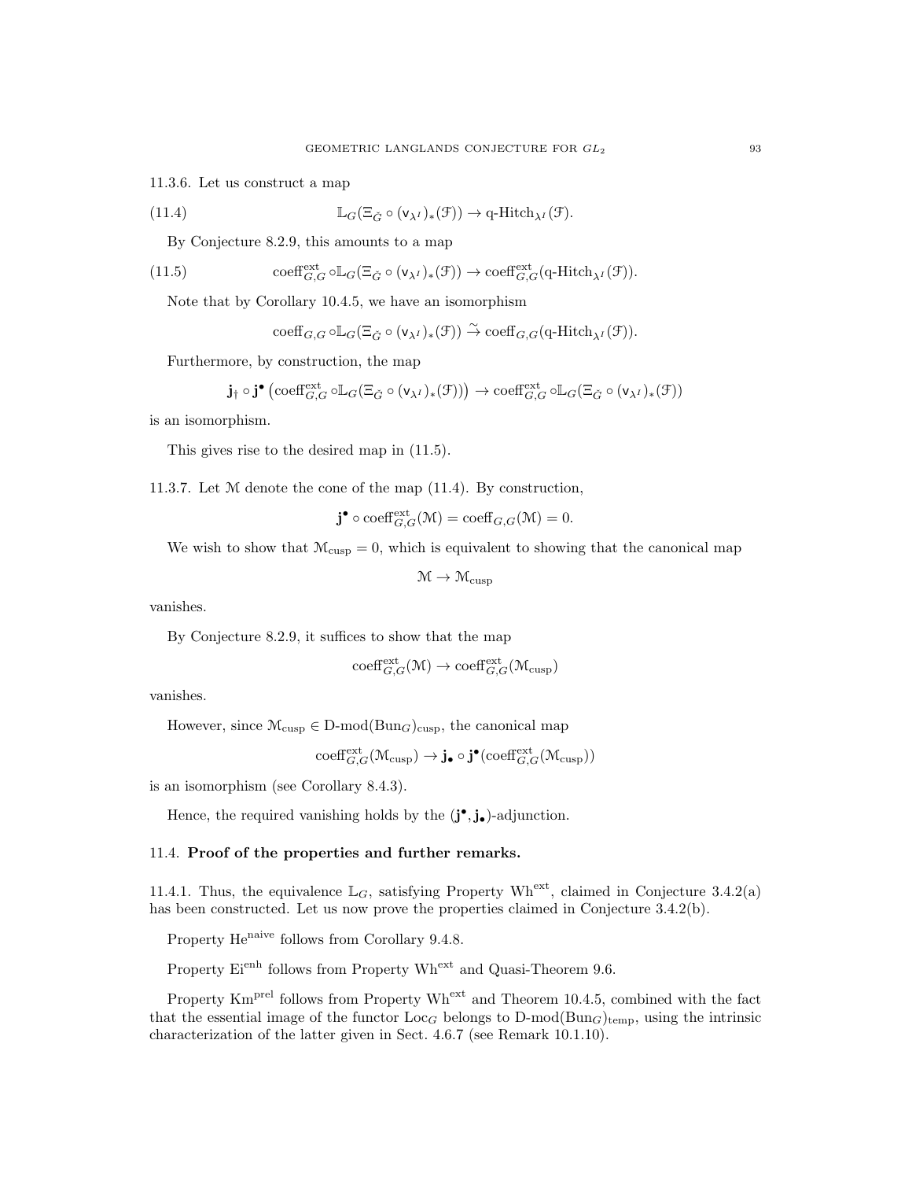11.3.6. Let us construct a map

$$\mathbb{L}_G(\Xi_{\check{G}} \circ (\mathsf{v}_{\lambda^I})_*(\mathcal{F})) \to \text{q-Hitch}_{\lambda^I}(\mathcal{F}). \tag{11.4}$$

By Conjecture 8.2.9, this amounts to a map

$$\text{coeff}^{\text{ext}}_{G,G} \circ \mathbb{L}_G(\Xi_{\check{G}} \circ (\mathsf{v}_{\lambda^I})_*(\mathcal{F})) \to \text{coeff}^{\text{ext}}_{G,G}(\text{q-Hitch}_{\lambda^I}(\mathcal{F})). \tag{11.5}$$

Note that by Corollary 10.4.5, we have an isomorphism

$$\text{coeff}_{G,G} \circ \mathbb{L}_G(\Xi_{\check{G}} \circ (\mathsf{v}_{\lambda^I})_*(\mathcal{F})) \overset{\sim}{\to} \text{coeff}_{G,G}(\text{q-Hitch}_{\lambda^I}(\mathcal{F})).$$

Furthermore, by construction, the map

$$\mathbf{j}_\dagger \circ \mathbf{j}^\bullet \left(\text{coeff}^{\text{ext}}_{G,G} \circ \mathbb{L}_G(\Xi_{\check{G}} \circ (\mathsf{v}_{\lambda^I})_*(\mathcal{F}))\right) \to \text{coeff}^{\text{ext}}_{G,G} \circ \mathbb{L}_G(\Xi_{\check{G}} \circ (\mathsf{v}_{\lambda^I})_*(\mathcal{F}))$$

is an isomorphism.

This gives rise to the desired map in (11.5).

11.3.7. Let $\mathcal{M}$ denote the cone of the map (11.4). By construction,

$$\mathbf{j}^\bullet \circ \text{coeff}^{\text{ext}}_{G,G}(\mathcal{M}) = \text{coeff}_{G,G}(\mathcal{M}) = 0.$$

We wish to show that $\mathcal{M}_{\text{cusp}} = 0$, which is equivalent to showing that the canonical map

$$\mathcal{M} \to \mathcal{M}_{\text{cusp}}$$

vanishes.

By Conjecture 8.2.9, it suffices to show that the map

$$\text{coeff}^{\text{ext}}_{G,G}(\mathcal{M}) \to \text{coeff}^{\text{ext}}_{G,G}(\mathcal{M}_{\text{cusp}})$$

vanishes.

However, since $\mathcal{M}_{\text{cusp}} \in \text{D-mod}(\text{Bun}_G)_{\text{cusp}}$, the canonical map

$$\text{coeff}^{\text{ext}}_{G,G}(\mathcal{M}_{\text{cusp}}) \to \mathbf{j}_\bullet \circ \mathbf{j}^\bullet(\text{coeff}^{\text{ext}}_{G,G}(\mathcal{M}_{\text{cusp}}))$$

is an isomorphism (see Corollary 8.4.3).

Hence, the required vanishing holds by the $(\mathbf{j}^\bullet, \mathbf{j}_\bullet)$-adjunction.

## 11.4. Proof of the properties and further remarks.

11.4.1. Thus, the equivalence $\mathbb{L}_G$, satisfying Property $\text{Wh}^{\text{ext}}$, claimed in Conjecture 3.4.2(a) has been constructed. Let us now prove the properties claimed in Conjecture 3.4.2(b).

Property $\text{He}^{\text{naive}}$ follows from Corollary 9.4.8.

Property $\text{Ei}^{\text{enh}}$ follows from Property $\text{Wh}^{\text{ext}}$ and Quasi-Theorem 9.6.

Property $\text{Km}^{\text{prel}}$ follows from Property $\text{Wh}^{\text{ext}}$ and Theorem 10.4.5, combined with the fact that the essential image of the functor $\text{Loc}_G$ belongs to $\text{D-mod}(\text{Bun}_G)_{\text{temp}}$, using the intrinsic characterization of the latter given in Sect. 4.6.7 (see Remark 10.1.10).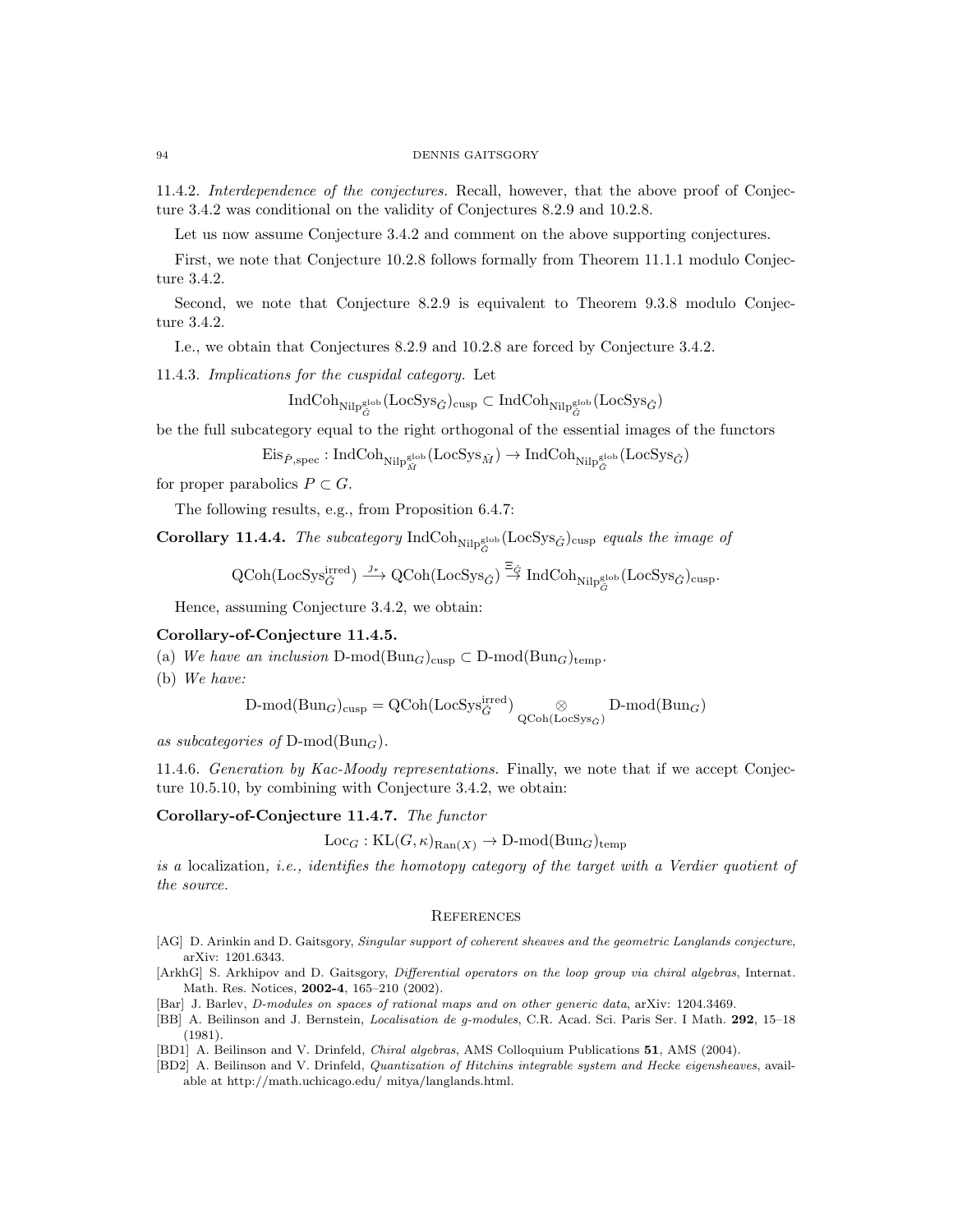11.4.2. *Interdependence of the conjectures.* Recall, however, that the above proof of Conjecture 3.4.2 was conditional on the validity of Conjectures 8.2.9 and 10.2.8.

Let us now assume Conjecture 3.4.2 and comment on the above supporting conjectures.

First, we note that Conjecture 10.2.8 follows formally from Theorem 11.1.1 modulo Conjecture 3.4.2.

Second, we note that Conjecture 8.2.9 is equivalent to Theorem 9.3.8 modulo Conjecture 3.4.2.

I.e., we obtain that Conjectures 8.2.9 and 10.2.8 are forced by Conjecture 3.4.2.

11.4.3. *Implications for the cuspidal category.* Let

$$\mathrm{IndCoh}_{\mathrm{Nilp}^{\mathrm{glob}}_{\check{G}}}(\mathrm{LocSys}_{\check{G}})_{\mathrm{cusp}} \subset \mathrm{IndCoh}_{\mathrm{Nilp}^{\mathrm{glob}}_{\check{G}}}(\mathrm{LocSys}_{\check{G}})$$

be the full subcategory equal to the right orthogonal of the essential images of the functors

$$\mathrm{Eis}_{\check{P},\mathrm{spec}} : \mathrm{IndCoh}_{\mathrm{Nilp}^{\mathrm{glob}}_{\check{M}}}(\mathrm{LocSys}_{\check{M}}) \to \mathrm{IndCoh}_{\mathrm{Nilp}^{\mathrm{glob}}_{\check{G}}}(\mathrm{LocSys}_{\check{G}})$$

for proper parabolics $P \subset G$.

The following results, e.g., from Proposition 6.4.7:

**Corollary 11.4.4.** *The subcategory* $\mathrm{IndCoh}_{\mathrm{Nilp}^{\mathrm{glob}}_{\check{G}}}(\mathrm{LocSys}_{\check{G}})_{\mathrm{cusp}}$ *equals the image of*

$$\mathrm{QCoh}(\mathrm{LocSys}^{\mathrm{irred}}_{\check{G}}) \xrightarrow{j_*} \mathrm{QCoh}(\mathrm{LocSys}_{\check{G}}) \overset{\Xi_{\check{G}}}{\to} \mathrm{IndCoh}_{\mathrm{Nilp}^{\mathrm{glob}}_{\check{G}}}(\mathrm{LocSys}_{\check{G}})_{\mathrm{cusp}}.$$

Hence, assuming Conjecture 3.4.2, we obtain:

**Corollary-of-Conjecture 11.4.5.**

(a) *We have an inclusion* $\mathrm{D\text{-}mod}(\mathrm{Bun}_G)_{\mathrm{cusp}} \subset \mathrm{D\text{-}mod}(\mathrm{Bun}_G)_{\mathrm{temp}}$.

(b) *We have:*

$$\mathrm{D\text{-}mod}(\mathrm{Bun}_G)_{\mathrm{cusp}} = \mathrm{QCoh}(\mathrm{LocSys}^{\mathrm{irred}}_{\check{G}}) \underset{\mathrm{QCoh}(\mathrm{LocSys}_{\check{G}})}{\otimes} \mathrm{D\text{-}mod}(\mathrm{Bun}_G)$$

*as subcategories of* $\mathrm{D\text{-}mod}(\mathrm{Bun}_G)$.

11.4.6. *Generation by Kac-Moody representations.* Finally, we note that if we accept Conjecture 10.5.10, by combining with Conjecture 3.4.2, we obtain:

**Corollary-of-Conjecture 11.4.7.** *The functor*

$$\mathrm{Loc}_G : \mathrm{KL}(G,\kappa)_{\mathrm{Ran}(X)} \to \mathrm{D\text{-}mod}(\mathrm{Bun}_G)_{\mathrm{temp}}$$

*is a* localization*, i.e., identifies the homotopy category of the target with a Verdier quotient of the source.*

## References

[AG] D. Arinkin and D. Gaitsgory, *Singular support of coherent sheaves and the geometric Langlands conjecture*, arXiv: 1201.6343.

[ArkhG] S. Arkhipov and D. Gaitsgory, *Differential operators on the loop group via chiral algebras*, Internat. Math. Res. Notices, **2002-4**, 165–210 (2002).

[Bar] J. Barlev, *D-modules on spaces of rational maps and on other generic data*, arXiv: 1204.3469.

[BB] A. Beilinson and J. Bernstein, *Localisation de g-modules*, C.R. Acad. Sci. Paris Ser. I Math. **292**, 15–18 (1981).

[BD1] A. Beilinson and V. Drinfeld, *Chiral algebras*, AMS Colloquium Publications **51**, AMS (2004).

[BD2] A. Beilinson and V. Drinfeld, *Quantization of Hitchins integrable system and Hecke eigensheaves*, available at http://math.uchicago.edu/ mitya/langlands.html.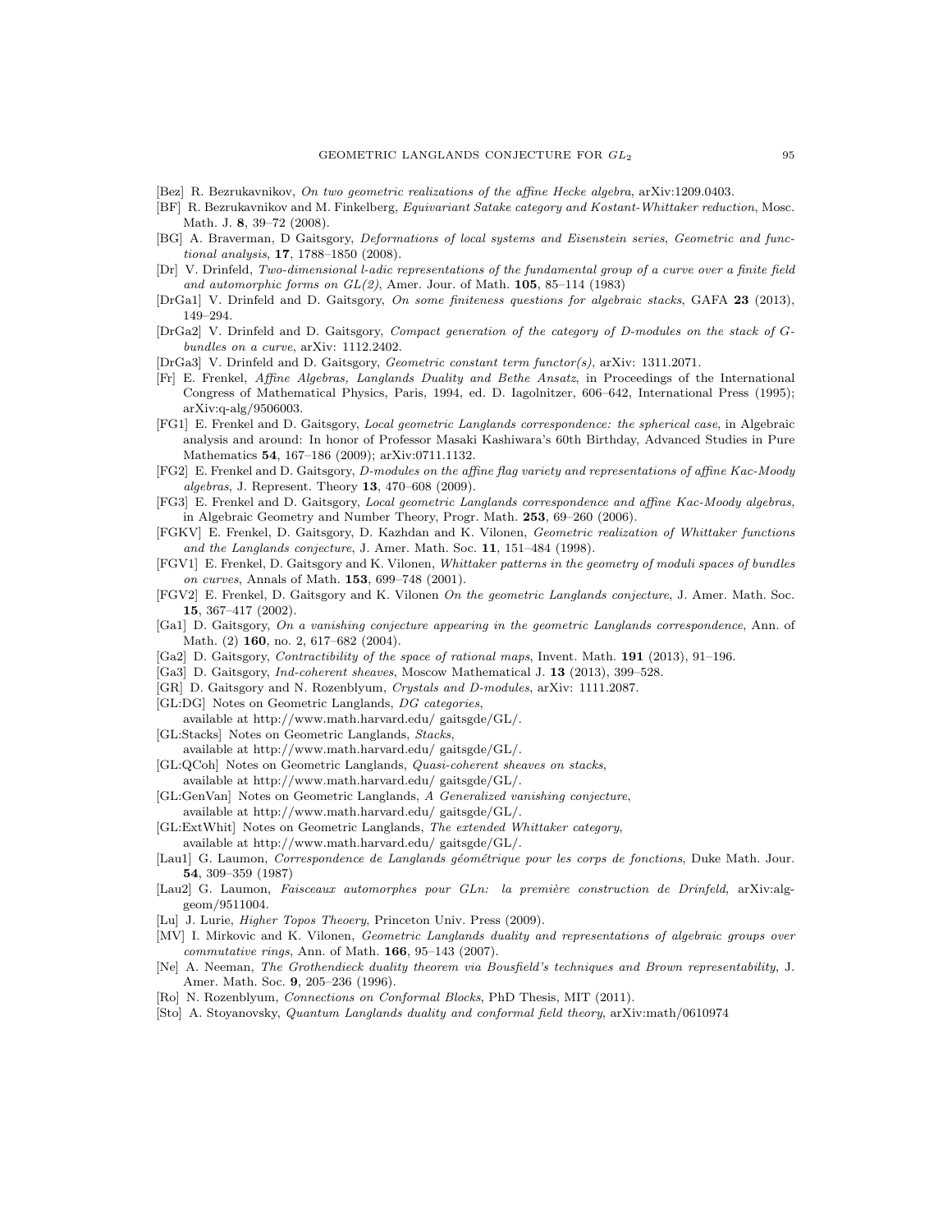[Bez] R. Bezrukavnikov, *On two geometric realizations of the affine Hecke algebra*, arXiv:1209.0403.

[BF] R. Bezrukavnikov and M. Finkelberg, *Equivariant Satake category and Kostant-Whittaker reduction*, Mosc. Math. J. **8**, 39–72 (2008).

[BG] A. Braverman, D Gaitsgory, *Deformations of local systems and Eisenstein series*, *Geometric and functional analysis*, **17**, 1788–1850 (2008).

[Dr] V. Drinfeld, *Two-dimensional l-adic representations of the fundamental group of a curve over a finite field and automorphic forms on GL(2)*, Amer. Jour. of Math. **105**, 85–114 (1983)

[DrGa1] V. Drinfeld and D. Gaitsgory, *On some finiteness questions for algebraic stacks*, GAFA **23** (2013), 149–294.

[DrGa2] V. Drinfeld and D. Gaitsgory, *Compact generation of the category of D-modules on the stack of G-bundles on a curve*, arXiv: 1112.2402.

[DrGa3] V. Drinfeld and D. Gaitsgory, *Geometric constant term functor(s)*, arXiv: 1311.2071.

[Fr] E. Frenkel, *Affine Algebras, Langlands Duality and Bethe Ansatz*, in Proceedings of the International Congress of Mathematical Physics, Paris, 1994, ed. D. Iagolnitzer, 606–642, International Press (1995); arXiv:q-alg/9506003.

[FG1] E. Frenkel and D. Gaitsgory, *Local geometric Langlands correspondence: the spherical case*, in Algebraic analysis and around: In honor of Professor Masaki Kashiwara's 60th Birthday, Advanced Studies in Pure Mathematics **54**, 167–186 (2009); arXiv:0711.1132.

[FG2] E. Frenkel and D. Gaitsgory, *D-modules on the affine flag variety and representations of affine Kac-Moody algebras*, J. Represent. Theory **13**, 470–608 (2009).

[FG3] E. Frenkel and D. Gaitsgory, *Local geometric Langlands correspondence and affine Kac-Moody algebras*, in Algebraic Geometry and Number Theory, Progr. Math. **253**, 69–260 (2006).

[FGKV] E. Frenkel, D. Gaitsgory, D. Kazhdan and K. Vilonen, *Geometric realization of Whittaker functions and the Langlands conjecture*, J. Amer. Math. Soc. **11**, 151–484 (1998).

[FGV1] E. Frenkel, D. Gaitsgory and K. Vilonen, *Whittaker patterns in the geometry of moduli spaces of bundles on curves*, Annals of Math. **153**, 699–748 (2001).

[FGV2] E. Frenkel, D. Gaitsgory and K. Vilonen *On the geometric Langlands conjecture*, J. Amer. Math. Soc. **15**, 367–417 (2002).

[Ga1] D. Gaitsgory, *On a vanishing conjecture appearing in the geometric Langlands correspondence*, Ann. of Math. (2) **160**, no. 2, 617–682 (2004).

[Ga2] D. Gaitsgory, *Contractibility of the space of rational maps*, Invent. Math. **191** (2013), 91–196.

[Ga3] D. Gaitsgory, *Ind-coherent sheaves*, Moscow Mathematical J. **13** (2013), 399–528.

[GR] D. Gaitsgory and N. Rozenblyum, *Crystals and D-modules*, arXiv: 1111.2087.

[GL:DG] Notes on Geometric Langlands, *DG categories*, available at http://www.math.harvard.edu/ gaitsgde/GL/.

[GL:Stacks] Notes on Geometric Langlands, *Stacks*, available at http://www.math.harvard.edu/ gaitsgde/GL/.

[GL:QCoh] Notes on Geometric Langlands, *Quasi-coherent sheaves on stacks*, available at http://www.math.harvard.edu/ gaitsgde/GL/.

[GL:GenVan] Notes on Geometric Langlands, *A Generalized vanishing conjecture*, available at http://www.math.harvard.edu/ gaitsgde/GL/.

[GL:ExtWhit] Notes on Geometric Langlands, *The extended Whittaker category*, available at http://www.math.harvard.edu/ gaitsgde/GL/.

[Lau1] G. Laumon, *Correspondence de Langlands géométrique pour les corps de fonctions*, Duke Math. Jour. **54**, 309–359 (1987)

[Lau2] G. Laumon, *Faisceaux automorphes pour GLn: la première construction de Drinfeld*, arXiv:alg-geom/9511004.

[Lu] J. Lurie, *Higher Topos Theoery*, Princeton Univ. Press (2009).

[MV] I. Mirkovic and K. Vilonen, *Geometric Langlands duality and representations of algebraic groups over commutative rings*, Ann. of Math. **166**, 95–143 (2007).

[Ne] A. Neeman, *The Grothendieck duality theorem via Bousfield's techniques and Brown representability*, J. Amer. Math. Soc. **9**, 205–236 (1996).

[Ro] N. Rozenblyum, *Connections on Conformal Blocks*, PhD Thesis, MIT (2011).

[Sto] A. Stoyanovsky, *Quantum Langlands duality and conformal field theory*, arXiv:math/0610974